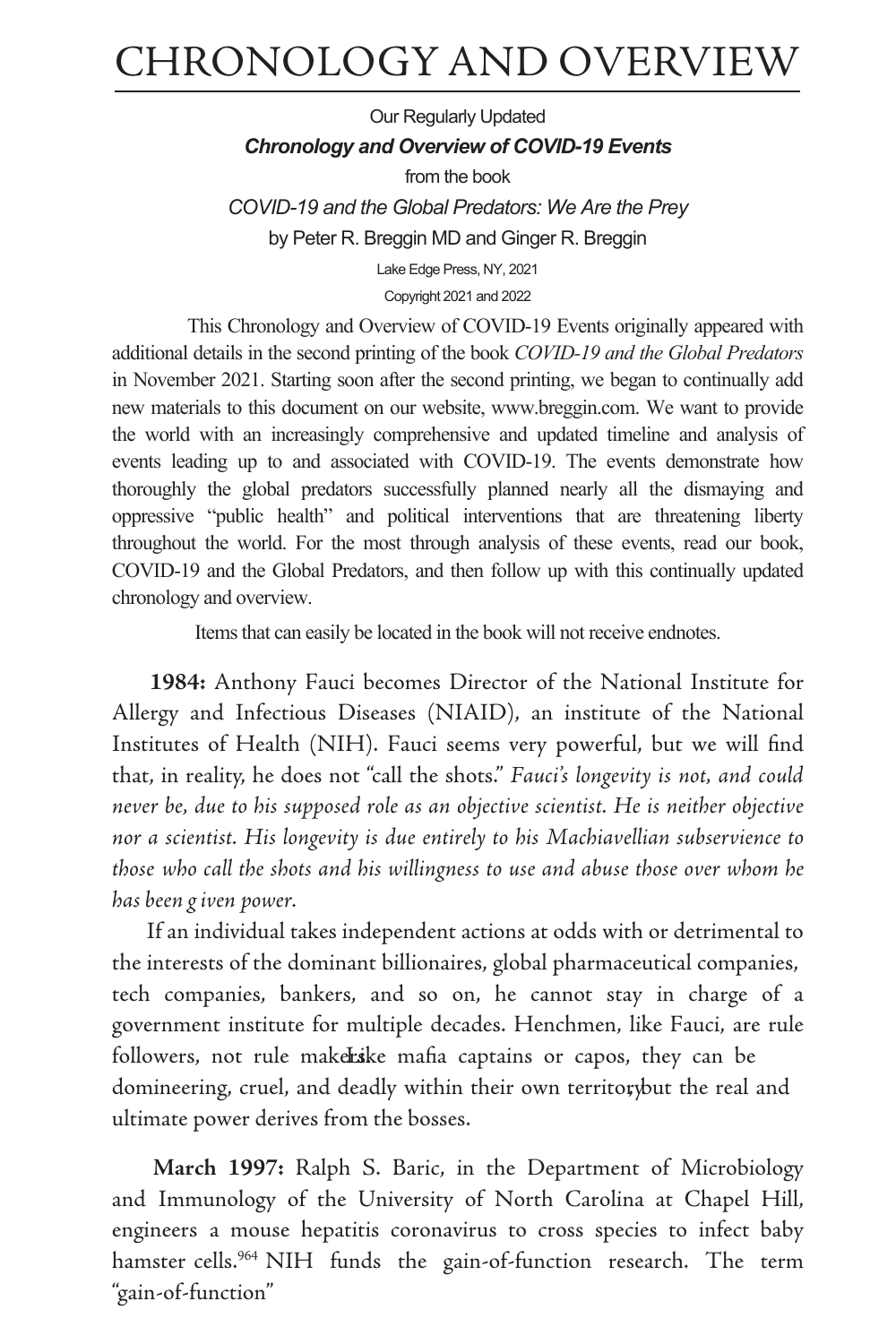# CHRONOLOGY AND OVERVIEW

Our Regularly Updated

***Chronology and Overview of COVID-19 Events***

from the book

*COVID-19 and the Global Predators: We Are the Prey*

by Peter R. Breggin MD and Ginger R. Breggin

Lake Edge Press, NY, 2021

Copyright 2021 and 2022

This Chronology and Overview of COVID-19 Events originally appeared with additional details in the second printing of the book *COVID-19 and the Global Predators* in November 2021. Starting soon after the second printing, we began to continually add new materials to this document on our website, www.breggin.com. We want to provide the world with an increasingly comprehensive and updated timeline and analysis of events leading up to and associated with COVID-19. The events demonstrate how thoroughly the global predators successfully planned nearly all the dismaying and oppressive "public health" and political interventions that are threatening liberty throughout the world. For the most through analysis of these events, read our book, COVID-19 and the Global Predators, and then follow up with this continually updated chronology and overview.

Items that can easily be located in the book will not receive endnotes.

**1984:** Anthony Fauci becomes Director of the National Institute for Allergy and Infectious Diseases (NIAID), an institute of the National Institutes of Health (NIH). Fauci seems very powerful, but we will find that, in reality, he does not "call the shots." *Fauci's longevity is not, and could never be, due to his supposed role as an objective scientist. He is neither objective nor a scientist. His longevity is due entirely to his Machiavellian subservience to those who call the shots and his willingness to use and abuse those over whom he has been g iven power.*

If an individual takes independent actions at odds with or detrimental to the interests of the dominant billionaires, global pharmaceutical companies, tech companies, bankers, and so on, he cannot stay in charge of a government institute for multiple decades. Henchmen, like Fauci, are rule followers, not rule makers. Like mafia captains or capos, they can be domineering, cruel, and deadly within their own territory, but the real and ultimate power derives from the bosses.

**March 1997:** Ralph S. Baric, in the Department of Microbiology and Immunology of the University of North Carolina at Chapel Hill, engineers a mouse hepatitis coronavirus to cross species to infect baby hamster cells.[964] NIH funds the gain-of-function research. The term "gain-of-function"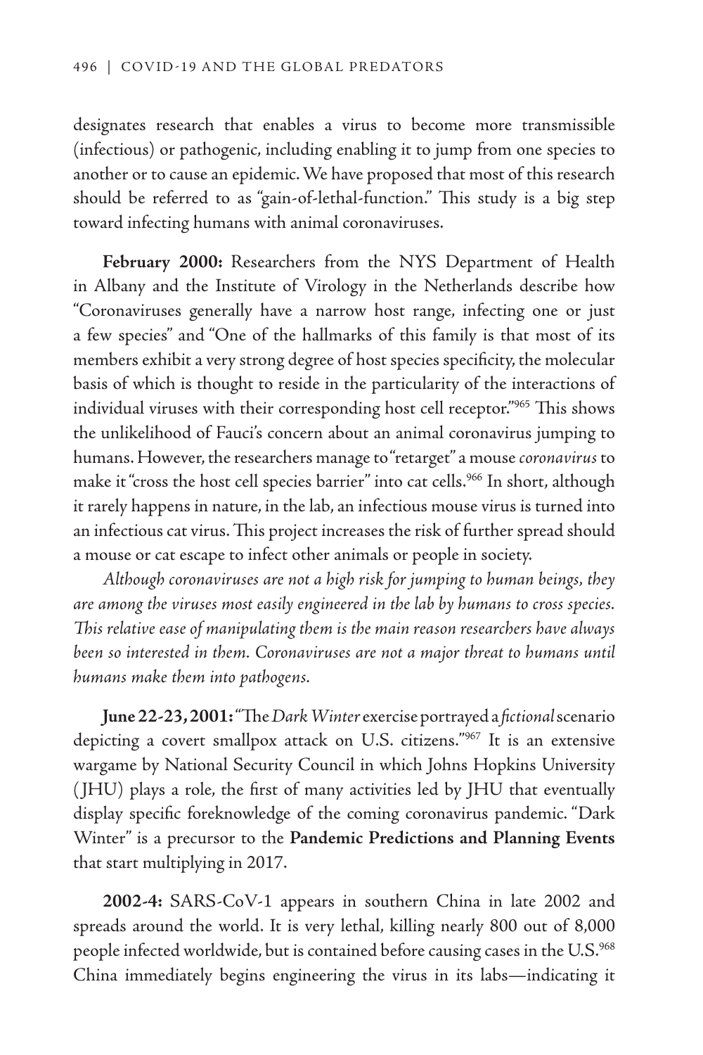designates research that enables a virus to become more transmissible (infectious) or pathogenic, including enabling it to jump from one species to another or to cause an epidemic. We have proposed that most of this research should be referred to as "gain-of-lethal-function." This study is a big step toward infecting humans with animal coronaviruses.

**February 2000:** Researchers from the NYS Department of Health in Albany and the Institute of Virology in the Netherlands describe how "Coronaviruses generally have a narrow host range, infecting one or just a few species" and "One of the hallmarks of this family is that most of its members exhibit a very strong degree of host species specificity, the molecular basis of which is thought to reside in the particularity of the interactions of individual viruses with their corresponding host cell receptor."[965] This shows the unlikelihood of Fauci's concern about an animal coronavirus jumping to humans. However, the researchers manage to "retarget" a mouse *coronavirus* to make it "cross the host cell species barrier" into cat cells.[966] In short, although it rarely happens in nature, in the lab, an infectious mouse virus is turned into an infectious cat virus. This project increases the risk of further spread should a mouse or cat escape to infect other animals or people in society.

*Although coronaviruses are not a high risk for jumping to human beings, they are among the viruses most easily engineered in the lab by humans to cross species. This relative ease of manipulating them is the main reason researchers have always been so interested in them. Coronaviruses are not a major threat to humans until humans make them into pathogens.*

**June 22-23, 2001:** "The *Dark Winter* exercise portrayed a *fictional* scenario depicting a covert smallpox attack on U.S. citizens."[967] It is an extensive wargame by National Security Council in which Johns Hopkins University (JHU) plays a role, the first of many activities led by JHU that eventually display specific foreknowledge of the coming coronavirus pandemic. "Dark Winter" is a precursor to the **Pandemic Predictions and Planning Events** that start multiplying in 2017.

**2002-4:** SARS-CoV-1 appears in southern China in late 2002 and spreads around the world. It is very lethal, killing nearly 800 out of 8,000 people infected worldwide, but is contained before causing cases in the U.S.[968] China immediately begins engineering the virus in its labs—indicating it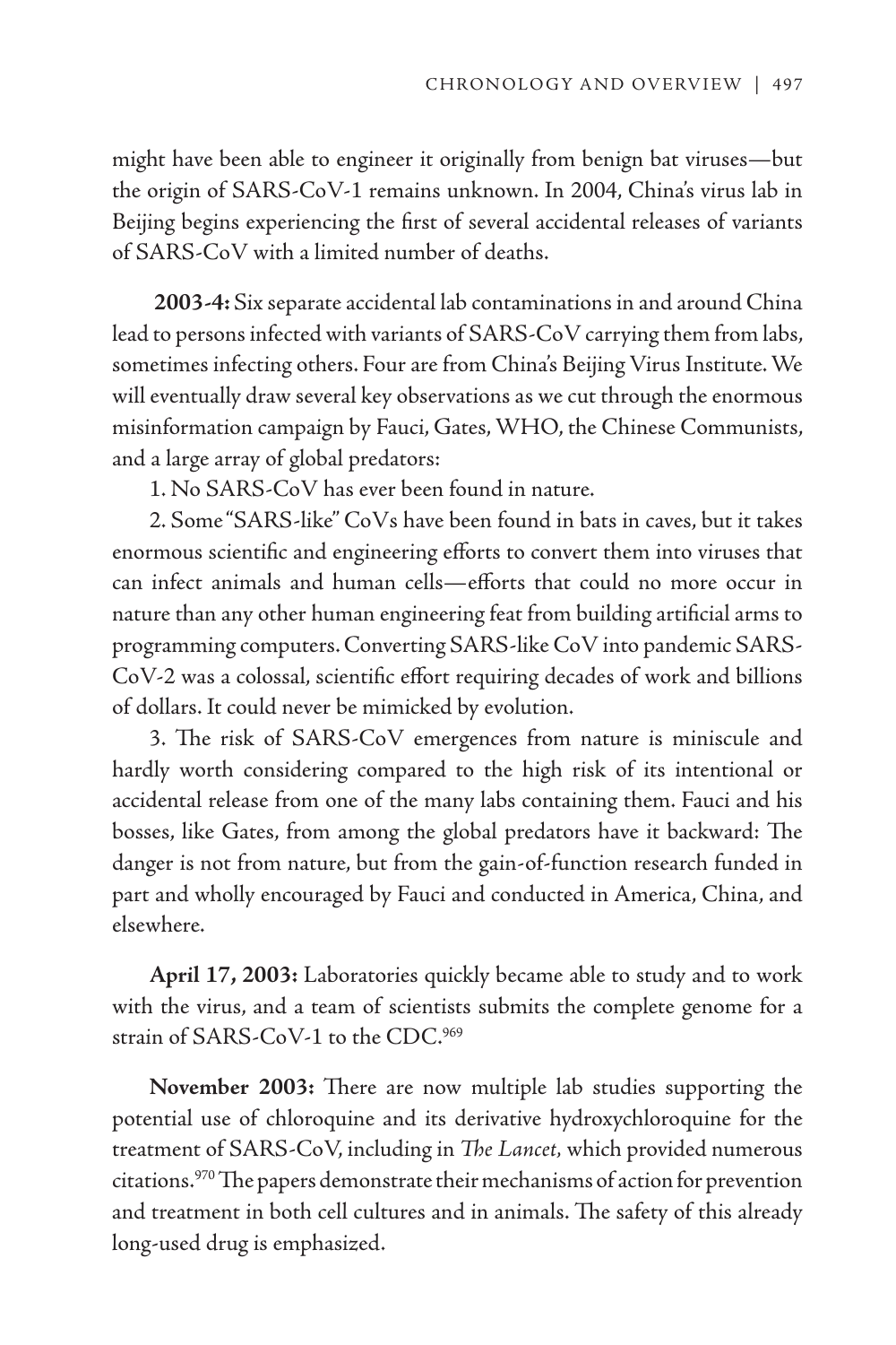might have been able to engineer it originally from benign bat viruses—but the origin of SARS-CoV-1 remains unknown. In 2004, China's virus lab in Beijing begins experiencing the first of several accidental releases of variants of SARS-CoV with a limited number of deaths.

**2003-4:** Six separate accidental lab contaminations in and around China lead to persons infected with variants of SARS-CoV carrying them from labs, sometimes infecting others. Four are from China's Beijing Virus Institute. We will eventually draw several key observations as we cut through the enormous misinformation campaign by Fauci, Gates, WHO, the Chinese Communists, and a large array of global predators:

1. No SARS-CoV has ever been found in nature.

2. Some "SARS-like" CoVs have been found in bats in caves, but it takes enormous scientific and engineering efforts to convert them into viruses that can infect animals and human cells—efforts that could no more occur in nature than any other human engineering feat from building artificial arms to programming computers. Converting SARS-like CoV into pandemic SARS-CoV-2 was a colossal, scientific effort requiring decades of work and billions of dollars. It could never be mimicked by evolution.

3. The risk of SARS-CoV emergences from nature is miniscule and hardly worth considering compared to the high risk of its intentional or accidental release from one of the many labs containing them. Fauci and his bosses, like Gates, from among the global predators have it backward: The danger is not from nature, but from the gain-of-function research funded in part and wholly encouraged by Fauci and conducted in America, China, and elsewhere.

**April 17, 2003:** Laboratories quickly became able to study and to work with the virus, and a team of scientists submits the complete genome for a strain of SARS-CoV-1 to the CDC.[969]

**November 2003:** There are now multiple lab studies supporting the potential use of chloroquine and its derivative hydroxychloroquine for the treatment of SARS-CoV, including in *The Lancet*, which provided numerous citations.[970] The papers demonstrate their mechanisms of action for prevention and treatment in both cell cultures and in animals. The safety of this already long-used drug is emphasized.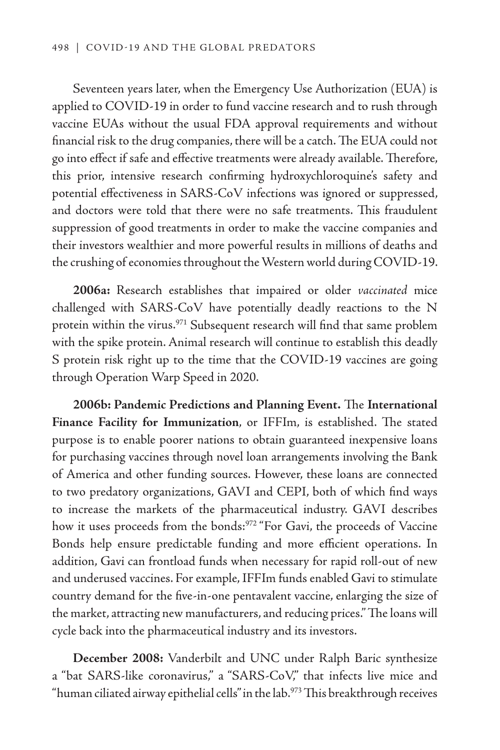Seventeen years later, when the Emergency Use Authorization (EUA) is applied to COVID-19 in order to fund vaccine research and to rush through vaccine EUAs without the usual FDA approval requirements and without financial risk to the drug companies, there will be a catch. The EUA could not go into effect if safe and effective treatments were already available. Therefore, this prior, intensive research confirming hydroxychloroquine's safety and potential effectiveness in SARS-CoV infections was ignored or suppressed, and doctors were told that there were no safe treatments. This fraudulent suppression of good treatments in order to make the vaccine companies and their investors wealthier and more powerful results in millions of deaths and the crushing of economies throughout the Western world during COVID-19.

**2006a:** Research establishes that impaired or older *vaccinated* mice challenged with SARS-CoV have potentially deadly reactions to the N protein within the virus.[971] Subsequent research will find that same problem with the spike protein. Animal research will continue to establish this deadly S protein risk right up to the time that the COVID-19 vaccines are going through Operation Warp Speed in 2020.

**2006b: Pandemic Predictions and Planning Event.** The **International Finance Facility for Immunization**, or IFFIm, is established. The stated purpose is to enable poorer nations to obtain guaranteed inexpensive loans for purchasing vaccines through novel loan arrangements involving the Bank of America and other funding sources. However, these loans are connected to two predatory organizations, GAVI and CEPI, both of which find ways to increase the markets of the pharmaceutical industry. GAVI describes how it uses proceeds from the bonds:[972] "For Gavi, the proceeds of Vaccine Bonds help ensure predictable funding and more efficient operations. In addition, Gavi can frontload funds when necessary for rapid roll-out of new and underused vaccines. For example, IFFIm funds enabled Gavi to stimulate country demand for the five-in-one pentavalent vaccine, enlarging the size of the market, attracting new manufacturers, and reducing prices." The loans will cycle back into the pharmaceutical industry and its investors.

**December 2008:** Vanderbilt and UNC under Ralph Baric synthesize a "bat SARS-like coronavirus," a "SARS-CoV," that infects live mice and "human ciliated airway epithelial cells" in the lab.[973] This breakthrough receives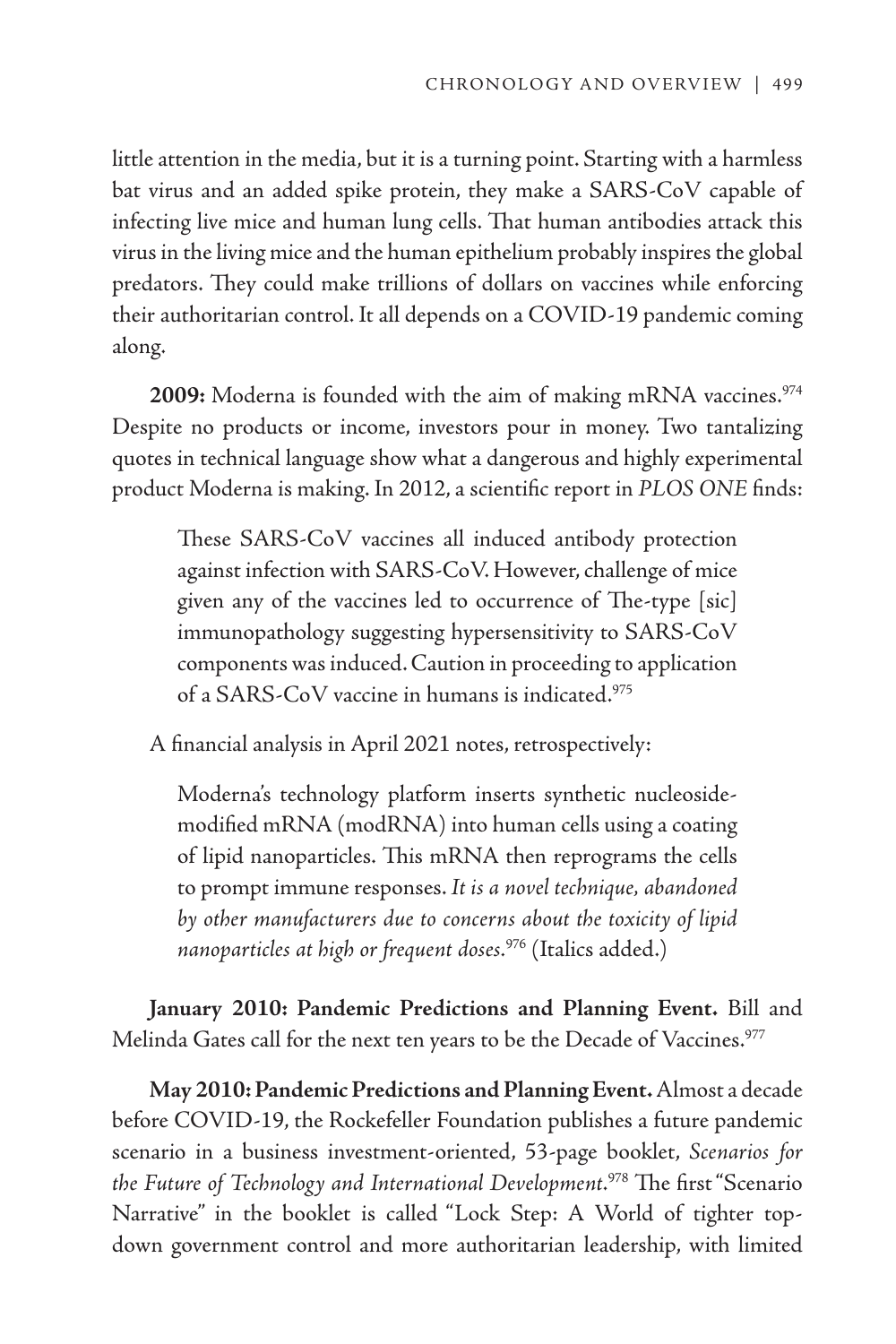little attention in the media, but it is a turning point. Starting with a harmless bat virus and an added spike protein, they make a SARS-CoV capable of infecting live mice and human lung cells. That human antibodies attack this virus in the living mice and the human epithelium probably inspires the global predators. They could make trillions of dollars on vaccines while enforcing their authoritarian control. It all depends on a COVID-19 pandemic coming along.

**2009:** Moderna is founded with the aim of making mRNA vaccines.[974] Despite no products or income, investors pour in money. Two tantalizing quotes in technical language show what a dangerous and highly experimental product Moderna is making. In 2012, a scientific report in *PLOS ONE* finds:

> These SARS-CoV vaccines all induced antibody protection against infection with SARS-CoV. However, challenge of mice given any of the vaccines led to occurrence of The-type [sic] immunopathology suggesting hypersensitivity to SARS-CoV components was induced. Caution in proceeding to application of a SARS-CoV vaccine in humans is indicated.[975]

A financial analysis in April 2021 notes, retrospectively:

> Moderna's technology platform inserts synthetic nucleoside-modified mRNA (modRNA) into human cells using a coating of lipid nanoparticles. This mRNA then reprograms the cells to prompt immune responses. *It is a novel technique, abandoned by other manufacturers due to concerns about the toxicity of lipid nanoparticles at high or frequent doses.*[976] (Italics added.)

**January 2010: Pandemic Predictions and Planning Event.** Bill and Melinda Gates call for the next ten years to be the Decade of Vaccines.[977]

**May 2010: Pandemic Predictions and Planning Event.** Almost a decade before COVID-19, the Rockefeller Foundation publishes a future pandemic scenario in a business investment-oriented, 53-page booklet, *Scenarios for the Future of Technology and International Development*.[978] The first "Scenario Narrative" in the booklet is called "Lock Step: A World of tighter top-down government control and more authoritarian leadership, with limited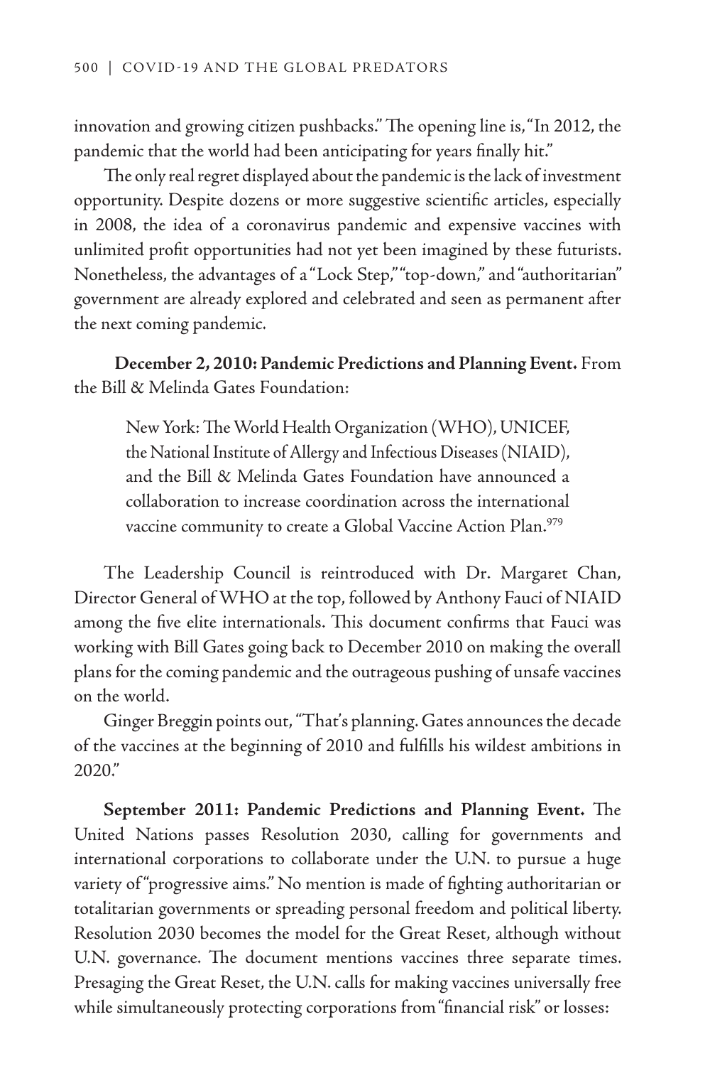innovation and growing citizen pushbacks." The opening line is, "In 2012, the pandemic that the world had been anticipating for years finally hit."

The only real regret displayed about the pandemic is the lack of investment opportunity. Despite dozens or more suggestive scientific articles, especially in 2008, the idea of a coronavirus pandemic and expensive vaccines with unlimited profit opportunities had not yet been imagined by these futurists. Nonetheless, the advantages of a "Lock Step," "top-down," and "authoritarian" government are already explored and celebrated and seen as permanent after the next coming pandemic.

**December 2, 2010: Pandemic Predictions and Planning Event.** From the Bill & Melinda Gates Foundation:

> New York: The World Health Organization (WHO), UNICEF, the National Institute of Allergy and Infectious Diseases (NIAID), and the Bill & Melinda Gates Foundation have announced a collaboration to increase coordination across the international vaccine community to create a Global Vaccine Action Plan.[979]

The Leadership Council is reintroduced with Dr. Margaret Chan, Director General of WHO at the top, followed by Anthony Fauci of NIAID among the five elite internationals. This document confirms that Fauci was working with Bill Gates going back to December 2010 on making the overall plans for the coming pandemic and the outrageous pushing of unsafe vaccines on the world.

Ginger Breggin points out, "That's planning. Gates announces the decade of the vaccines at the beginning of 2010 and fulfills his wildest ambitions in 2020."

**September 2011: Pandemic Predictions and Planning Event.** The United Nations passes Resolution 2030, calling for governments and international corporations to collaborate under the U.N. to pursue a huge variety of "progressive aims." No mention is made of fighting authoritarian or totalitarian governments or spreading personal freedom and political liberty. Resolution 2030 becomes the model for the Great Reset, although without U.N. governance. The document mentions vaccines three separate times. Presaging the Great Reset, the U.N. calls for making vaccines universally free while simultaneously protecting corporations from "financial risk" or losses: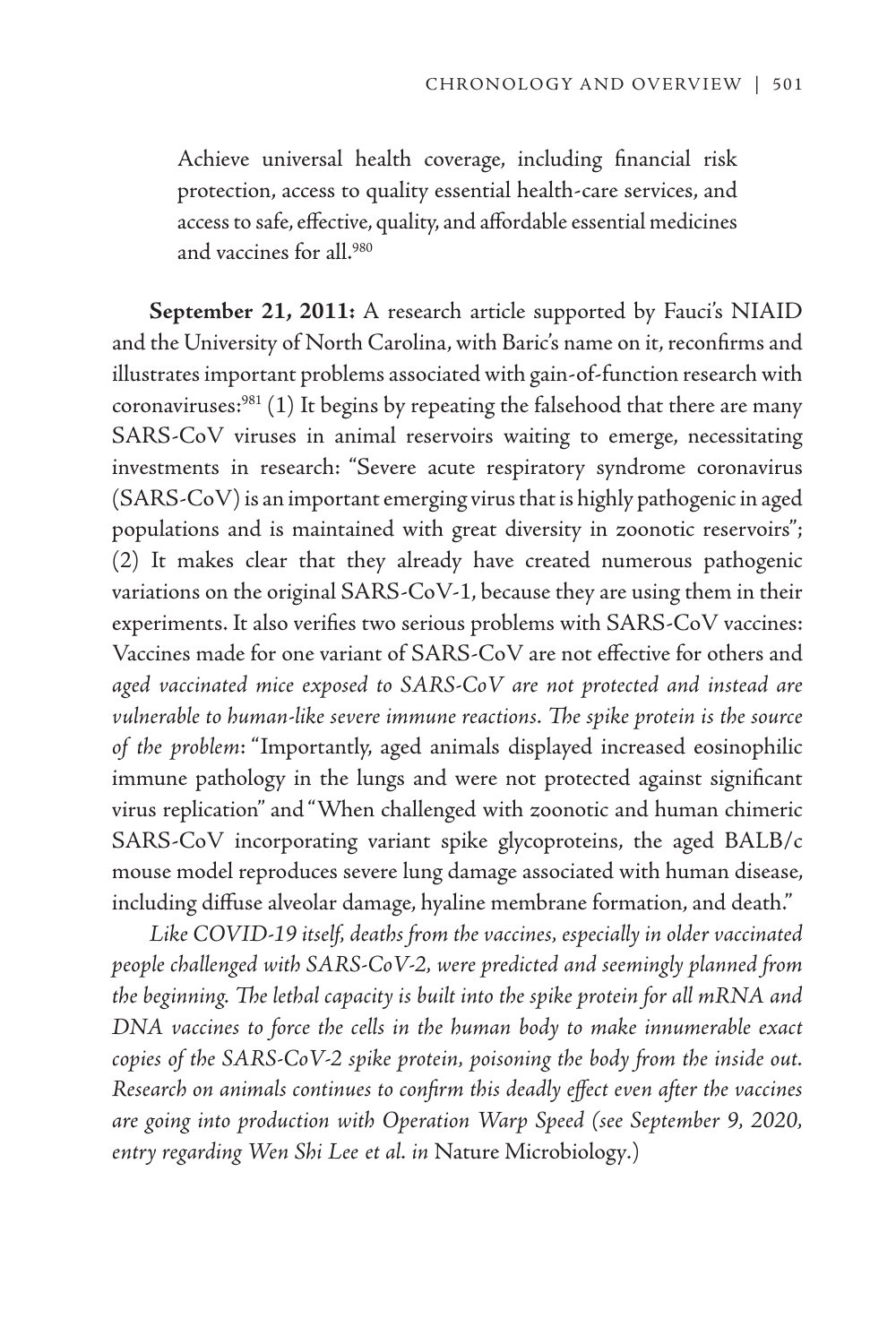> Achieve universal health coverage, including financial risk protection, access to quality essential health-care services, and access to safe, effective, quality, and affordable essential medicines and vaccines for all.[980]

**September 21, 2011:** A research article supported by Fauci's NIAID and the University of North Carolina, with Baric's name on it, reconfirms and illustrates important problems associated with gain-of-function research with coronaviruses:[981] (1) It begins by repeating the falsehood that there are many SARS-CoV viruses in animal reservoirs waiting to emerge, necessitating investments in research: "Severe acute respiratory syndrome coronavirus (SARS-CoV) is an important emerging virus that is highly pathogenic in aged populations and is maintained with great diversity in zoonotic reservoirs"; (2) It makes clear that they already have created numerous pathogenic variations on the original SARS-CoV-1, because they are using them in their experiments. It also verifies two serious problems with SARS-CoV vaccines: Vaccines made for one variant of SARS-CoV are not effective for others and *aged vaccinated mice exposed to SARS-CoV are not protected and instead are vulnerable to human-like severe immune reactions. The spike protein is the source of the problem*: "Importantly, aged animals displayed increased eosinophilic immune pathology in the lungs and were not protected against significant virus replication" and "When challenged with zoonotic and human chimeric SARS-CoV incorporating variant spike glycoproteins, the aged BALB/c mouse model reproduces severe lung damage associated with human disease, including diffuse alveolar damage, hyaline membrane formation, and death."

*Like COVID-19 itself, deaths from the vaccines, especially in older vaccinated people challenged with SARS-CoV-2, were predicted and seemingly planned from the beginning. The lethal capacity is built into the spike protein for all mRNA and DNA vaccines to force the cells in the human body to make innumerable exact copies of the SARS-CoV-2 spike protein, poisoning the body from the inside out. Research on animals continues to confirm this deadly effect even after the vaccines are going into production with Operation Warp Speed (see September 9, 2020, entry regarding Wen Shi Lee et al. in* Nature Microbiology.)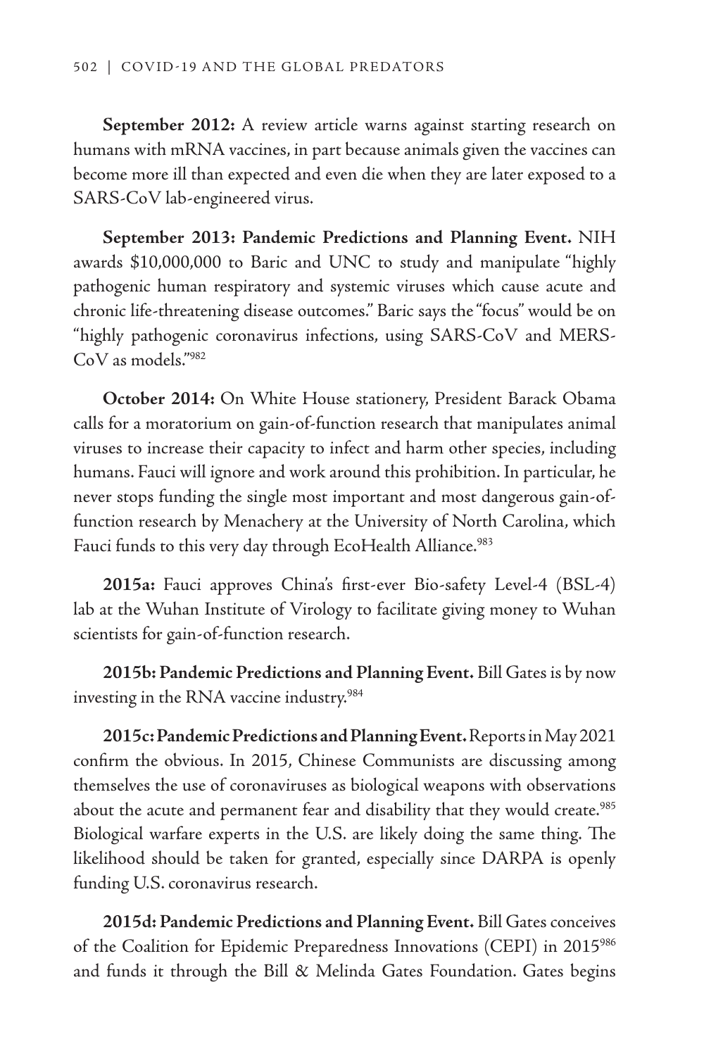**September 2012:** A review article warns against starting research on humans with mRNA vaccines, in part because animals given the vaccines can become more ill than expected and even die when they are later exposed to a SARS-CoV lab-engineered virus.

**September 2013: Pandemic Predictions and Planning Event.** NIH awards $10,000,000 to Baric and UNC to study and manipulate "highly pathogenic human respiratory and systemic viruses which cause acute and chronic life-threatening disease outcomes." Baric says the "focus" would be on "highly pathogenic coronavirus infections, using SARS-CoV and MERS-CoV as models."[982]

**October 2014:** On White House stationery, President Barack Obama calls for a moratorium on gain-of-function research that manipulates animal viruses to increase their capacity to infect and harm other species, including humans. Fauci will ignore and work around this prohibition. In particular, he never stops funding the single most important and most dangerous gain-of-function research by Menachery at the University of North Carolina, which Fauci funds to this very day through EcoHealth Alliance.[983]

**2015a:** Fauci approves China's first-ever Bio-safety Level-4 (BSL-4) lab at the Wuhan Institute of Virology to facilitate giving money to Wuhan scientists for gain-of-function research.

**2015b: Pandemic Predictions and Planning Event.** Bill Gates is by now investing in the RNA vaccine industry.[984]

**2015c: Pandemic Predictions and Planning Event.** Reports in May 2021 confirm the obvious. In 2015, Chinese Communists are discussing among themselves the use of coronaviruses as biological weapons with observations about the acute and permanent fear and disability that they would create.[985] Biological warfare experts in the U.S. are likely doing the same thing. The likelihood should be taken for granted, especially since DARPA is openly funding U.S. coronavirus research.

**2015d: Pandemic Predictions and Planning Event.** Bill Gates conceives of the Coalition for Epidemic Preparedness Innovations (CEPI) in 2015[986] and funds it through the Bill & Melinda Gates Foundation. Gates begins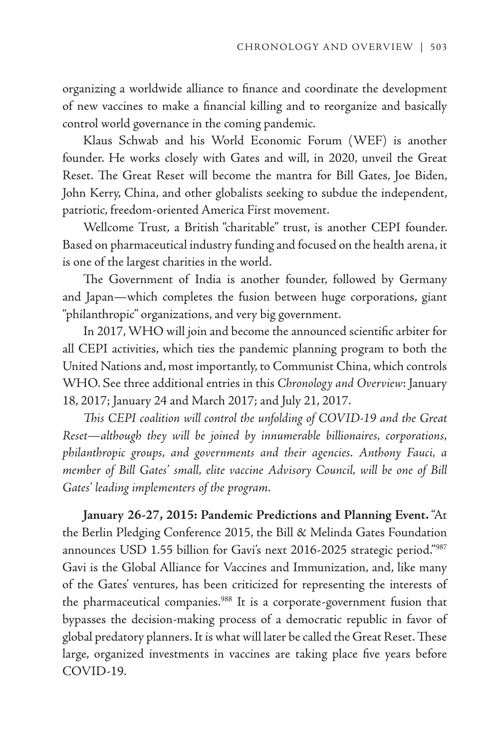organizing a worldwide alliance to finance and coordinate the development of new vaccines to make a financial killing and to reorganize and basically control world governance in the coming pandemic.

Klaus Schwab and his World Economic Forum (WEF) is another founder. He works closely with Gates and will, in 2020, unveil the Great Reset. The Great Reset will become the mantra for Bill Gates, Joe Biden, John Kerry, China, and other globalists seeking to subdue the independent, patriotic, freedom-oriented America First movement.

Wellcome Trust, a British "charitable" trust, is another CEPI founder. Based on pharmaceutical industry funding and focused on the health arena, it is one of the largest charities in the world.

The Government of India is another founder, followed by Germany and Japan—which completes the fusion between huge corporations, giant "philanthropic" organizations, and very big government.

In 2017, WHO will join and become the announced scientific arbiter for all CEPI activities, which ties the pandemic planning program to both the United Nations and, most importantly, to Communist China, which controls WHO. See three additional entries in this *Chronology and Overview*: January 18, 2017; January 24 and March 2017; and July 21, 2017.

*This CEPI coalition will control the unfolding of COVID-19 and the Great Reset—although they will be joined by innumerable billionaires, corporations, philanthropic groups, and governments and their agencies. Anthony Fauci, a member of Bill Gates' small, elite vaccine Advisory Council, will be one of Bill Gates' leading implementers of the program.*

**January 26-27, 2015: Pandemic Predictions and Planning Event.** "At the Berlin Pledging Conference 2015, the Bill & Melinda Gates Foundation announces USD 1.55 billion for Gavi's next 2016-2025 strategic period."[987] Gavi is the Global Alliance for Vaccines and Immunization, and, like many of the Gates' ventures, has been criticized for representing the interests of the pharmaceutical companies.[988] It is a corporate-government fusion that bypasses the decision-making process of a democratic republic in favor of global predatory planners. It is what will later be called the Great Reset. These large, organized investments in vaccines are taking place five years before COVID-19.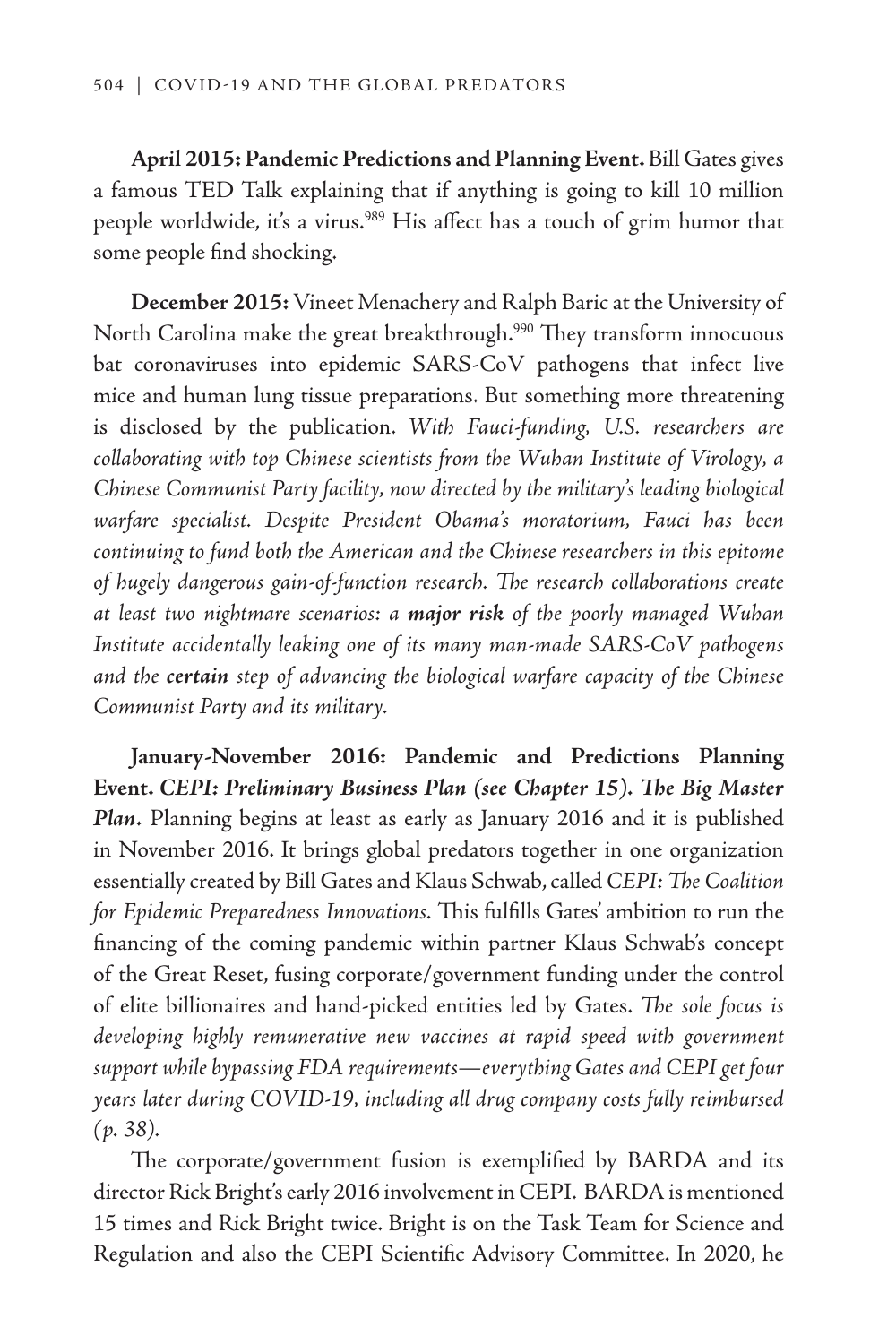**April 2015: Pandemic Predictions and Planning Event.** Bill Gates gives a famous TED Talk explaining that if anything is going to kill 10 million people worldwide, it's a virus.[989] His affect has a touch of grim humor that some people find shocking.

**December 2015:** Vineet Menachery and Ralph Baric at the University of North Carolina make the great breakthrough.[990] They transform innocuous bat coronaviruses into epidemic SARS-CoV pathogens that infect live mice and human lung tissue preparations. But something more threatening is disclosed by the publication. *With Fauci-funding, U.S. researchers are collaborating with top Chinese scientists from the Wuhan Institute of Virology, a Chinese Communist Party facility, now directed by the military's leading biological warfare specialist. Despite President Obama's moratorium, Fauci has been continuing to fund both the American and the Chinese researchers in this epitome of hugely dangerous gain-of-function research. The research collaborations create at least two nightmare scenarios: a* ***major risk*** *of the poorly managed Wuhan Institute accidentally leaking one of its many man-made SARS-CoV pathogens and the* ***certain*** *step of advancing the biological warfare capacity of the Chinese Communist Party and its military.*

**January-November 2016: Pandemic and Predictions Planning Event.** ***CEPI: Preliminary Business Plan (see Chapter 15). The Big Master Plan.*** Planning begins at least as early as January 2016 and it is published in November 2016. It brings global predators together in one organization essentially created by Bill Gates and Klaus Schwab, called *CEPI: The Coalition for Epidemic Preparedness Innovations.* This fulfills Gates' ambition to run the financing of the coming pandemic within partner Klaus Schwab's concept of the Great Reset, fusing corporate/government funding under the control of elite billionaires and hand-picked entities led by Gates. *The sole focus is developing highly remunerative new vaccines at rapid speed with government support while bypassing FDA requirements—everything Gates and CEPI get four years later during COVID-19, including all drug company costs fully reimbursed (p. 38).*

The corporate/government fusion is exemplified by BARDA and its director Rick Bright's early 2016 involvement in CEPI. BARDA is mentioned 15 times and Rick Bright twice. Bright is on the Task Team for Science and Regulation and also the CEPI Scientific Advisory Committee. In 2020, he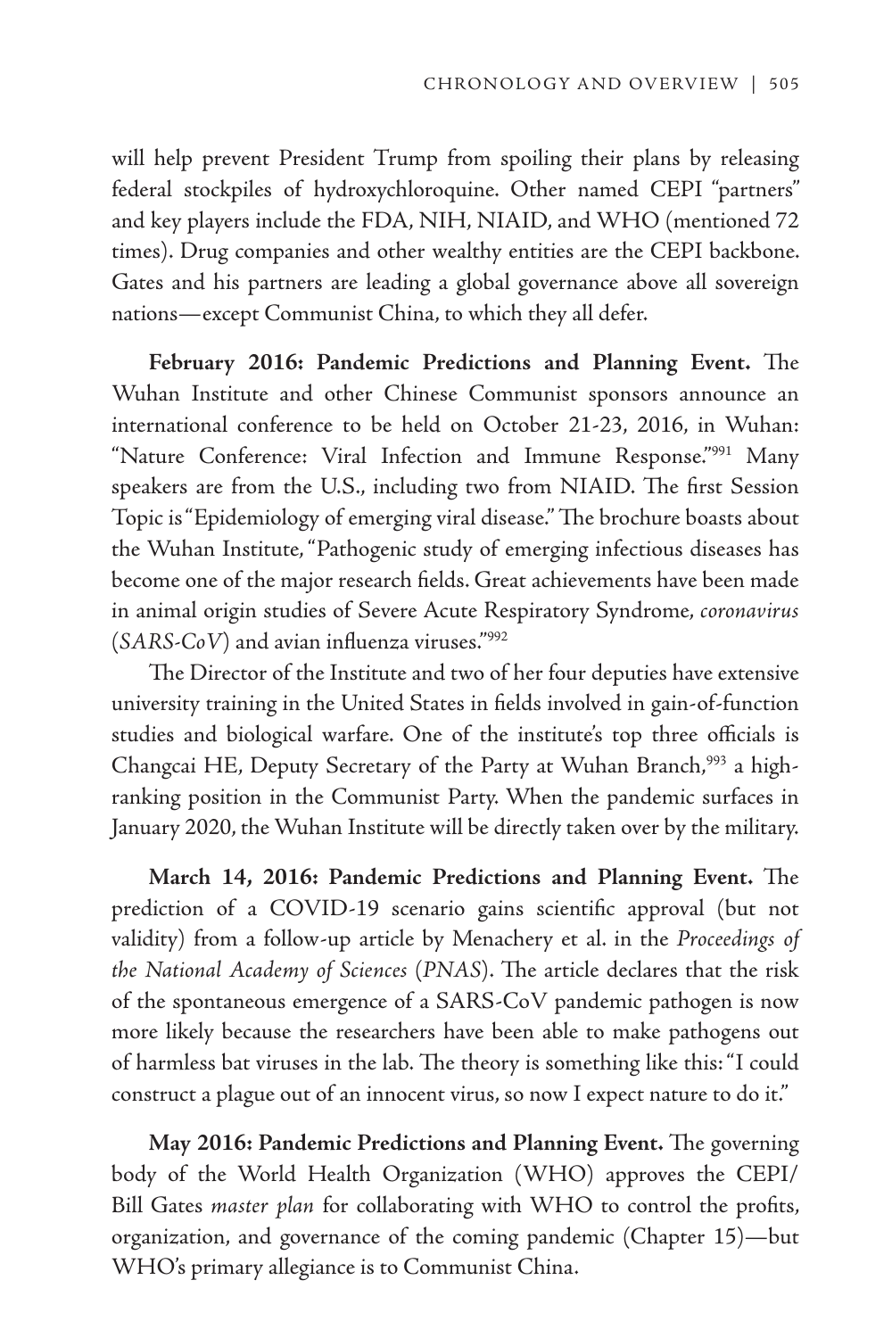will help prevent President Trump from spoiling their plans by releasing federal stockpiles of hydroxychloroquine. Other named CEPI "partners" and key players include the FDA, NIH, NIAID, and WHO (mentioned 72 times). Drug companies and other wealthy entities are the CEPI backbone. Gates and his partners are leading a global governance above all sovereign nations—except Communist China, to which they all defer.

**February 2016: Pandemic Predictions and Planning Event.** The Wuhan Institute and other Chinese Communist sponsors announce an international conference to be held on October 21-23, 2016, in Wuhan: "Nature Conference: Viral Infection and Immune Response."[991] Many speakers are from the U.S., including two from NIAID. The first Session Topic is "Epidemiology of emerging viral disease." The brochure boasts about the Wuhan Institute, "Pathogenic study of emerging infectious diseases has become one of the major research fields. Great achievements have been made in animal origin studies of Severe Acute Respiratory Syndrome, *coronavirus* (*SARS-CoV*) and avian influenza viruses."[992]

The Director of the Institute and two of her four deputies have extensive university training in the United States in fields involved in gain-of-function studies and biological warfare. One of the institute's top three officials is Changcai HE, Deputy Secretary of the Party at Wuhan Branch,[993] a high-ranking position in the Communist Party. When the pandemic surfaces in January 2020, the Wuhan Institute will be directly taken over by the military.

**March 14, 2016: Pandemic Predictions and Planning Event.** The prediction of a COVID-19 scenario gains scientific approval (but not validity) from a follow-up article by Menachery et al. in the *Proceedings of the National Academy of Sciences* (*PNAS*). The article declares that the risk of the spontaneous emergence of a SARS-CoV pandemic pathogen is now more likely because the researchers have been able to make pathogens out of harmless bat viruses in the lab. The theory is something like this: "I could construct a plague out of an innocent virus, so now I expect nature to do it."

**May 2016: Pandemic Predictions and Planning Event.** The governing body of the World Health Organization (WHO) approves the CEPI/ Bill Gates *master plan* for collaborating with WHO to control the profits, organization, and governance of the coming pandemic (Chapter 15)—but WHO's primary allegiance is to Communist China.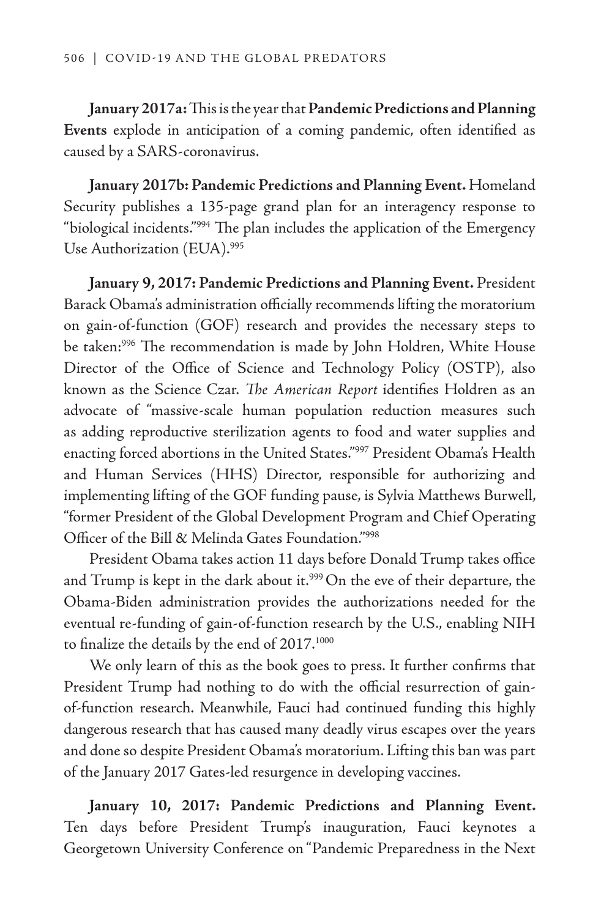**January 2017a:** This is the year that **Pandemic Predictions and Planning Events** explode in anticipation of a coming pandemic, often identified as caused by a SARS-coronavirus.

**January 2017b: Pandemic Predictions and Planning Event.** Homeland Security publishes a 135-page grand plan for an interagency response to "biological incidents."[994] The plan includes the application of the Emergency Use Authorization (EUA).[995]

**January 9, 2017: Pandemic Predictions and Planning Event.** President Barack Obama's administration officially recommends lifting the moratorium on gain-of-function (GOF) research and provides the necessary steps to be taken:[996] The recommendation is made by John Holdren, White House Director of the Office of Science and Technology Policy (OSTP), also known as the Science Czar. *The American Report* identifies Holdren as an advocate of "massive-scale human population reduction measures such as adding reproductive sterilization agents to food and water supplies and enacting forced abortions in the United States."[997] President Obama's Health and Human Services (HHS) Director, responsible for authorizing and implementing lifting of the GOF funding pause, is Sylvia Matthews Burwell, "former President of the Global Development Program and Chief Operating Officer of the Bill & Melinda Gates Foundation."[998]

President Obama takes action 11 days before Donald Trump takes office and Trump is kept in the dark about it.[999] On the eve of their departure, the Obama-Biden administration provides the authorizations needed for the eventual re-funding of gain-of-function research by the U.S., enabling NIH to finalize the details by the end of 2017.[1000]

We only learn of this as the book goes to press. It further confirms that President Trump had nothing to do with the official resurrection of gain-of-function research. Meanwhile, Fauci had continued funding this highly dangerous research that has caused many deadly virus escapes over the years and done so despite President Obama's moratorium. Lifting this ban was part of the January 2017 Gates-led resurgence in developing vaccines.

**January 10, 2017: Pandemic Predictions and Planning Event.** Ten days before President Trump's inauguration, Fauci keynotes a Georgetown University Conference on "Pandemic Preparedness in the Next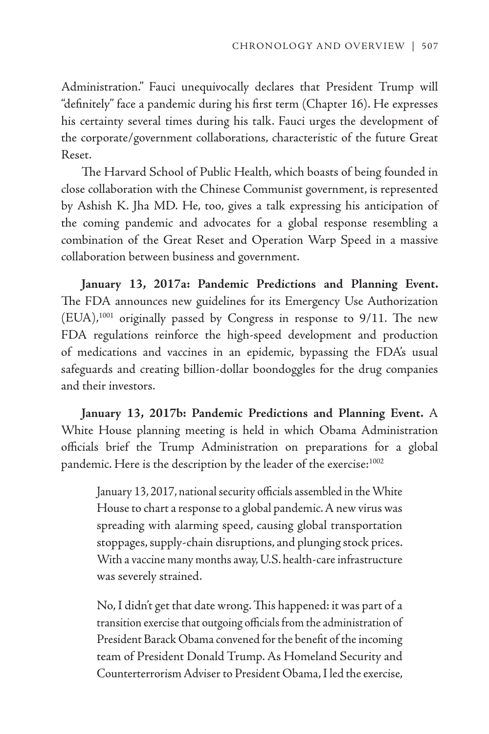Administration." Fauci unequivocally declares that President Trump will "definitely" face a pandemic during his first term (Chapter 16). He expresses his certainty several times during his talk. Fauci urges the development of the corporate/government collaborations, characteristic of the future Great Reset.

The Harvard School of Public Health, which boasts of being founded in close collaboration with the Chinese Communist government, is represented by Ashish K. Jha MD. He, too, gives a talk expressing his anticipation of the coming pandemic and advocates for a global response resembling a combination of the Great Reset and Operation Warp Speed in a massive collaboration between business and government.

**January 13, 2017a: Pandemic Predictions and Planning Event.** The FDA announces new guidelines for its Emergency Use Authorization (EUA),[1001] originally passed by Congress in response to 9/11. The new FDA regulations reinforce the high-speed development and production of medications and vaccines in an epidemic, bypassing the FDA's usual safeguards and creating billion-dollar boondoggles for the drug companies and their investors.

**January 13, 2017b: Pandemic Predictions and Planning Event.** A White House planning meeting is held in which Obama Administration officials brief the Trump Administration on preparations for a global pandemic. Here is the description by the leader of the exercise:[1002]

> January 13, 2017, national security officials assembled in the White House to chart a response to a global pandemic. A new virus was spreading with alarming speed, causing global transportation stoppages, supply-chain disruptions, and plunging stock prices. With a vaccine many months away, U.S. health-care infrastructure was severely strained.
>
> No, I didn't get that date wrong. This happened: it was part of a transition exercise that outgoing officials from the administration of President Barack Obama convened for the benefit of the incoming team of President Donald Trump. As Homeland Security and Counterterrorism Adviser to President Obama, I led the exercise,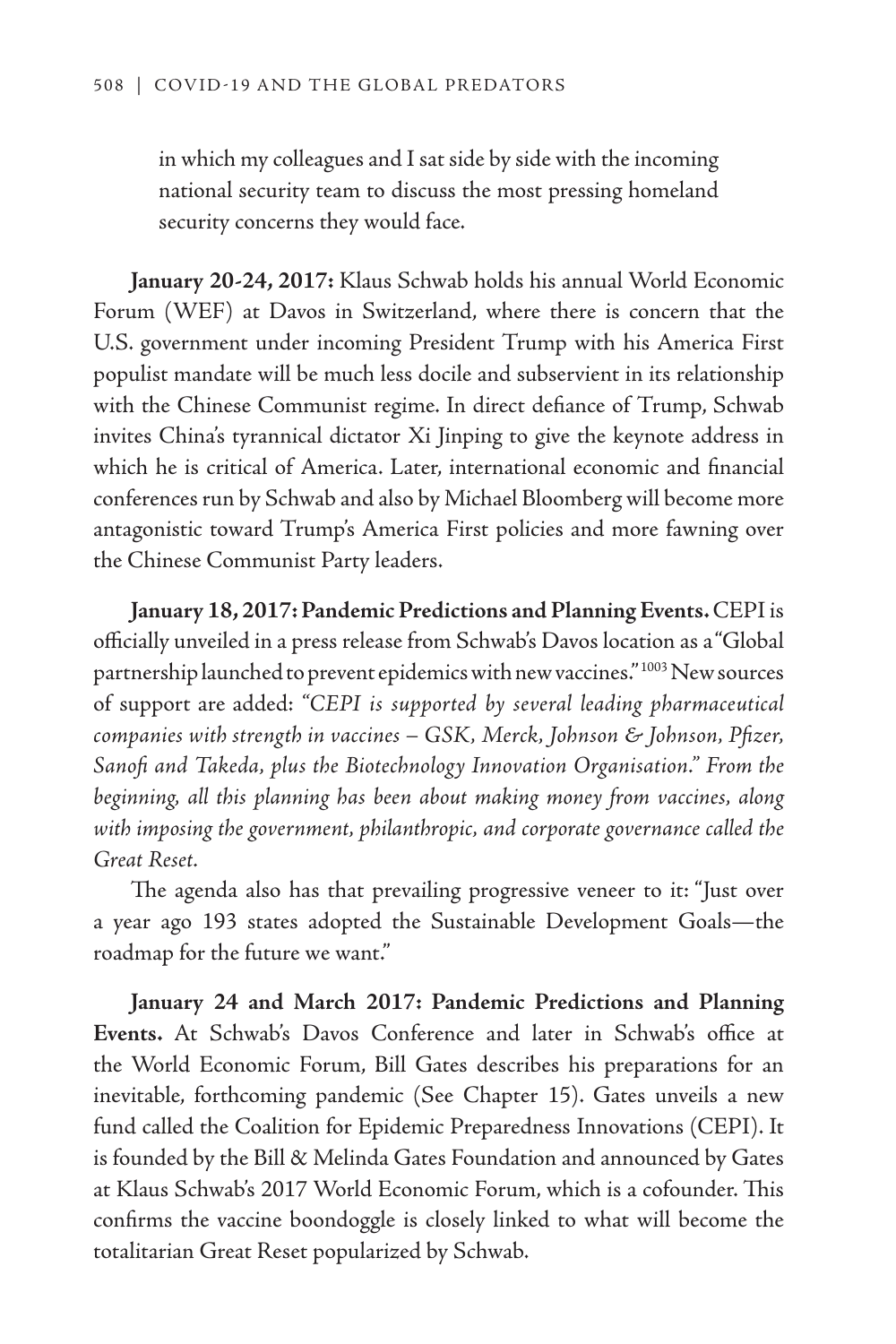in which my colleagues and I sat side by side with the incoming national security team to discuss the most pressing homeland security concerns they would face.

**January 20-24, 2017:** Klaus Schwab holds his annual World Economic Forum (WEF) at Davos in Switzerland, where there is concern that the U.S. government under incoming President Trump with his America First populist mandate will be much less docile and subservient in its relationship with the Chinese Communist regime. In direct defiance of Trump, Schwab invites China's tyrannical dictator Xi Jinping to give the keynote address in which he is critical of America. Later, international economic and financial conferences run by Schwab and also by Michael Bloomberg will become more antagonistic toward Trump's America First policies and more fawning over the Chinese Communist Party leaders.

**January 18, 2017: Pandemic Predictions and Planning Events.** CEPI is officially unveiled in a press release from Schwab's Davos location as a "Global partnership launched to prevent epidemics with new vaccines."[1003] New sources of support are added: *"CEPI is supported by several leading pharmaceutical companies with strength in vaccines – GSK, Merck, Johnson & Johnson, Pfizer, Sanofi and Takeda, plus the Biotechnology Innovation Organisation." From the beginning, all this planning has been about making money from vaccines, along with imposing the government, philanthropic, and corporate governance called the Great Reset.*

The agenda also has that prevailing progressive veneer to it: "Just over a year ago 193 states adopted the Sustainable Development Goals—the roadmap for the future we want."

**January 24 and March 2017: Pandemic Predictions and Planning Events.** At Schwab's Davos Conference and later in Schwab's office at the World Economic Forum, Bill Gates describes his preparations for an inevitable, forthcoming pandemic (See Chapter 15). Gates unveils a new fund called the Coalition for Epidemic Preparedness Innovations (CEPI). It is founded by the Bill & Melinda Gates Foundation and announced by Gates at Klaus Schwab's 2017 World Economic Forum, which is a cofounder. This confirms the vaccine boondoggle is closely linked to what will become the totalitarian Great Reset popularized by Schwab.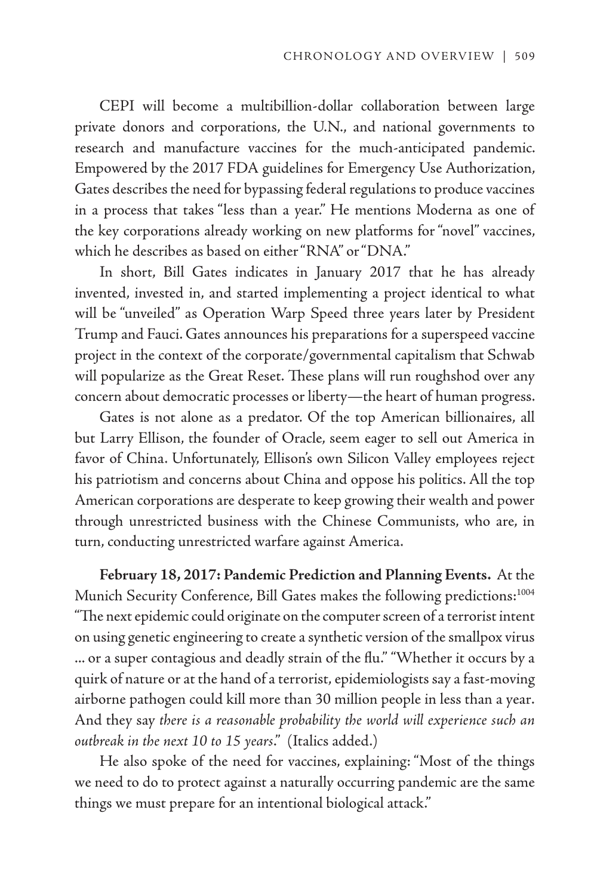CEPI will become a multibillion-dollar collaboration between large private donors and corporations, the U.N., and national governments to research and manufacture vaccines for the much-anticipated pandemic. Empowered by the 2017 FDA guidelines for Emergency Use Authorization, Gates describes the need for bypassing federal regulations to produce vaccines in a process that takes "less than a year." He mentions Moderna as one of the key corporations already working on new platforms for "novel" vaccines, which he describes as based on either "RNA" or "DNA."

In short, Bill Gates indicates in January 2017 that he has already invented, invested in, and started implementing a project identical to what will be "unveiled" as Operation Warp Speed three years later by President Trump and Fauci. Gates announces his preparations for a superspeed vaccine project in the context of the corporate/governmental capitalism that Schwab will popularize as the Great Reset. These plans will run roughshod over any concern about democratic processes or liberty—the heart of human progress.

Gates is not alone as a predator. Of the top American billionaires, all but Larry Ellison, the founder of Oracle, seem eager to sell out America in favor of China. Unfortunately, Ellison's own Silicon Valley employees reject his patriotism and concerns about China and oppose his politics. All the top American corporations are desperate to keep growing their wealth and power through unrestricted business with the Chinese Communists, who are, in turn, conducting unrestricted warfare against America.

**February 18, 2017: Pandemic Prediction and Planning Events.** At the Munich Security Conference, Bill Gates makes the following predictions:[1004] "The next epidemic could originate on the computer screen of a terrorist intent on using genetic engineering to create a synthetic version of the smallpox virus ... or a super contagious and deadly strain of the flu." "Whether it occurs by a quirk of nature or at the hand of a terrorist, epidemiologists say a fast-moving airborne pathogen could kill more than 30 million people in less than a year. And they say *there is a reasonable probability the world will experience such an outbreak in the next 10 to 15 years*." (Italics added.)

He also spoke of the need for vaccines, explaining: "Most of the things we need to do to protect against a naturally occurring pandemic are the same things we must prepare for an intentional biological attack."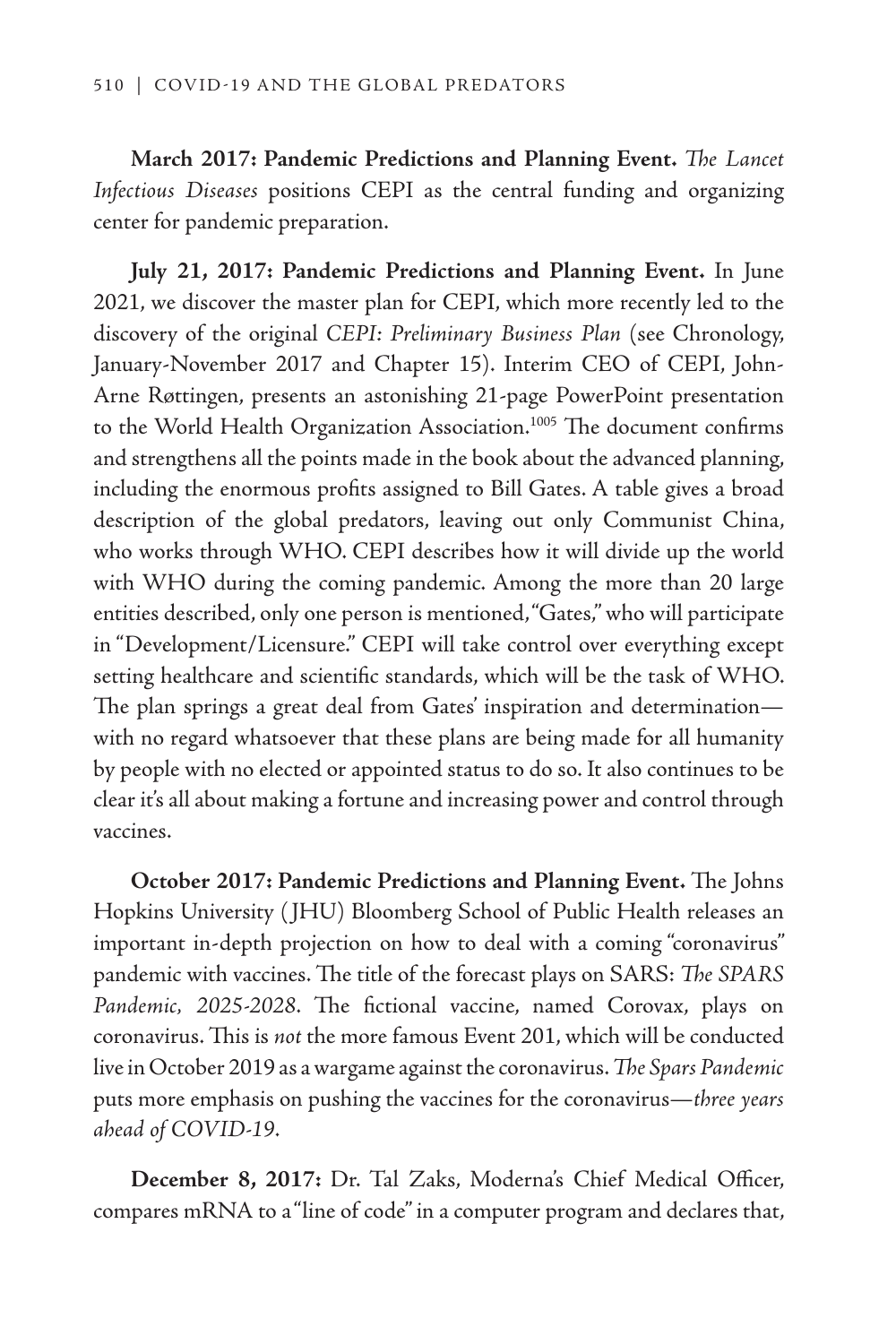**March 2017: Pandemic Predictions and Planning Event.** *The Lancet Infectious Diseases* positions CEPI as the central funding and organizing center for pandemic preparation.

**July 21, 2017: Pandemic Predictions and Planning Event.** In June 2021, we discover the master plan for CEPI, which more recently led to the discovery of the original *CEPI: Preliminary Business Plan* (see Chronology, January-November 2017 and Chapter 15). Interim CEO of CEPI, John-Arne Røttingen, presents an astonishing 21-page PowerPoint presentation to the World Health Organization Association.[1005] The document confirms and strengthens all the points made in the book about the advanced planning, including the enormous profits assigned to Bill Gates. A table gives a broad description of the global predators, leaving out only Communist China, who works through WHO. CEPI describes how it will divide up the world with WHO during the coming pandemic. Among the more than 20 large entities described, only one person is mentioned, "Gates," who will participate in "Development/Licensure." CEPI will take control over everything except setting healthcare and scientific standards, which will be the task of WHO. The plan springs a great deal from Gates' inspiration and determination—with no regard whatsoever that these plans are being made for all humanity by people with no elected or appointed status to do so. It also continues to be clear it's all about making a fortune and increasing power and control through vaccines.

**October 2017: Pandemic Predictions and Planning Event.** The Johns Hopkins University (JHU) Bloomberg School of Public Health releases an important in-depth projection on how to deal with a coming "coronavirus" pandemic with vaccines. The title of the forecast plays on SARS: *The SPARS Pandemic, 2025-2028*. The fictional vaccine, named Corovax, plays on coronavirus. This is *not* the more famous Event 201, which will be conducted live in October 2019 as a wargame against the coronavirus. *The Spars Pandemic* puts more emphasis on pushing the vaccines for the coronavirus—*three years ahead of COVID-19*.

**December 8, 2017:** Dr. Tal Zaks, Moderna's Chief Medical Officer, compares mRNA to a "line of code" in a computer program and declares that,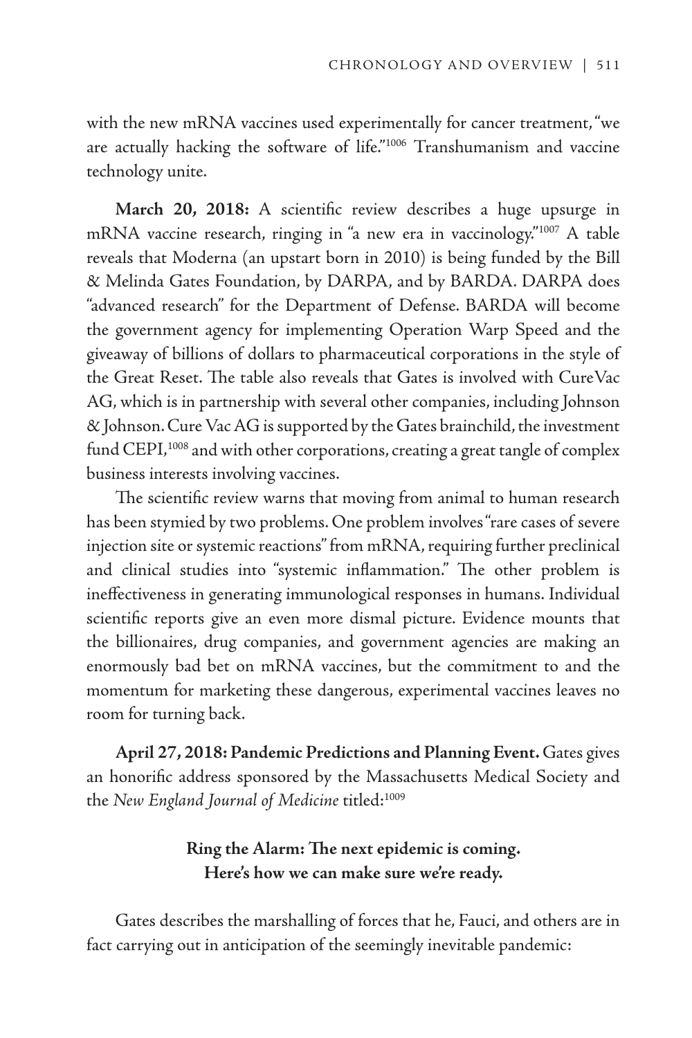with the new mRNA vaccines used experimentally for cancer treatment, "we are actually hacking the software of life."[1006] Transhumanism and vaccine technology unite.

**March 20, 2018:** A scientific review describes a huge upsurge in mRNA vaccine research, ringing in "a new era in vaccinology."[1007] A table reveals that Moderna (an upstart born in 2010) is being funded by the Bill & Melinda Gates Foundation, by DARPA, and by BARDA. DARPA does "advanced research" for the Department of Defense. BARDA will become the government agency for implementing Operation Warp Speed and the giveaway of billions of dollars to pharmaceutical corporations in the style of the Great Reset. The table also reveals that Gates is involved with CureVac AG, which is in partnership with several other companies, including Johnson & Johnson. Cure Vac AG is supported by the Gates brainchild, the investment fund CEPI,[1008] and with other corporations, creating a great tangle of complex business interests involving vaccines.

The scientific review warns that moving from animal to human research has been stymied by two problems. One problem involves "rare cases of severe injection site or systemic reactions" from mRNA, requiring further preclinical and clinical studies into "systemic inflammation." The other problem is ineffectiveness in generating immunological responses in humans. Individual scientific reports give an even more dismal picture. Evidence mounts that the billionaires, drug companies, and government agencies are making an enormously bad bet on mRNA vaccines, but the commitment to and the momentum for marketing these dangerous, experimental vaccines leaves no room for turning back.

**April 27, 2018: Pandemic Predictions and Planning Event.** Gates gives an honorific address sponsored by the Massachusetts Medical Society and the *New England Journal of Medicine* titled:[1009]

**Ring the Alarm: The next epidemic is coming. Here's how we can make sure we're ready.**

Gates describes the marshalling of forces that he, Fauci, and others are in fact carrying out in anticipation of the seemingly inevitable pandemic: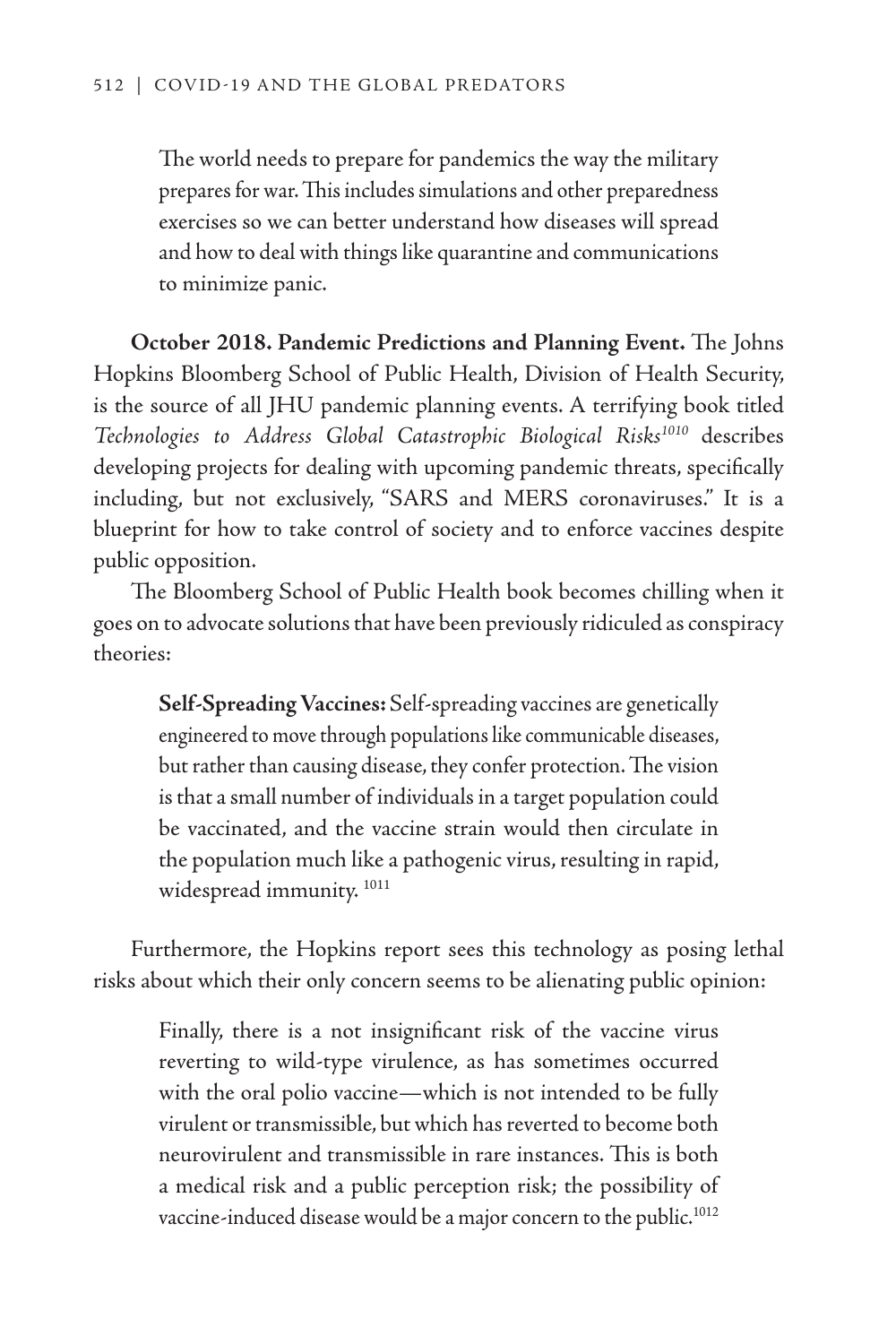> The world needs to prepare for pandemics the way the military prepares for war. This includes simulations and other preparedness exercises so we can better understand how diseases will spread and how to deal with things like quarantine and communications to minimize panic.

**October 2018. Pandemic Predictions and Planning Event.** The Johns Hopkins Bloomberg School of Public Health, Division of Health Security, is the source of all JHU pandemic planning events. A terrifying book titled *Technologies to Address Global Catastrophic Biological Risks*[1010] describes developing projects for dealing with upcoming pandemic threats, specifically including, but not exclusively, "SARS and MERS coronaviruses." It is a blueprint for how to take control of society and to enforce vaccines despite public opposition.

The Bloomberg School of Public Health book becomes chilling when it goes on to advocate solutions that have been previously ridiculed as conspiracy theories:

> **Self-Spreading Vaccines:** Self-spreading vaccines are genetically engineered to move through populations like communicable diseases, but rather than causing disease, they confer protection. The vision is that a small number of individuals in a target population could be vaccinated, and the vaccine strain would then circulate in the population much like a pathogenic virus, resulting in rapid, widespread immunity. [1011]

Furthermore, the Hopkins report sees this technology as posing lethal risks about which their only concern seems to be alienating public opinion:

> Finally, there is a not insignificant risk of the vaccine virus reverting to wild-type virulence, as has sometimes occurred with the oral polio vaccine—which is not intended to be fully virulent or transmissible, but which has reverted to become both neurovirulent and transmissible in rare instances. This is both a medical risk and a public perception risk; the possibility of vaccine-induced disease would be a major concern to the public.[1012]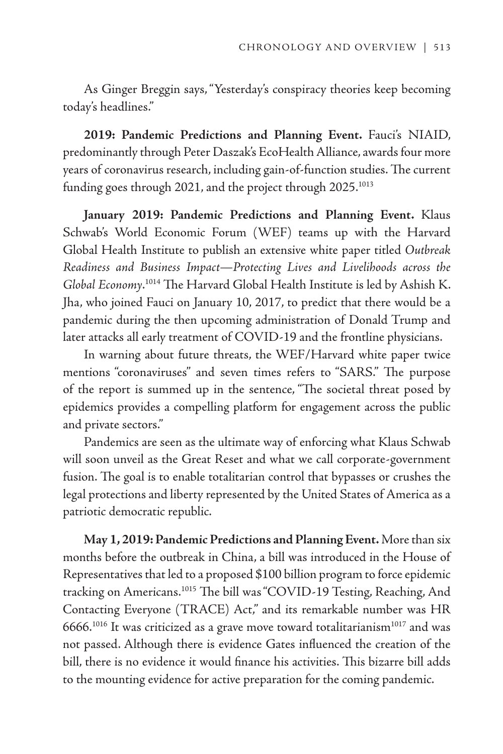As Ginger Breggin says, "Yesterday's conspiracy theories keep becoming today's headlines."

**2019: Pandemic Predictions and Planning Event.** Fauci's NIAID, predominantly through Peter Daszak's EcoHealth Alliance, awards four more years of coronavirus research, including gain-of-function studies. The current funding goes through 2021, and the project through 2025.[1013]

**January 2019: Pandemic Predictions and Planning Event.** Klaus Schwab's World Economic Forum (WEF) teams up with the Harvard Global Health Institute to publish an extensive white paper titled *Outbreak Readiness and Business Impact—Protecting Lives and Livelihoods across the Global Economy*.[1014] The Harvard Global Health Institute is led by Ashish K. Jha, who joined Fauci on January 10, 2017, to predict that there would be a pandemic during the then upcoming administration of Donald Trump and later attacks all early treatment of COVID-19 and the frontline physicians.

In warning about future threats, the WEF/Harvard white paper twice mentions "coronaviruses" and seven times refers to "SARS." The purpose of the report is summed up in the sentence, "The societal threat posed by epidemics provides a compelling platform for engagement across the public and private sectors."

Pandemics are seen as the ultimate way of enforcing what Klaus Schwab will soon unveil as the Great Reset and what we call corporate-government fusion. The goal is to enable totalitarian control that bypasses or crushes the legal protections and liberty represented by the United States of America as a patriotic democratic republic.

**May 1, 2019: Pandemic Predictions and Planning Event.** More than six months before the outbreak in China, a bill was introduced in the House of Representatives that led to a proposed $100 billion program to force epidemic tracking on Americans.[1015] The bill was "COVID-19 Testing, Reaching, And Contacting Everyone (TRACE) Act," and its remarkable number was HR 6666.[1016] It was criticized as a grave move toward totalitarianism[1017] and was not passed. Although there is evidence Gates influenced the creation of the bill, there is no evidence it would finance his activities. This bizarre bill adds to the mounting evidence for active preparation for the coming pandemic.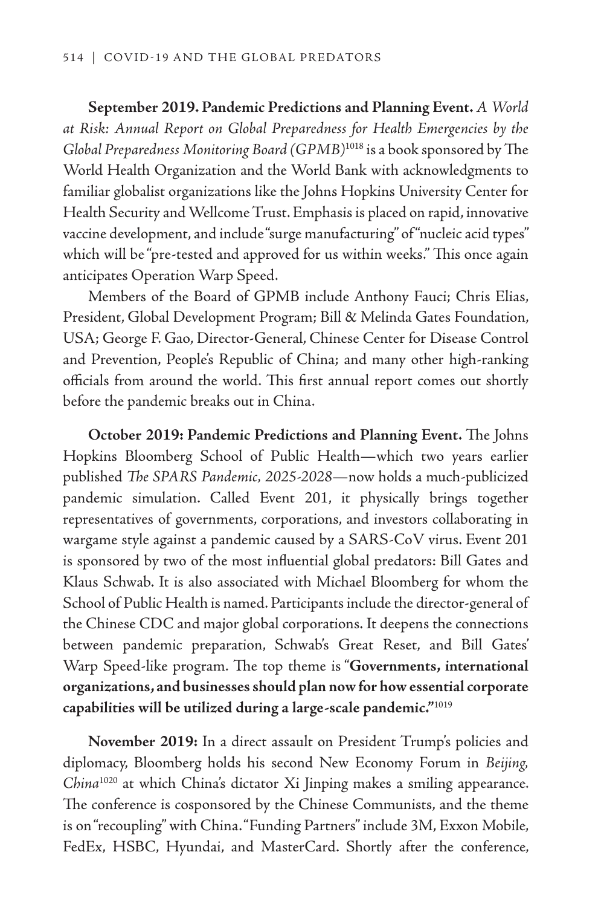**September 2019. Pandemic Predictions and Planning Event.** *A World at Risk: Annual Report on Global Preparedness for Health Emergencies by the Global Preparedness Monitoring Board (GPMB)*[1018] is a book sponsored by The World Health Organization and the World Bank with acknowledgments to familiar globalist organizations like the Johns Hopkins University Center for Health Security and Wellcome Trust. Emphasis is placed on rapid, innovative vaccine development, and include "surge manufacturing" of "nucleic acid types" which will be "pre-tested and approved for us within weeks." This once again anticipates Operation Warp Speed.

Members of the Board of GPMB include Anthony Fauci; Chris Elias, President, Global Development Program; Bill & Melinda Gates Foundation, USA; George F. Gao, Director-General, Chinese Center for Disease Control and Prevention, People's Republic of China; and many other high-ranking officials from around the world. This first annual report comes out shortly before the pandemic breaks out in China.

**October 2019: Pandemic Predictions and Planning Event.** The Johns Hopkins Bloomberg School of Public Health—which two years earlier published *The SPARS Pandemic, 2025-2028*—now holds a much-publicized pandemic simulation. Called Event 201, it physically brings together representatives of governments, corporations, and investors collaborating in wargame style against a pandemic caused by a SARS-CoV virus. Event 201 is sponsored by two of the most influential global predators: Bill Gates and Klaus Schwab. It is also associated with Michael Bloomberg for whom the School of Public Health is named. Participants include the director-general of the Chinese CDC and major global corporations. It deepens the connections between pandemic preparation, Schwab's Great Reset, and Bill Gates' Warp Speed-like program. The top theme is "**Governments, international organizations, and businesses should plan now for how essential corporate capabilities will be utilized during a large-scale pandemic.**"[1019]

**November 2019:** In a direct assault on President Trump's policies and diplomacy, Bloomberg holds his second New Economy Forum in *Beijing, China*[1020] at which China's dictator Xi Jinping makes a smiling appearance. The conference is cosponsored by the Chinese Communists, and the theme is on "recoupling" with China. "Funding Partners" include 3M, Exxon Mobile, FedEx, HSBC, Hyundai, and MasterCard. Shortly after the conference,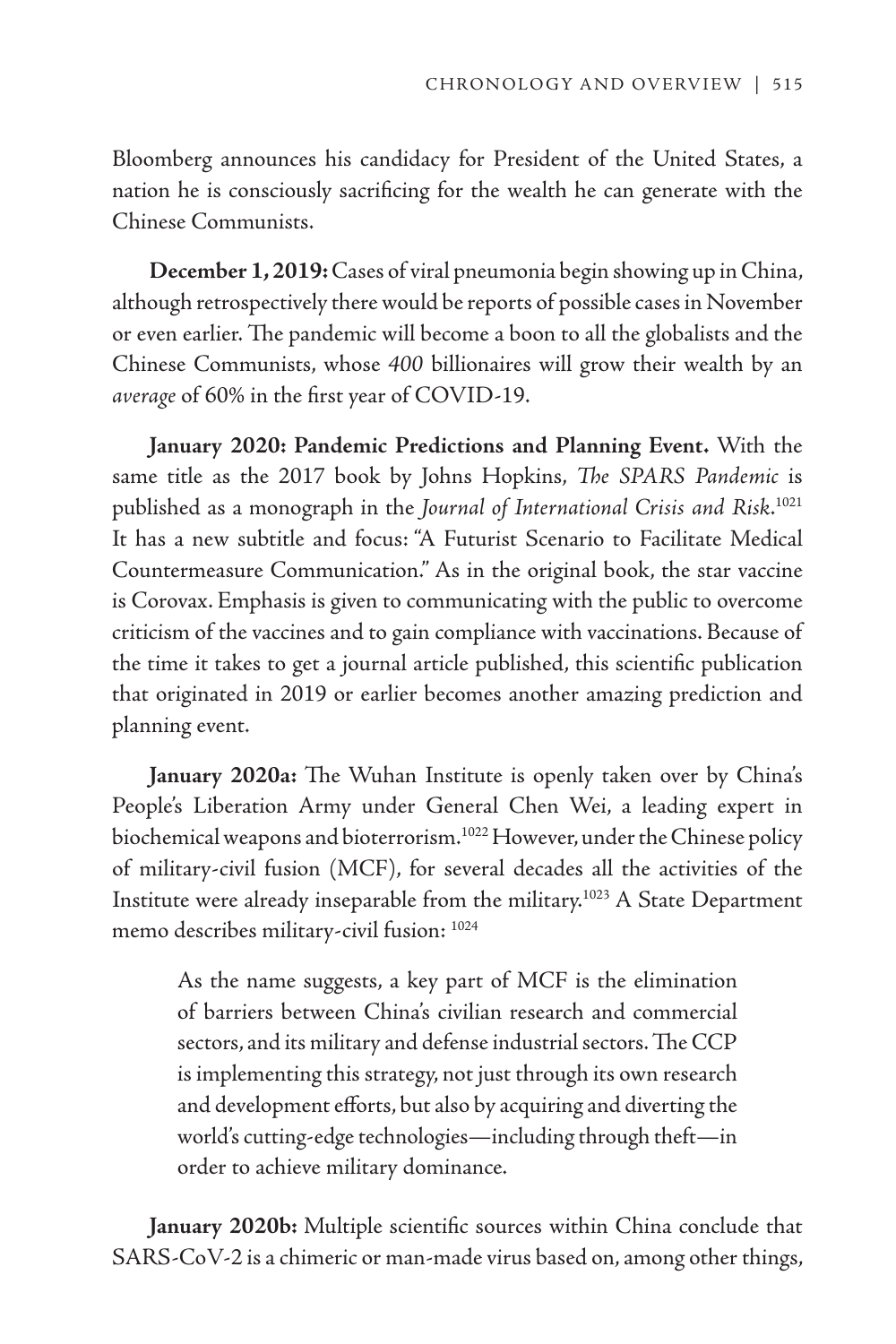Bloomberg announces his candidacy for President of the United States, a nation he is consciously sacrificing for the wealth he can generate with the Chinese Communists.

**December 1, 2019:** Cases of viral pneumonia begin showing up in China, although retrospectively there would be reports of possible cases in November or even earlier. The pandemic will become a boon to all the globalists and the Chinese Communists, whose *400* billionaires will grow their wealth by an *average* of 60% in the first year of COVID-19.

**January 2020: Pandemic Predictions and Planning Event.** With the same title as the 2017 book by Johns Hopkins, *The SPARS Pandemic* is published as a monograph in the *Journal of International Crisis and Risk*.[1021] It has a new subtitle and focus: "A Futurist Scenario to Facilitate Medical Countermeasure Communication." As in the original book, the star vaccine is Corovax. Emphasis is given to communicating with the public to overcome criticism of the vaccines and to gain compliance with vaccinations. Because of the time it takes to get a journal article published, this scientific publication that originated in 2019 or earlier becomes another amazing prediction and planning event.

**January 2020a:** The Wuhan Institute is openly taken over by China's People's Liberation Army under General Chen Wei, a leading expert in biochemical weapons and bioterrorism.[1022] However, under the Chinese policy of military-civil fusion (MCF), for several decades all the activities of the Institute were already inseparable from the military.[1023] A State Department memo describes military-civil fusion: [1024]

> As the name suggests, a key part of MCF is the elimination of barriers between China's civilian research and commercial sectors, and its military and defense industrial sectors. The CCP is implementing this strategy, not just through its own research and development efforts, but also by acquiring and diverting the world's cutting-edge technologies—including through theft—in order to achieve military dominance.

**January 2020b:** Multiple scientific sources within China conclude that SARS-CoV-2 is a chimeric or man-made virus based on, among other things,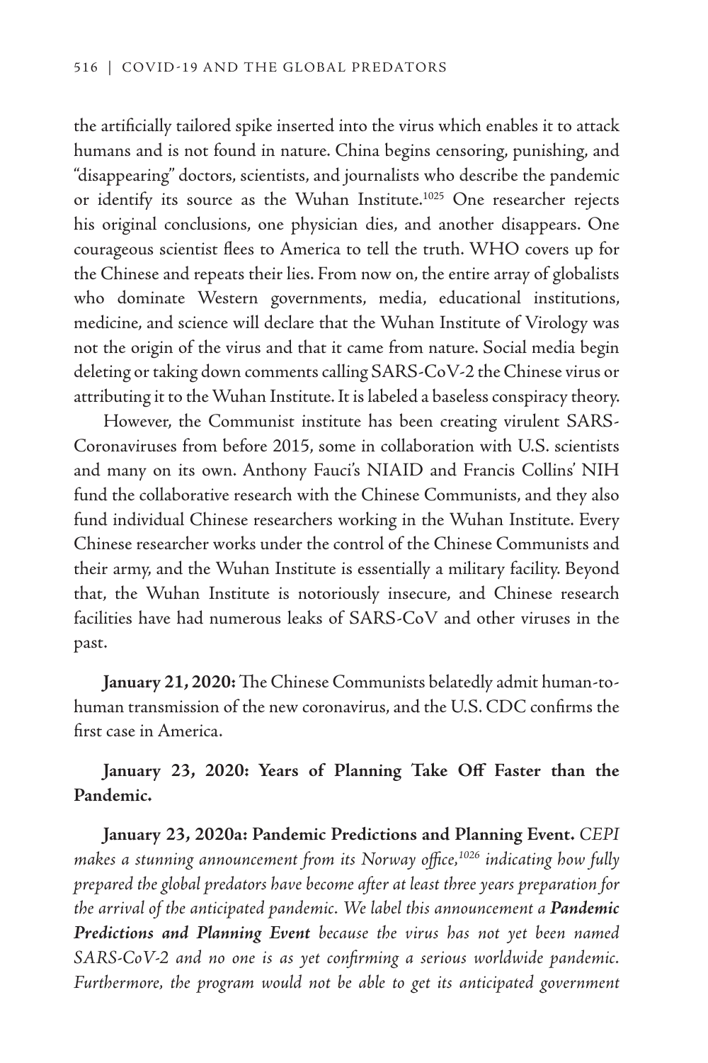the artificially tailored spike inserted into the virus which enables it to attack humans and is not found in nature. China begins censoring, punishing, and "disappearing" doctors, scientists, and journalists who describe the pandemic or identify its source as the Wuhan Institute.[1025] One researcher rejects his original conclusions, one physician dies, and another disappears. One courageous scientist flees to America to tell the truth. WHO covers up for the Chinese and repeats their lies. From now on, the entire array of globalists who dominate Western governments, media, educational institutions, medicine, and science will declare that the Wuhan Institute of Virology was not the origin of the virus and that it came from nature. Social media begin deleting or taking down comments calling SARS-CoV-2 the Chinese virus or attributing it to the Wuhan Institute. It is labeled a baseless conspiracy theory.

However, the Communist institute has been creating virulent SARS-Coronaviruses from before 2015, some in collaboration with U.S. scientists and many on its own. Anthony Fauci's NIAID and Francis Collins' NIH fund the collaborative research with the Chinese Communists, and they also fund individual Chinese researchers working in the Wuhan Institute. Every Chinese researcher works under the control of the Chinese Communists and their army, and the Wuhan Institute is essentially a military facility. Beyond that, the Wuhan Institute is notoriously insecure, and Chinese research facilities have had numerous leaks of SARS-CoV and other viruses in the past.

**January 21, 2020:** The Chinese Communists belatedly admit human-to-human transmission of the new coronavirus, and the U.S. CDC confirms the first case in America.

**January 23, 2020: Years of Planning Take Off Faster than the Pandemic.**

**January 23, 2020a: Pandemic Predictions and Planning Event.** *CEPI makes a stunning announcement from its Norway office,[1026] indicating how fully prepared the global predators have become after at least three years preparation for the arrival of the anticipated pandemic. We label this announcement a* ***Pandemic Predictions and Planning Event*** *because the virus has not yet been named SARS-CoV-2 and no one is as yet confirming a serious worldwide pandemic. Furthermore, the program would not be able to get its anticipated government*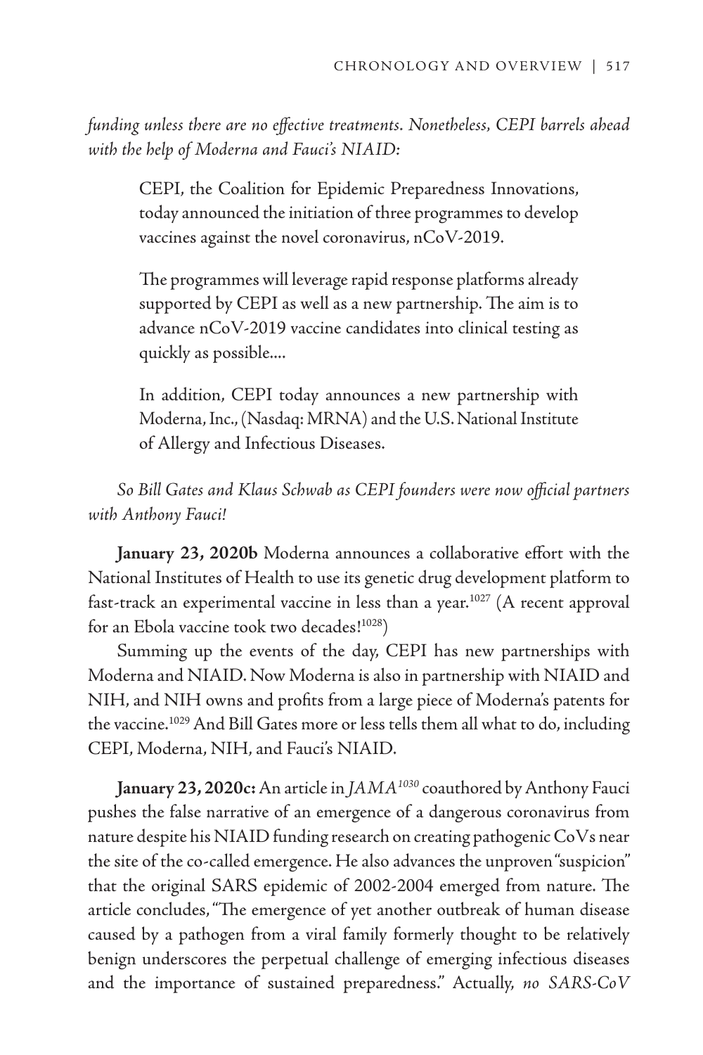*funding unless there are no effective treatments. Nonetheless, CEPI barrels ahead with the help of Moderna and Fauci's NIAID:*

> CEPI, the Coalition for Epidemic Preparedness Innovations, today announced the initiation of three programmes to develop vaccines against the novel coronavirus, nCoV-2019.
>
> The programmes will leverage rapid response platforms already supported by CEPI as well as a new partnership. The aim is to advance nCoV-2019 vaccine candidates into clinical testing as quickly as possible....
>
> In addition, CEPI today announces a new partnership with Moderna, Inc., (Nasdaq: MRNA) and the U.S. National Institute of Allergy and Infectious Diseases.

*So Bill Gates and Klaus Schwab as CEPI founders were now official partners with Anthony Fauci!*

**January 23, 2020b** Moderna announces a collaborative effort with the National Institutes of Health to use its genetic drug development platform to fast-track an experimental vaccine in less than a year.[1027] (A recent approval for an Ebola vaccine took two decades![1028])

Summing up the events of the day, CEPI has new partnerships with Moderna and NIAID. Now Moderna is also in partnership with NIAID and NIH, and NIH owns and profits from a large piece of Moderna's patents for the vaccine.[1029] And Bill Gates more or less tells them all what to do, including CEPI, Moderna, NIH, and Fauci's NIAID.

**January 23, 2020c:** An article in *JAMA*[1030] coauthored by Anthony Fauci pushes the false narrative of an emergence of a dangerous coronavirus from nature despite his NIAID funding research on creating pathogenic CoVs near the site of the co-called emergence. He also advances the unproven "suspicion" that the original SARS epidemic of 2002-2004 emerged from nature. The article concludes, "The emergence of yet another outbreak of human disease caused by a pathogen from a viral family formerly thought to be relatively benign underscores the perpetual challenge of emerging infectious diseases and the importance of sustained preparedness." Actually, *no SARS-CoV*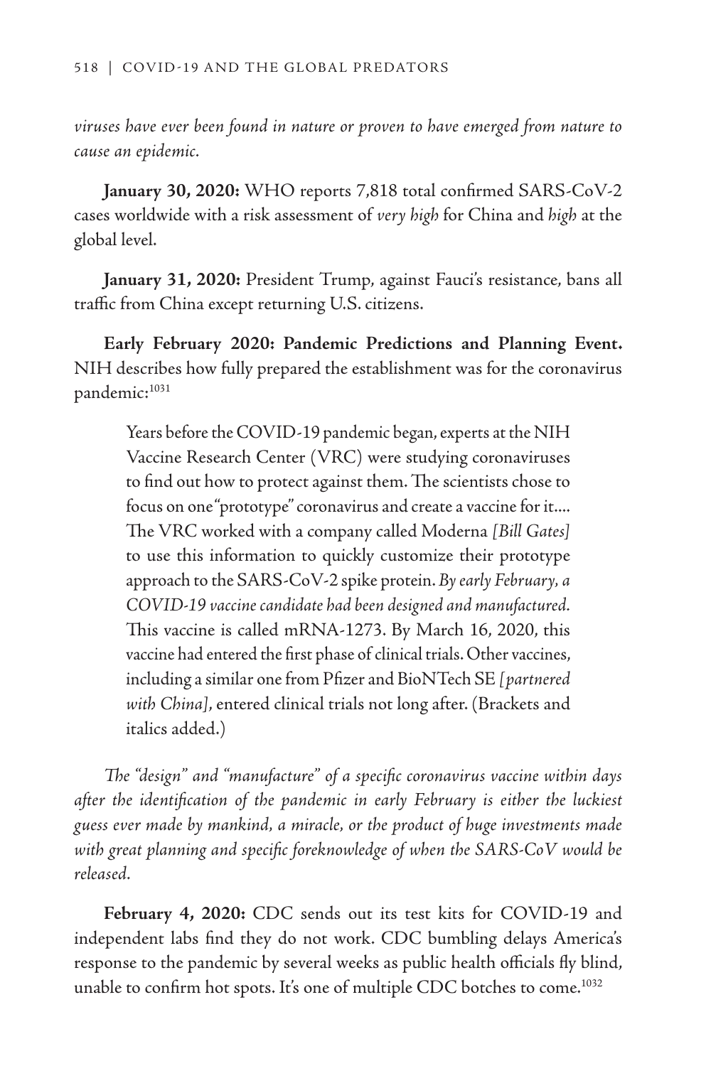*viruses have ever been found in nature or proven to have emerged from nature to cause an epidemic.*

**January 30, 2020:** WHO reports 7,818 total confirmed SARS-CoV-2 cases worldwide with a risk assessment of *very high* for China and *high* at the global level.

**January 31, 2020:** President Trump, against Fauci's resistance, bans all traffic from China except returning U.S. citizens.

**Early February 2020: Pandemic Predictions and Planning Event.** NIH describes how fully prepared the establishment was for the coronavirus pandemic:[1031]

> Years before the COVID-19 pandemic began, experts at the NIH Vaccine Research Center (VRC) were studying coronaviruses to find out how to protect against them. The scientists chose to focus on one "prototype" coronavirus and create a vaccine for it.... The VRC worked with a company called Moderna *[Bill Gates]* to use this information to quickly customize their prototype approach to the SARS-CoV-2 spike protein. *By early February, a COVID-19 vaccine candidate had been designed and manufactured.* This vaccine is called mRNA-1273. By March 16, 2020, this vaccine had entered the first phase of clinical trials. Other vaccines, including a similar one from Pfizer and BioNTech SE *[partnered with China]*, entered clinical trials not long after. (Brackets and italics added.)

*The "design" and "manufacture" of a specific coronavirus vaccine within days after the identification of the pandemic in early February is either the luckiest guess ever made by mankind, a miracle, or the product of huge investments made with great planning and specific foreknowledge of when the SARS-CoV would be released.*

**February 4, 2020:** CDC sends out its test kits for COVID-19 and independent labs find they do not work. CDC bumbling delays America's response to the pandemic by several weeks as public health officials fly blind, unable to confirm hot spots. It's one of multiple CDC botches to come.[1032]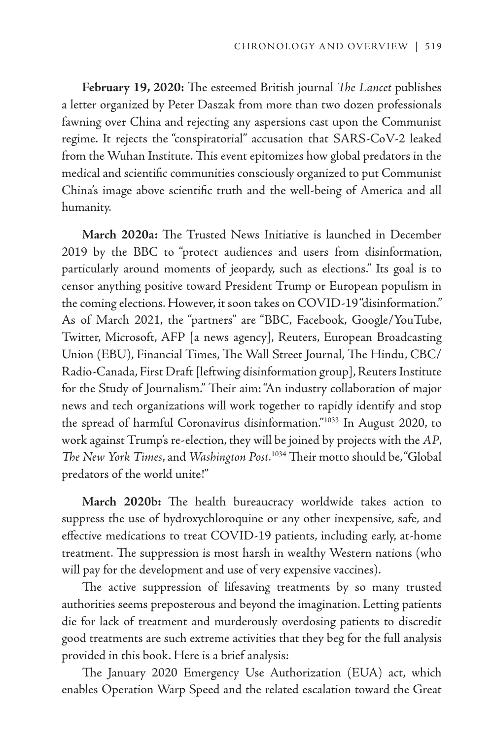**February 19, 2020:** The esteemed British journal *The Lancet* publishes a letter organized by Peter Daszak from more than two dozen professionals fawning over China and rejecting any aspersions cast upon the Communist regime. It rejects the "conspiratorial" accusation that SARS-CoV-2 leaked from the Wuhan Institute. This event epitomizes how global predators in the medical and scientific communities consciously organized to put Communist China's image above scientific truth and the well-being of America and all humanity.

**March 2020a:** The Trusted News Initiative is launched in December 2019 by the BBC to "protect audiences and users from disinformation, particularly around moments of jeopardy, such as elections." Its goal is to censor anything positive toward President Trump or European populism in the coming elections. However, it soon takes on COVID-19 "disinformation." As of March 2021, the "partners" are "BBC, Facebook, Google/YouTube, Twitter, Microsoft, AFP [a news agency], Reuters, European Broadcasting Union (EBU), Financial Times, The Wall Street Journal, The Hindu, CBC/Radio-Canada, First Draft [leftwing disinformation group], Reuters Institute for the Study of Journalism." Their aim: "An industry collaboration of major news and tech organizations will work together to rapidly identify and stop the spread of harmful Coronavirus disinformation."[1033] In August 2020, to work against Trump's re-election, they will be joined by projects with the *AP*, *The New York Times*, and *Washington Post*.[1034] Their motto should be, "Global predators of the world unite!"

**March 2020b:** The health bureaucracy worldwide takes action to suppress the use of hydroxychloroquine or any other inexpensive, safe, and effective medications to treat COVID-19 patients, including early, at-home treatment. The suppression is most harsh in wealthy Western nations (who will pay for the development and use of very expensive vaccines).

The active suppression of lifesaving treatments by so many trusted authorities seems preposterous and beyond the imagination. Letting patients die for lack of treatment and murderously overdosing patients to discredit good treatments are such extreme activities that they beg for the full analysis provided in this book. Here is a brief analysis:

The January 2020 Emergency Use Authorization (EUA) act, which enables Operation Warp Speed and the related escalation toward the Great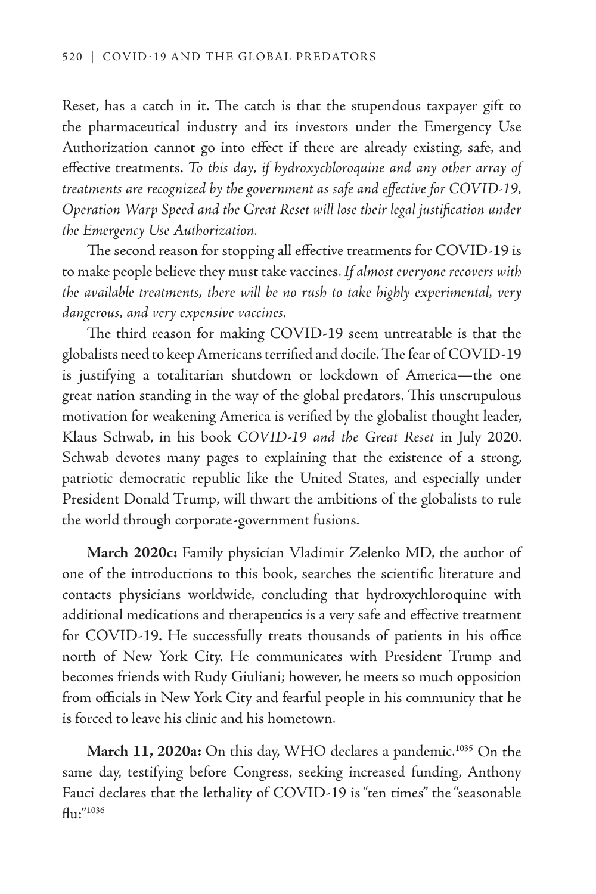Reset, has a catch in it. The catch is that the stupendous taxpayer gift to the pharmaceutical industry and its investors under the Emergency Use Authorization cannot go into effect if there are already existing, safe, and effective treatments. *To this day, if hydroxychloroquine and any other array of treatments are recognized by the government as safe and effective for COVID-19, Operation Warp Speed and the Great Reset will lose their legal justification under the Emergency Use Authorization.*

The second reason for stopping all effective treatments for COVID-19 is to make people believe they must take vaccines. *If almost everyone recovers with the available treatments, there will be no rush to take highly experimental, very dangerous, and very expensive vaccines.*

The third reason for making COVID-19 seem untreatable is that the globalists need to keep Americans terrified and docile. The fear of COVID-19 is justifying a totalitarian shutdown or lockdown of America—the one great nation standing in the way of the global predators. This unscrupulous motivation for weakening America is verified by the globalist thought leader, Klaus Schwab, in his book *COVID-19 and the Great Reset* in July 2020. Schwab devotes many pages to explaining that the existence of a strong, patriotic democratic republic like the United States, and especially under President Donald Trump, will thwart the ambitions of the globalists to rule the world through corporate-government fusions.

**March 2020c:** Family physician Vladimir Zelenko MD, the author of one of the introductions to this book, searches the scientific literature and contacts physicians worldwide, concluding that hydroxychloroquine with additional medications and therapeutics is a very safe and effective treatment for COVID-19. He successfully treats thousands of patients in his office north of New York City. He communicates with President Trump and becomes friends with Rudy Giuliani; however, he meets so much opposition from officials in New York City and fearful people in his community that he is forced to leave his clinic and his hometown.

**March 11, 2020a:** On this day, WHO declares a pandemic.[1035] On the same day, testifying before Congress, seeking increased funding, Anthony Fauci declares that the lethality of COVID-19 is "ten times" the "seasonable flu:"[1036]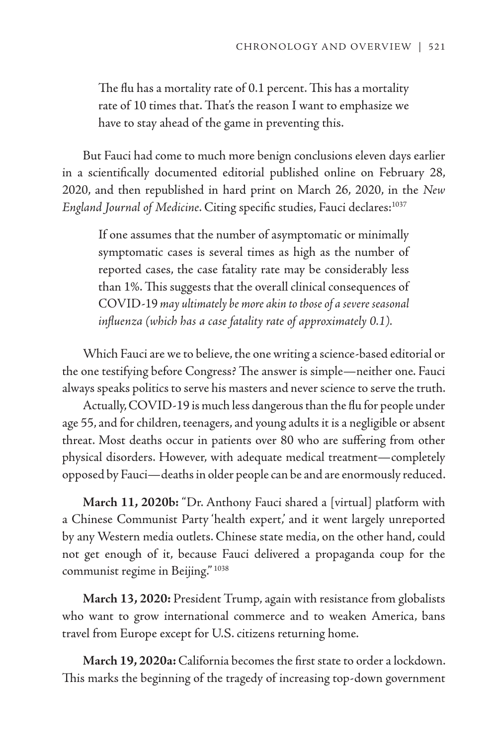> The flu has a mortality rate of 0.1 percent. This has a mortality rate of 10 times that. That's the reason I want to emphasize we have to stay ahead of the game in preventing this.

But Fauci had come to much more benign conclusions eleven days earlier in a scientifically documented editorial published online on February 28, 2020, and then republished in hard print on March 26, 2020, in the *New England Journal of Medicine*. Citing specific studies, Fauci declares:[1037]

> If one assumes that the number of asymptomatic or minimally symptomatic cases is several times as high as the number of reported cases, the case fatality rate may be considerably less than 1%. This suggests that the overall clinical consequences of COVID-19 *may ultimately be more akin to those of a severe seasonal influenza (which has a case fatality rate of approximately 0.1).*

Which Fauci are we to believe, the one writing a science-based editorial or the one testifying before Congress? The answer is simple—neither one. Fauci always speaks politics to serve his masters and never science to serve the truth.

Actually, COVID-19 is much less dangerous than the flu for people under age 55, and for children, teenagers, and young adults it is a negligible or absent threat. Most deaths occur in patients over 80 who are suffering from other physical disorders. However, with adequate medical treatment—completely opposed by Fauci—deaths in older people can be and are enormously reduced.

**March 11, 2020b:** "Dr. Anthony Fauci shared a [virtual] platform with a Chinese Communist Party 'health expert,' and it went largely unreported by any Western media outlets. Chinese state media, on the other hand, could not get enough of it, because Fauci delivered a propaganda coup for the communist regime in Beijing."[1038]

**March 13, 2020:** President Trump, again with resistance from globalists who want to grow international commerce and to weaken America, bans travel from Europe except for U.S. citizens returning home.

**March 19, 2020a:** California becomes the first state to order a lockdown. This marks the beginning of the tragedy of increasing top-down government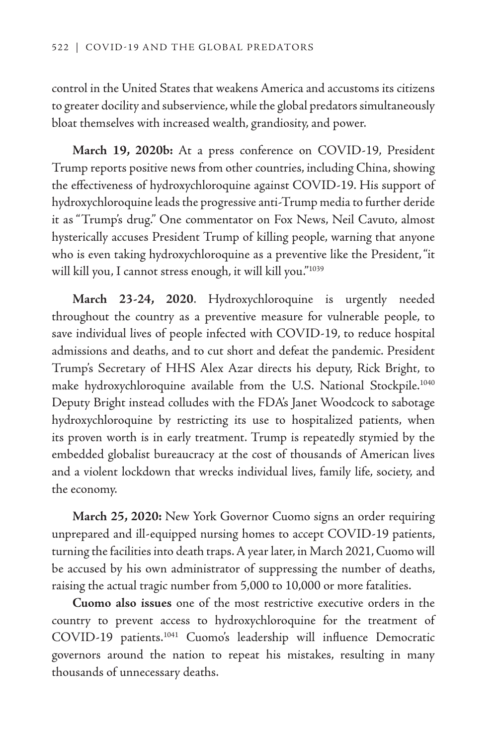control in the United States that weakens America and accustoms its citizens to greater docility and subservience, while the global predators simultaneously bloat themselves with increased wealth, grandiosity, and power.

**March 19, 2020b:** At a press conference on COVID-19, President Trump reports positive news from other countries, including China, showing the effectiveness of hydroxychloroquine against COVID-19. His support of hydroxychloroquine leads the progressive anti-Trump media to further deride it as "Trump's drug." One commentator on Fox News, Neil Cavuto, almost hysterically accuses President Trump of killing people, warning that anyone who is even taking hydroxychloroquine as a preventive like the President, "it will kill you, I cannot stress enough, it will kill you."[1039]

**March 23-24, 2020**. Hydroxychloroquine is urgently needed throughout the country as a preventive measure for vulnerable people, to save individual lives of people infected with COVID-19, to reduce hospital admissions and deaths, and to cut short and defeat the pandemic. President Trump's Secretary of HHS Alex Azar directs his deputy, Rick Bright, to make hydroxychloroquine available from the U.S. National Stockpile.[1040] Deputy Bright instead colludes with the FDA's Janet Woodcock to sabotage hydroxychloroquine by restricting its use to hospitalized patients, when its proven worth is in early treatment. Trump is repeatedly stymied by the embedded globalist bureaucracy at the cost of thousands of American lives and a violent lockdown that wrecks individual lives, family life, society, and the economy.

**March 25, 2020:** New York Governor Cuomo signs an order requiring unprepared and ill-equipped nursing homes to accept COVID-19 patients, turning the facilities into death traps. A year later, in March 2021, Cuomo will be accused by his own administrator of suppressing the number of deaths, raising the actual tragic number from 5,000 to 10,000 or more fatalities.

**Cuomo also issues** one of the most restrictive executive orders in the country to prevent access to hydroxychloroquine for the treatment of COVID-19 patients.[1041] Cuomo's leadership will influence Democratic governors around the nation to repeat his mistakes, resulting in many thousands of unnecessary deaths.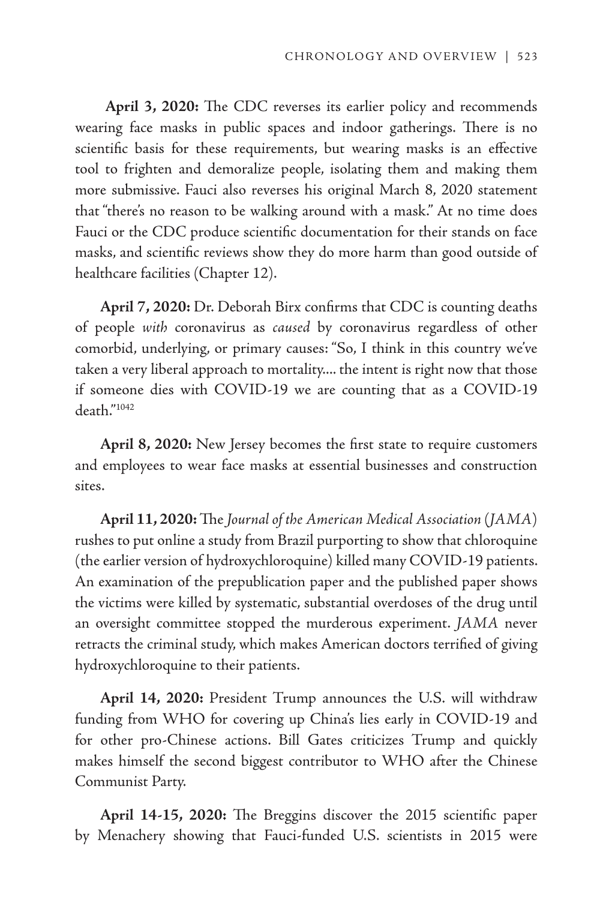**April 3, 2020:** The CDC reverses its earlier policy and recommends wearing face masks in public spaces and indoor gatherings. There is no scientific basis for these requirements, but wearing masks is an effective tool to frighten and demoralize people, isolating them and making them more submissive. Fauci also reverses his original March 8, 2020 statement that "there's no reason to be walking around with a mask." At no time does Fauci or the CDC produce scientific documentation for their stands on face masks, and scientific reviews show they do more harm than good outside of healthcare facilities (Chapter 12).

**April 7, 2020:** Dr. Deborah Birx confirms that CDC is counting deaths of people *with* coronavirus as *caused* by coronavirus regardless of other comorbid, underlying, or primary causes: "So, I think in this country we've taken a very liberal approach to mortality.... the intent is right now that those if someone dies with COVID-19 we are counting that as a COVID-19 death."[1042]

**April 8, 2020:** New Jersey becomes the first state to require customers and employees to wear face masks at essential businesses and construction sites.

**April 11, 2020:** The *Journal of the American Medical Association* (*JAMA*) rushes to put online a study from Brazil purporting to show that chloroquine (the earlier version of hydroxychloroquine) killed many COVID-19 patients. An examination of the prepublication paper and the published paper shows the victims were killed by systematic, substantial overdoses of the drug until an oversight committee stopped the murderous experiment. *JAMA* never retracts the criminal study, which makes American doctors terrified of giving hydroxychloroquine to their patients.

**April 14, 2020:** President Trump announces the U.S. will withdraw funding from WHO for covering up China's lies early in COVID-19 and for other pro-Chinese actions. Bill Gates criticizes Trump and quickly makes himself the second biggest contributor to WHO after the Chinese Communist Party.

**April 14-15, 2020:** The Breggins discover the 2015 scientific paper by Menachery showing that Fauci-funded U.S. scientists in 2015 were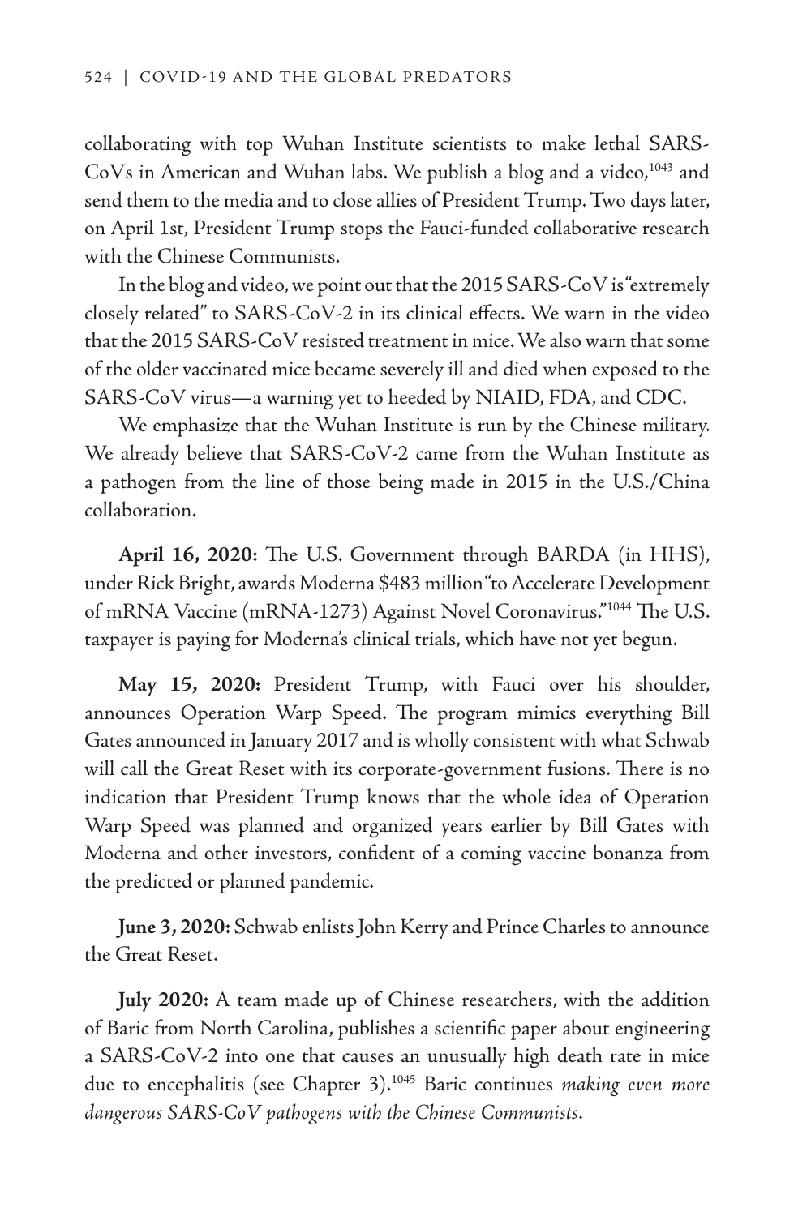collaborating with top Wuhan Institute scientists to make lethal SARS-CoVs in American and Wuhan labs. We publish a blog and a video,[1043] and send them to the media and to close allies of President Trump. Two days later, on April 1st, President Trump stops the Fauci-funded collaborative research with the Chinese Communists.

In the blog and video, we point out that the 2015 SARS-CoV is "extremely closely related" to SARS-CoV-2 in its clinical effects. We warn in the video that the 2015 SARS-CoV resisted treatment in mice. We also warn that some of the older vaccinated mice became severely ill and died when exposed to the SARS-CoV virus—a warning yet to heeded by NIAID, FDA, and CDC.

We emphasize that the Wuhan Institute is run by the Chinese military. We already believe that SARS-CoV-2 came from the Wuhan Institute as a pathogen from the line of those being made in 2015 in the U.S./China collaboration.

**April 16, 2020:** The U.S. Government through BARDA (in HHS), under Rick Bright, awards Moderna $483 million "to Accelerate Development of mRNA Vaccine (mRNA-1273) Against Novel Coronavirus."[1044] The U.S. taxpayer is paying for Moderna's clinical trials, which have not yet begun.

**May 15, 2020:** President Trump, with Fauci over his shoulder, announces Operation Warp Speed. The program mimics everything Bill Gates announced in January 2017 and is wholly consistent with what Schwab will call the Great Reset with its corporate-government fusions. There is no indication that President Trump knows that the whole idea of Operation Warp Speed was planned and organized years earlier by Bill Gates with Moderna and other investors, confident of a coming vaccine bonanza from the predicted or planned pandemic.

**June 3, 2020:** Schwab enlists John Kerry and Prince Charles to announce the Great Reset.

**July 2020:** A team made up of Chinese researchers, with the addition of Baric from North Carolina, publishes a scientific paper about engineering a SARS-CoV-2 into one that causes an unusually high death rate in mice due to encephalitis (see Chapter 3).[1045] Baric continues *making even more dangerous SARS-CoV pathogens with the Chinese Communists*.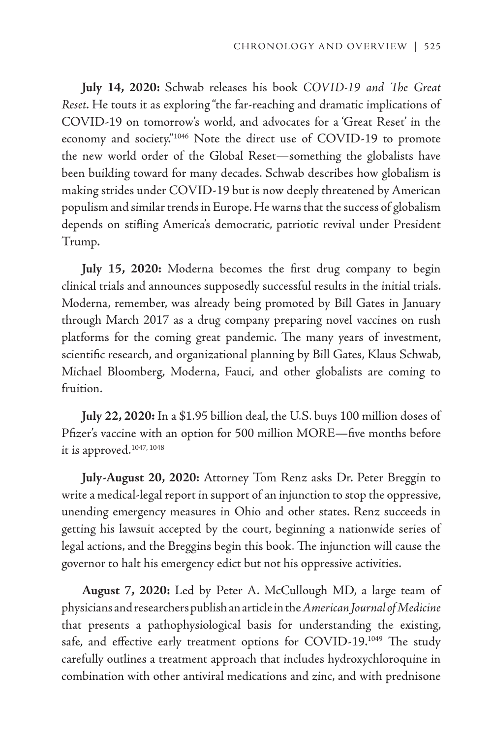**July 14, 2020:** Schwab releases his book *COVID-19 and The Great Reset*. He touts it as exploring "the far-reaching and dramatic implications of COVID-19 on tomorrow's world, and advocates for a 'Great Reset' in the economy and society."[1046] Note the direct use of COVID-19 to promote the new world order of the Global Reset—something the globalists have been building toward for many decades. Schwab describes how globalism is making strides under COVID-19 but is now deeply threatened by American populism and similar trends in Europe. He warns that the success of globalism depends on stifling America's democratic, patriotic revival under President Trump.

**July 15, 2020:** Moderna becomes the first drug company to begin clinical trials and announces supposedly successful results in the initial trials. Moderna, remember, was already being promoted by Bill Gates in January through March 2017 as a drug company preparing novel vaccines on rush platforms for the coming great pandemic. The many years of investment, scientific research, and organizational planning by Bill Gates, Klaus Schwab, Michael Bloomberg, Moderna, Fauci, and other globalists are coming to fruition.

**July 22, 2020:** In a $1.95 billion deal, the U.S. buys 100 million doses of Pfizer's vaccine with an option for 500 million MORE—five months before it is approved.[1047, 1048]

**July-August 20, 2020:** Attorney Tom Renz asks Dr. Peter Breggin to write a medical-legal report in support of an injunction to stop the oppressive, unending emergency measures in Ohio and other states. Renz succeeds in getting his lawsuit accepted by the court, beginning a nationwide series of legal actions, and the Breggins begin this book. The injunction will cause the governor to halt his emergency edict but not his oppressive activities.

**August 7, 2020:** Led by Peter A. McCullough MD, a large team of physicians and researchers publish an article in the *American Journal of Medicine* that presents a pathophysiological basis for understanding the existing, safe, and effective early treatment options for COVID-19.[1049] The study carefully outlines a treatment approach that includes hydroxychloroquine in combination with other antiviral medications and zinc, and with prednisone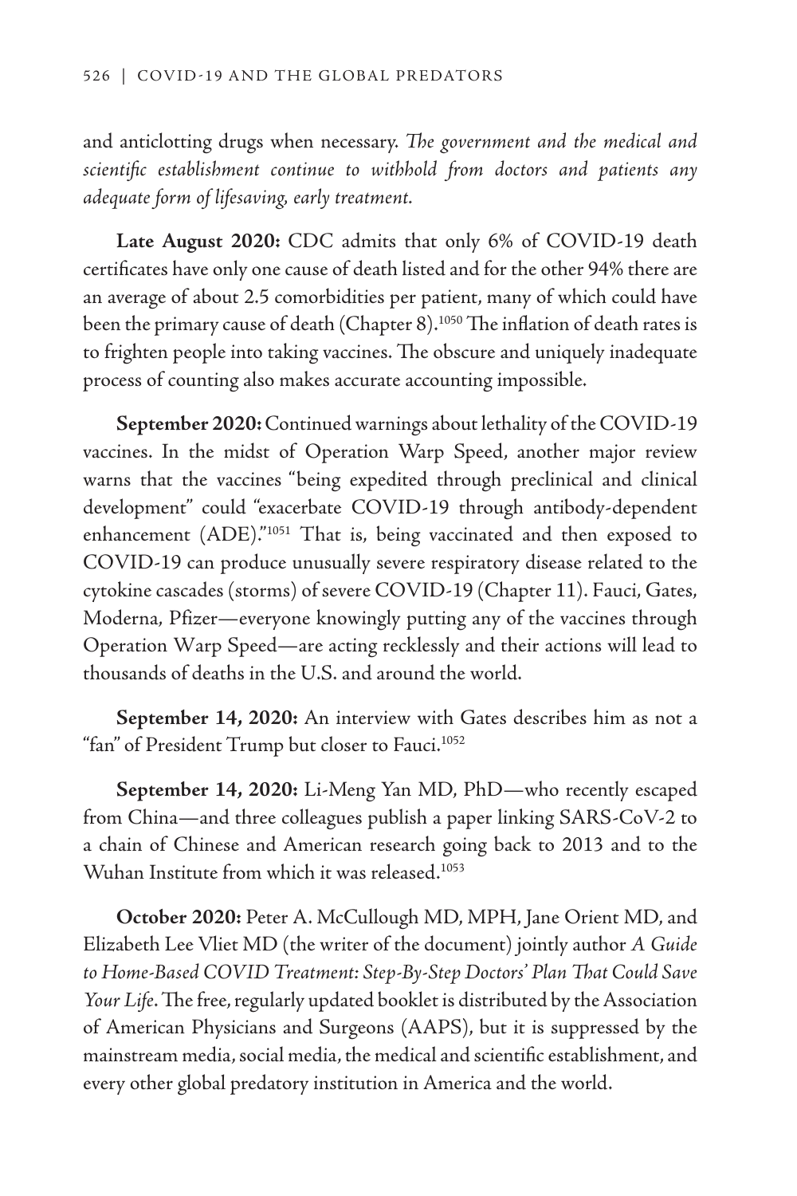and anticlotting drugs when necessary. *The government and the medical and scientific establishment continue to withhold from doctors and patients any adequate form of lifesaving, early treatment.*

**Late August 2020:** CDC admits that only 6% of COVID-19 death certificates have only one cause of death listed and for the other 94% there are an average of about 2.5 comorbidities per patient, many of which could have been the primary cause of death (Chapter 8).[1050] The inflation of death rates is to frighten people into taking vaccines. The obscure and uniquely inadequate process of counting also makes accurate accounting impossible.

**September 2020:** Continued warnings about lethality of the COVID-19 vaccines. In the midst of Operation Warp Speed, another major review warns that the vaccines "being expedited through preclinical and clinical development" could "exacerbate COVID-19 through antibody-dependent enhancement (ADE)."[1051] That is, being vaccinated and then exposed to COVID-19 can produce unusually severe respiratory disease related to the cytokine cascades (storms) of severe COVID-19 (Chapter 11). Fauci, Gates, Moderna, Pfizer—everyone knowingly putting any of the vaccines through Operation Warp Speed—are acting recklessly and their actions will lead to thousands of deaths in the U.S. and around the world.

**September 14, 2020:** An interview with Gates describes him as not a "fan" of President Trump but closer to Fauci.[1052]

**September 14, 2020:** Li-Meng Yan MD, PhD—who recently escaped from China—and three colleagues publish a paper linking SARS-CoV-2 to a chain of Chinese and American research going back to 2013 and to the Wuhan Institute from which it was released.[1053]

**October 2020:** Peter A. McCullough MD, MPH, Jane Orient MD, and Elizabeth Lee Vliet MD (the writer of the document) jointly author *A Guide to Home-Based COVID Treatment: Step-By-Step Doctors' Plan That Could Save Your Life*. The free, regularly updated booklet is distributed by the Association of American Physicians and Surgeons (AAPS), but it is suppressed by the mainstream media, social media, the medical and scientific establishment, and every other global predatory institution in America and the world.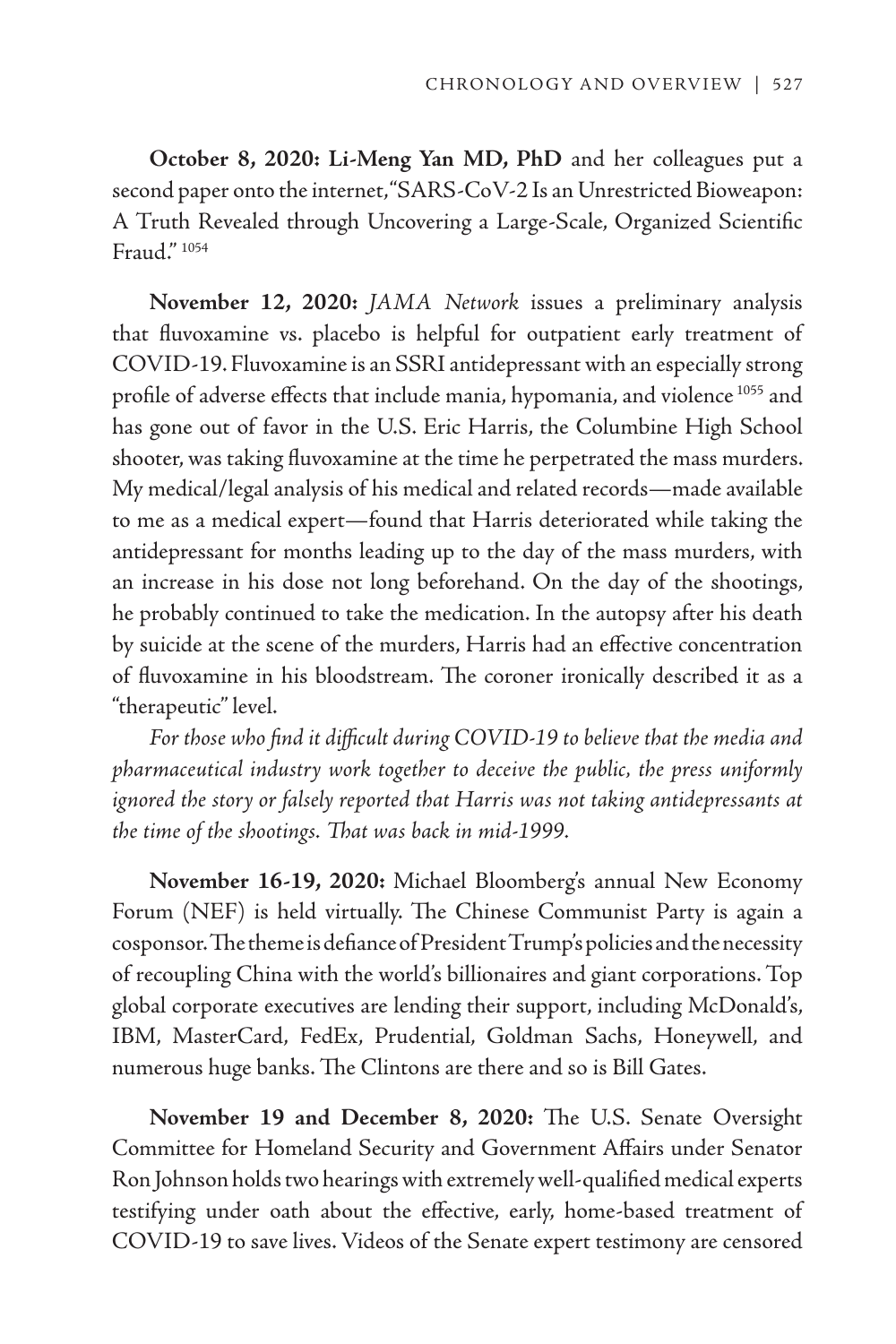**October 8, 2020: Li-Meng Yan MD, PhD** and her colleagues put a second paper onto the internet, "SARS-CoV-2 Is an Unrestricted Bioweapon: A Truth Revealed through Uncovering a Large-Scale, Organized Scientific Fraud." [1054]

**November 12, 2020:** *JAMA Network* issues a preliminary analysis that fluvoxamine vs. placebo is helpful for outpatient early treatment of COVID-19. Fluvoxamine is an SSRI antidepressant with an especially strong profile of adverse effects that include mania, hypomania, and violence [1055] and has gone out of favor in the U.S. Eric Harris, the Columbine High School shooter, was taking fluvoxamine at the time he perpetrated the mass murders. My medical/legal analysis of his medical and related records—made available to me as a medical expert—found that Harris deteriorated while taking the antidepressant for months leading up to the day of the mass murders, with an increase in his dose not long beforehand. On the day of the shootings, he probably continued to take the medication. In the autopsy after his death by suicide at the scene of the murders, Harris had an effective concentration of fluvoxamine in his bloodstream. The coroner ironically described it as a "therapeutic" level.

*For those who find it difficult during COVID-19 to believe that the media and pharmaceutical industry work together to deceive the public, the press uniformly ignored the story or falsely reported that Harris was not taking antidepressants at the time of the shootings. That was back in mid-1999.*

**November 16-19, 2020:** Michael Bloomberg's annual New Economy Forum (NEF) is held virtually. The Chinese Communist Party is again a cosponsor. The theme is defiance of President Trump's policies and the necessity of recoupling China with the world's billionaires and giant corporations. Top global corporate executives are lending their support, including McDonald's, IBM, MasterCard, FedEx, Prudential, Goldman Sachs, Honeywell, and numerous huge banks. The Clintons are there and so is Bill Gates.

**November 19 and December 8, 2020:** The U.S. Senate Oversight Committee for Homeland Security and Government Affairs under Senator Ron Johnson holds two hearings with extremely well-qualified medical experts testifying under oath about the effective, early, home-based treatment of COVID-19 to save lives. Videos of the Senate expert testimony are censored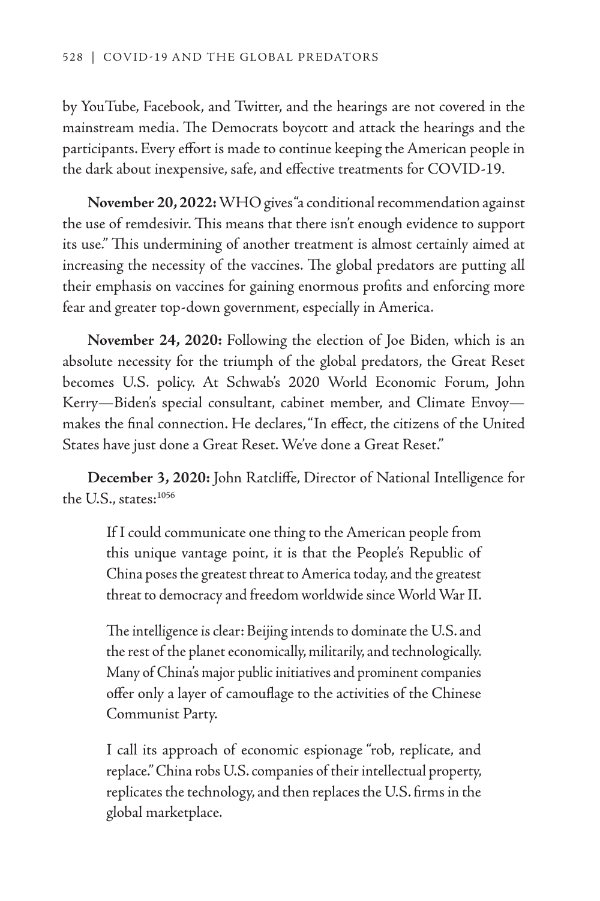by YouTube, Facebook, and Twitter, and the hearings are not covered in the mainstream media. The Democrats boycott and attack the hearings and the participants. Every effort is made to continue keeping the American people in the dark about inexpensive, safe, and effective treatments for COVID-19.

**November 20, 2022:** WHO gives "a conditional recommendation against the use of remdesivir. This means that there isn't enough evidence to support its use." This undermining of another treatment is almost certainly aimed at increasing the necessity of the vaccines. The global predators are putting all their emphasis on vaccines for gaining enormous profits and enforcing more fear and greater top-down government, especially in America.

**November 24, 2020:** Following the election of Joe Biden, which is an absolute necessity for the triumph of the global predators, the Great Reset becomes U.S. policy. At Schwab's 2020 World Economic Forum, John Kerry—Biden's special consultant, cabinet member, and Climate Envoy—makes the final connection. He declares, "In effect, the citizens of the United States have just done a Great Reset. We've done a Great Reset."

**December 3, 2020:** John Ratcliffe, Director of National Intelligence for the U.S., states:[1056]

> If I could communicate one thing to the American people from this unique vantage point, it is that the People's Republic of China poses the greatest threat to America today, and the greatest threat to democracy and freedom worldwide since World War II.
>
> The intelligence is clear: Beijing intends to dominate the U.S. and the rest of the planet economically, militarily, and technologically. Many of China's major public initiatives and prominent companies offer only a layer of camouflage to the activities of the Chinese Communist Party.
>
> I call its approach of economic espionage "rob, replicate, and replace." China robs U.S. companies of their intellectual property, replicates the technology, and then replaces the U.S. firms in the global marketplace.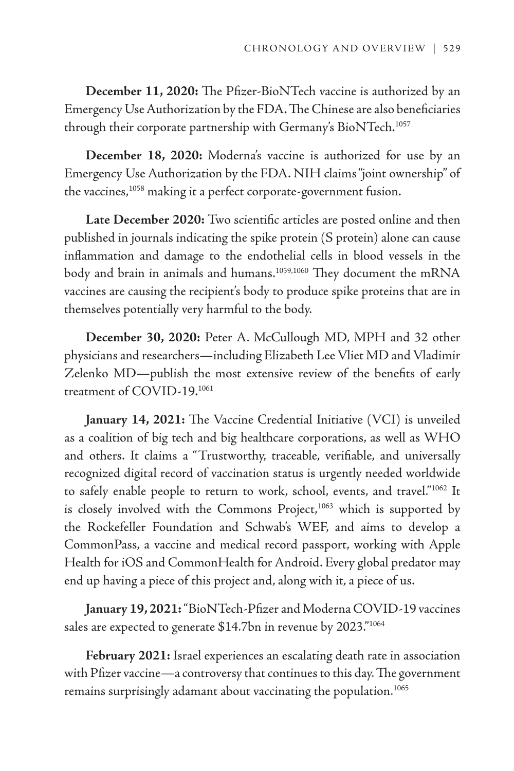**December 11, 2020:** The Pfizer-BioNTech vaccine is authorized by an Emergency Use Authorization by the FDA. The Chinese are also beneficiaries through their corporate partnership with Germany's BioNTech.[1057]

**December 18, 2020:** Moderna's vaccine is authorized for use by an Emergency Use Authorization by the FDA. NIH claims "joint ownership" of the vaccines,[1058] making it a perfect corporate-government fusion.

**Late December 2020:** Two scientific articles are posted online and then published in journals indicating the spike protein (S protein) alone can cause inflammation and damage to the endothelial cells in blood vessels in the body and brain in animals and humans.[1059,1060] They document the mRNA vaccines are causing the recipient's body to produce spike proteins that are in themselves potentially very harmful to the body.

**December 30, 2020:** Peter A. McCullough MD, MPH and 32 other physicians and researchers—including Elizabeth Lee Vliet MD and Vladimir Zelenko MD—publish the most extensive review of the benefits of early treatment of COVID-19.[1061]

**January 14, 2021:** The Vaccine Credential Initiative (VCI) is unveiled as a coalition of big tech and big healthcare corporations, as well as WHO and others. It claims a "Trustworthy, traceable, verifiable, and universally recognized digital record of vaccination status is urgently needed worldwide to safely enable people to return to work, school, events, and travel."[1062] It is closely involved with the Commons Project,[1063] which is supported by the Rockefeller Foundation and Schwab's WEF, and aims to develop a CommonPass, a vaccine and medical record passport, working with Apple Health for iOS and CommonHealth for Android. Every global predator may end up having a piece of this project and, along with it, a piece of us.

**January 19, 2021:** "BioNTech-Pfizer and Moderna COVID-19 vaccines sales are expected to generate $14.7bn in revenue by 2023."[1064]

**February 2021:** Israel experiences an escalating death rate in association with Pfizer vaccine—a controversy that continues to this day. The government remains surprisingly adamant about vaccinating the population.[1065]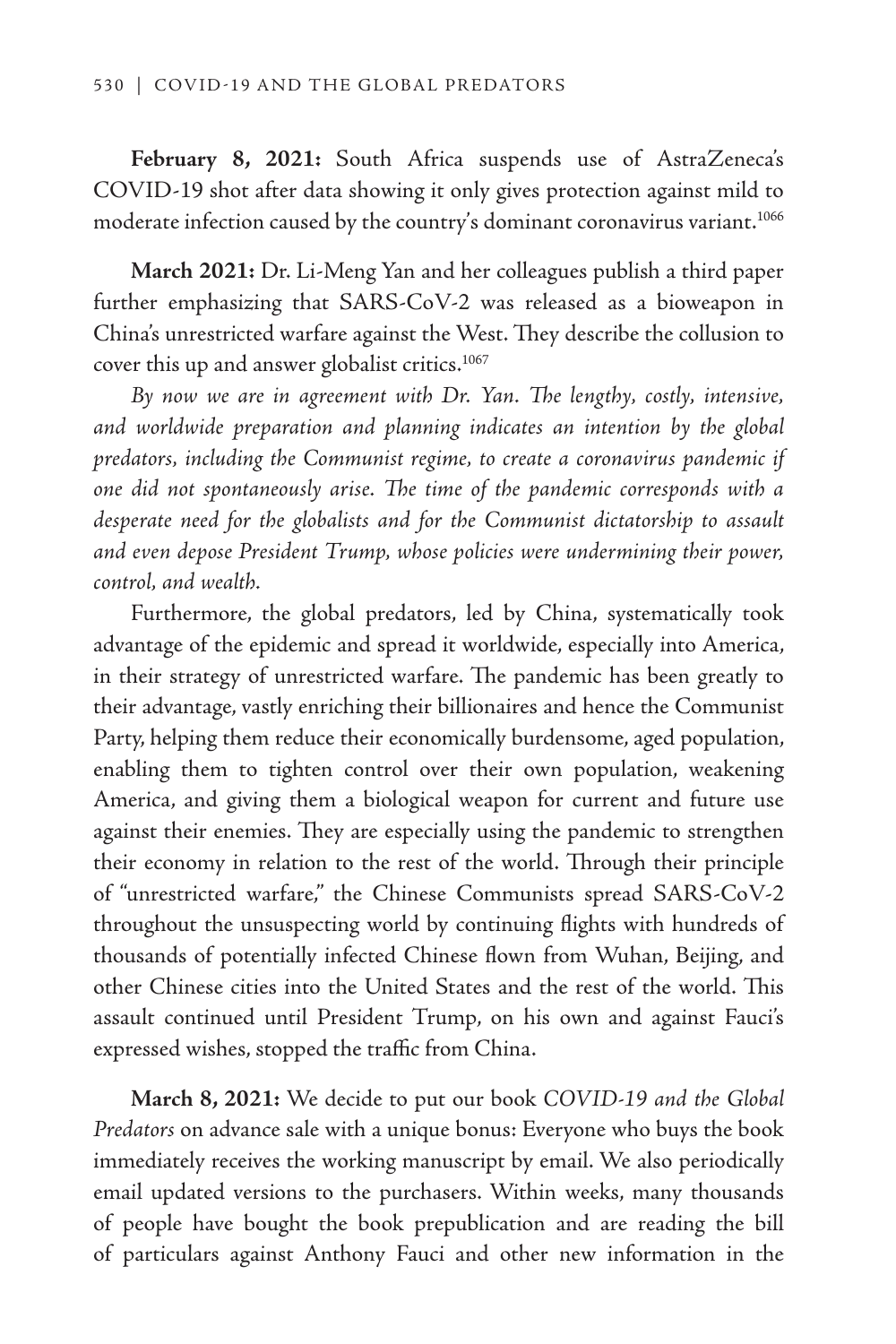**February 8, 2021:** South Africa suspends use of AstraZeneca's COVID-19 shot after data showing it only gives protection against mild to moderate infection caused by the country's dominant coronavirus variant.[1066]

**March 2021:** Dr. Li-Meng Yan and her colleagues publish a third paper further emphasizing that SARS-CoV-2 was released as a bioweapon in China's unrestricted warfare against the West. They describe the collusion to cover this up and answer globalist critics.[1067]

*By now we are in agreement with Dr. Yan. The lengthy, costly, intensive, and worldwide preparation and planning indicates an intention by the global predators, including the Communist regime, to create a coronavirus pandemic if one did not spontaneously arise. The time of the pandemic corresponds with a desperate need for the globalists and for the Communist dictatorship to assault and even depose President Trump, whose policies were undermining their power, control, and wealth.*

Furthermore, the global predators, led by China, systematically took advantage of the epidemic and spread it worldwide, especially into America, in their strategy of unrestricted warfare. The pandemic has been greatly to their advantage, vastly enriching their billionaires and hence the Communist Party, helping them reduce their economically burdensome, aged population, enabling them to tighten control over their own population, weakening America, and giving them a biological weapon for current and future use against their enemies. They are especially using the pandemic to strengthen their economy in relation to the rest of the world. Through their principle of "unrestricted warfare," the Chinese Communists spread SARS-CoV-2 throughout the unsuspecting world by continuing flights with hundreds of thousands of potentially infected Chinese flown from Wuhan, Beijing, and other Chinese cities into the United States and the rest of the world. This assault continued until President Trump, on his own and against Fauci's expressed wishes, stopped the traffic from China.

**March 8, 2021:** We decide to put our book *COVID-19 and the Global Predators* on advance sale with a unique bonus: Everyone who buys the book immediately receives the working manuscript by email. We also periodically email updated versions to the purchasers. Within weeks, many thousands of people have bought the book prepublication and are reading the bill of particulars against Anthony Fauci and other new information in the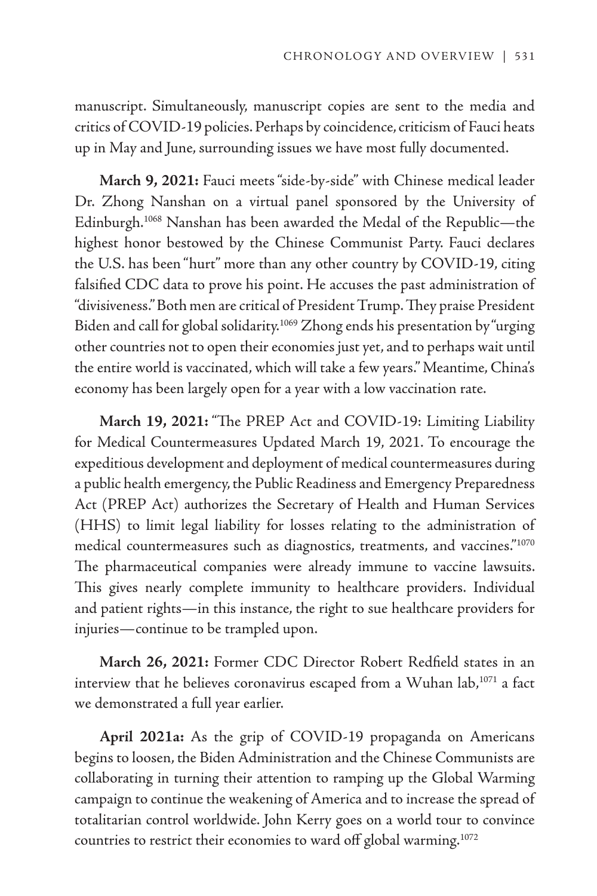manuscript. Simultaneously, manuscript copies are sent to the media and critics of COVID-19 policies. Perhaps by coincidence, criticism of Fauci heats up in May and June, surrounding issues we have most fully documented.

**March 9, 2021:** Fauci meets "side-by-side" with Chinese medical leader Dr. Zhong Nanshan on a virtual panel sponsored by the University of Edinburgh.[1068] Nanshan has been awarded the Medal of the Republic—the highest honor bestowed by the Chinese Communist Party. Fauci declares the U.S. has been "hurt" more than any other country by COVID-19, citing falsified CDC data to prove his point. He accuses the past administration of "divisiveness." Both men are critical of President Trump. They praise President Biden and call for global solidarity.[1069] Zhong ends his presentation by "urging other countries not to open their economies just yet, and to perhaps wait until the entire world is vaccinated, which will take a few years." Meantime, China's economy has been largely open for a year with a low vaccination rate.

**March 19, 2021:** "The PREP Act and COVID-19: Limiting Liability for Medical Countermeasures Updated March 19, 2021. To encourage the expeditious development and deployment of medical countermeasures during a public health emergency, the Public Readiness and Emergency Preparedness Act (PREP Act) authorizes the Secretary of Health and Human Services (HHS) to limit legal liability for losses relating to the administration of medical countermeasures such as diagnostics, treatments, and vaccines."[1070] The pharmaceutical companies were already immune to vaccine lawsuits. This gives nearly complete immunity to healthcare providers. Individual and patient rights—in this instance, the right to sue healthcare providers for injuries—continue to be trampled upon.

**March 26, 2021:** Former CDC Director Robert Redfield states in an interview that he believes coronavirus escaped from a Wuhan lab,[1071] a fact we demonstrated a full year earlier.

**April 2021a:** As the grip of COVID-19 propaganda on Americans begins to loosen, the Biden Administration and the Chinese Communists are collaborating in turning their attention to ramping up the Global Warming campaign to continue the weakening of America and to increase the spread of totalitarian control worldwide. John Kerry goes on a world tour to convince countries to restrict their economies to ward off global warming.[1072]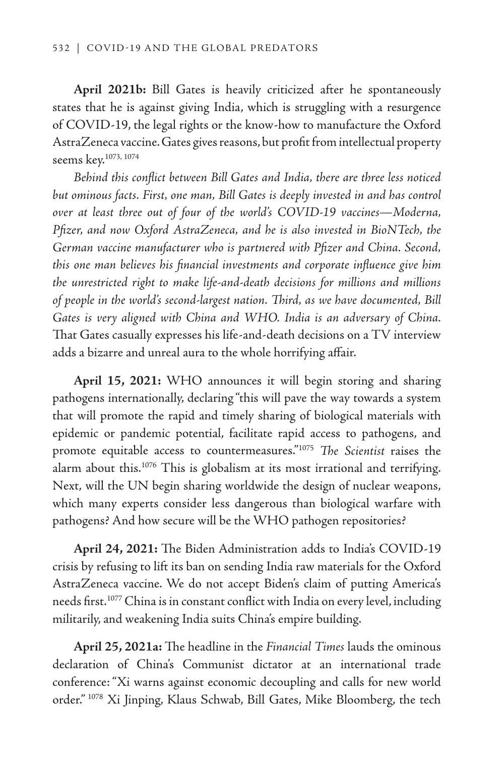**April 2021b:** Bill Gates is heavily criticized after he spontaneously states that he is against giving India, which is struggling with a resurgence of COVID-19, the legal rights or the know-how to manufacture the Oxford AstraZeneca vaccine. Gates gives reasons, but profit from intellectual property seems key.[1073, 1074]

*Behind this conflict between Bill Gates and India, there are three less noticed but ominous facts. First, one man, Bill Gates is deeply invested in and has control over at least three out of four of the world's COVID-19 vaccines—Moderna, Pfizer, and now Oxford AstraZeneca, and he is also invested in BioNTech, the German vaccine manufacturer who is partnered with Pfizer and China. Second, this one man believes his financial investments and corporate influence give him the unrestricted right to make life-and-death decisions for millions and millions of people in the world's second-largest nation. Third, as we have documented, Bill Gates is very aligned with China and WHO. India is an adversary of China.* That Gates casually expresses his life-and-death decisions on a TV interview adds a bizarre and unreal aura to the whole horrifying affair.

**April 15, 2021:** WHO announces it will begin storing and sharing pathogens internationally, declaring "this will pave the way towards a system that will promote the rapid and timely sharing of biological materials with epidemic or pandemic potential, facilitate rapid access to pathogens, and promote equitable access to countermeasures."[1075] *The Scientist* raises the alarm about this.[1076] This is globalism at its most irrational and terrifying. Next, will the UN begin sharing worldwide the design of nuclear weapons, which many experts consider less dangerous than biological warfare with pathogens? And how secure will be the WHO pathogen repositories?

**April 24, 2021:** The Biden Administration adds to India's COVID-19 crisis by refusing to lift its ban on sending India raw materials for the Oxford AstraZeneca vaccine. We do not accept Biden's claim of putting America's needs first.[1077] China is in constant conflict with India on every level, including militarily, and weakening India suits China's empire building.

**April 25, 2021a:** The headline in the *Financial Times* lauds the ominous declaration of China's Communist dictator at an international trade conference: "Xi warns against economic decoupling and calls for new world order." [1078] Xi Jinping, Klaus Schwab, Bill Gates, Mike Bloomberg, the tech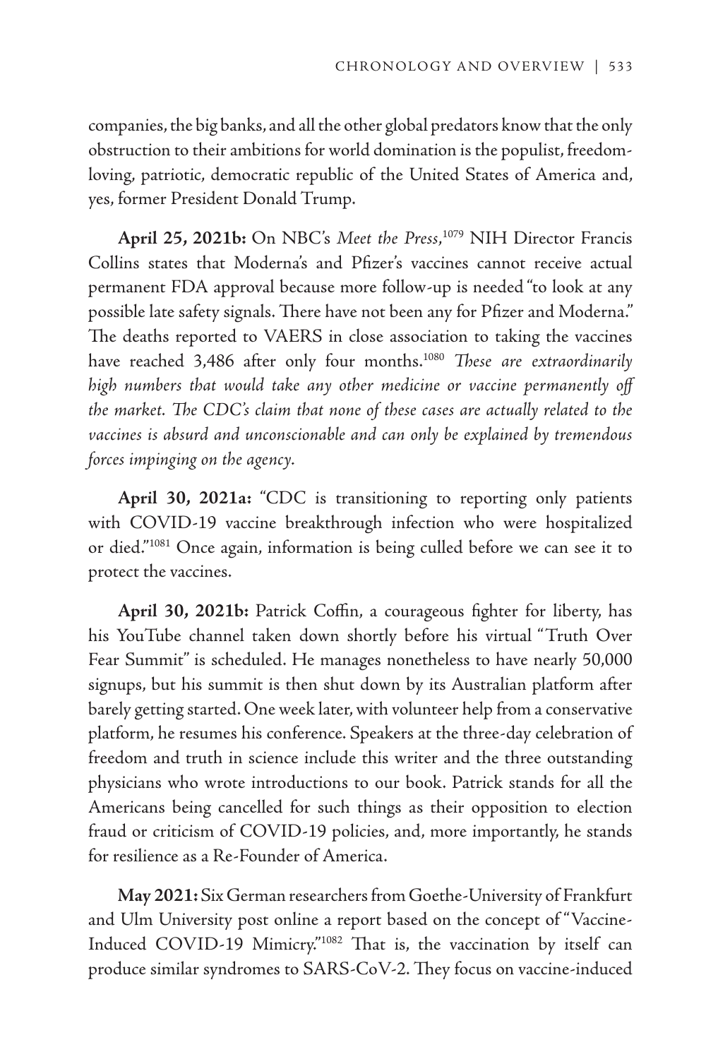companies, the big banks, and all the other global predators know that the only obstruction to their ambitions for world domination is the populist, freedom-loving, patriotic, democratic republic of the United States of America and, yes, former President Donald Trump.

**April 25, 2021b:** On NBC's *Meet the Press*,[1079] NIH Director Francis Collins states that Moderna's and Pfizer's vaccines cannot receive actual permanent FDA approval because more follow-up is needed "to look at any possible late safety signals. There have not been any for Pfizer and Moderna." The deaths reported to VAERS in close association to taking the vaccines have reached 3,486 after only four months.[1080] *These are extraordinarily high numbers that would take any other medicine or vaccine permanently off the market. The CDC's claim that none of these cases are actually related to the vaccines is absurd and unconscionable and can only be explained by tremendous forces impinging on the agency.*

**April 30, 2021a:** "CDC is transitioning to reporting only patients with COVID-19 vaccine breakthrough infection who were hospitalized or died."[1081] Once again, information is being culled before we can see it to protect the vaccines.

**April 30, 2021b:** Patrick Coffin, a courageous fighter for liberty, has his YouTube channel taken down shortly before his virtual "Truth Over Fear Summit" is scheduled. He manages nonetheless to have nearly 50,000 signups, but his summit is then shut down by its Australian platform after barely getting started. One week later, with volunteer help from a conservative platform, he resumes his conference. Speakers at the three-day celebration of freedom and truth in science include this writer and the three outstanding physicians who wrote introductions to our book. Patrick stands for all the Americans being cancelled for such things as their opposition to election fraud or criticism of COVID-19 policies, and, more importantly, he stands for resilience as a Re-Founder of America.

**May 2021:** Six German researchers from Goethe-University of Frankfurt and Ulm University post online a report based on the concept of "Vaccine-Induced COVID-19 Mimicry."[1082] That is, the vaccination by itself can produce similar syndromes to SARS-CoV-2. They focus on vaccine-induced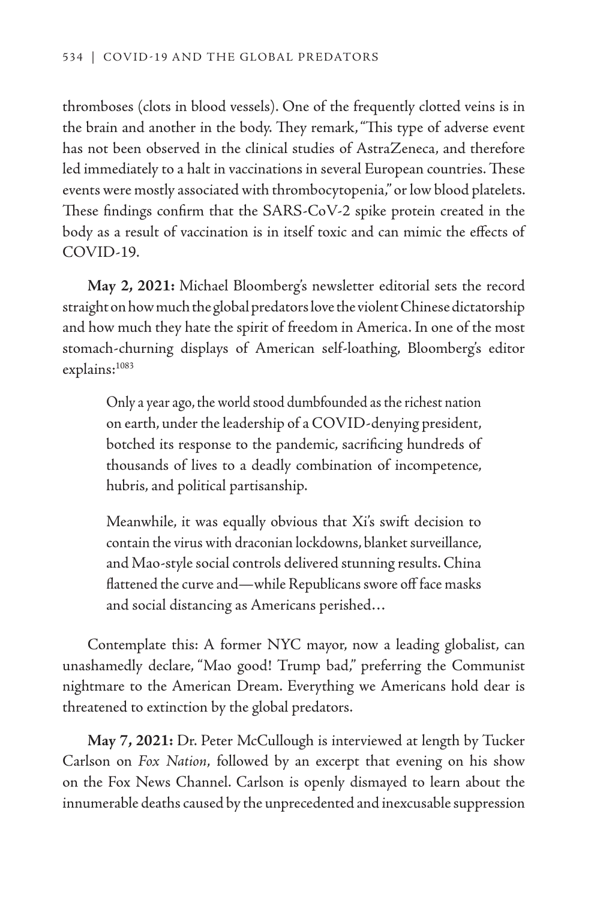thromboses (clots in blood vessels). One of the frequently clotted veins is in the brain and another in the body. They remark, "This type of adverse event has not been observed in the clinical studies of AstraZeneca, and therefore led immediately to a halt in vaccinations in several European countries. These events were mostly associated with thrombocytopenia," or low blood platelets. These findings confirm that the SARS-CoV-2 spike protein created in the body as a result of vaccination is in itself toxic and can mimic the effects of COVID-19.

**May 2, 2021:** Michael Bloomberg's newsletter editorial sets the record straight on how much the global predators love the violent Chinese dictatorship and how much they hate the spirit of freedom in America. In one of the most stomach-churning displays of American self-loathing, Bloomberg's editor explains:[1083]

> Only a year ago, the world stood dumbfounded as the richest nation on earth, under the leadership of a COVID-denying president, botched its response to the pandemic, sacrificing hundreds of thousands of lives to a deadly combination of incompetence, hubris, and political partisanship.
>
> Meanwhile, it was equally obvious that Xi's swift decision to contain the virus with draconian lockdowns, blanket surveillance, and Mao-style social controls delivered stunning results. China flattened the curve and—while Republicans swore off face masks and social distancing as Americans perished…

Contemplate this: A former NYC mayor, now a leading globalist, can unashamedly declare, "Mao good! Trump bad," preferring the Communist nightmare to the American Dream. Everything we Americans hold dear is threatened to extinction by the global predators.

**May 7, 2021:** Dr. Peter McCullough is interviewed at length by Tucker Carlson on *Fox Nation*, followed by an excerpt that evening on his show on the Fox News Channel. Carlson is openly dismayed to learn about the innumerable deaths caused by the unprecedented and inexcusable suppression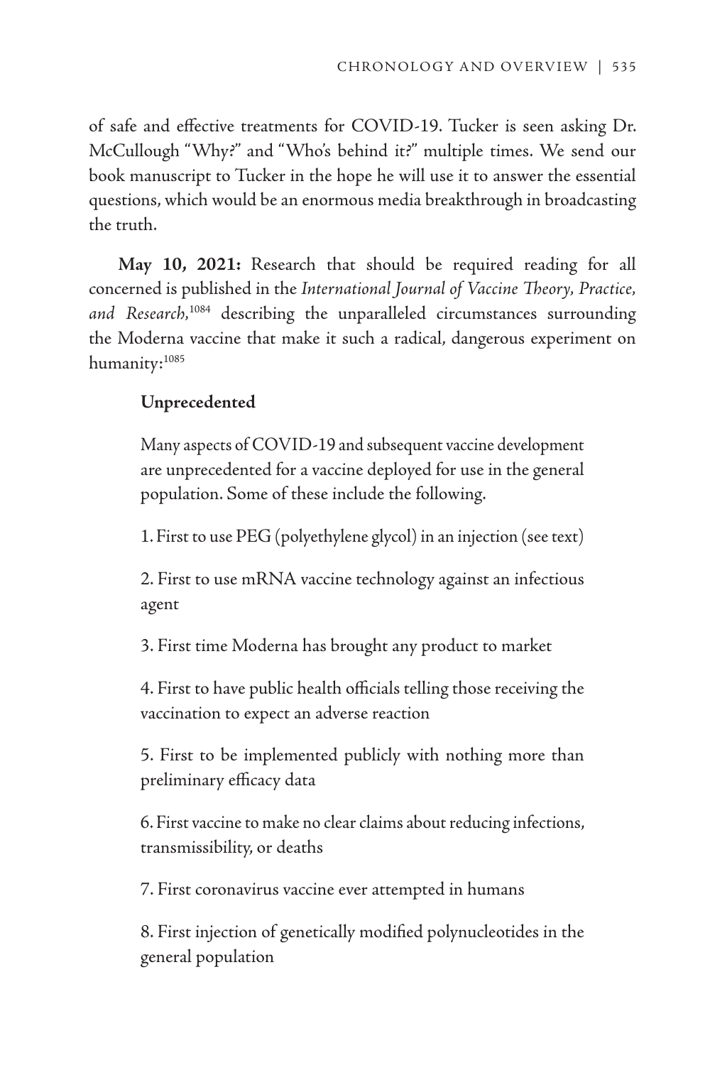of safe and effective treatments for COVID-19. Tucker is seen asking Dr. McCullough "Why?" and "Who's behind it?" multiple times. We send our book manuscript to Tucker in the hope he will use it to answer the essential questions, which would be an enormous media breakthrough in broadcasting the truth.

**May 10, 2021:** Research that should be required reading for all concerned is published in the *International Journal of Vaccine Theory, Practice, and Research*,[1084] describing the unparalleled circumstances surrounding the Moderna vaccine that make it such a radical, dangerous experiment on humanity:[1085]

> **Unprecedented**
>
> Many aspects of COVID-19 and subsequent vaccine development are unprecedented for a vaccine deployed for use in the general population. Some of these include the following.
>
> 1. First to use PEG (polyethylene glycol) in an injection (see text)
>
> 2. First to use mRNA vaccine technology against an infectious agent
>
> 3. First time Moderna has brought any product to market
>
> 4. First to have public health officials telling those receiving the vaccination to expect an adverse reaction
>
> 5. First to be implemented publicly with nothing more than preliminary efficacy data
>
> 6. First vaccine to make no clear claims about reducing infections, transmissibility, or deaths
>
> 7. First coronavirus vaccine ever attempted in humans
>
> 8. First injection of genetically modified polynucleotides in the general population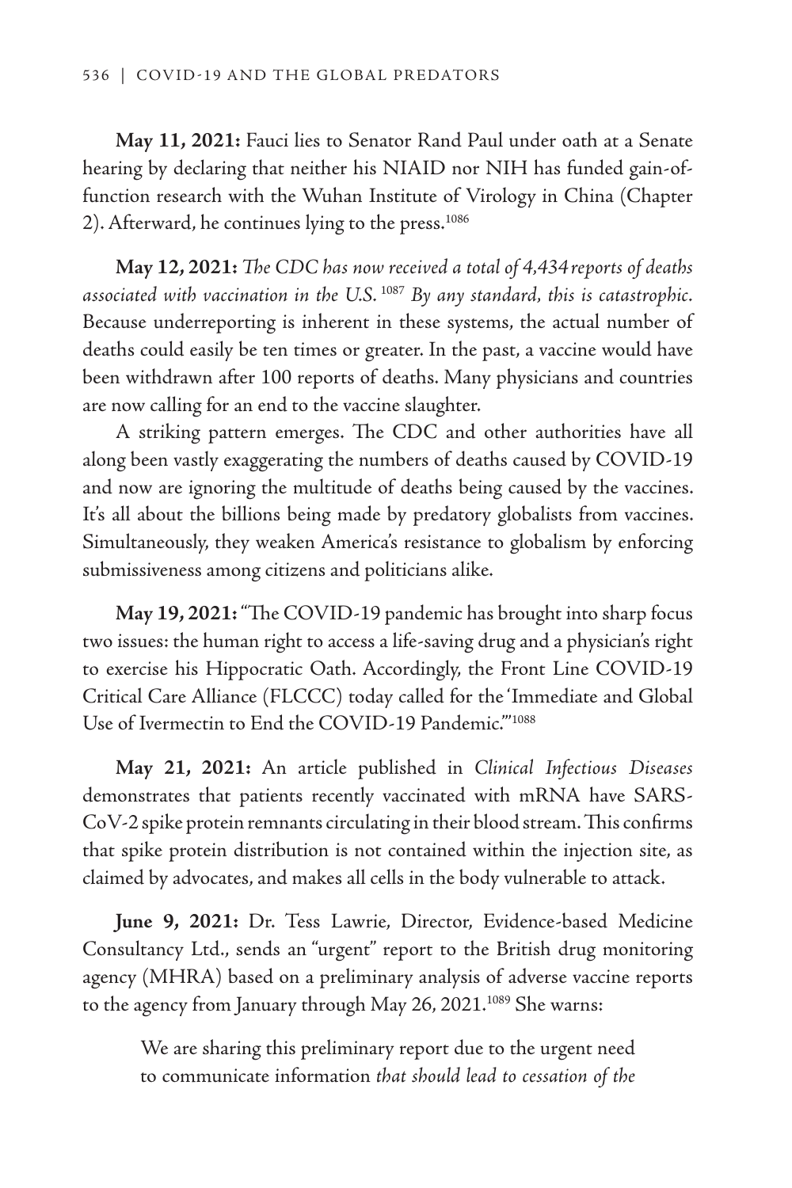**May 11, 2021:** Fauci lies to Senator Rand Paul under oath at a Senate hearing by declaring that neither his NIAID nor NIH has funded gain-of-function research with the Wuhan Institute of Virology in China (Chapter 2). Afterward, he continues lying to the press.[1086]

**May 12, 2021:** *The CDC has now received a total of 4,434 reports of deaths associated with vaccination in the U.S.*[1087] *By any standard, this is catastrophic.* Because underreporting is inherent in these systems, the actual number of deaths could easily be ten times or greater. In the past, a vaccine would have been withdrawn after 100 reports of deaths. Many physicians and countries are now calling for an end to the vaccine slaughter.

A striking pattern emerges. The CDC and other authorities have all along been vastly exaggerating the numbers of deaths caused by COVID-19 and now are ignoring the multitude of deaths being caused by the vaccines. It's all about the billions being made by predatory globalists from vaccines. Simultaneously, they weaken America's resistance to globalism by enforcing submissiveness among citizens and politicians alike.

**May 19, 2021:** "The COVID-19 pandemic has brought into sharp focus two issues: the human right to access a life-saving drug and a physician's right to exercise his Hippocratic Oath. Accordingly, the Front Line COVID-19 Critical Care Alliance (FLCCC) today called for the 'Immediate and Global Use of Ivermectin to End the COVID-19 Pandemic.'"[1088]

**May 21, 2021:** An article published in *Clinical Infectious Diseases* demonstrates that patients recently vaccinated with mRNA have SARS-CoV-2 spike protein remnants circulating in their blood stream. This confirms that spike protein distribution is not contained within the injection site, as claimed by advocates, and makes all cells in the body vulnerable to attack.

**June 9, 2021:** Dr. Tess Lawrie, Director, Evidence-based Medicine Consultancy Ltd., sends an "urgent" report to the British drug monitoring agency (MHRA) based on a preliminary analysis of adverse vaccine reports to the agency from January through May 26, 2021.[1089] She warns:

> We are sharing this preliminary report due to the urgent need to communicate information *that should lead to cessation of the*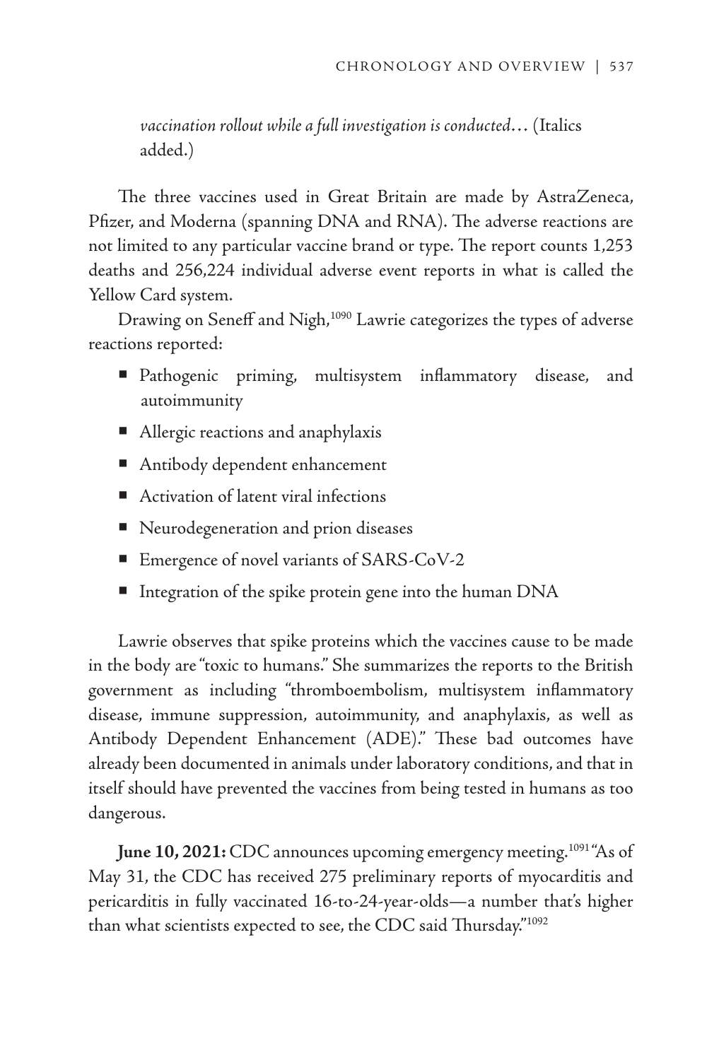*vaccination rollout while a full investigation is conducted*… (Italics added.)

The three vaccines used in Great Britain are made by AstraZeneca, Pfizer, and Moderna (spanning DNA and RNA). The adverse reactions are not limited to any particular vaccine brand or type. The report counts 1,253 deaths and 256,224 individual adverse event reports in what is called the Yellow Card system.

Drawing on Seneff and Nigh,[1090] Lawrie categorizes the types of adverse reactions reported:

- Pathogenic priming, multisystem inflammatory disease, and autoimmunity
- Allergic reactions and anaphylaxis
- Antibody dependent enhancement
- Activation of latent viral infections
- Neurodegeneration and prion diseases
- Emergence of novel variants of SARS-CoV-2
- Integration of the spike protein gene into the human DNA

Lawrie observes that spike proteins which the vaccines cause to be made in the body are "toxic to humans." She summarizes the reports to the British government as including "thromboembolism, multisystem inflammatory disease, immune suppression, autoimmunity, and anaphylaxis, as well as Antibody Dependent Enhancement (ADE)." These bad outcomes have already been documented in animals under laboratory conditions, and that in itself should have prevented the vaccines from being tested in humans as too dangerous.

**June 10, 2021:** CDC announces upcoming emergency meeting.[1091] "As of May 31, the CDC has received 275 preliminary reports of myocarditis and pericarditis in fully vaccinated 16-to-24-year-olds—a number that's higher than what scientists expected to see, the CDC said Thursday."[1092]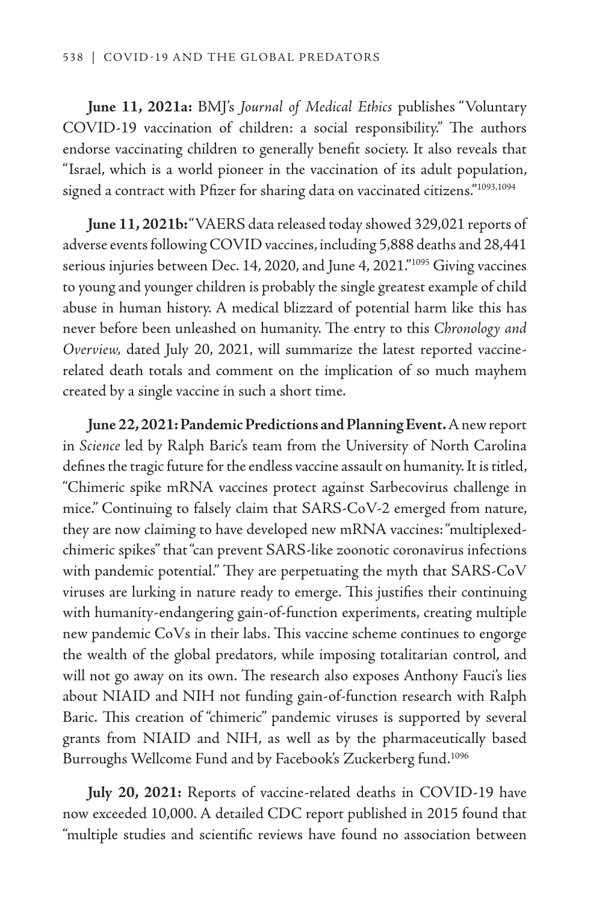**June 11, 2021a:** BMJ's *Journal of Medical Ethics* publishes "Voluntary COVID-19 vaccination of children: a social responsibility." The authors endorse vaccinating children to generally benefit society. It also reveals that "Israel, which is a world pioneer in the vaccination of its adult population, signed a contract with Pfizer for sharing data on vaccinated citizens."[1093,1094]

**June 11, 2021b:** "VAERS data released today showed 329,021 reports of adverse events following COVID vaccines, including 5,888 deaths and 28,441 serious injuries between Dec. 14, 2020, and June 4, 2021."[1095] Giving vaccines to young and younger children is probably the single greatest example of child abuse in human history. A medical blizzard of potential harm like this has never before been unleashed on humanity. The entry to this *Chronology and Overview,* dated July 20, 2021, will summarize the latest reported vaccine-related death totals and comment on the implication of so much mayhem created by a single vaccine in such a short time.

**June 22, 2021: Pandemic Predictions and Planning Event.** A new report in *Science* led by Ralph Baric's team from the University of North Carolina defines the tragic future for the endless vaccine assault on humanity. It is titled, "Chimeric spike mRNA vaccines protect against Sarbecovirus challenge in mice." Continuing to falsely claim that SARS-CoV-2 emerged from nature, they are now claiming to have developed new mRNA vaccines: "multiplexed-chimeric spikes" that "can prevent SARS-like zoonotic coronavirus infections with pandemic potential." They are perpetuating the myth that SARS-CoV viruses are lurking in nature ready to emerge. This justifies their continuing with humanity-endangering gain-of-function experiments, creating multiple new pandemic CoVs in their labs. This vaccine scheme continues to engorge the wealth of the global predators, while imposing totalitarian control, and will not go away on its own. The research also exposes Anthony Fauci's lies about NIAID and NIH not funding gain-of-function research with Ralph Baric. This creation of "chimeric" pandemic viruses is supported by several grants from NIAID and NIH, as well as by the pharmaceutically based Burroughs Wellcome Fund and by Facebook's Zuckerberg fund.[1096]

**July 20, 2021:** Reports of vaccine-related deaths in COVID-19 have now exceeded 10,000. A detailed CDC report published in 2015 found that "multiple studies and scientific reviews have found no association between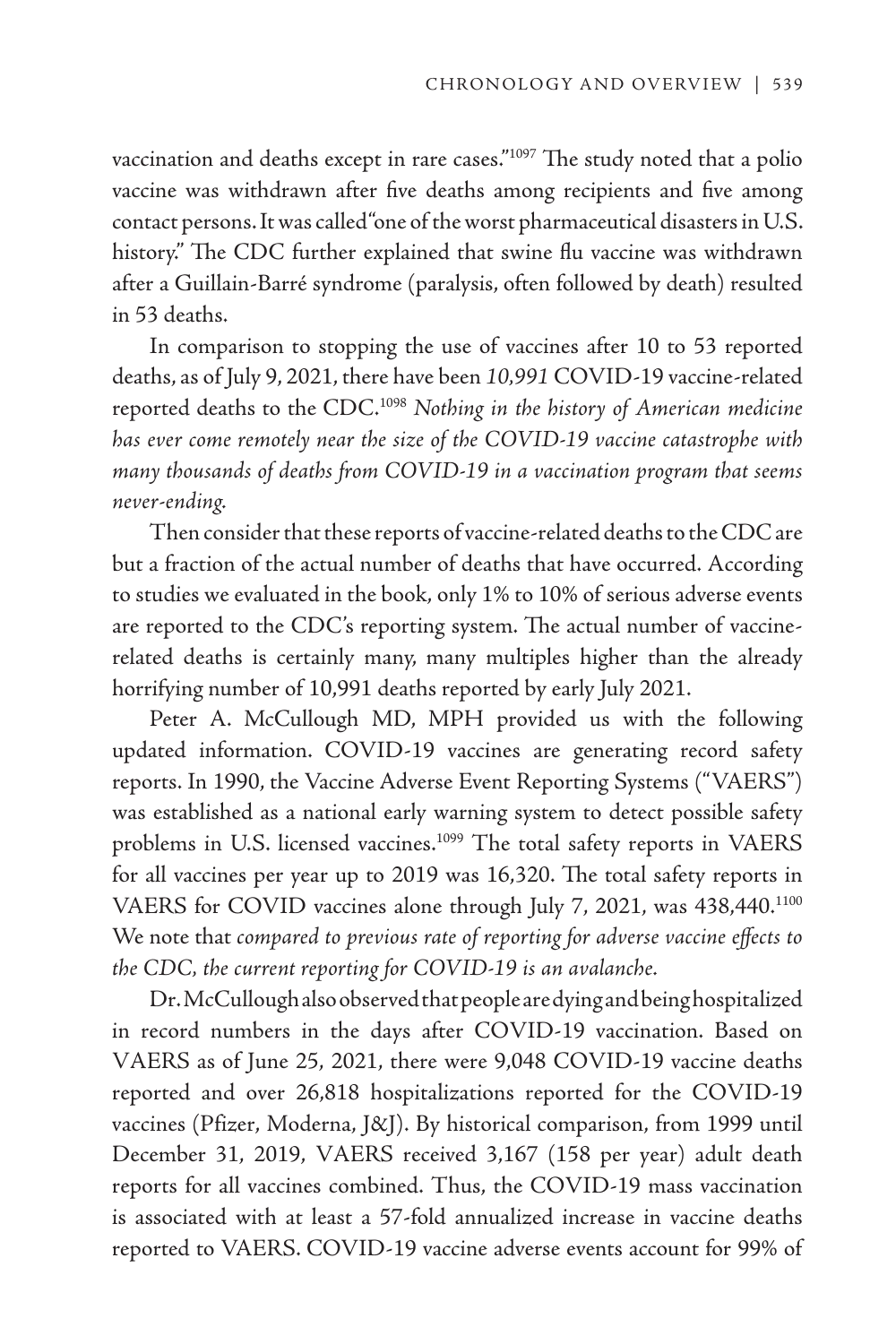vaccination and deaths except in rare cases."[1097] The study noted that a polio vaccine was withdrawn after five deaths among recipients and five among contact persons. It was called "one of the worst pharmaceutical disasters in U.S. history." The CDC further explained that swine flu vaccine was withdrawn after a Guillain-Barré syndrome (paralysis, often followed by death) resulted in 53 deaths.

In comparison to stopping the use of vaccines after 10 to 53 reported deaths, as of July 9, 2021, there have been *10,991* COVID-19 vaccine-related reported deaths to the CDC.[1098] *Nothing in the history of American medicine has ever come remotely near the size of the COVID-19 vaccine catastrophe with many thousands of deaths from COVID-19 in a vaccination program that seems never-ending.*

Then consider that these reports of vaccine-related deaths to the CDC are but a fraction of the actual number of deaths that have occurred. According to studies we evaluated in the book, only 1% to 10% of serious adverse events are reported to the CDC's reporting system. The actual number of vaccine-related deaths is certainly many, many multiples higher than the already horrifying number of 10,991 deaths reported by early July 2021.

Peter A. McCullough MD, MPH provided us with the following updated information. COVID-19 vaccines are generating record safety reports. In 1990, the Vaccine Adverse Event Reporting Systems ("VAERS") was established as a national early warning system to detect possible safety problems in U.S. licensed vaccines.[1099] The total safety reports in VAERS for all vaccines per year up to 2019 was 16,320. The total safety reports in VAERS for COVID vaccines alone through July 7, 2021, was 438,440.[1100] We note that *compared to previous rate of reporting for adverse vaccine effects to the CDC, the current reporting for COVID-19 is an avalanche.*

Dr. McCullough also observed that people are dying and being hospitalized in record numbers in the days after COVID-19 vaccination. Based on VAERS as of June 25, 2021, there were 9,048 COVID-19 vaccine deaths reported and over 26,818 hospitalizations reported for the COVID-19 vaccines (Pfizer, Moderna, J&J). By historical comparison, from 1999 until December 31, 2019, VAERS received 3,167 (158 per year) adult death reports for all vaccines combined. Thus, the COVID-19 mass vaccination is associated with at least a 57-fold annualized increase in vaccine deaths reported to VAERS. COVID-19 vaccine adverse events account for 99% of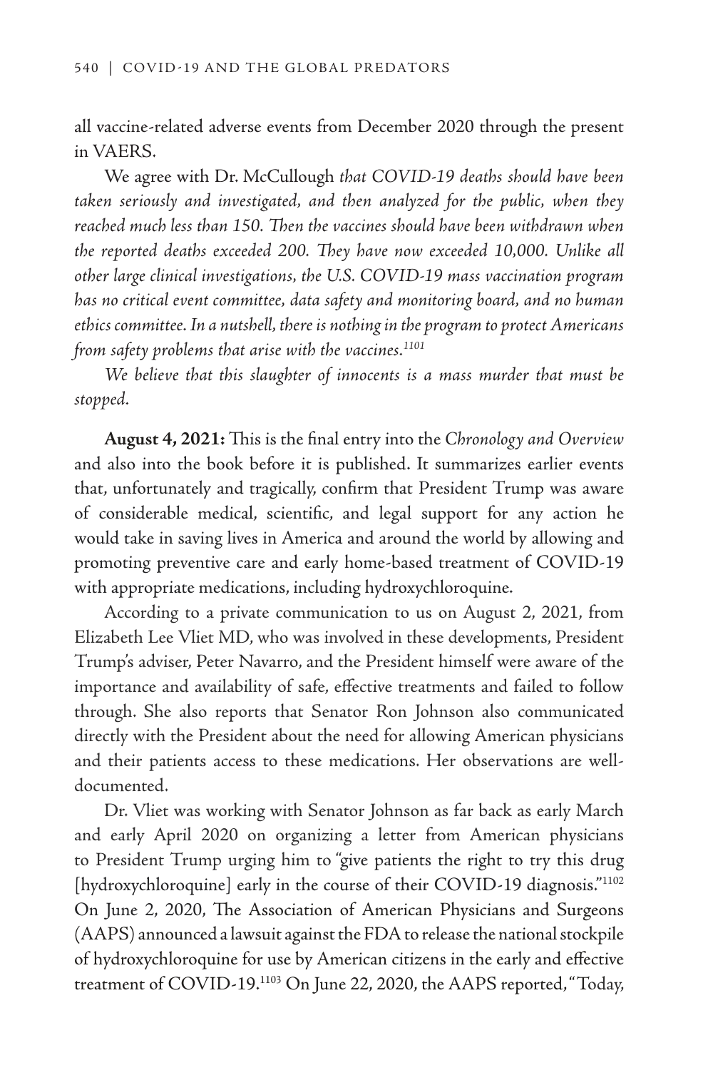all vaccine-related adverse events from December 2020 through the present in VAERS.

We agree with Dr. McCullough *that COVID-19 deaths should have been taken seriously and investigated, and then analyzed for the public, when they reached much less than 150. Then the vaccines should have been withdrawn when the reported deaths exceeded 200. They have now exceeded 10,000. Unlike all other large clinical investigations, the U.S. COVID-19 mass vaccination program has no critical event committee, data safety and monitoring board, and no human ethics committee. In a nutshell, there is nothing in the program to protect Americans from safety problems that arise with the vaccines.*[1101]

*We believe that this slaughter of innocents is a mass murder that must be stopped.*

**August 4, 2021:** This is the final entry into the *Chronology and Overview* and also into the book before it is published. It summarizes earlier events that, unfortunately and tragically, confirm that President Trump was aware of considerable medical, scientific, and legal support for any action he would take in saving lives in America and around the world by allowing and promoting preventive care and early home-based treatment of COVID-19 with appropriate medications, including hydroxychloroquine.

According to a private communication to us on August 2, 2021, from Elizabeth Lee Vliet MD, who was involved in these developments, President Trump's adviser, Peter Navarro, and the President himself were aware of the importance and availability of safe, effective treatments and failed to follow through. She also reports that Senator Ron Johnson also communicated directly with the President about the need for allowing American physicians and their patients access to these medications. Her observations are well-documented.

Dr. Vliet was working with Senator Johnson as far back as early March and early April 2020 on organizing a letter from American physicians to President Trump urging him to "give patients the right to try this drug [hydroxychloroquine] early in the course of their COVID-19 diagnosis."[1102] On June 2, 2020, The Association of American Physicians and Surgeons (AAPS) announced a lawsuit against the FDA to release the national stockpile of hydroxychloroquine for use by American citizens in the early and effective treatment of COVID-19.[1103] On June 22, 2020, the AAPS reported, "Today,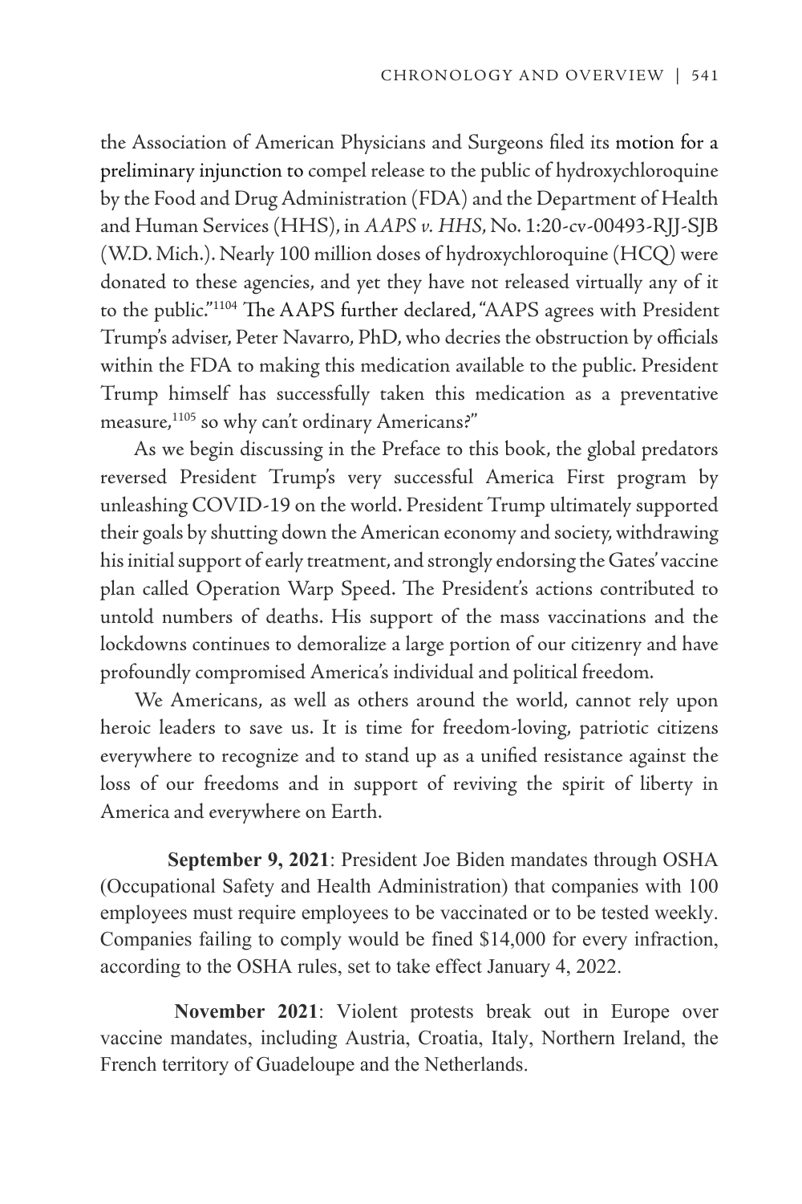the Association of American Physicians and Surgeons filed its motion for a preliminary injunction to compel release to the public of hydroxychloroquine by the Food and Drug Administration (FDA) and the Department of Health and Human Services (HHS), in *AAPS v. HHS*, No. 1:20-cv-00493-RJJ-SJB (W.D. Mich.). Nearly 100 million doses of hydroxychloroquine (HCQ) were donated to these agencies, and yet they have not released virtually any of it to the public."[1104] The AAPS further declared, "AAPS agrees with President Trump's adviser, Peter Navarro, PhD, who decries the obstruction by officials within the FDA to making this medication available to the public. President Trump himself has successfully taken this medication as a preventative measure,[1105] so why can't ordinary Americans?"

As we begin discussing in the Preface to this book, the global predators reversed President Trump's very successful America First program by unleashing COVID-19 on the world. President Trump ultimately supported their goals by shutting down the American economy and society, withdrawing his initial support of early treatment, and strongly endorsing the Gates' vaccine plan called Operation Warp Speed. The President's actions contributed to untold numbers of deaths. His support of the mass vaccinations and the lockdowns continues to demoralize a large portion of our citizenry and have profoundly compromised America's individual and political freedom.

We Americans, as well as others around the world, cannot rely upon heroic leaders to save us. It is time for freedom-loving, patriotic citizens everywhere to recognize and to stand up as a unified resistance against the loss of our freedoms and in support of reviving the spirit of liberty in America and everywhere on Earth.

**September 9, 2021**: President Joe Biden mandates through OSHA (Occupational Safety and Health Administration) that companies with 100 employees must require employees to be vaccinated or to be tested weekly. Companies failing to comply would be fined $14,000 for every infraction, according to the OSHA rules, set to take effect January 4, 2022.

**November 2021**: Violent protests break out in Europe over vaccine mandates, including Austria, Croatia, Italy, Northern Ireland, the French territory of Guadeloupe and the Netherlands.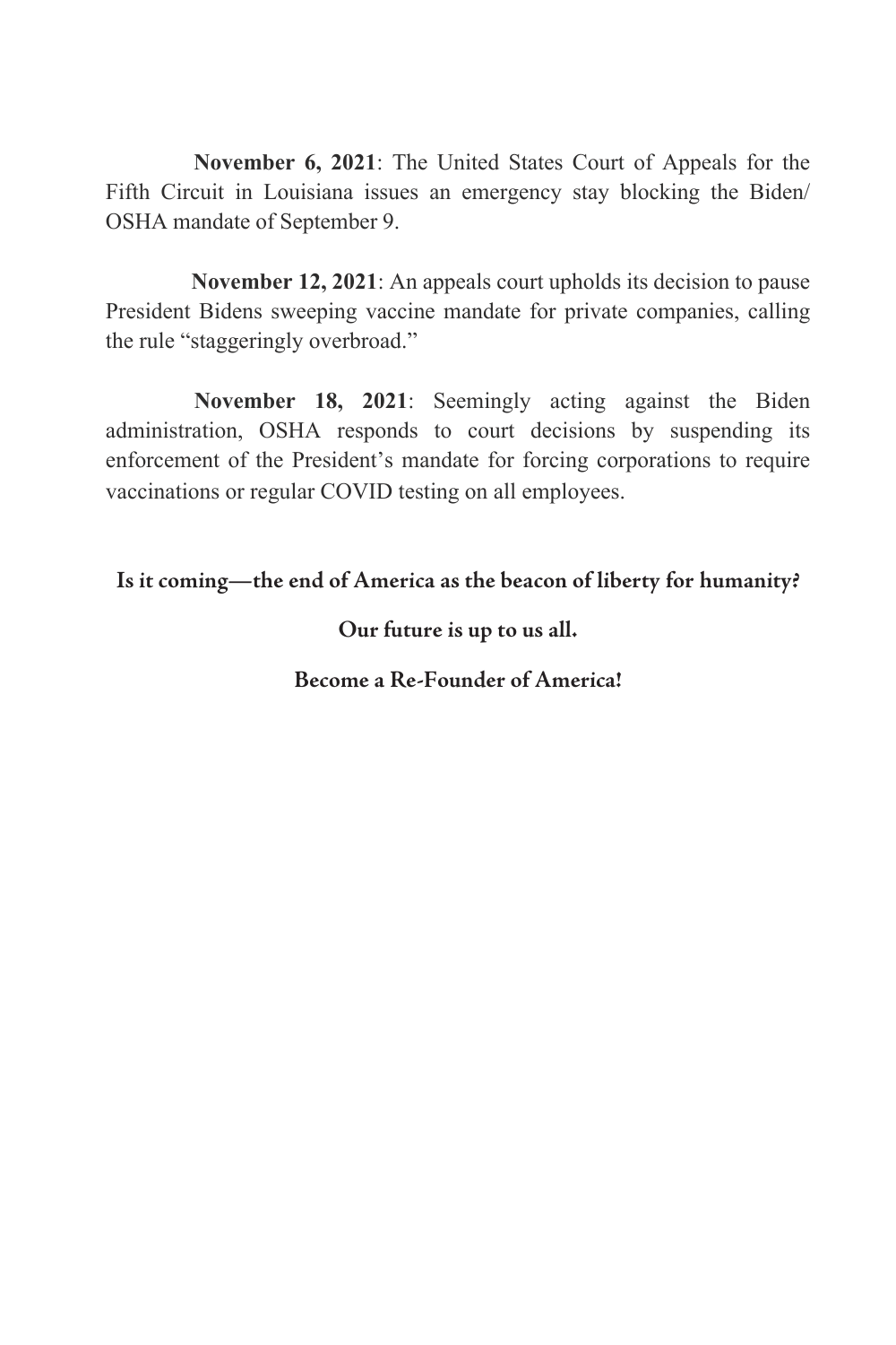**November 6, 2021**: The United States Court of Appeals for the Fifth Circuit in Louisiana issues an emergency stay blocking the Biden/ OSHA mandate of September 9.

**November 12, 2021**: An appeals court upholds its decision to pause President Bidens sweeping vaccine mandate for private companies, calling the rule "staggeringly overbroad."

**November 18, 2021**: Seemingly acting against the Biden administration, OSHA responds to court decisions by suspending its enforcement of the President's mandate for forcing corporations to require vaccinations or regular COVID testing on all employees.

**Is it coming—the end of America as the beacon of liberty for humanity?**

**Our future is up to us all.**

**Become a Re-Founder of America!**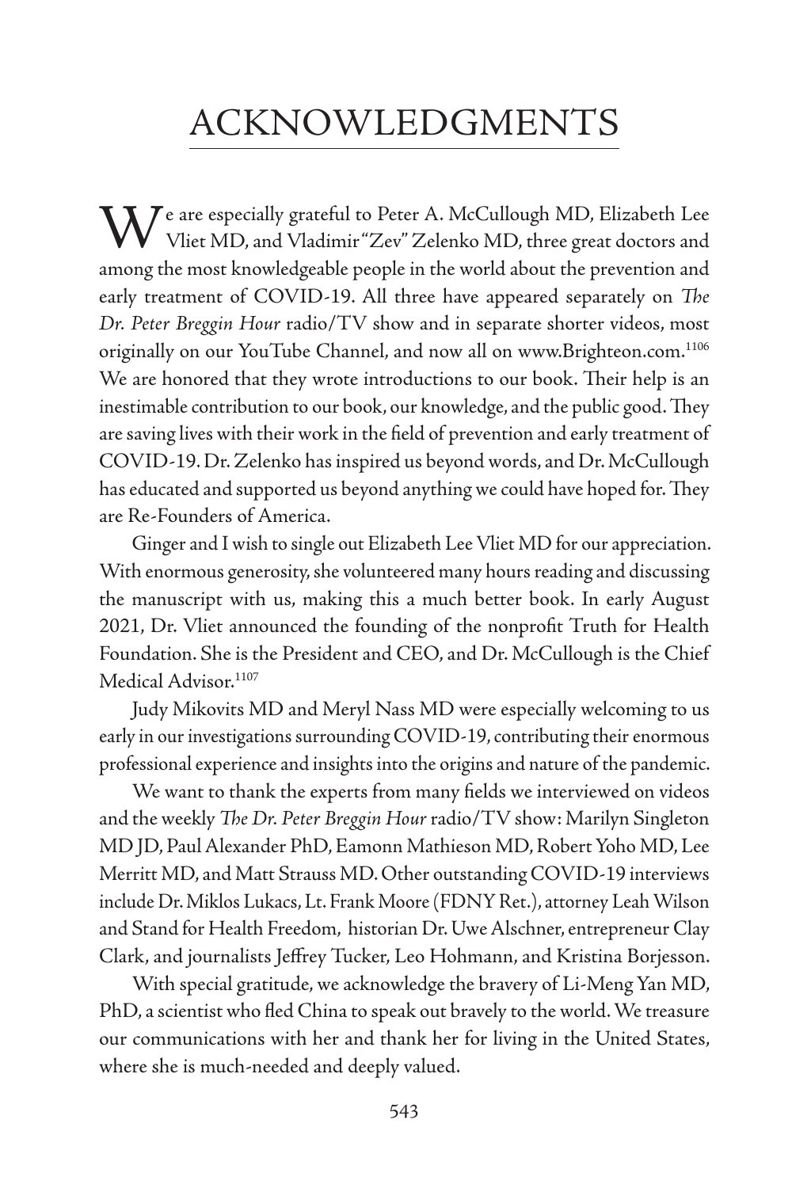# ACKNOWLEDGMENTS

We are especially grateful to Peter A. McCullough MD, Elizabeth Lee Vliet MD, and Vladimir "Zev" Zelenko MD, three great doctors and among the most knowledgeable people in the world about the prevention and early treatment of COVID-19. All three have appeared separately on *The Dr. Peter Breggin Hour* radio/TV show and in separate shorter videos, most originally on our YouTube Channel, and now all on www.Brighteon.com.[1106] We are honored that they wrote introductions to our book. Their help is an inestimable contribution to our book, our knowledge, and the public good. They are saving lives with their work in the field of prevention and early treatment of COVID-19. Dr. Zelenko has inspired us beyond words, and Dr. McCullough has educated and supported us beyond anything we could have hoped for. They are Re-Founders of America.

Ginger and I wish to single out Elizabeth Lee Vliet MD for our appreciation. With enormous generosity, she volunteered many hours reading and discussing the manuscript with us, making this a much better book. In early August 2021, Dr. Vliet announced the founding of the nonprofit Truth for Health Foundation. She is the President and CEO, and Dr. McCullough is the Chief Medical Advisor.[1107]

Judy Mikovits MD and Meryl Nass MD were especially welcoming to us early in our investigations surrounding COVID-19, contributing their enormous professional experience and insights into the origins and nature of the pandemic.

We want to thank the experts from many fields we interviewed on videos and the weekly *The Dr. Peter Breggin Hour* radio/TV show: Marilyn Singleton MD JD, Paul Alexander PhD, Eamonn Mathieson MD, Robert Yoho MD, Lee Merritt MD, and Matt Strauss MD. Other outstanding COVID-19 interviews include Dr. Miklos Lukacs, Lt. Frank Moore (FDNY Ret.), attorney Leah Wilson and Stand for Health Freedom, historian Dr. Uwe Alschner, entrepreneur Clay Clark, and journalists Jeffrey Tucker, Leo Hohmann, and Kristina Borjesson.

With special gratitude, we acknowledge the bravery of Li-Meng Yan MD, PhD, a scientist who fled China to speak out bravely to the world. We treasure our communications with her and thank her for living in the United States, where she is much-needed and deeply valued.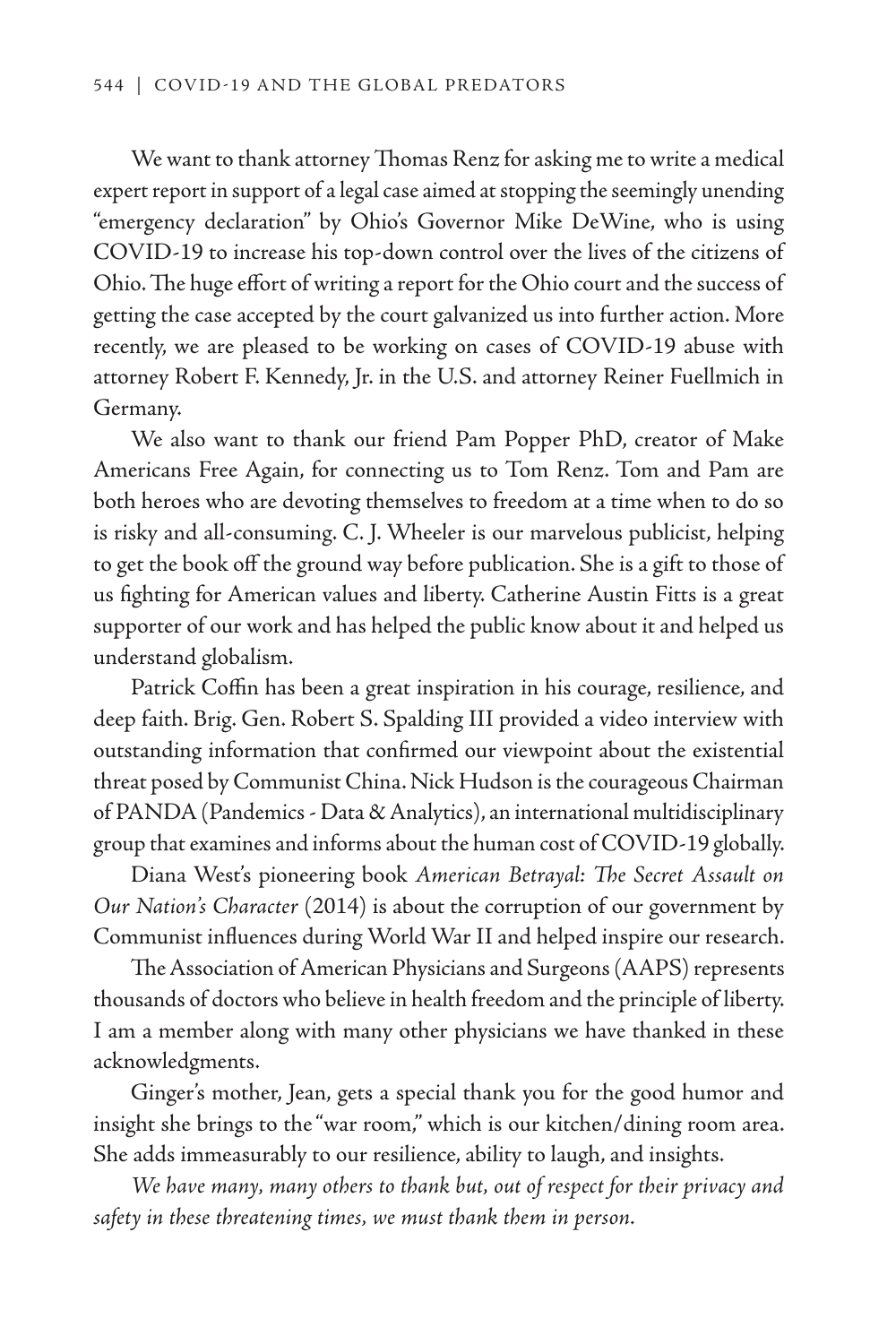We want to thank attorney Thomas Renz for asking me to write a medical expert report in support of a legal case aimed at stopping the seemingly unending "emergency declaration" by Ohio's Governor Mike DeWine, who is using COVID-19 to increase his top-down control over the lives of the citizens of Ohio. The huge effort of writing a report for the Ohio court and the success of getting the case accepted by the court galvanized us into further action. More recently, we are pleased to be working on cases of COVID-19 abuse with attorney Robert F. Kennedy, Jr. in the U.S. and attorney Reiner Fuellmich in Germany.

We also want to thank our friend Pam Popper PhD, creator of Make Americans Free Again, for connecting us to Tom Renz. Tom and Pam are both heroes who are devoting themselves to freedom at a time when to do so is risky and all-consuming. C. J. Wheeler is our marvelous publicist, helping to get the book off the ground way before publication. She is a gift to those of us fighting for American values and liberty. Catherine Austin Fitts is a great supporter of our work and has helped the public know about it and helped us understand globalism.

Patrick Coffin has been a great inspiration in his courage, resilience, and deep faith. Brig. Gen. Robert S. Spalding III provided a video interview with outstanding information that confirmed our viewpoint about the existential threat posed by Communist China. Nick Hudson is the courageous Chairman of PANDA (Pandemics - Data & Analytics), an international multidisciplinary group that examines and informs about the human cost of COVID-19 globally.

Diana West's pioneering book *American Betrayal: The Secret Assault on Our Nation's Character* (2014) is about the corruption of our government by Communist influences during World War II and helped inspire our research.

The Association of American Physicians and Surgeons (AAPS) represents thousands of doctors who believe in health freedom and the principle of liberty. I am a member along with many other physicians we have thanked in these acknowledgments.

Ginger's mother, Jean, gets a special thank you for the good humor and insight she brings to the "war room," which is our kitchen/dining room area. She adds immeasurably to our resilience, ability to laugh, and insights.

*We have many, many others to thank but, out of respect for their privacy and safety in these threatening times, we must thank them in person.*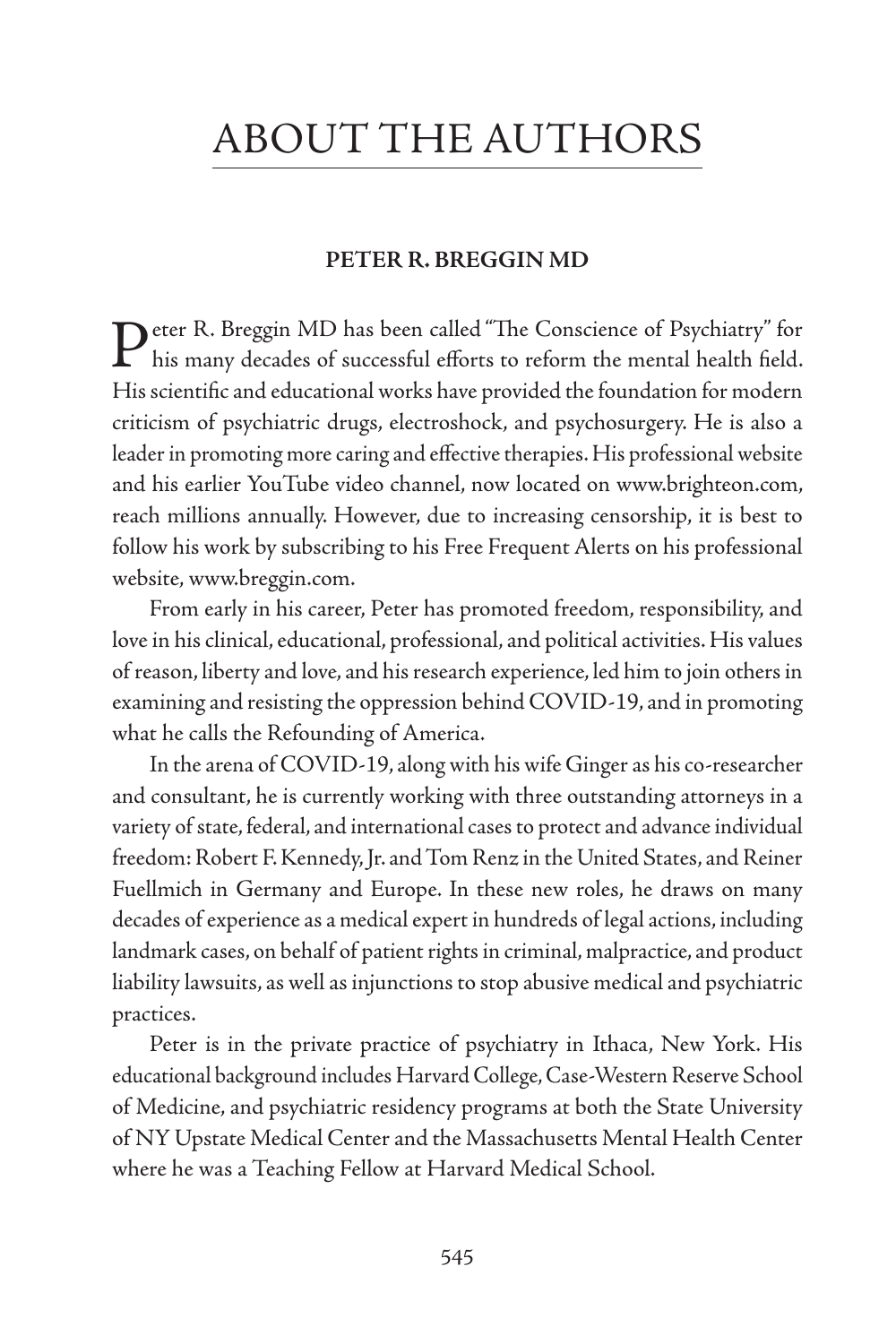# ABOUT THE AUTHORS

### PETER R. BREGGIN MD

Peter R. Breggin MD has been called "The Conscience of Psychiatry" for his many decades of successful efforts to reform the mental health field. His scientific and educational works have provided the foundation for modern criticism of psychiatric drugs, electroshock, and psychosurgery. He is also a leader in promoting more caring and effective therapies. His professional website and his earlier YouTube video channel, now located on www.brighteon.com, reach millions annually. However, due to increasing censorship, it is best to follow his work by subscribing to his Free Frequent Alerts on his professional website, www.breggin.com.

From early in his career, Peter has promoted freedom, responsibility, and love in his clinical, educational, professional, and political activities. His values of reason, liberty and love, and his research experience, led him to join others in examining and resisting the oppression behind COVID-19, and in promoting what he calls the Refounding of America.

In the arena of COVID-19, along with his wife Ginger as his co-researcher and consultant, he is currently working with three outstanding attorneys in a variety of state, federal, and international cases to protect and advance individual freedom: Robert F. Kennedy, Jr. and Tom Renz in the United States, and Reiner Fuellmich in Germany and Europe. In these new roles, he draws on many decades of experience as a medical expert in hundreds of legal actions, including landmark cases, on behalf of patient rights in criminal, malpractice, and product liability lawsuits, as well as injunctions to stop abusive medical and psychiatric practices.

Peter is in the private practice of psychiatry in Ithaca, New York. His educational background includes Harvard College, Case-Western Reserve School of Medicine, and psychiatric residency programs at both the State University of NY Upstate Medical Center and the Massachusetts Mental Health Center where he was a Teaching Fellow at Harvard Medical School.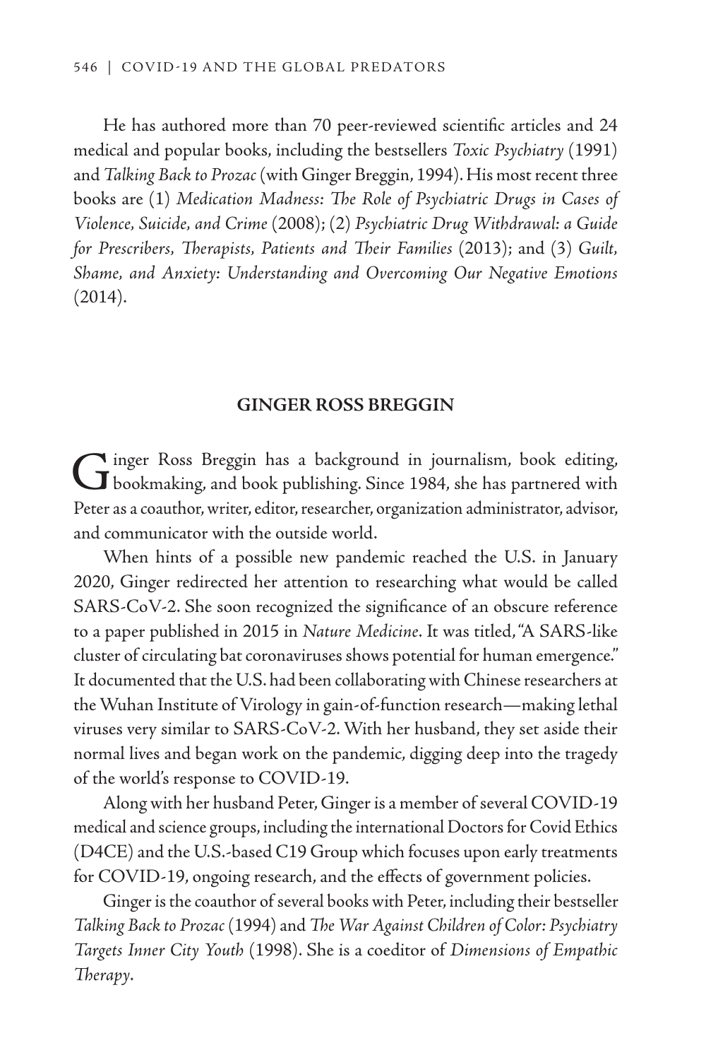He has authored more than 70 peer-reviewed scientific articles and 24 medical and popular books, including the bestsellers *Toxic Psychiatry* (1991) and *Talking Back to Prozac* (with Ginger Breggin, 1994). His most recent three books are (1) *Medication Madness: The Role of Psychiatric Drugs in Cases of Violence, Suicide, and Crime* (2008); (2) *Psychiatric Drug Withdrawal: a Guide for Prescribers, Therapists, Patients and Their Families* (2013); and (3) *Guilt, Shame, and Anxiety: Understanding and Overcoming Our Negative Emotions* (2014).

## GINGER ROSS BREGGIN

Ginger Ross Breggin has a background in journalism, book editing, bookmaking, and book publishing. Since 1984, she has partnered with Peter as a coauthor, writer, editor, researcher, organization administrator, advisor, and communicator with the outside world.

When hints of a possible new pandemic reached the U.S. in January 2020, Ginger redirected her attention to researching what would be called SARS-CoV-2. She soon recognized the significance of an obscure reference to a paper published in 2015 in *Nature Medicine*. It was titled, "A SARS-like cluster of circulating bat coronaviruses shows potential for human emergence." It documented that the U.S. had been collaborating with Chinese researchers at the Wuhan Institute of Virology in gain-of-function research—making lethal viruses very similar to SARS-CoV-2. With her husband, they set aside their normal lives and began work on the pandemic, digging deep into the tragedy of the world's response to COVID-19.

Along with her husband Peter, Ginger is a member of several COVID-19 medical and science groups, including the international Doctors for Covid Ethics (D4CE) and the U.S.-based C19 Group which focuses upon early treatments for COVID-19, ongoing research, and the effects of government policies.

Ginger is the coauthor of several books with Peter, including their bestseller *Talking Back to Prozac* (1994) and *The War Against Children of Color: Psychiatry Targets Inner City Youth* (1998). She is a coeditor of *Dimensions of Empathic Therapy*.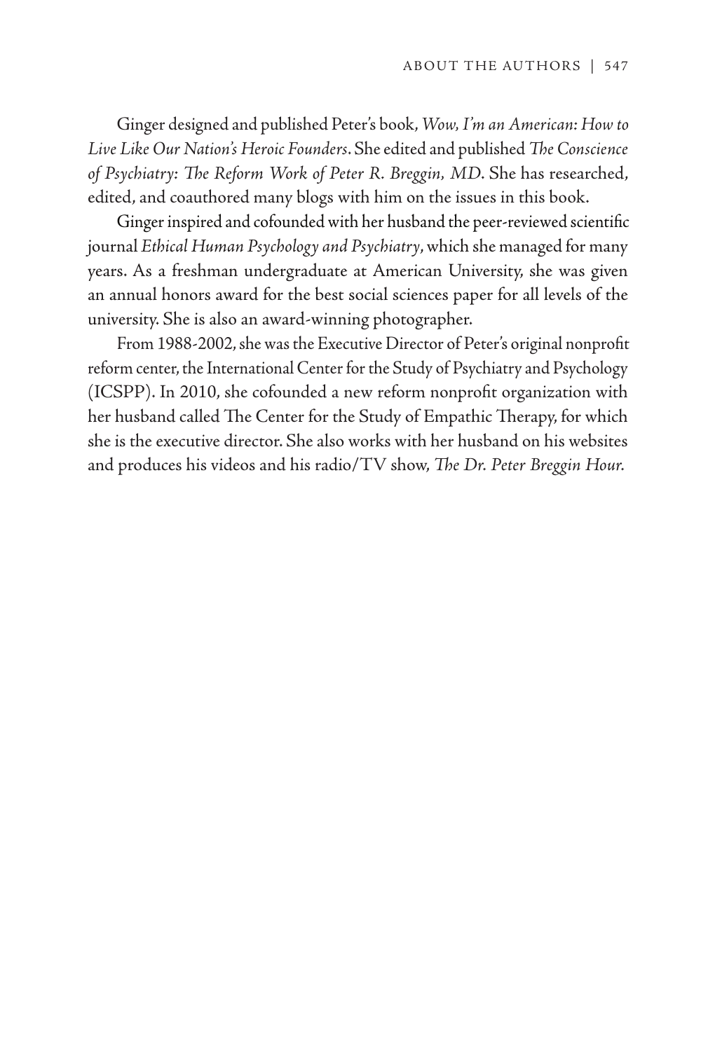Ginger designed and published Peter's book, *Wow, I'm an American: How to Live Like Our Nation's Heroic Founders*. She edited and published *The Conscience of Psychiatry: The Reform Work of Peter R. Breggin, MD*. She has researched, edited, and coauthored many blogs with him on the issues in this book.

Ginger inspired and cofounded with her husband the peer-reviewed scientific journal *Ethical Human Psychology and Psychiatry*, which she managed for many years. As a freshman undergraduate at American University, she was given an annual honors award for the best social sciences paper for all levels of the university. She is also an award-winning photographer.

From 1988-2002, she was the Executive Director of Peter's original nonprofit reform center, the International Center for the Study of Psychiatry and Psychology (ICSPP). In 2010, she cofounded a new reform nonprofit organization with her husband called The Center for the Study of Empathic Therapy, for which she is the executive director. She also works with her husband on his websites and produces his videos and his radio/TV show, *The Dr. Peter Breggin Hour.*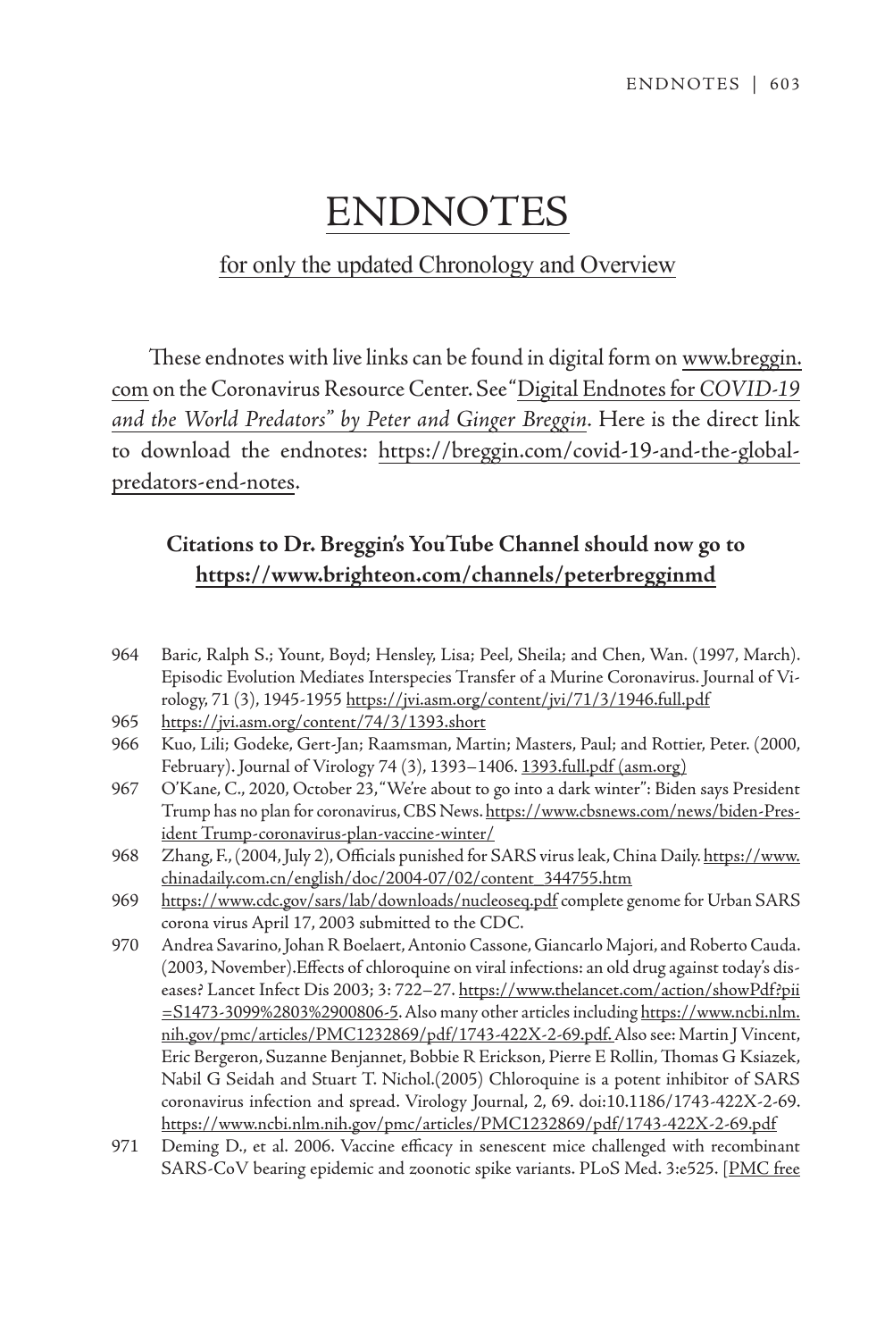# ENDNOTES

## for only the updated Chronology and Overview

These endnotes with live links can be found in digital form on www.breggin.com on the Coronavirus Resource Center. See "Digital Endnotes for *COVID-19 and the World Predators" by Peter and Ginger Breggin*. Here is the direct link to download the endnotes: https://breggin.com/covid-19-and-the-global-predators-end-notes.

**Citations to Dr. Breggin's YouTube Channel should now go to https://www.brighteon.com/channels/peterbregginmd**

964 Baric, Ralph S.; Yount, Boyd; Hensley, Lisa; Peel, Sheila; and Chen, Wan. (1997, March). Episodic Evolution Mediates Interspecies Transfer of a Murine Coronavirus. Journal of Virology, 71 (3), 1945-1955 https://jvi.asm.org/content/jvi/71/3/1946.full.pdf

965 https://jvi.asm.org/content/74/3/1393.short

966 Kuo, Lili; Godeke, Gert-Jan; Raamsman, Martin; Masters, Paul; and Rottier, Peter. (2000, February). Journal of Virology 74 (3), 1393–1406. 1393.full.pdf (asm.org)

967 O'Kane, C., 2020, October 23, "We're about to go into a dark winter": Biden says President Trump has no plan for coronavirus, CBS News. https://www.cbsnews.com/news/biden-President Trump-coronavirus-plan-vaccine-winter/

968 Zhang, F., (2004, July 2), Officials punished for SARS virus leak, China Daily. https://www.chinadaily.com.cn/english/doc/2004-07/02/content_344755.htm

969 https://www.cdc.gov/sars/lab/downloads/nucleoseq.pdf complete genome for Urban SARS corona virus April 17, 2003 submitted to the CDC.

970 Andrea Savarino, Johan R Boelaert, Antonio Cassone, Giancarlo Majori, and Roberto Cauda. (2003, November).Effects of chloroquine on viral infections: an old drug against today's diseases? Lancet Infect Dis 2003; 3: 722–27. https://www.thelancet.com/action/showPdf?pii=S1473-3099%2803%2900806-5. Also many other articles including https://www.ncbi.nlm.nih.gov/pmc/articles/PMC1232869/pdf/1743-422X-2-69.pdf. Also see: Martin J Vincent, Eric Bergeron, Suzanne Benjannet, Bobbie R Erickson, Pierre E Rollin, Thomas G Ksiazek, Nabil G Seidah and Stuart T. Nichol.(2005) Chloroquine is a potent inhibitor of SARS coronavirus infection and spread. Virology Journal, 2, 69. doi:10.1186/1743-422X-2-69. https://www.ncbi.nlm.nih.gov/pmc/articles/PMC1232869/pdf/1743-422X-2-69.pdf

971 Deming D., et al. 2006. Vaccine efficacy in senescent mice challenged with recombinant SARS-CoV bearing epidemic and zoonotic spike variants. PLoS Med. 3:e525. [PMC free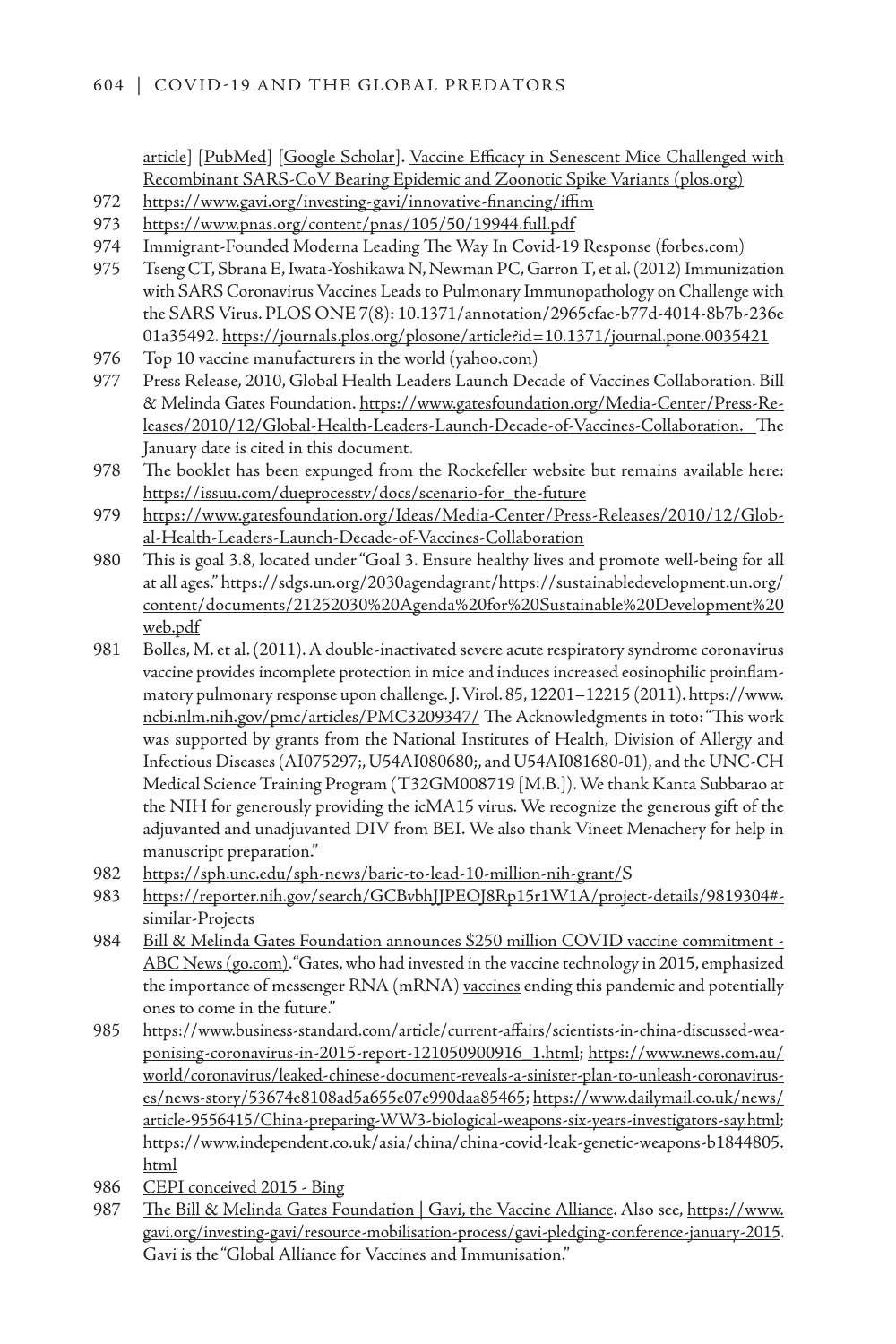article] [PubMed] [Google Scholar]. Vaccine Efficacy in Senescent Mice Challenged with Recombinant SARS-CoV Bearing Epidemic and Zoonotic Spike Variants (plos.org)

972 https://www.gavi.org/investing-gavi/innovative-financing/iffim

973 https://www.pnas.org/content/pnas/105/50/19944.full.pdf

974 Immigrant-Founded Moderna Leading The Way In Covid-19 Response (forbes.com)

975 Tseng CT, Sbrana E, Iwata-Yoshikawa N, Newman PC, Garron T, et al. (2012) Immunization with SARS Coronavirus Vaccines Leads to Pulmonary Immunopathology on Challenge with the SARS Virus. PLOS ONE 7(8): 10.1371/annotation/2965cfae-b77d-4014-8b7b-236e01a35492. https://journals.plos.org/plosone/article?id=10.1371/journal.pone.0035421

976 Top 10 vaccine manufacturers in the world (yahoo.com)

977 Press Release, 2010, Global Health Leaders Launch Decade of Vaccines Collaboration. Bill & Melinda Gates Foundation. https://www.gatesfoundation.org/Media-Center/Press-Releases/2010/12/Global-Health-Leaders-Launch-Decade-of-Vaccines-Collaboration. The January date is cited in this document.

978 The booklet has been expunged from the Rockefeller website but remains available here: https://issuu.com/dueprocesstv/docs/scenario-for_the-future

979 https://www.gatesfoundation.org/Ideas/Media-Center/Press-Releases/2010/12/Global-Health-Leaders-Launch-Decade-of-Vaccines-Collaboration

980 This is goal 3.8, located under "Goal 3. Ensure healthy lives and promote well-being for all at all ages." https://sdgs.un.org/2030agendagrant/https://sustainabledevelopment.un.org/content/documents/21252030%20Agenda%20for%20Sustainable%20Development%20web.pdf

981 Bolles, M. et al. (2011). A double-inactivated severe acute respiratory syndrome coronavirus vaccine provides incomplete protection in mice and induces increased eosinophilic proinflammatory pulmonary response upon challenge. J. Virol. 85, 12201–12215 (2011). https://www.ncbi.nlm.nih.gov/pmc/articles/PMC3209347/ The Acknowledgments in toto: "This work was supported by grants from the National Institutes of Health, Division of Allergy and Infectious Diseases (AI075297;, U54AI080680;, and U54AI081680-01), and the UNC-CH Medical Science Training Program (T32GM008719 [M.B.]). We thank Kanta Subbarao at the NIH for generously providing the icMA15 virus. We recognize the generous gift of the adjuvanted and unadjuvanted DIV from BEI. We also thank Vineet Menachery for help in manuscript preparation."

982 https://sph.unc.edu/sph-news/baric-to-lead-10-million-nih-grant/S

983 https://reporter.nih.gov/search/GCBvbhJJPEOJ8Rp15r1W1A/project-details/9819304#-similar-Projects

984 Bill & Melinda Gates Foundation announces $250 million COVID vaccine commitment - ABC News (go.com). "Gates, who had invested in the vaccine technology in 2015, emphasized the importance of messenger RNA (mRNA) vaccines ending this pandemic and potentially ones to come in the future."

985 https://www.business-standard.com/article/current-affairs/scientists-in-china-discussed-weaponising-coronavirus-in-2015-report-121050900916_1.html; https://www.news.com.au/world/coronavirus/leaked-chinese-document-reveals-a-sinister-plan-to-unleash-coronaviruses/news-story/53674e8108ad5a655e07e990daa85465; https://www.dailymail.co.uk/news/article-9556415/China-preparing-WW3-biological-weapons-six-years-investigators-say.html; https://www.independent.co.uk/asia/china/china-covid-leak-genetic-weapons-b1844805.html

986 CEPI conceived 2015 - Bing

987 The Bill & Melinda Gates Foundation | Gavi, the Vaccine Alliance. Also see, https://www.gavi.org/investing-gavi/resource-mobilisation-process/gavi-pledging-conference-january-2015. Gavi is the "Global Alliance for Vaccines and Immunisation."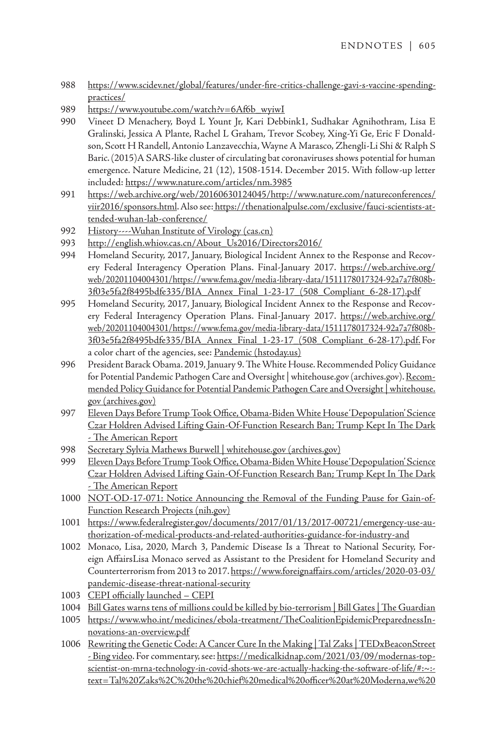988 https://www.scidev.net/global/features/under-fire-critics-challenge-gavi-s-vaccine-spending-practices/

989 https://www.youtube.com/watch?v=6Af6b_wyiwI

990 Vineet D Menachery, Boyd L Yount Jr, Kari Debbink1, Sudhakar Agnihothram, Lisa E Gralinski, Jessica A Plante, Rachel L Graham, Trevor Scobey, Xing-Yi Ge, Eric F Donaldson, Scott H Randell, Antonio Lanzavecchia, Wayne A Marasco, Zhengli-Li Shi & Ralph S Baric. (2015)A SARS-like cluster of circulating bat coronaviruses shows potential for human emergence. Nature Medicine, 21 (12), 1508-1514. December 2015. With follow-up letter included: https://www.nature.com/articles/nm.3985

991 https://web.archive.org/web/20160630124045/http://www.nature.com/natureconferences/viir2016/sponsors.html. Also see: https://thenationalpulse.com/exclusive/fauci-scientists-attended-wuhan-lab-conference/

992 History----Wuhan Institute of Virology (cas.cn)

993 http://english.whiov.cas.cn/About_Us2016/Directors2016/

994 Homeland Security, 2017, January, Biological Incident Annex to the Response and Recovery Federal Interagency Operation Plans. Final-January 2017. https://web.archive.org/web/20201104004301/https://www.fema.gov/media-library-data/1511178017324-92a7a7f808b-3f03e5fa2f8495bdfe335/BIA_Annex_Final_1-23-17_(508_Compliant_6-28-17).pdf

995 Homeland Security, 2017, January, Biological Incident Annex to the Response and Recovery Federal Interagency Operation Plans. Final-January 2017. https://web.archive.org/web/20201104004301/https://www.fema.gov/media-library-data/1511178017324-92a7a7f808b-3f03e5fa2f8495bdfe335/BIA_Annex_Final_1-23-17_(508_Compliant_6-28-17).pdf. For a color chart of the agencies, see: Pandemic (hstoday.us)

996 President Barack Obama. 2019, January 9. The White House. Recommended Policy Guidance for Potential Pandemic Pathogen Care and Oversight | whitehouse.gov (archives.gov). Recommended Policy Guidance for Potential Pandemic Pathogen Care and Oversight | whitehouse.gov (archives.gov)

997 Eleven Days Before Trump Took Office, Obama-Biden White House 'Depopulation' Science Czar Holdren Advised Lifting Gain-Of-Function Research Ban; Trump Kept In The Dark - The American Report

998 Secretary Sylvia Mathews Burwell | whitehouse.gov (archives.gov)

999 Eleven Days Before Trump Took Office, Obama-Biden White House 'Depopulation' Science Czar Holdren Advised Lifting Gain-Of-Function Research Ban; Trump Kept In The Dark - The American Report

1000 NOT-OD-17-071: Notice Announcing the Removal of the Funding Pause for Gain-of-Function Research Projects (nih.gov)

1001 https://www.federalregister.gov/documents/2017/01/13/2017-00721/emergency-use-authorization-of-medical-products-and-related-authorities-guidance-for-industry-and

1002 Monaco, Lisa, 2020, March 3, Pandemic Disease Is a Threat to National Security, Foreign AffairsLisa Monaco served as Assistant to the President for Homeland Security and Counterterrorism from 2013 to 2017. https://www.foreignaffairs.com/articles/2020-03-03/pandemic-disease-threat-national-security

1003 CEPI officially launched – CEPI

1004 Bill Gates warns tens of millions could be killed by bio-terrorism | Bill Gates | The Guardian

1005 https://www.who.int/medicines/ebola-treatment/TheCoalitionEpidemicPreparednessInnovations-an-overview.pdf

1006 Rewriting the Genetic Code: A Cancer Cure In the Making | Tal Zaks | TEDxBeaconStreet - Bing video. For commentary, see: https://medicalkidnap.com/2021/03/09/modernas-top-scientist-on-mrna-technology-in-covid-shots-we-are-actually-hacking-the-software-of-life/#:~:text=Tal%20Zaks%2C%20the%20chief%20medical%20officer%20at%20Moderna,we%20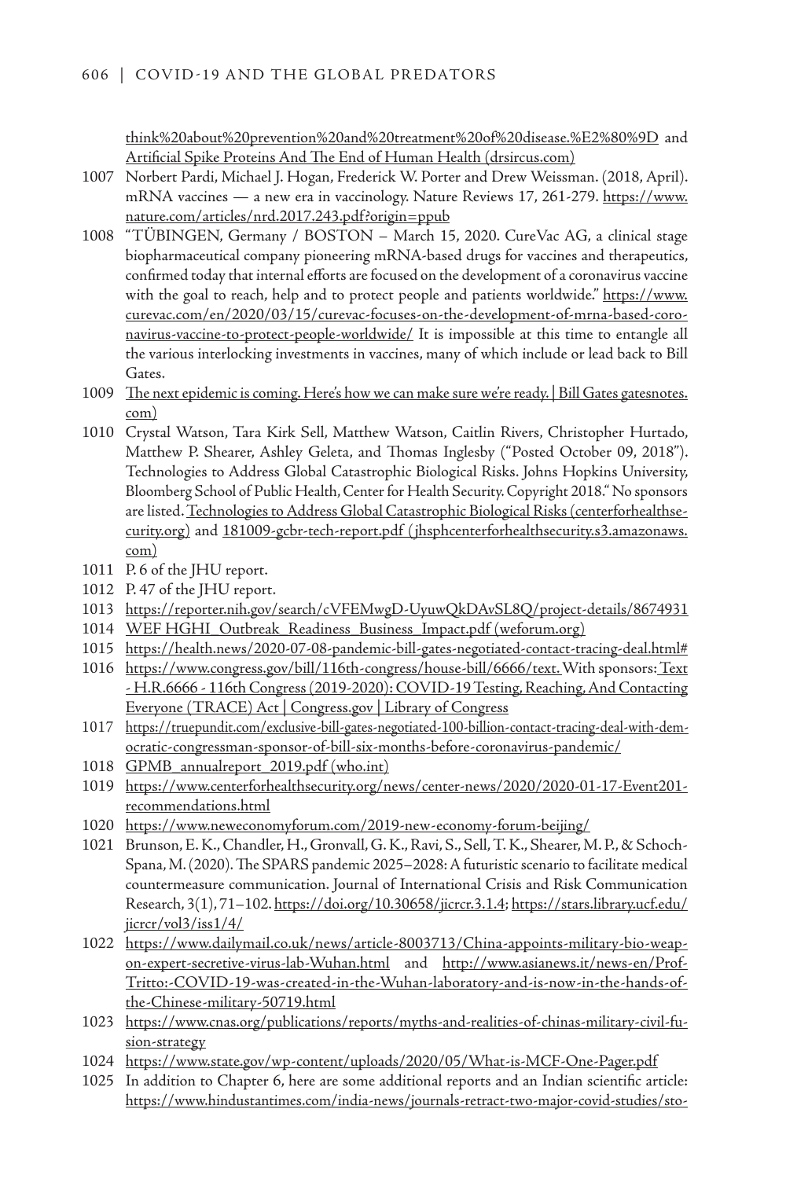think%20about%20prevention%20and%20treatment%20of%20disease.%E2%80%9D and Artificial Spike Proteins And The End of Human Health (drsircus.com)

1007 Norbert Pardi, Michael J. Hogan, Frederick W. Porter and Drew Weissman. (2018, April). mRNA vaccines — a new era in vaccinology. Nature Reviews 17, 261-279. https://www.nature.com/articles/nrd.2017.243.pdf?origin=ppub

1008 "TÜBINGEN, Germany / BOSTON – March 15, 2020. CureVac AG, a clinical stage biopharmaceutical company pioneering mRNA-based drugs for vaccines and therapeutics, confirmed today that internal efforts are focused on the development of a coronavirus vaccine with the goal to reach, help and to protect people and patients worldwide." https://www.curevac.com/en/2020/03/15/curevac-focuses-on-the-development-of-mrna-based-coronavirus-vaccine-to-protect-people-worldwide/ It is impossible at this time to entangle all the various interlocking investments in vaccines, many of which include or lead back to Bill Gates.

1009 The next epidemic is coming. Here's how we can make sure we're ready. | Bill Gates gatesnotes.com)

1010 Crystal Watson, Tara Kirk Sell, Matthew Watson, Caitlin Rivers, Christopher Hurtado, Matthew P. Shearer, Ashley Geleta, and Thomas Inglesby ("Posted October 09, 2018"). Technologies to Address Global Catastrophic Biological Risks. Johns Hopkins University, Bloomberg School of Public Health, Center for Health Security. Copyright 2018." No sponsors are listed. Technologies to Address Global Catastrophic Biological Risks (centerforhealthsecurity.org) and 181009-gcbr-tech-report.pdf (jhsphcenterforhealthsecurity.s3.amazonaws.com)

1011 P. 6 of the JHU report.

1012 P. 47 of the JHU report.

1013 https://reporter.nih.gov/search/cVFEMwgD-UyuwQkDAvSL8Q/project-details/8674931

1014 WEF HGHI_Outbreak_Readiness_Business_Impact.pdf (weforum.org)

1015 https://health.news/2020-07-08-pandemic-bill-gates-negotiated-contact-tracing-deal.html#

1016 https://www.congress.gov/bill/116th-congress/house-bill/6666/text. With sponsors: Text - H.R.6666 - 116th Congress (2019-2020): COVID-19 Testing, Reaching, And Contacting Everyone (TRACE) Act | Congress.gov | Library of Congress

1017 https://truepundit.com/exclusive-bill-gates-negotiated-100-billion-contact-tracing-deal-with-democratic-congressman-sponsor-of-bill-six-months-before-coronavirus-pandemic/

1018 GPMB_annualreport_2019.pdf (who.int)

1019 https://www.centerforhealthsecurity.org/news/center-news/2020/2020-01-17-Event201-recommendations.html

1020 https://www.neweconomyforum.com/2019-new-economy-forum-beijing/

1021 Brunson, E. K., Chandler, H., Gronvall, G. K., Ravi, S., Sell, T. K., Shearer, M. P., & Schoch-Spana, M. (2020). The SPARS pandemic 2025–2028: A futuristic scenario to facilitate medical countermeasure communication. Journal of International Crisis and Risk Communication Research, 3(1), 71–102. https://doi.org/10.30658/jicrcr.3.1.4; https://stars.library.ucf.edu/jicrcr/vol3/iss1/4/

1022 https://www.dailymail.co.uk/news/article-8003713/China-appoints-military-bio-weapon-expert-secretive-virus-lab-Wuhan.html and http://www.asianews.it/news-en/Prof-Tritto:-COVID-19-was-created-in-the-Wuhan-laboratory-and-is-now-in-the-hands-of-the-Chinese-military-50719.html

1023 https://www.cnas.org/publications/reports/myths-and-realities-of-chinas-military-civil-fusion-strategy

1024 https://www.state.gov/wp-content/uploads/2020/05/What-is-MCF-One-Pager.pdf

1025 In addition to Chapter 6, here are some additional reports and an Indian scientific article: https://www.hindustantimes.com/india-news/journals-retract-two-major-covid-studies/sto-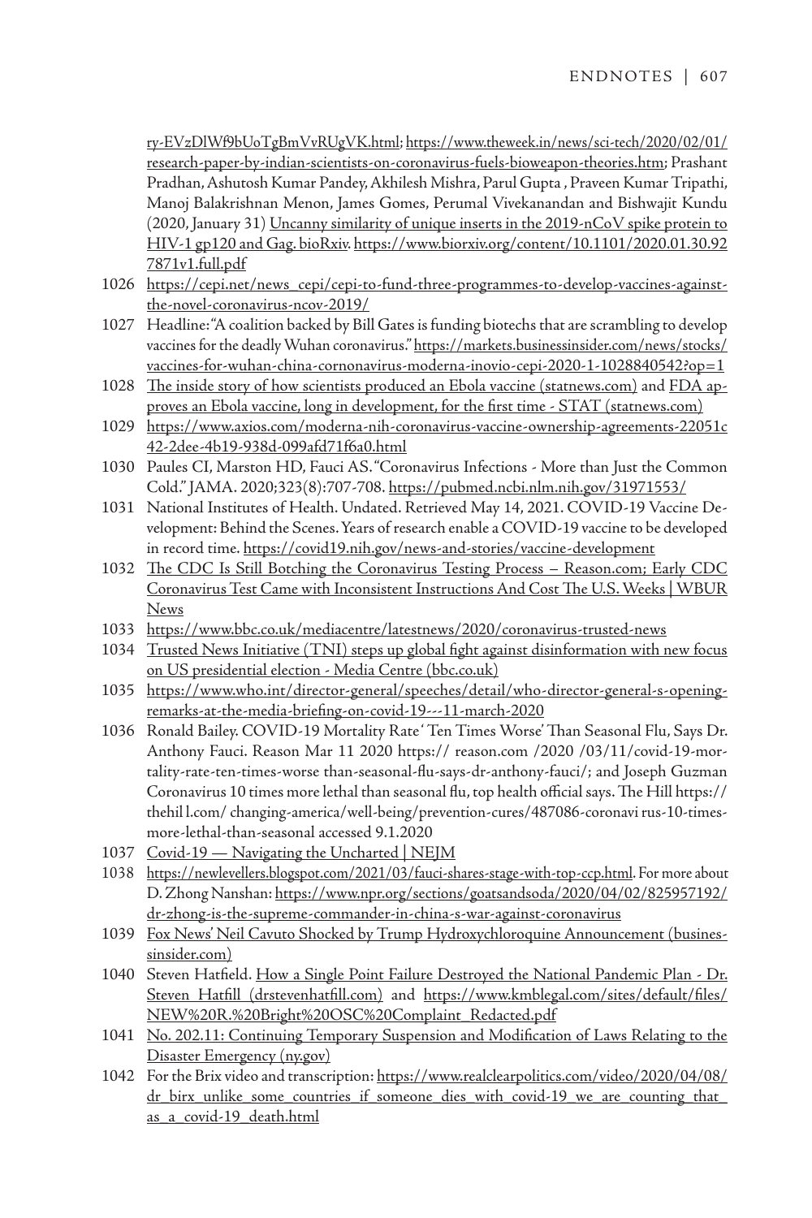ry-EVzDlWf9bUoTgBmVvRUgVK.html; https://www.theweek.in/news/sci-tech/2020/02/01/research-paper-by-indian-scientists-on-coronavirus-fuels-bioweapon-theories.htm; Prashant Pradhan, Ashutosh Kumar Pandey, Akhilesh Mishra, Parul Gupta , Praveen Kumar Tripathi, Manoj Balakrishnan Menon, James Gomes, Perumal Vivekanandan and Bishwajit Kundu (2020, January 31) Uncanny similarity of unique inserts in the 2019-nCoV spike protein to HIV-1 gp120 and Gag. bioRxiv. https://www.biorxiv.org/content/10.1101/2020.01.30.927871v1.full.pdf

1026 https://cepi.net/news_cepi/cepi-to-fund-three-programmes-to-develop-vaccines-against-the-novel-coronavirus-ncov-2019/

1027 Headline: "A coalition backed by Bill Gates is funding biotechs that are scrambling to develop vaccines for the deadly Wuhan coronavirus." https://markets.businessinsider.com/news/stocks/vaccines-for-wuhan-china-cornonavirus-moderna-inovio-cepi-2020-1-1028840542?op=1

1028 The inside story of how scientists produced an Ebola vaccine (statnews.com) and FDA approves an Ebola vaccine, long in development, for the first time - STAT (statnews.com)

1029 https://www.axios.com/moderna-nih-coronavirus-vaccine-ownership-agreements-22051c42-2dee-4b19-938d-099afd71f6a0.html

1030 Paules CI, Marston HD, Fauci AS. "Coronavirus Infections - More than Just the Common Cold." JAMA. 2020;323(8):707-708. https://pubmed.ncbi.nlm.nih.gov/31971553/

1031 National Institutes of Health. Undated. Retrieved May 14, 2021. COVID-19 Vaccine Development: Behind the Scenes. Years of research enable a COVID-19 vaccine to be developed in record time. https://covid19.nih.gov/news-and-stories/vaccine-development

1032 The CDC Is Still Botching the Coronavirus Testing Process – Reason.com; Early CDC Coronavirus Test Came with Inconsistent Instructions And Cost The U.S. Weeks | WBUR News

1033 https://www.bbc.co.uk/mediacentre/latestnews/2020/coronavirus-trusted-news

1034 Trusted News Initiative (TNI) steps up global fight against disinformation with new focus on US presidential election - Media Centre (bbc.co.uk)

1035 https://www.who.int/director-general/speeches/detail/who-director-general-s-opening-remarks-at-the-media-briefing-on-covid-19---11-march-2020

1036 Ronald Bailey. COVID-19 Mortality Rate ' Ten Times Worse' Than Seasonal Flu, Says Dr. Anthony Fauci. Reason Mar 11 2020 https:// reason.com /2020 /03/11/covid-19-mortality-rate-ten-times-worse than-seasonal-flu-says-dr-anthony-fauci/; and Joseph Guzman Coronavirus 10 times more lethal than seasonal flu, top health official says. The Hill https:// thehil l.com/ changing-america/well-being/prevention-cures/487086-coronavi rus-10-times-more-lethal-than-seasonal accessed 9.1.2020

1037 Covid-19 — Navigating the Uncharted | NEJM

1038 https://newlevellers.blogspot.com/2021/03/fauci-shares-stage-with-top-ccp.html. For more about D. Zhong Nanshan: https://www.npr.org/sections/goatsandsoda/2020/04/02/825957192/dr-zhong-is-the-supreme-commander-in-china-s-war-against-coronavirus

1039 Fox News' Neil Cavuto Shocked by Trump Hydroxychloroquine Announcement (businessinsider.com)

1040 Steven Hatfield. How a Single Point Failure Destroyed the National Pandemic Plan - Dr. Steven Hatfill (drstevenhatfill.com) and https://www.kmblegal.com/sites/default/files/NEW%20R.%20Bright%20OSC%20Complaint_Redacted.pdf

1041 No. 202.11: Continuing Temporary Suspension and Modification of Laws Relating to the Disaster Emergency (ny.gov)

1042 For the Brix video and transcription: https://www.realclearpolitics.com/video/2020/04/08/dr_birx_unlike_some_countries_if_someone_dies_with_covid-19_we_are_counting_that_as_a_covid-19_death.html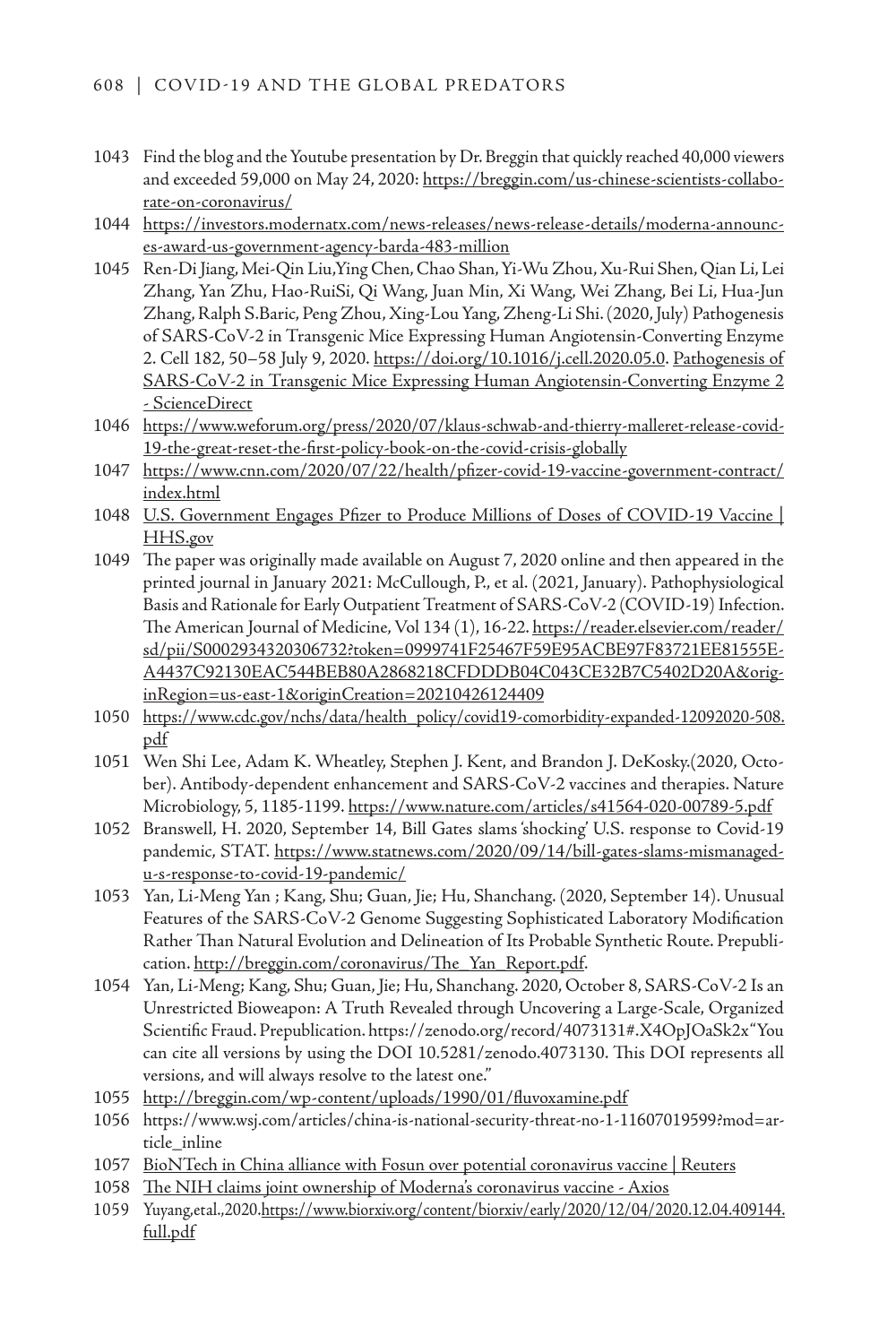1043 Find the blog and the Youtube presentation by Dr. Breggin that quickly reached 40,000 viewers and exceeded 59,000 on May 24, 2020: https://breggin.com/us-chinese-scientists-collaborate-on-coronavirus/

1044 https://investors.modernatx.com/news-releases/news-release-details/moderna-announces-award-us-government-agency-barda-483-million

1045 Ren-Di Jiang, Mei-Qin Liu,Ying Chen, Chao Shan, Yi-Wu Zhou, Xu-Rui Shen, Qian Li, Lei Zhang, Yan Zhu, Hao-RuiSi, Qi Wang, Juan Min, Xi Wang, Wei Zhang, Bei Li, Hua-Jun Zhang, Ralph S.Baric, Peng Zhou, Xing-Lou Yang, Zheng-Li Shi. (2020, July) Pathogenesis of SARS-CoV-2 in Transgenic Mice Expressing Human Angiotensin-Converting Enzyme 2. Cell 182, 50–58 July 9, 2020. https://doi.org/10.1016/j.cell.2020.05.0. Pathogenesis of SARS-CoV-2 in Transgenic Mice Expressing Human Angiotensin-Converting Enzyme 2 - ScienceDirect

1046 https://www.weforum.org/press/2020/07/klaus-schwab-and-thierry-malleret-release-covid-19-the-great-reset-the-first-policy-book-on-the-covid-crisis-globally

1047 https://www.cnn.com/2020/07/22/health/pfizer-covid-19-vaccine-government-contract/index.html

1048 U.S. Government Engages Pfizer to Produce Millions of Doses of COVID-19 Vaccine | HHS.gov

1049 The paper was originally made available on August 7, 2020 online and then appeared in the printed journal in January 2021: McCullough, P., et al. (2021, January). Pathophysiological Basis and Rationale for Early Outpatient Treatment of SARS-CoV-2 (COVID-19) Infection. The American Journal of Medicine, Vol 134 (1), 16-22. https://reader.elsevier.com/reader/sd/pii/S0002934320306732?token=0999741F25467F59E95ACBE97F83721EE81555E-A4437C92130EAC544BEB80A2868218CFDDDB04C043CE32B7C5402D20A&originRegion=us-east-1&originCreation=20210426124409

1050 https://www.cdc.gov/nchs/data/health_policy/covid19-comorbidity-expanded-12092020-508.pdf

1051 Wen Shi Lee, Adam K. Wheatley, Stephen J. Kent, and Brandon J. DeKosky.(2020, October). Antibody-dependent enhancement and SARS-CoV-2 vaccines and therapies. Nature Microbiology, 5, 1185-1199. https://www.nature.com/articles/s41564-020-00789-5.pdf

1052 Branswell, H. 2020, September 14, Bill Gates slams 'shocking' U.S. response to Covid-19 pandemic, STAT. https://www.statnews.com/2020/09/14/bill-gates-slams-mismanaged-u-s-response-to-covid-19-pandemic/

1053 Yan, Li-Meng Yan ; Kang, Shu; Guan, Jie; Hu, Shanchang. (2020, September 14). Unusual Features of the SARS-CoV-2 Genome Suggesting Sophisticated Laboratory Modification Rather Than Natural Evolution and Delineation of Its Probable Synthetic Route. Prepublication. http://breggin.com/coronavirus/The_Yan_Report.pdf.

1054 Yan, Li-Meng; Kang, Shu; Guan, Jie; Hu, Shanchang. 2020, October 8, SARS-CoV-2 Is an Unrestricted Bioweapon: A Truth Revealed through Uncovering a Large-Scale, Organized Scientific Fraud. Prepublication. https://zenodo.org/record/4073131#.X4OpJOaSk2x"You can cite all versions by using the DOI 10.5281/zenodo.4073130. This DOI represents all versions, and will always resolve to the latest one."

1055 http://breggin.com/wp-content/uploads/1990/01/fluvoxamine.pdf

1056 https://www.wsj.com/articles/china-is-national-security-threat-no-1-11607019599?mod=article_inline

1057 BioNTech in China alliance with Fosun over potential coronavirus vaccine | Reuters

1058 The NIH claims joint ownership of Moderna's coronavirus vaccine - Axios

1059 Yuyang,etal.,2020.https://www.biorxiv.org/content/biorxiv/early/2020/12/04/2020.12.04.409144.full.pdf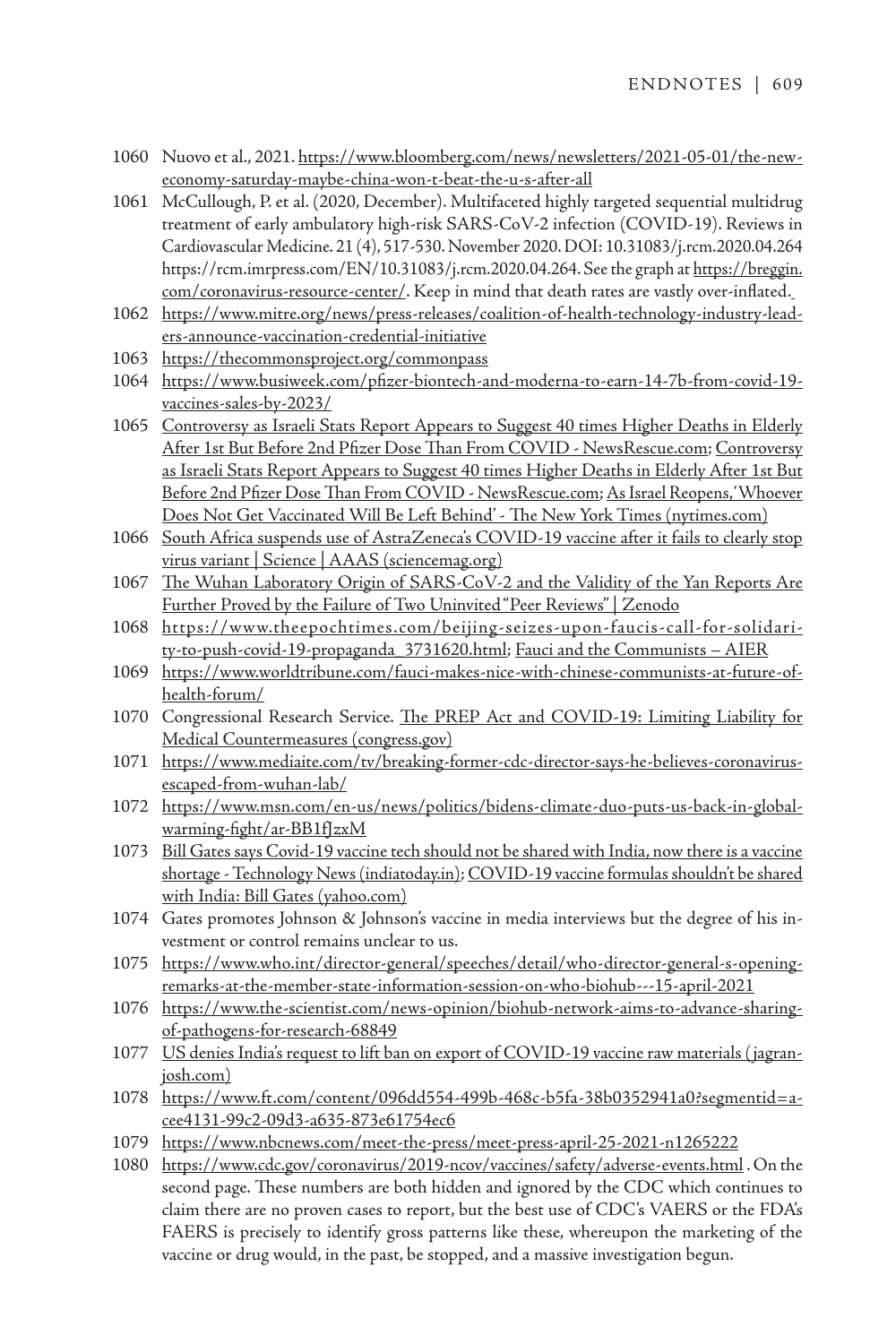1060 Nuovo et al., 2021. https://www.bloomberg.com/news/newsletters/2021-05-01/the-new-economy-saturday-maybe-china-won-t-beat-the-u-s-after-all

1061 McCullough, P. et al. (2020, December). Multifaceted highly targeted sequential multidrug treatment of early ambulatory high-risk SARS-CoV-2 infection (COVID-19). Reviews in Cardiovascular Medicine. 21 (4), 517-530. November 2020. DOI: 10.31083/j.rcm.2020.04.264 https://rcm.imrpress.com/EN/10.31083/j.rcm.2020.04.264. See the graph at https://breggin.com/coronavirus-resource-center/. Keep in mind that death rates are vastly over-inflated.

1062 https://www.mitre.org/news/press-releases/coalition-of-health-technology-industry-leaders-announce-vaccination-credential-initiative

1063 https://thecommonsproject.org/commonpass

1064 https://www.busiweek.com/pfizer-biontech-and-moderna-to-earn-14-7b-from-covid-19-vaccines-sales-by-2023/

1065 Controversy as Israeli Stats Report Appears to Suggest 40 times Higher Deaths in Elderly After 1st But Before 2nd Pfizer Dose Than From COVID - NewsRescue.com; Controversy as Israeli Stats Report Appears to Suggest 40 times Higher Deaths in Elderly After 1st But Before 2nd Pfizer Dose Than From COVID - NewsRescue.com; As Israel Reopens, 'Whoever Does Not Get Vaccinated Will Be Left Behind' - The New York Times (nytimes.com)

1066 South Africa suspends use of AstraZeneca's COVID-19 vaccine after it fails to clearly stop virus variant | Science | AAAS (sciencemag.org)

1067 The Wuhan Laboratory Origin of SARS-CoV-2 and the Validity of the Yan Reports Are Further Proved by the Failure of Two Uninvited "Peer Reviews" | Zenodo

1068 https://www.theepochtimes.com/beijing-seizes-upon-faucis-call-for-solidarity-to-push-covid-19-propaganda_3731620.html; Fauci and the Communists – AIER

1069 https://www.worldtribune.com/fauci-makes-nice-with-chinese-communists-at-future-of-health-forum/

1070 Congressional Research Service. The PREP Act and COVID-19: Limiting Liability for Medical Countermeasures (congress.gov)

1071 https://www.mediaite.com/tv/breaking-former-cdc-director-says-he-believes-coronavirus-escaped-from-wuhan-lab/

1072 https://www.msn.com/en-us/news/politics/bidens-climate-duo-puts-us-back-in-global-warming-fight/ar-BB1fJzxM

1073 Bill Gates says Covid-19 vaccine tech should not be shared with India, now there is a vaccine shortage - Technology News (indiatoday.in); COVID-19 vaccine formulas shouldn't be shared with India: Bill Gates (yahoo.com)

1074 Gates promotes Johnson & Johnson's vaccine in media interviews but the degree of his investment or control remains unclear to us.

1075 https://www.who.int/director-general/speeches/detail/who-director-general-s-opening-remarks-at-the-member-state-information-session-on-who-biohub---15-april-2021

1076 https://www.the-scientist.com/news-opinion/biohub-network-aims-to-advance-sharing-of-pathogens-for-research-68849

1077 US denies India's request to lift ban on export of COVID-19 vaccine raw materials (jagranjosh.com)

1078 https://www.ft.com/content/096dd554-499b-468c-b5fa-38b0352941a0?segmentid=acee4131-99c2-09d3-a635-873e61754ec6

1079 https://www.nbcnews.com/meet-the-press/meet-press-april-25-2021-n1265222

1080 https://www.cdc.gov/coronavirus/2019-ncov/vaccines/safety/adverse-events.html . On the second page. These numbers are both hidden and ignored by the CDC which continues to claim there are no proven cases to report, but the best use of CDC's VAERS or the FDA's FAERS is precisely to identify gross patterns like these, whereupon the marketing of the vaccine or drug would, in the past, be stopped, and a massive investigation begun.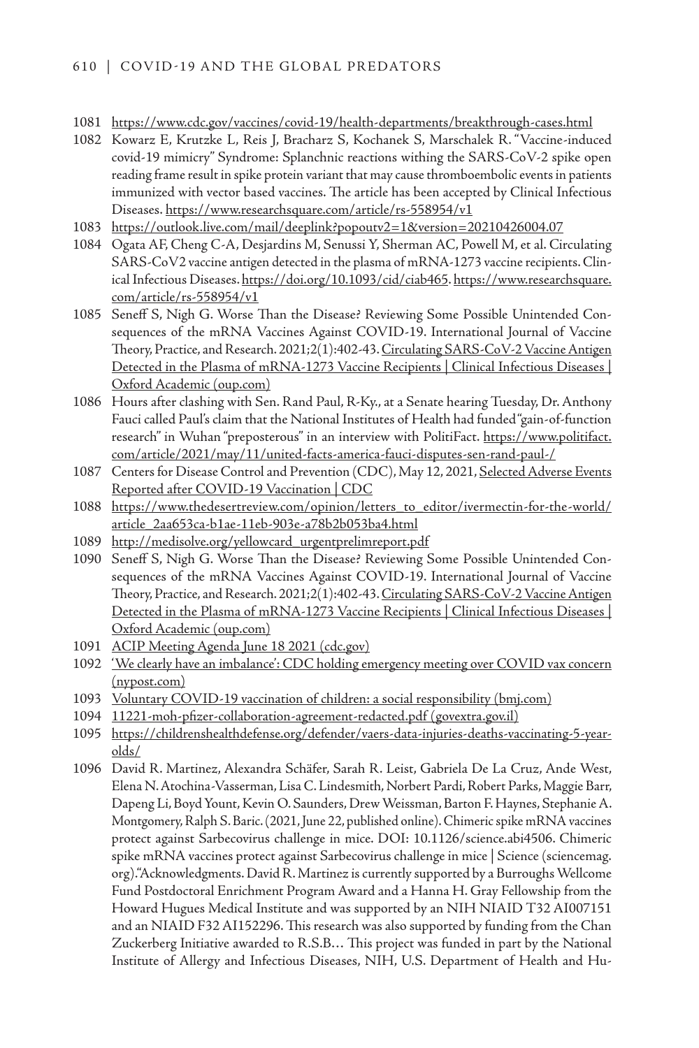1081 https://www.cdc.gov/vaccines/covid-19/health-departments/breakthrough-cases.html

1082 Kowarz E, Krutzke L, Reis J, Bracharz S, Kochanek S, Marschalek R. "Vaccine-induced covid-19 mimicry" Syndrome: Splanchnic reactions withing the SARS-CoV-2 spike open reading frame result in spike protein variant that may cause thromboembolic events in patients immunized with vector based vaccines. The article has been accepted by Clinical Infectious Diseases. https://www.researchsquare.com/article/rs-558954/v1

1083 https://outlook.live.com/mail/deeplink?popoutv2=1&version=20210426004.07

1084 Ogata AF, Cheng C-A, Desjardins M, Senussi Y, Sherman AC, Powell M, et al. Circulating SARS-CoV2 vaccine antigen detected in the plasma of mRNA-1273 vaccine recipients. Clinical Infectious Diseases. https://doi.org/10.1093/cid/ciab465. https://www.researchsquare.com/article/rs-558954/v1

1085 Seneff S, Nigh G. Worse Than the Disease? Reviewing Some Possible Unintended Consequences of the mRNA Vaccines Against COVID-19. International Journal of Vaccine Theory, Practice, and Research. 2021;2(1):402-43. Circulating SARS-CoV-2 Vaccine Antigen Detected in the Plasma of mRNA-1273 Vaccine Recipients | Clinical Infectious Diseases | Oxford Academic (oup.com)

1086 Hours after clashing with Sen. Rand Paul, R-Ky., at a Senate hearing Tuesday, Dr. Anthony Fauci called Paul's claim that the National Institutes of Health had funded "gain-of-function research" in Wuhan "preposterous" in an interview with PolitiFact. https://www.politifact.com/article/2021/may/11/united-facts-america-fauci-disputes-sen-rand-paul-/

1087 Centers for Disease Control and Prevention (CDC), May 12, 2021, Selected Adverse Events Reported after COVID-19 Vaccination | CDC

1088 https://www.thedesertreview.com/opinion/letters_to_editor/ivermectin-for-the-world/article_2aa653ca-b1ae-11eb-903e-a78b2b053ba4.html

1089 http://medisolve.org/yellowcard_urgentprelimreport.pdf

1090 Seneff S, Nigh G. Worse Than the Disease? Reviewing Some Possible Unintended Consequences of the mRNA Vaccines Against COVID-19. International Journal of Vaccine Theory, Practice, and Research. 2021;2(1):402-43. Circulating SARS-CoV-2 Vaccine Antigen Detected in the Plasma of mRNA-1273 Vaccine Recipients | Clinical Infectious Diseases | Oxford Academic (oup.com)

1091 ACIP Meeting Agenda June 18 2021 (cdc.gov)

1092 'We clearly have an imbalance': CDC holding emergency meeting over COVID vax concern (nypost.com)

1093 Voluntary COVID-19 vaccination of children: a social responsibility (bmj.com)

1094 11221-moh-pfizer-collaboration-agreement-redacted.pdf (govextra.gov.il)

1095 https://childrenshealthdefense.org/defender/vaers-data-injuries-deaths-vaccinating-5-year-olds/

1096 David R. Martinez, Alexandra Schäfer, Sarah R. Leist, Gabriela De La Cruz, Ande West, Elena N. Atochina-Vasserman, Lisa C. Lindesmith, Norbert Pardi, Robert Parks, Maggie Barr, Dapeng Li, Boyd Yount, Kevin O. Saunders, Drew Weissman, Barton F. Haynes, Stephanie A. Montgomery, Ralph S. Baric. (2021, June 22, published online). Chimeric spike mRNA vaccines protect against Sarbecovirus challenge in mice. DOI: 10.1126/science.abi4506. Chimeric spike mRNA vaccines protect against Sarbecovirus challenge in mice | Science (sciencemag.org)."Acknowledgments. David R. Martinez is currently supported by a Burroughs Wellcome Fund Postdoctoral Enrichment Program Award and a Hanna H. Gray Fellowship from the Howard Hugues Medical Institute and was supported by an NIH NIAID T32 AI007151 and an NIAID F32 AI152296. This research was also supported by funding from the Chan Zuckerberg Initiative awarded to R.S.B… This project was funded in part by the National Institute of Allergy and Infectious Diseases, NIH, U.S. Department of Health and Hu-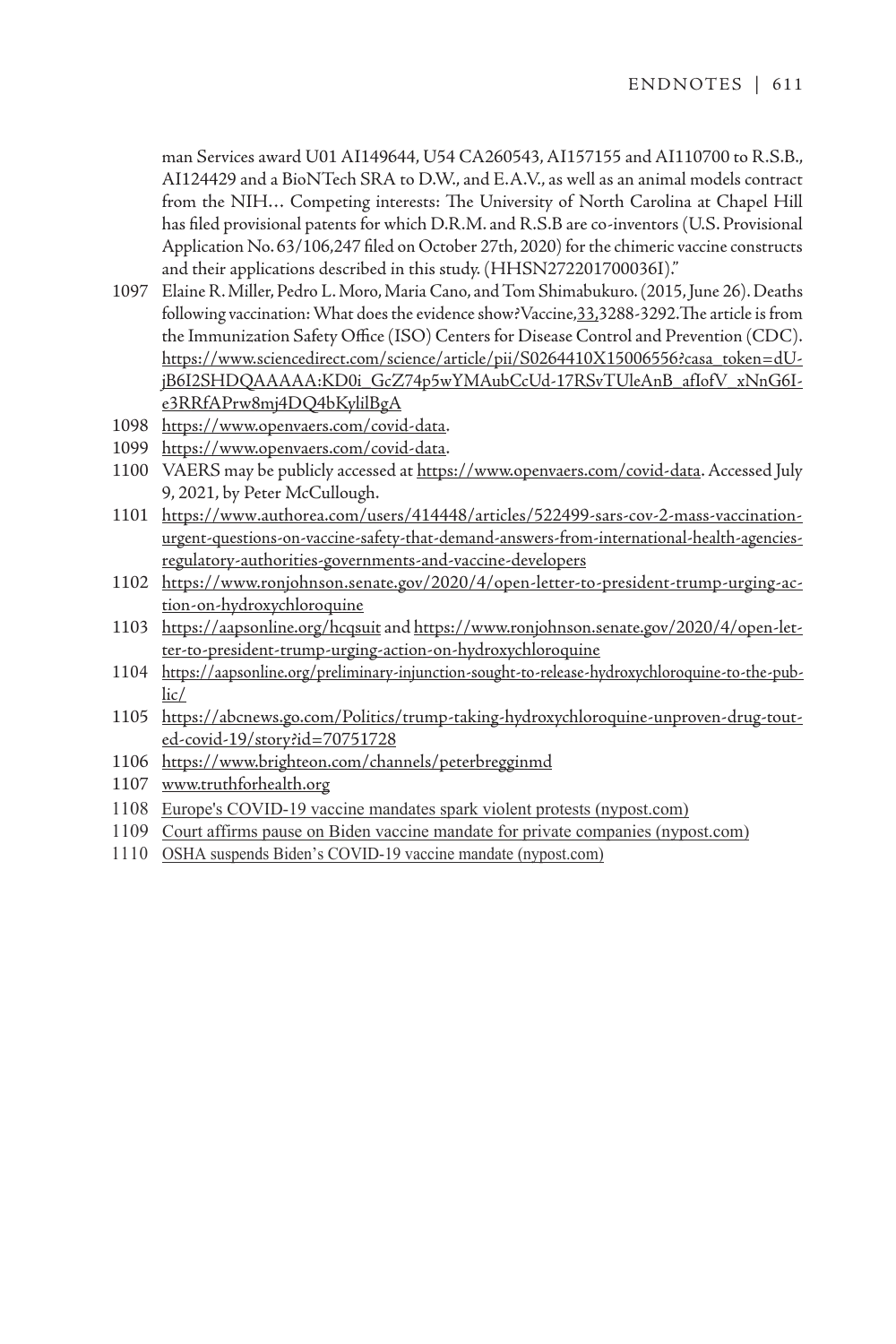man Services award U01 AI149644, U54 CA260543, AI157155 and AI110700 to R.S.B., AI124429 and a BioNTech SRA to D.W., and E.A.V., as well as an animal models contract from the NIH… Competing interests: The University of North Carolina at Chapel Hill has filed provisional patents for which D.R.M. and R.S.B are co-inventors (U.S. Provisional Application No. 63/106,247 filed on October 27th, 2020) for the chimeric vaccine constructs and their applications described in this study. (HHSN272201700036I)."

1097 Elaine R. Miller, Pedro L. Moro, Maria Cano, and Tom Shimabukuro. (2015, June 26). Deaths following vaccination: What does the evidence show? Vaccine, 33, 3288-3292. The article is from the Immunization Safety Office (ISO) Centers for Disease Control and Prevention (CDC). https://www.sciencedirect.com/science/article/pii/S0264410X15006556?casa_token=dU-jB6I2SHDQAAAAA:KD0i_GcZ74p5wYMAubCcUd-17RSvTUleAnB_afIofV_xNnG6I-e3RRfAPrw8mj4DQ4bKylilBgA

1098 https://www.openvaers.com/covid-data.

1099 https://www.openvaers.com/covid-data.

1100 VAERS may be publicly accessed at https://www.openvaers.com/covid-data. Accessed July 9, 2021, by Peter McCullough.

1101 https://www.authorea.com/users/414448/articles/522499-sars-cov-2-mass-vaccination-urgent-questions-on-vaccine-safety-that-demand-answers-from-international-health-agencies-regulatory-authorities-governments-and-vaccine-developers

1102 https://www.ronjohnson.senate.gov/2020/4/open-letter-to-president-trump-urging-action-on-hydroxychloroquine

1103 https://aapsonline.org/hcqsuit and https://www.ronjohnson.senate.gov/2020/4/open-letter-to-president-trump-urging-action-on-hydroxychloroquine

1104 https://aapsonline.org/preliminary-injunction-sought-to-release-hydroxychloroquine-to-the-public/

1105 https://abcnews.go.com/Politics/trump-taking-hydroxychloroquine-unproven-drug-touted-covid-19/story?id=70751728

1106 https://www.brighteon.com/channels/peterbregginmd

1107 www.truthforhealth.org

1108 Europe's COVID-19 vaccine mandates spark violent protests (nypost.com)

1109 Court affirms pause on Biden vaccine mandate for private companies (nypost.com)

1110 OSHA suspends Biden's COVID-19 vaccine mandate (nypost.com)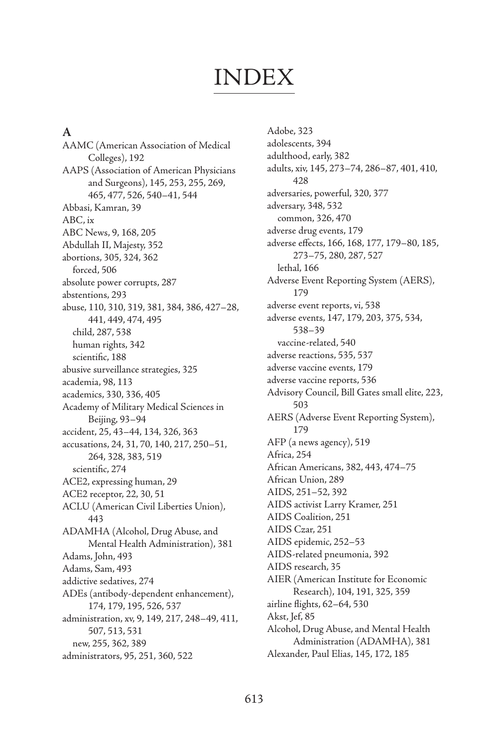# INDEX

## A

AAMC (American Association of Medical Colleges), 192
AAPS (Association of American Physicians and Surgeons), 145, 253, 255, 269, 465, 477, 526, 540–41, 544
Abbasi, Kamran, 39
ABC, ix
ABC News, 9, 168, 205
Abdullah II, Majesty, 352
abortions, 305, 324, 362
  forced, 506
absolute power corrupts, 287
abstentions, 293
abuse, 110, 310, 319, 381, 384, 386, 427–28, 441, 449, 474, 495
  child, 287, 538
  human rights, 342
  scientific, 188
abusive surveillance strategies, 325
academia, 98, 113
academics, 330, 336, 405
Academy of Military Medical Sciences in Beijing, 93–94
accident, 25, 43–44, 134, 326, 363
accusations, 24, 31, 70, 140, 217, 250–51, 264, 328, 383, 519
  scientific, 274
ACE2, expressing human, 29
ACE2 receptor, 22, 30, 51
ACLU (American Civil Liberties Union), 443
ADAMHA (Alcohol, Drug Abuse, and Mental Health Administration), 381
Adams, John, 493
Adams, Sam, 493
addictive sedatives, 274
ADEs (antibody-dependent enhancement), 174, 179, 195, 526, 537
administration, xv, 9, 149, 217, 248–49, 411, 507, 513, 531
  new, 255, 362, 389
administrators, 95, 251, 360, 522
Adobe, 323
adolescents, 394
adulthood, early, 382
adults, xiv, 145, 273–74, 286–87, 401, 410, 428
adversaries, powerful, 320, 377
adversary, 348, 532
  common, 326, 470
adverse drug events, 179
adverse effects, 166, 168, 177, 179–80, 185, 273–75, 280, 287, 527
  lethal, 166
Adverse Event Reporting System (AERS), 179
adverse event reports, vi, 538
adverse events, 147, 179, 203, 375, 534, 538–39
  vaccine-related, 540
adverse reactions, 535, 537
adverse vaccine events, 179
adverse vaccine reports, 536
Advisory Council, Bill Gates small elite, 223, 503
AERS (Adverse Event Reporting System), 179
AFP (a news agency), 519
Africa, 254
African Americans, 382, 443, 474–75
African Union, 289
AIDS, 251–52, 392
AIDS activist Larry Kramer, 251
AIDS Coalition, 251
AIDS Czar, 251
AIDS epidemic, 252–53
AIDS-related pneumonia, 392
AIDS research, 35
AIER (American Institute for Economic Research), 104, 191, 325, 359
airline flights, 62–64, 530
Akst, Jef, 85
Alcohol, Drug Abuse, and Mental Health Administration (ADAMHA), 381
Alexander, Paul Elias, 145, 172, 185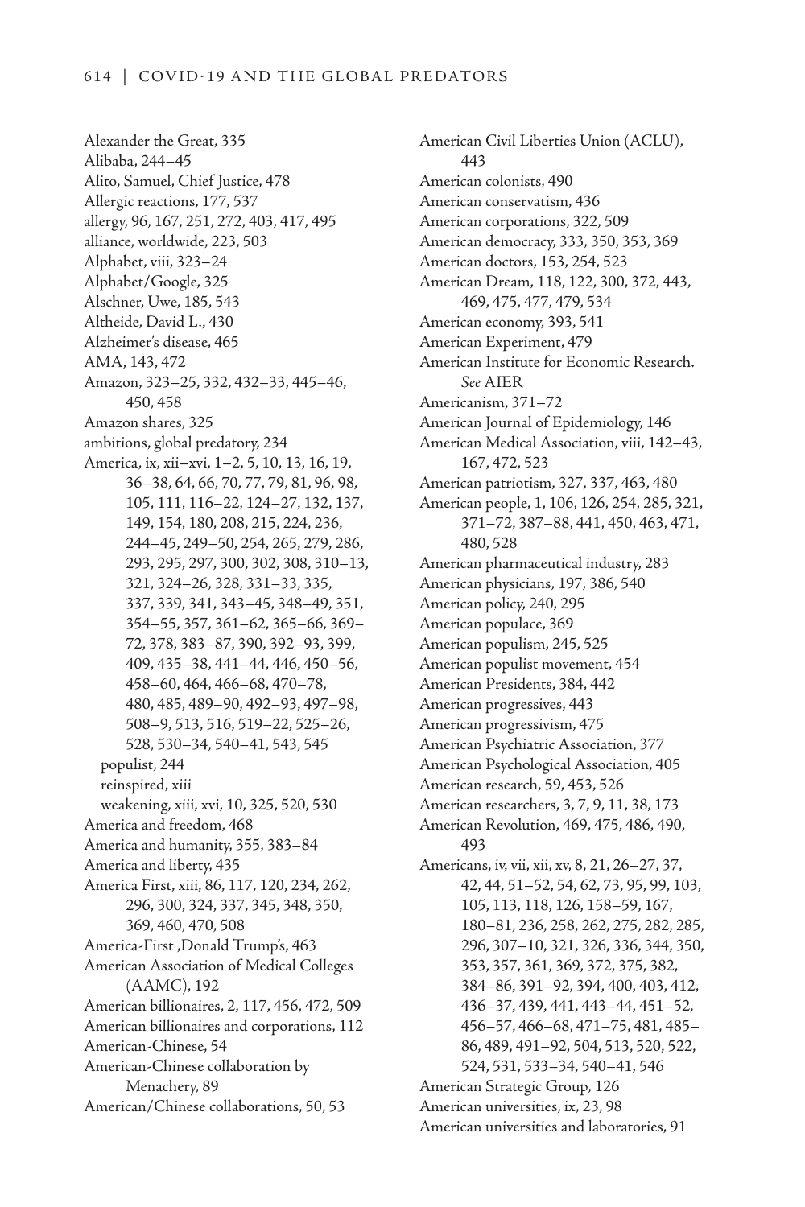Alexander the Great, 335
Alibaba, 244–45
Alito, Samuel, Chief Justice, 478
Allergic reactions, 177, 537
allergy, 96, 167, 251, 272, 403, 417, 495
alliance, worldwide, 223, 503
Alphabet, viii, 323–24
Alphabet/Google, 325
Alschner, Uwe, 185, 543
Altheide, David L., 430
Alzheimer's disease, 465
AMA, 143, 472
Amazon, 323–25, 332, 432–33, 445–46, 450, 458
Amazon shares, 325
ambitions, global predatory, 234
America, ix, xii–xvi, 1–2, 5, 10, 13, 16, 19, 36–38, 64, 66, 70, 77, 79, 81, 96, 98, 105, 111, 116–22, 124–27, 132, 137, 149, 154, 180, 208, 215, 224, 236, 244–45, 249–50, 254, 265, 279, 286, 293, 295, 297, 300, 302, 308, 310–13, 321, 324–26, 328, 331–33, 335, 337, 339, 341, 343–45, 348–49, 351, 354–55, 357, 361–62, 365–66, 369–72, 378, 383–87, 390, 392–93, 399, 409, 435–38, 441–44, 446, 450–56, 458–60, 464, 466–68, 470–78, 480, 485, 489–90, 492–93, 497–98, 508–9, 513, 516, 519–22, 525–26, 528, 530–34, 540–41, 543, 545
  populist, 244
  reinspired, xiii
  weakening, xiii, xvi, 10, 325, 520, 530
America and freedom, 468
America and humanity, 355, 383–84
America and liberty, 435
America First, xiii, 86, 117, 120, 234, 262, 296, 300, 324, 337, 345, 348, 350, 369, 460, 470, 508
America-First ,Donald Trump's, 463
American Association of Medical Colleges (AAMC), 192
American billionaires, 2, 117, 456, 472, 509
American billionaires and corporations, 112
American-Chinese, 54
American-Chinese collaboration by Menachery, 89
American/Chinese collaborations, 50, 53
American Civil Liberties Union (ACLU), 443
American colonists, 490
American conservatism, 436
American corporations, 322, 509
American democracy, 333, 350, 353, 369
American doctors, 153, 254, 523
American Dream, 118, 122, 300, 372, 443, 469, 475, 477, 479, 534
American economy, 393, 541
American Experiment, 479
American Institute for Economic Research. *See* AIER
Americanism, 371–72
American Journal of Epidemiology, 146
American Medical Association, viii, 142–43, 167, 472, 523
American patriotism, 327, 337, 463, 480
American people, 1, 106, 126, 254, 285, 321, 371–72, 387–88, 441, 450, 463, 471, 480, 528
American pharmaceutical industry, 283
American physicians, 197, 386, 540
American policy, 240, 295
American populace, 369
American populism, 245, 525
American populist movement, 454
American Presidents, 384, 442
American progressives, 443
American progressivism, 475
American Psychiatric Association, 377
American Psychological Association, 405
American research, 59, 453, 526
American researchers, 3, 7, 9, 11, 38, 173
American Revolution, 469, 475, 486, 490, 493
Americans, iv, vii, xii, xv, 8, 21, 26–27, 37, 42, 44, 51–52, 54, 62, 73, 95, 99, 103, 105, 113, 118, 126, 158–59, 167, 180–81, 236, 258, 262, 275, 282, 285, 296, 307–10, 321, 326, 336, 344, 350, 353, 357, 361, 369, 372, 375, 382, 384–86, 391–92, 394, 400, 403, 412, 436–37, 439, 441, 443–44, 451–52, 456–57, 466–68, 471–75, 481, 485–86, 489, 491–92, 504, 513, 520, 522, 524, 531, 533–34, 540–41, 546
American Strategic Group, 126
American universities, ix, 23, 98
American universities and laboratories, 91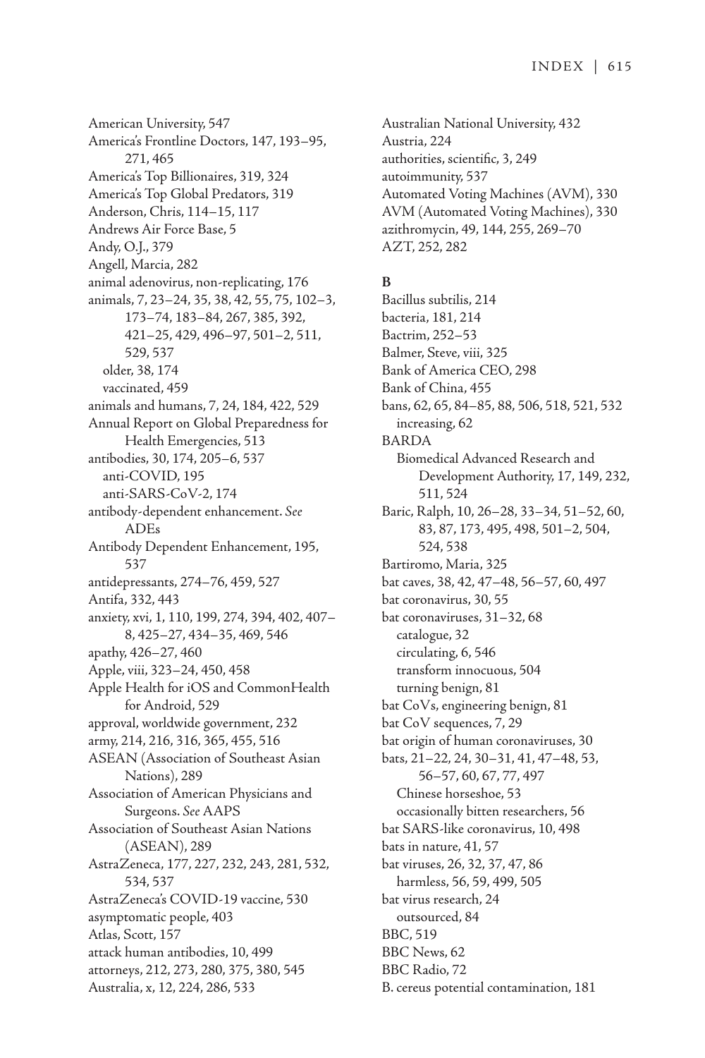American University, 547
America's Frontline Doctors, 147, 193–95, 271, 465
America's Top Billionaires, 319, 324
America's Top Global Predators, 319
Anderson, Chris, 114–15, 117
Andrews Air Force Base, 5
Andy, O.J., 379
Angell, Marcia, 282
animal adenovirus, non-replicating, 176
animals, 7, 23–24, 35, 38, 42, 55, 75, 102–3, 173–74, 183–84, 267, 385, 392, 421–25, 429, 496–97, 501–2, 511, 529, 537
  older, 38, 174
  vaccinated, 459
animals and humans, 7, 24, 184, 422, 529
Annual Report on Global Preparedness for Health Emergencies, 513
antibodies, 30, 174, 205–6, 537
  anti-COVID, 195
  anti-SARS-CoV-2, 174
antibody-dependent enhancement. *See* ADEs
Antibody Dependent Enhancement, 195, 537
antidepressants, 274–76, 459, 527
Antifa, 332, 443
anxiety, xvi, 1, 110, 199, 274, 394, 402, 407–8, 425–27, 434–35, 469, 546
apathy, 426–27, 460
Apple, viii, 323–24, 450, 458
Apple Health for iOS and CommonHealth for Android, 529
approval, worldwide government, 232
army, 214, 216, 316, 365, 455, 516
ASEAN (Association of Southeast Asian Nations), 289
Association of American Physicians and Surgeons. *See* AAPS
Association of Southeast Asian Nations (ASEAN), 289
AstraZeneca, 177, 227, 232, 243, 281, 532, 534, 537
AstraZeneca's COVID-19 vaccine, 530
asymptomatic people, 403
Atlas, Scott, 157
attack human antibodies, 10, 499
attorneys, 212, 273, 280, 375, 380, 545
Australia, x, 12, 224, 286, 533
Australian National University, 432
Austria, 224
authorities, scientific, 3, 249
autoimmunity, 537
Automated Voting Machines (AVM), 330
AVM (Automated Voting Machines), 330
azithromycin, 49, 144, 255, 269–70
AZT, 252, 282

**B**

Bacillus subtilis, 214
bacteria, 181, 214
Bactrim, 252–53
Balmer, Steve, viii, 325
Bank of America CEO, 298
Bank of China, 455
bans, 62, 65, 84–85, 88, 506, 518, 521, 532
  increasing, 62
BARDA
  Biomedical Advanced Research and Development Authority, 17, 149, 232, 511, 524
Baric, Ralph, 10, 26–28, 33–34, 51–52, 60, 83, 87, 173, 495, 498, 501–2, 504, 524, 538
Bartiromo, Maria, 325
bat caves, 38, 42, 47–48, 56–57, 60, 497
bat coronavirus, 30, 55
bat coronaviruses, 31–32, 68
  catalogue, 32
  circulating, 6, 546
  transform innocuous, 504
  turning benign, 81
bat CoVs, engineering benign, 81
bat CoV sequences, 7, 29
bat origin of human coronaviruses, 30
bats, 21–22, 24, 30–31, 41, 47–48, 53, 56–57, 60, 67, 77, 497
  Chinese horseshoe, 53
  occasionally bitten researchers, 56
bat SARS-like coronavirus, 10, 498
bats in nature, 41, 57
bat viruses, 26, 32, 37, 47, 86
  harmless, 56, 59, 499, 505
bat virus research, 24
  outsourced, 84
BBC, 519
BBC News, 62
BBC Radio, 72
B. cereus potential contamination, 181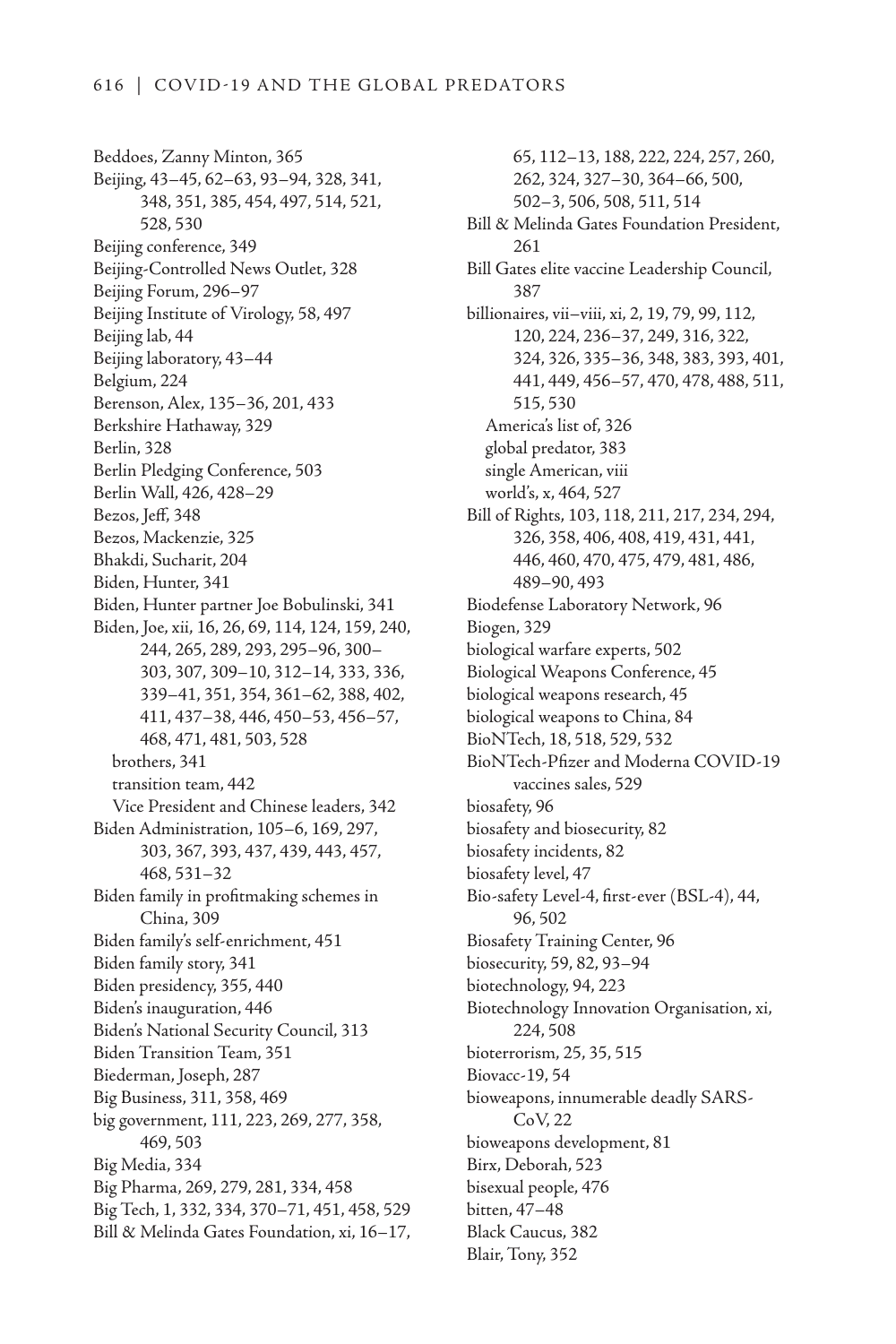Beddoes, Zanny Minton, 365
Beijing, 43–45, 62–63, 93–94, 328, 341, 348, 351, 385, 454, 497, 514, 521, 528, 530
Beijing conference, 349
Beijing-Controlled News Outlet, 328
Beijing Forum, 296–97
Beijing Institute of Virology, 58, 497
Beijing lab, 44
Beijing laboratory, 43–44
Belgium, 224
Berenson, Alex, 135–36, 201, 433
Berkshire Hathaway, 329
Berlin, 328
Berlin Pledging Conference, 503
Berlin Wall, 426, 428–29
Bezos, Jeff, 348
Bezos, Mackenzie, 325
Bhakdi, Sucharit, 204
Biden, Hunter, 341
Biden, Hunter partner Joe Bobulinski, 341
Biden, Joe, xii, 16, 26, 69, 114, 124, 159, 240, 244, 265, 289, 293, 295–96, 300–303, 307, 309–10, 312–14, 333, 336, 339–41, 351, 354, 361–62, 388, 402, 411, 437–38, 446, 450–53, 456–57, 468, 471, 481, 503, 528
  brothers, 341
  transition team, 442
  Vice President and Chinese leaders, 342
Biden Administration, 105–6, 169, 297, 303, 367, 393, 437, 439, 443, 457, 468, 531–32
Biden family in profitmaking schemes in China, 309
Biden family's self-enrichment, 451
Biden family story, 341
Biden presidency, 355, 440
Biden's inauguration, 446
Biden's National Security Council, 313
Biden Transition Team, 351
Biederman, Joseph, 287
Big Business, 311, 358, 469
big government, 111, 223, 269, 277, 358, 469, 503
Big Media, 334
Big Pharma, 269, 279, 281, 334, 458
Big Tech, 1, 332, 334, 370–71, 451, 458, 529
Bill & Melinda Gates Foundation, xi, 16–17, 65, 112–13, 188, 222, 224, 257, 260, 262, 324, 327–30, 364–66, 500, 502–3, 506, 508, 511, 514
Bill & Melinda Gates Foundation President, 261
Bill Gates elite vaccine Leadership Council, 387
billionaires, vii–viii, xi, 2, 19, 79, 99, 112, 120, 224, 236–37, 249, 316, 322, 324, 326, 335–36, 348, 383, 393, 401, 441, 449, 456–57, 470, 478, 488, 511, 515, 530
  America's list of, 326
  global predator, 383
  single American, viii
  world's, x, 464, 527
Bill of Rights, 103, 118, 211, 217, 234, 294, 326, 358, 406, 408, 419, 431, 441, 446, 460, 470, 475, 479, 481, 486, 489–90, 493
Biodefense Laboratory Network, 96
Biogen, 329
biological warfare experts, 502
Biological Weapons Conference, 45
biological weapons research, 45
biological weapons to China, 84
BioNTech, 18, 518, 529, 532
BioNTech-Pfizer and Moderna COVID-19 vaccines sales, 529
biosafety, 96
biosafety and biosecurity, 82
biosafety incidents, 82
biosafety level, 47
Bio-safety Level-4, first-ever (BSL-4), 44, 96, 502
Biosafety Training Center, 96
biosecurity, 59, 82, 93–94
biotechnology, 94, 223
Biotechnology Innovation Organisation, xi, 224, 508
bioterrorism, 25, 35, 515
Biovacc-19, 54
bioweapons, innumerable deadly SARS-CoV, 22
bioweapons development, 81
Birx, Deborah, 523
bisexual people, 476
bitten, 47–48
Black Caucus, 382
Blair, Tony, 352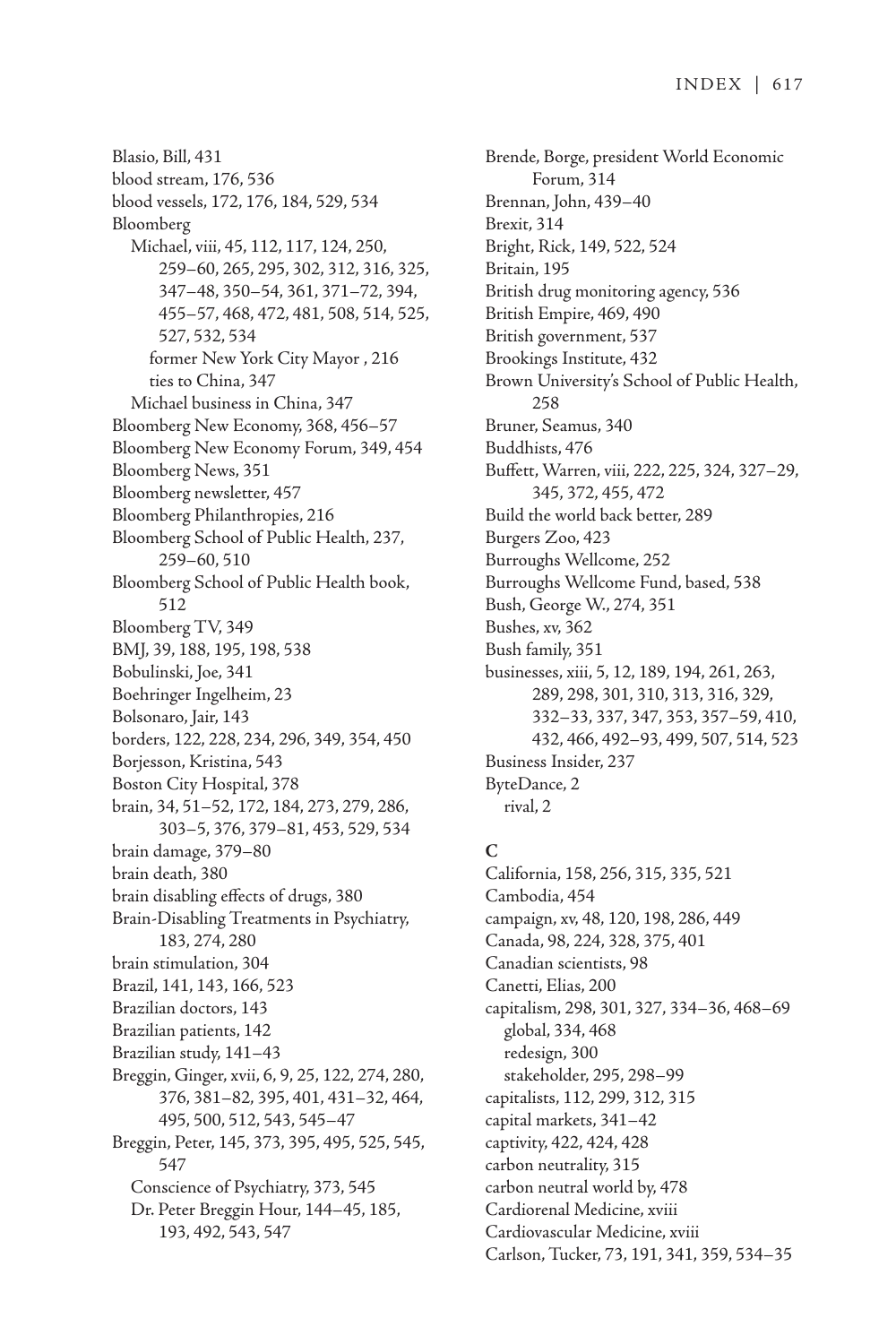Blasio, Bill, 431
blood stream, 176, 536
blood vessels, 172, 176, 184, 529, 534
Bloomberg
  Michael, viii, 45, 112, 117, 124, 250, 259–60, 265, 295, 302, 312, 316, 325, 347–48, 350–54, 361, 371–72, 394, 455–57, 468, 472, 481, 508, 514, 525, 527, 532, 534
    former New York City Mayor , 216
    ties to China, 347
  Michael business in China, 347
Bloomberg New Economy, 368, 456–57
Bloomberg New Economy Forum, 349, 454
Bloomberg News, 351
Bloomberg newsletter, 457
Bloomberg Philanthropies, 216
Bloomberg School of Public Health, 237, 259–60, 510
Bloomberg School of Public Health book, 512
Bloomberg TV, 349
BMJ, 39, 188, 195, 198, 538
Bobulinski, Joe, 341
Boehringer Ingelheim, 23
Bolsonaro, Jair, 143
borders, 122, 228, 234, 296, 349, 354, 450
Borjesson, Kristina, 543
Boston City Hospital, 378
brain, 34, 51–52, 172, 184, 273, 279, 286, 303–5, 376, 379–81, 453, 529, 534
brain damage, 379–80
brain death, 380
brain disabling effects of drugs, 380
Brain-Disabling Treatments in Psychiatry, 183, 274, 280
brain stimulation, 304
Brazil, 141, 143, 166, 523
Brazilian doctors, 143
Brazilian patients, 142
Brazilian study, 141–43
Breggin, Ginger, xvii, 6, 9, 25, 122, 274, 280, 376, 381–82, 395, 401, 431–32, 464, 495, 500, 512, 543, 545–47
Breggin, Peter, 145, 373, 395, 495, 525, 545, 547
  Conscience of Psychiatry, 373, 545
  Dr. Peter Breggin Hour, 144–45, 185, 193, 492, 543, 547
Brende, Borge, president World Economic Forum, 314
Brennan, John, 439–40
Brexit, 314
Bright, Rick, 149, 522, 524
Britain, 195
British drug monitoring agency, 536
British Empire, 469, 490
British government, 537
Brookings Institute, 432
Brown University's School of Public Health, 258
Bruner, Seamus, 340
Buddhists, 476
Buffett, Warren, viii, 222, 225, 324, 327–29, 345, 372, 455, 472
Build the world back better, 289
Burgers Zoo, 423
Burroughs Wellcome, 252
Burroughs Wellcome Fund, based, 538
Bush, George W., 274, 351
Bushes, xv, 362
Bush family, 351
businesses, xiii, 5, 12, 189, 194, 261, 263, 289, 298, 301, 310, 313, 316, 329, 332–33, 337, 347, 353, 357–59, 410, 432, 466, 492–93, 499, 507, 514, 523
Business Insider, 237
ByteDance, 2
  rival, 2

**C**

California, 158, 256, 315, 335, 521
Cambodia, 454
campaign, xv, 48, 120, 198, 286, 449
Canada, 98, 224, 328, 375, 401
Canadian scientists, 98
Canetti, Elias, 200
capitalism, 298, 301, 327, 334–36, 468–69
  global, 334, 468
  redesign, 300
  stakeholder, 295, 298–99
capitalists, 112, 299, 312, 315
capital markets, 341–42
captivity, 422, 424, 428
carbon neutrality, 315
carbon neutral world by, 478
Cardiorenal Medicine, xviii
Cardiovascular Medicine, xviii
Carlson, Tucker, 73, 191, 341, 359, 534–35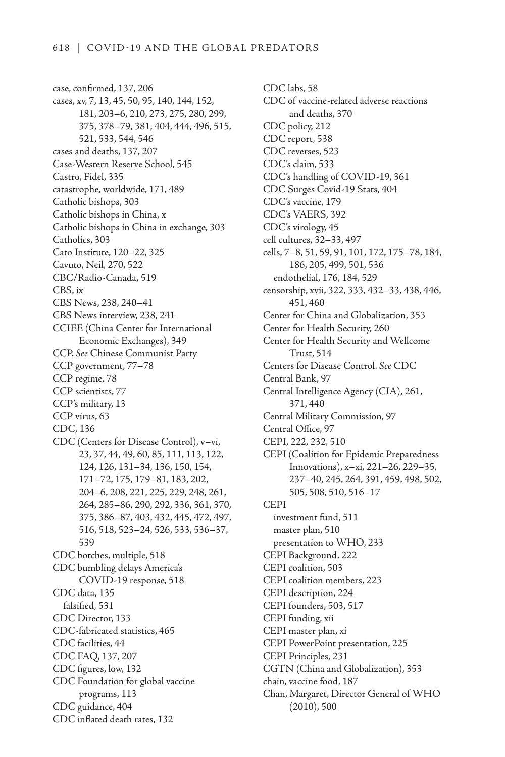case, confirmed, 137, 206
cases, xv, 7, 13, 45, 50, 95, 140, 144, 152, 181, 203–6, 210, 273, 275, 280, 299, 375, 378–79, 381, 404, 444, 496, 515, 521, 533, 544, 546
cases and deaths, 137, 207
Case-Western Reserve School, 545
Castro, Fidel, 335
catastrophe, worldwide, 171, 489
Catholic bishops, 303
Catholic bishops in China, x
Catholic bishops in China in exchange, 303
Catholics, 303
Cato Institute, 120–22, 325
Cavuto, Neil, 270, 522
CBC/Radio-Canada, 519
CBS, ix
CBS News, 238, 240–41
CBS News interview, 238, 241
CCIEE (China Center for International Economic Exchanges), 349
CCP. *See* Chinese Communist Party
CCP government, 77–78
CCP regime, 78
CCP scientists, 77
CCP's military, 13
CCP virus, 63
CDC, 136
CDC (Centers for Disease Control), v–vi, 23, 37, 44, 49, 60, 85, 111, 113, 122, 124, 126, 131–34, 136, 150, 154, 171–72, 175, 179–81, 183, 202, 204–6, 208, 221, 225, 229, 248, 261, 264, 285–86, 290, 292, 336, 361, 370, 375, 386–87, 403, 432, 445, 472, 497, 516, 518, 523–24, 526, 533, 536–37, 539
CDC botches, multiple, 518
CDC bumbling delays America's COVID-19 response, 518
CDC data, 135
  falsified, 531
CDC Director, 133
CDC-fabricated statistics, 465
CDC facilities, 44
CDC FAQ, 137, 207
CDC figures, low, 132
CDC Foundation for global vaccine programs, 113
CDC guidance, 404
CDC inflated death rates, 132
CDC labs, 58
CDC of vaccine-related adverse reactions and deaths, 370
CDC policy, 212
CDC report, 538
CDC reverses, 523
CDC's claim, 533
CDC's handling of COVID-19, 361
CDC Surges Covid-19 Stats, 404
CDC's vaccine, 179
CDC's VAERS, 392
CDC's virology, 45
cell cultures, 32–33, 497
cells, 7–8, 51, 59, 91, 101, 172, 175–78, 184, 186, 205, 499, 501, 536
  endothelial, 176, 184, 529
censorship, xvii, 322, 333, 432–33, 438, 446, 451, 460
Center for China and Globalization, 353
Center for Health Security, 260
Center for Health Security and Wellcome Trust, 514
Centers for Disease Control. *See* CDC
Central Bank, 97
Central Intelligence Agency (CIA), 261, 371, 440
Central Military Commission, 97
Central Office, 97
CEPI, 222, 232, 510
CEPI (Coalition for Epidemic Preparedness Innovations), x–xi, 221–26, 229–35, 237–40, 245, 264, 391, 459, 498, 502, 505, 508, 510, 516–17
CEPI
  investment fund, 511
  master plan, 510
  presentation to WHO, 233
CEPI Background, 222
CEPI coalition, 503
CEPI coalition members, 223
CEPI description, 224
CEPI founders, 503, 517
CEPI funding, xii
CEPI master plan, xi
CEPI PowerPoint presentation, 225
CEPI Principles, 231
CGTN (China and Globalization), 353
chain, vaccine food, 187
Chan, Margaret, Director General of WHO (2010), 500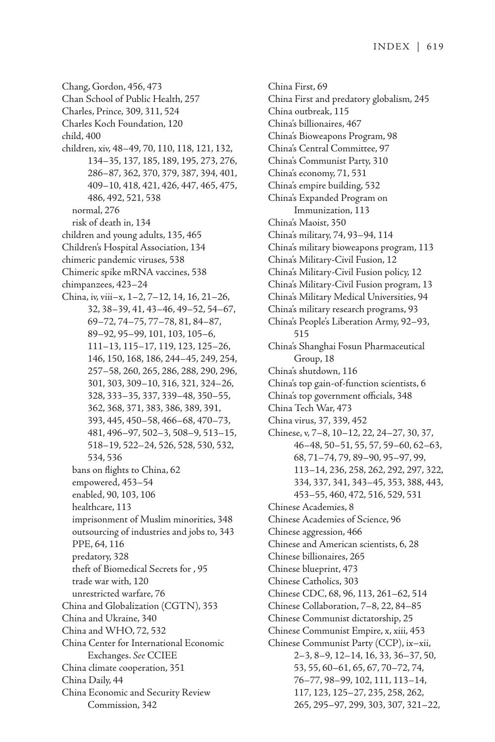Chang, Gordon, 456, 473
Chan School of Public Health, 257
Charles, Prince, 309, 311, 524
Charles Koch Foundation, 120
child, 400
children, xiv, 48–49, 70, 110, 118, 121, 132, 134–35, 137, 185, 189, 195, 273, 276, 286–87, 362, 370, 379, 387, 394, 401, 409–10, 418, 421, 426, 447, 465, 475, 486, 492, 521, 538
  normal, 276
  risk of death in, 134
children and young adults, 135, 465
Children's Hospital Association, 134
chimeric pandemic viruses, 538
Chimeric spike mRNA vaccines, 538
chimpanzees, 423–24
China, iv, viii–x, 1–2, 7–12, 14, 16, 21–26, 32, 38–39, 41, 43–46, 49–52, 54–67, 69–72, 74–75, 77–78, 81, 84–87, 89–92, 95–99, 101, 103, 105–6, 111–13, 115–17, 119, 123, 125–26, 146, 150, 168, 186, 244–45, 249, 254, 257–58, 260, 265, 286, 288, 290, 296, 301, 303, 309–10, 316, 321, 324–26, 328, 333–35, 337, 339–48, 350–55, 362, 368, 371, 383, 386, 389, 391, 393, 445, 450–58, 466–68, 470–73, 481, 496–97, 502–3, 508–9, 513–15, 518–19, 522–24, 526, 528, 530, 532, 534, 536
  bans on flights to China, 62
  empowered, 453–54
  enabled, 90, 103, 106
  healthcare, 113
  imprisonment of Muslim minorities, 348
  outsourcing of industries and jobs to, 343
  PPE, 64, 116
  predatory, 328
  theft of Biomedical Secrets for , 95
  trade war with, 120
  unrestricted warfare, 76
China and Globalization (CGTN), 353
China and Ukraine, 340
China and WHO, 72, 532
China Center for International Economic Exchanges. *See* CCIEE
China climate cooperation, 351
China Daily, 44
China Economic and Security Review Commission, 342
China First, 69
China First and predatory globalism, 245
China outbreak, 115
China's billionaires, 467
China's Bioweapons Program, 98
China's Central Committee, 97
China's Communist Party, 310
China's economy, 71, 531
China's empire building, 532
China's Expanded Program on Immunization, 113
China's Maoist, 350
China's military, 74, 93–94, 114
China's military bioweapons program, 113
China's Military-Civil Fusion, 12
China's Military-Civil Fusion policy, 12
China's Military-Civil Fusion program, 13
China's Military Medical Universities, 94
China's military research programs, 93
China's People's Liberation Army, 92–93, 515
China's Shanghai Fosun Pharmaceutical Group, 18
China's shutdown, 116
China's top gain-of-function scientists, 6
China's top government officials, 348
China Tech War, 473
China virus, 37, 339, 452
Chinese, v, 7–8, 10–12, 22, 24–27, 30, 37, 46–48, 50–51, 55, 57, 59–60, 62–63, 68, 71–74, 79, 89–90, 95–97, 99, 113–14, 236, 258, 262, 292, 297, 322, 334, 337, 341, 343–45, 353, 388, 443, 453–55, 460, 472, 516, 529, 531
Chinese Academies, 8
Chinese Academies of Science, 96
Chinese aggression, 466
Chinese and American scientists, 6, 28
Chinese billionaires, 265
Chinese blueprint, 473
Chinese Catholics, 303
Chinese CDC, 68, 96, 113, 261–62, 514
Chinese Collaboration, 7–8, 22, 84–85
Chinese Communist dictatorship, 25
Chinese Communist Empire, x, xiii, 453
Chinese Communist Party (CCP), ix–xii, 2–3, 8–9, 12–14, 16, 33, 36–37, 50, 53, 55, 60–61, 65, 67, 70–72, 74, 76–77, 98–99, 102, 111, 113–14, 117, 123, 125–27, 235, 258, 262, 265, 295–97, 299, 303, 307, 321–22,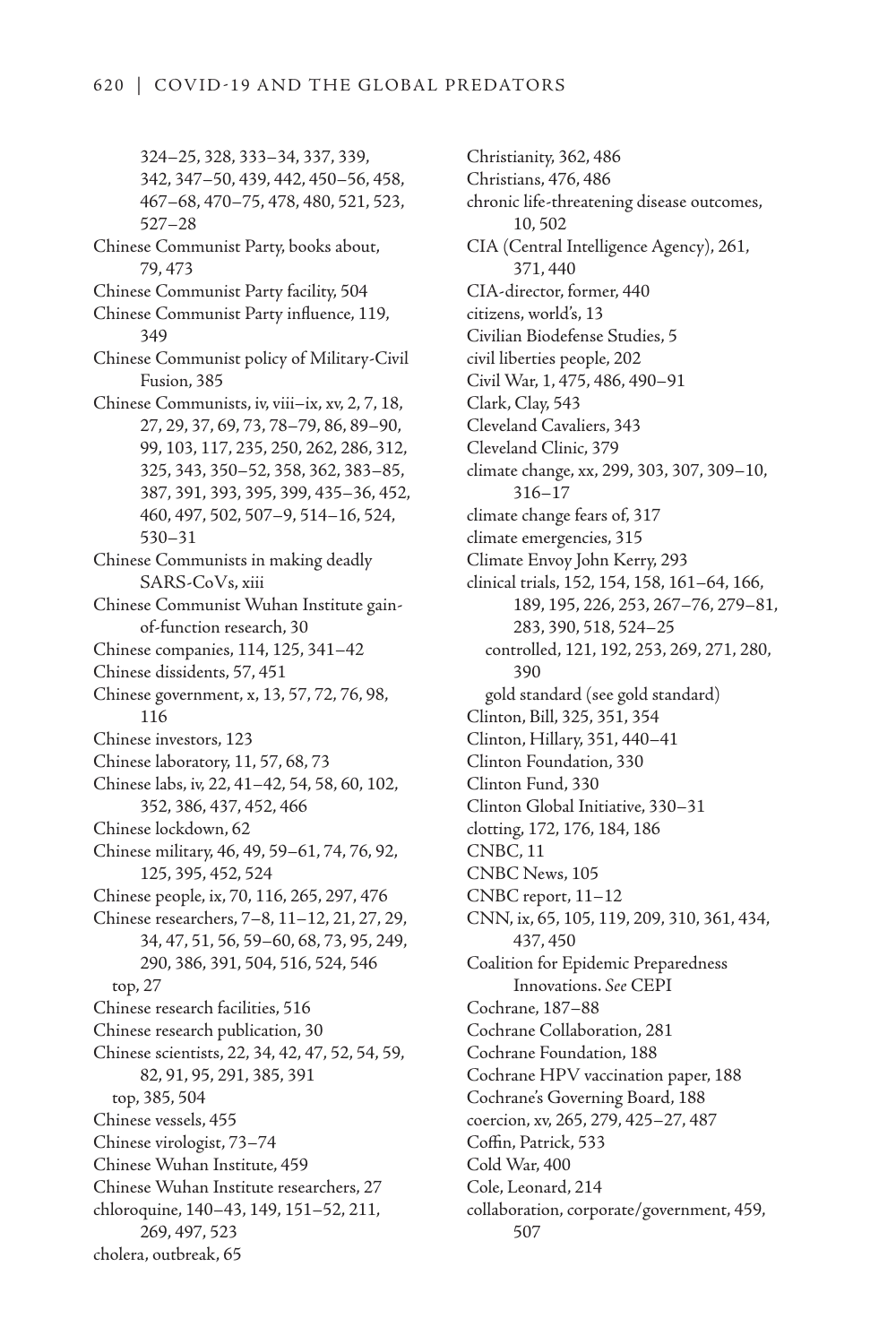324–25, 328, 333–34, 337, 339, 342, 347–50, 439, 442, 450–56, 458, 467–68, 470–75, 478, 480, 521, 523, 527–28

Chinese Communist Party, books about, 79, 473

Chinese Communist Party facility, 504

Chinese Communist Party influence, 119, 349

Chinese Communist policy of Military-Civil Fusion, 385

Chinese Communists, iv, viii–ix, xv, 2, 7, 18, 27, 29, 37, 69, 73, 78–79, 86, 89–90, 99, 103, 117, 235, 250, 262, 286, 312, 325, 343, 350–52, 358, 362, 383–85, 387, 391, 393, 395, 399, 435–36, 452, 460, 497, 502, 507–9, 514–16, 524, 530–31

Chinese Communists in making deadly SARS-CoVs, xiii

Chinese Communist Wuhan Institute gain-of-function research, 30

Chinese companies, 114, 125, 341–42

Chinese dissidents, 57, 451

Chinese government, x, 13, 57, 72, 76, 98, 116

Chinese investors, 123

Chinese laboratory, 11, 57, 68, 73

Chinese labs, iv, 22, 41–42, 54, 58, 60, 102, 352, 386, 437, 452, 466

Chinese lockdown, 62

Chinese military, 46, 49, 59–61, 74, 76, 92, 125, 395, 452, 524

Chinese people, ix, 70, 116, 265, 297, 476

Chinese researchers, 7–8, 11–12, 21, 27, 29, 34, 47, 51, 56, 59–60, 68, 73, 95, 249, 290, 386, 391, 504, 516, 524, 546
  top, 27

Chinese research facilities, 516

Chinese research publication, 30

Chinese scientists, 22, 34, 42, 47, 52, 54, 59, 82, 91, 95, 291, 385, 391
  top, 385, 504

Chinese vessels, 455

Chinese virologist, 73–74

Chinese Wuhan Institute, 459

Chinese Wuhan Institute researchers, 27

chloroquine, 140–43, 149, 151–52, 211, 269, 497, 523

cholera, outbreak, 65

Christianity, 362, 486

Christians, 476, 486

chronic life-threatening disease outcomes, 10, 502

CIA (Central Intelligence Agency), 261, 371, 440

CIA-director, former, 440

citizens, world's, 13

Civilian Biodefense Studies, 5

civil liberties people, 202

Civil War, 1, 475, 486, 490–91

Clark, Clay, 543

Cleveland Cavaliers, 343

Cleveland Clinic, 379

climate change, xx, 299, 303, 307, 309–10, 316–17

climate change fears of, 317

climate emergencies, 315

Climate Envoy John Kerry, 293

clinical trials, 152, 154, 158, 161–64, 166, 189, 195, 226, 253, 267–76, 279–81, 283, 390, 518, 524–25
  controlled, 121, 192, 253, 269, 271, 280, 390
  gold standard (see gold standard)

Clinton, Bill, 325, 351, 354

Clinton, Hillary, 351, 440–41

Clinton Foundation, 330

Clinton Fund, 330

Clinton Global Initiative, 330–31

clotting, 172, 176, 184, 186

CNBC, 11

CNBC News, 105

CNBC report, 11–12

CNN, ix, 65, 105, 119, 209, 310, 361, 434, 437, 450

Coalition for Epidemic Preparedness Innovations. *See* CEPI

Cochrane, 187–88

Cochrane Collaboration, 281

Cochrane Foundation, 188

Cochrane HPV vaccination paper, 188

Cochrane's Governing Board, 188

coercion, xv, 265, 279, 425–27, 487

Coffin, Patrick, 533

Cold War, 400

Cole, Leonard, 214

collaboration, corporate/government, 459, 507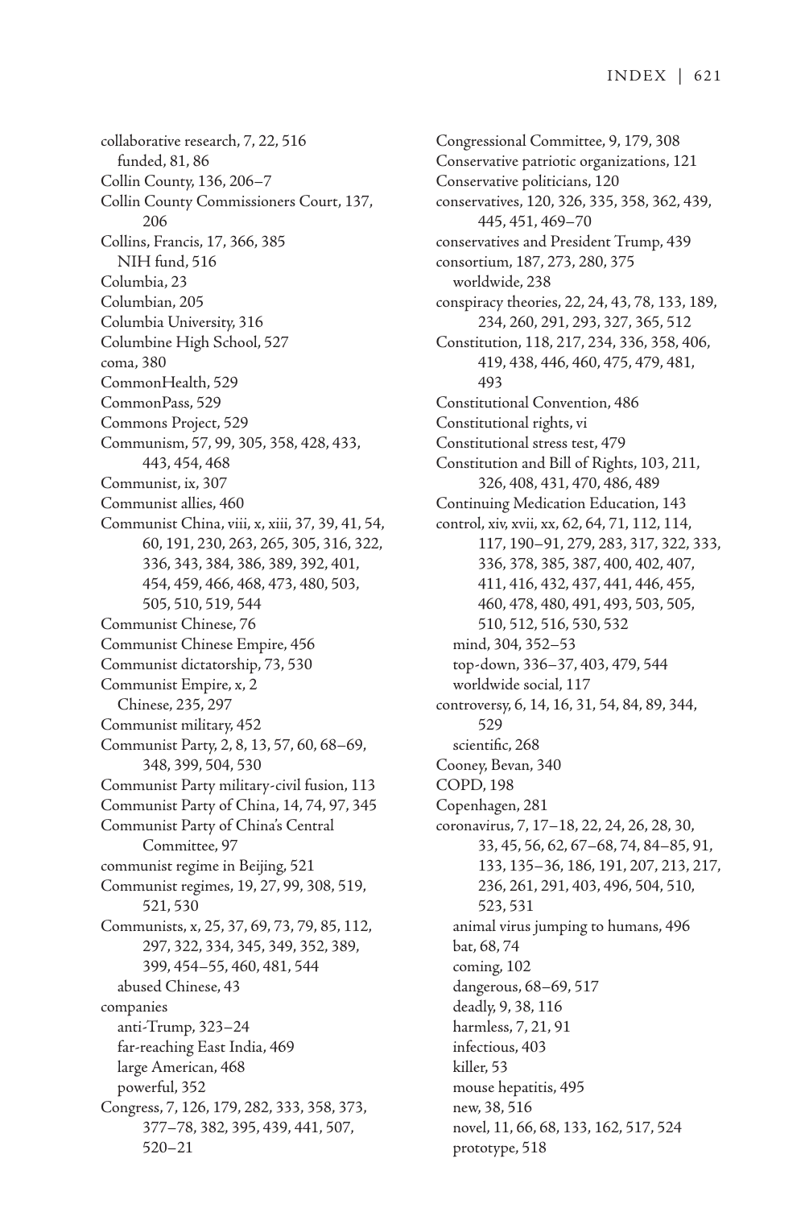collaborative research, 7, 22, 516
  funded, 81, 86
Collin County, 136, 206–7
Collin County Commissioners Court, 137, 206
Collins, Francis, 17, 366, 385
  NIH fund, 516
Columbia, 23
Columbian, 205
Columbia University, 316
Columbine High School, 527
coma, 380
CommonHealth, 529
CommonPass, 529
Commons Project, 529
Communism, 57, 99, 305, 358, 428, 433, 443, 454, 468
Communist, ix, 307
Communist allies, 460
Communist China, viii, x, xiii, 37, 39, 41, 54, 60, 191, 230, 263, 265, 305, 316, 322, 336, 343, 384, 386, 389, 392, 401, 454, 459, 466, 468, 473, 480, 503, 505, 510, 519, 544
Communist Chinese, 76
Communist Chinese Empire, 456
Communist dictatorship, 73, 530
Communist Empire, x, 2
  Chinese, 235, 297
Communist military, 452
Communist Party, 2, 8, 13, 57, 60, 68–69, 348, 399, 504, 530
Communist Party military-civil fusion, 113
Communist Party of China, 14, 74, 97, 345
Communist Party of China's Central Committee, 97
communist regime in Beijing, 521
Communist regimes, 19, 27, 99, 308, 519, 521, 530
Communists, x, 25, 37, 69, 73, 79, 85, 112, 297, 322, 334, 345, 349, 352, 389, 399, 454–55, 460, 481, 544
  abused Chinese, 43
companies
  anti-Trump, 323–24
  far-reaching East India, 469
  large American, 468
  powerful, 352
Congress, 7, 126, 179, 282, 333, 358, 373, 377–78, 382, 395, 439, 441, 507, 520–21
Congressional Committee, 9, 179, 308
Conservative patriotic organizations, 121
Conservative politicians, 120
conservatives, 120, 326, 335, 358, 362, 439, 445, 451, 469–70
conservatives and President Trump, 439
consortium, 187, 273, 280, 375
  worldwide, 238
conspiracy theories, 22, 24, 43, 78, 133, 189, 234, 260, 291, 293, 327, 365, 512
Constitution, 118, 217, 234, 336, 358, 406, 419, 438, 446, 460, 475, 479, 481, 493
Constitutional Convention, 486
Constitutional rights, vi
Constitutional stress test, 479
Constitution and Bill of Rights, 103, 211, 326, 408, 431, 470, 486, 489
Continuing Medication Education, 143
control, xiv, xvii, xx, 62, 64, 71, 112, 114, 117, 190–91, 279, 283, 317, 322, 333, 336, 378, 385, 387, 400, 402, 407, 411, 416, 432, 437, 441, 446, 455, 460, 478, 480, 491, 493, 503, 505, 510, 512, 516, 530, 532
  mind, 304, 352–53
  top-down, 336–37, 403, 479, 544
  worldwide social, 117
controversy, 6, 14, 16, 31, 54, 84, 89, 344, 529
  scientific, 268
Cooney, Bevan, 340
COPD, 198
Copenhagen, 281
coronavirus, 7, 17–18, 22, 24, 26, 28, 30, 33, 45, 56, 62, 67–68, 74, 84–85, 91, 133, 135–36, 186, 191, 207, 213, 217, 236, 261, 291, 403, 496, 504, 510, 523, 531
  animal virus jumping to humans, 496
  bat, 68, 74
  coming, 102
  dangerous, 68–69, 517
  deadly, 9, 38, 116
  harmless, 7, 21, 91
  infectious, 403
  killer, 53
  mouse hepatitis, 495
  new, 38, 516
  novel, 11, 66, 68, 133, 162, 517, 524
  prototype, 518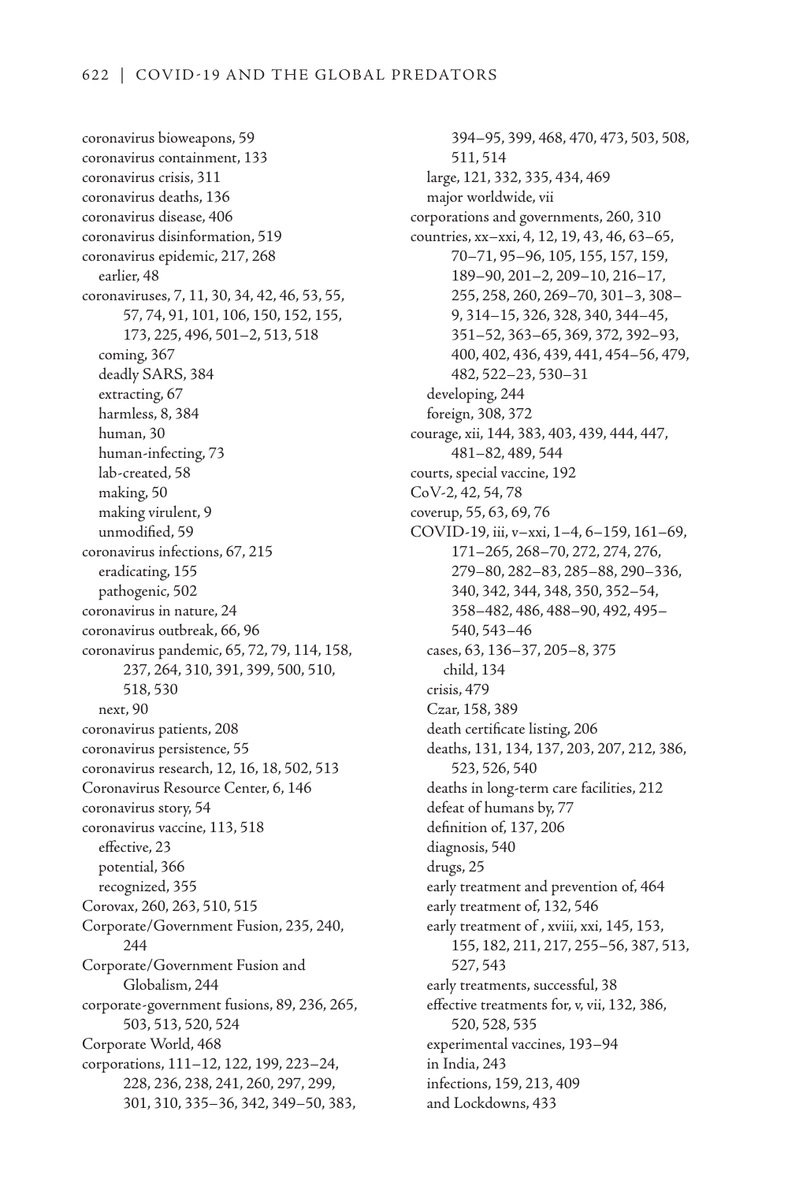coronavirus bioweapons, 59
coronavirus containment, 133
coronavirus crisis, 311
coronavirus deaths, 136
coronavirus disease, 406
coronavirus disinformation, 519
coronavirus epidemic, 217, 268
  earlier, 48
coronaviruses, 7, 11, 30, 34, 42, 46, 53, 55, 57, 74, 91, 101, 106, 150, 152, 155, 173, 225, 496, 501–2, 513, 518
  coming, 367
  deadly SARS, 384
  extracting, 67
  harmless, 8, 384
  human, 30
  human-infecting, 73
  lab-created, 58
  making, 50
  making virulent, 9
  unmodified, 59
coronavirus infections, 67, 215
  eradicating, 155
  pathogenic, 502
coronavirus in nature, 24
coronavirus outbreak, 66, 96
coronavirus pandemic, 65, 72, 79, 114, 158, 237, 264, 310, 391, 399, 500, 510, 518, 530
  next, 90
coronavirus patients, 208
coronavirus persistence, 55
coronavirus research, 12, 16, 18, 502, 513
Coronavirus Resource Center, 6, 146
coronavirus story, 54
coronavirus vaccine, 113, 518
  effective, 23
  potential, 366
  recognized, 355
Corovax, 260, 263, 510, 515
Corporate/Government Fusion, 235, 240, 244
Corporate/Government Fusion and Globalism, 244
corporate-government fusions, 89, 236, 265, 503, 513, 520, 524
Corporate World, 468
corporations, 111–12, 122, 199, 223–24, 228, 236, 238, 241, 260, 297, 299, 301, 310, 335–36, 342, 349–50, 383, 394–95, 399, 468, 470, 473, 503, 508, 511, 514
  large, 121, 332, 335, 434, 469
  major worldwide, vii
corporations and governments, 260, 310
countries, xx–xxi, 4, 12, 19, 43, 46, 63–65, 70–71, 95–96, 105, 155, 157, 159, 189–90, 201–2, 209–10, 216–17, 255, 258, 260, 269–70, 301–3, 308–9, 314–15, 326, 328, 340, 344–45, 351–52, 363–65, 369, 372, 392–93, 400, 402, 436, 439, 441, 454–56, 479, 482, 522–23, 530–31
  developing, 244
  foreign, 308, 372
courage, xii, 144, 383, 403, 439, 444, 447, 481–82, 489, 544
courts, special vaccine, 192
CoV-2, 42, 54, 78
coverup, 55, 63, 69, 76
COVID-19, iii, v–xxi, 1–4, 6–159, 161–69, 171–265, 268–70, 272, 274, 276, 279–80, 282–83, 285–88, 290–336, 340, 342, 344, 348, 350, 352–54, 358–482, 486, 488–90, 492, 495–540, 543–46
  cases, 63, 136–37, 205–8, 375
    child, 134
  crisis, 479
  Czar, 158, 389
  death certificate listing, 206
  deaths, 131, 134, 137, 203, 207, 212, 386, 523, 526, 540
  deaths in long-term care facilities, 212
  defeat of humans by, 77
  definition of, 137, 206
  diagnosis, 540
  drugs, 25
  early treatment and prevention of, 464
  early treatment of, 132, 546
  early treatment of , xviii, xxi, 145, 153, 155, 182, 211, 217, 255–56, 387, 513, 527, 543
  early treatments, successful, 38
  effective treatments for, v, vii, 132, 386, 520, 528, 535
  experimental vaccines, 193–94
  in India, 243
  infections, 159, 213, 409
  and Lockdowns, 433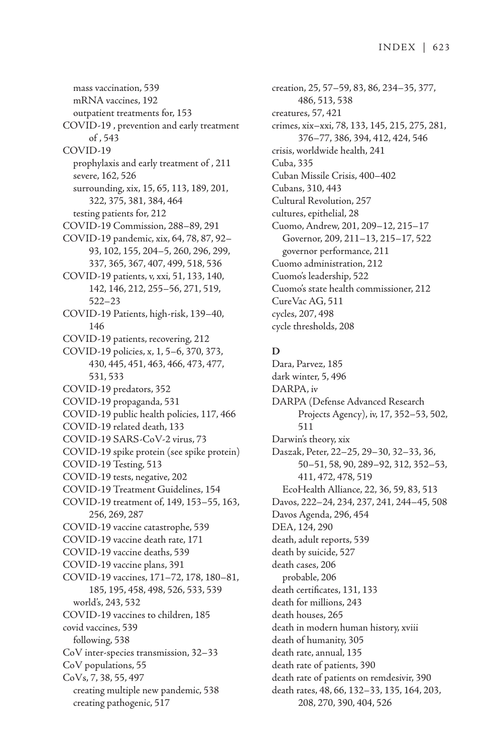mass vaccination, 539
mRNA vaccines, 192
outpatient treatments for, 153
COVID-19 , prevention and early treatment of , 543
COVID-19
prophylaxis and early treatment of , 211
severe, 162, 526
surrounding, xix, 15, 65, 113, 189, 201, 322, 375, 381, 384, 464
testing patients for, 212
COVID-19 Commission, 288–89, 291
COVID-19 pandemic, xix, 64, 78, 87, 92–93, 102, 155, 204–5, 260, 296, 299, 337, 365, 367, 407, 499, 518, 536
COVID-19 patients, v, xxi, 51, 133, 140, 142, 146, 212, 255–56, 271, 519, 522–23
COVID-19 Patients, high-risk, 139–40, 146
COVID-19 patients, recovering, 212
COVID-19 policies, x, 1, 5–6, 370, 373, 430, 445, 451, 463, 466, 473, 477, 531, 533
COVID-19 predators, 352
COVID-19 propaganda, 531
COVID-19 public health policies, 117, 466
COVID-19 related death, 133
COVID-19 SARS-CoV-2 virus, 73
COVID-19 spike protein (see spike protein)
COVID-19 Testing, 513
COVID-19 tests, negative, 202
COVID-19 Treatment Guidelines, 154
COVID-19 treatment of, 149, 153–55, 163, 256, 269, 287
COVID-19 vaccine catastrophe, 539
COVID-19 vaccine death rate, 171
COVID-19 vaccine deaths, 539
COVID-19 vaccine plans, 391
COVID-19 vaccines, 171–72, 178, 180–81, 185, 195, 458, 498, 526, 533, 539
world's, 243, 532
COVID-19 vaccines to children, 185
covid vaccines, 539
following, 538
CoV inter-species transmission, 32–33
CoV populations, 55
CoVs, 7, 38, 55, 497
creating multiple new pandemic, 538
creating pathogenic, 517
creation, 25, 57–59, 83, 86, 234–35, 377, 486, 513, 538
creatures, 57, 421
crimes, xix–xxi, 78, 133, 145, 215, 275, 281, 376–77, 386, 394, 412, 424, 546
crisis, worldwide health, 241
Cuba, 335
Cuban Missile Crisis, 400–402
Cubans, 310, 443
Cultural Revolution, 257
cultures, epithelial, 28
Cuomo, Andrew, 201, 209–12, 215–17
Governor, 209, 211–13, 215–17, 522
governor performance, 211
Cuomo administration, 212
Cuomo's leadership, 522
Cuomo's state health commissioner, 212
CureVac AG, 511
cycles, 207, 498
cycle thresholds, 208

**D**

Dara, Parvez, 185
dark winter, 5, 496
DARPA, iv
DARPA (Defense Advanced Research Projects Agency), iv, 17, 352–53, 502, 511
Darwin's theory, xix
Daszak, Peter, 22–25, 29–30, 32–33, 36, 50–51, 58, 90, 289–92, 312, 352–53, 411, 472, 478, 519
EcoHealth Alliance, 22, 36, 59, 83, 513
Davos, 222–24, 234, 237, 241, 244–45, 508
Davos Agenda, 296, 454
DEA, 124, 290
death, adult reports, 539
death by suicide, 527
death cases, 206
probable, 206
death certificates, 131, 133
death for millions, 243
death houses, 265
death in modern human history, xviii
death of humanity, 305
death rate, annual, 135
death rate of patients, 390
death rate of patients on remdesivir, 390
death rates, 48, 66, 132–33, 135, 164, 203, 208, 270, 390, 404, 526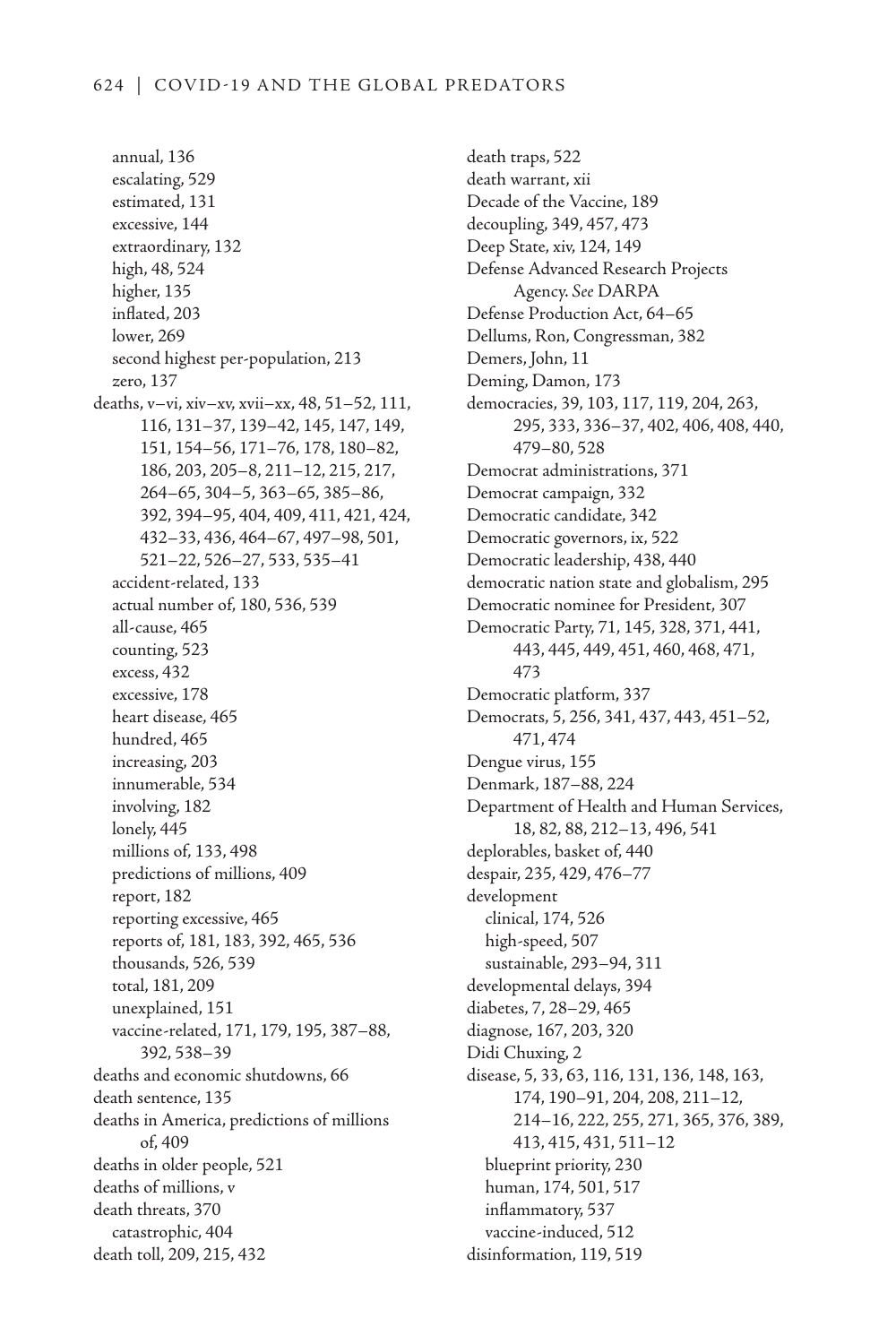annual, 136
escalating, 529
estimated, 131
excessive, 144
extraordinary, 132
high, 48, 524
higher, 135
inflated, 203
lower, 269
second highest per-population, 213
zero, 137

deaths, v–vi, xiv–xv, xvii–xx, 48, 51–52, 111, 116, 131–37, 139–42, 145, 147, 149, 151, 154–56, 171–76, 178, 180–82, 186, 203, 205–8, 211–12, 215, 217, 264–65, 304–5, 363–65, 385–86, 392, 394–95, 404, 409, 411, 421, 424, 432–33, 436, 464–67, 497–98, 501, 521–22, 526–27, 533, 535–41
accident-related, 133
actual number of, 180, 536, 539
all-cause, 465
counting, 523
excess, 432
excessive, 178
heart disease, 465
hundred, 465
increasing, 203
innumerable, 534
involving, 182
lonely, 445
millions of, 133, 498
predictions of millions, 409
report, 182
reporting excessive, 465
reports of, 181, 183, 392, 465, 536
thousands, 526, 539
total, 181, 209
unexplained, 151
vaccine-related, 171, 179, 195, 387–88, 392, 538–39

deaths and economic shutdowns, 66
death sentence, 135
deaths in America, predictions of millions of, 409
deaths in older people, 521
deaths of millions, v
death threats, 370
catastrophic, 404
death toll, 209, 215, 432
death traps, 522
death warrant, xii
Decade of the Vaccine, 189
decoupling, 349, 457, 473
Deep State, xiv, 124, 149
Defense Advanced Research Projects Agency. *See* DARPA
Defense Production Act, 64–65
Dellums, Ron, Congressman, 382
Demers, John, 11
Deming, Damon, 173
democracies, 39, 103, 117, 119, 204, 263, 295, 333, 336–37, 402, 406, 408, 440, 479–80, 528
Democrat administrations, 371
Democrat campaign, 332
Democratic candidate, 342
Democratic governors, ix, 522
Democratic leadership, 438, 440
democratic nation state and globalism, 295
Democratic nominee for President, 307
Democratic Party, 71, 145, 328, 371, 441, 443, 445, 449, 451, 460, 468, 471, 473
Democratic platform, 337
Democrats, 5, 256, 341, 437, 443, 451–52, 471, 474
Dengue virus, 155
Denmark, 187–88, 224
Department of Health and Human Services, 18, 82, 88, 212–13, 496, 541
deplorables, basket of, 440
despair, 235, 429, 476–77
development
clinical, 174, 526
high-speed, 507
sustainable, 293–94, 311
developmental delays, 394
diabetes, 7, 28–29, 465
diagnose, 167, 203, 320
Didi Chuxing, 2
disease, 5, 33, 63, 116, 131, 136, 148, 163, 174, 190–91, 204, 208, 211–12, 214–16, 222, 255, 271, 365, 376, 389, 413, 415, 431, 511–12
blueprint priority, 230
human, 174, 501, 517
inflammatory, 537
vaccine-induced, 512
disinformation, 119, 519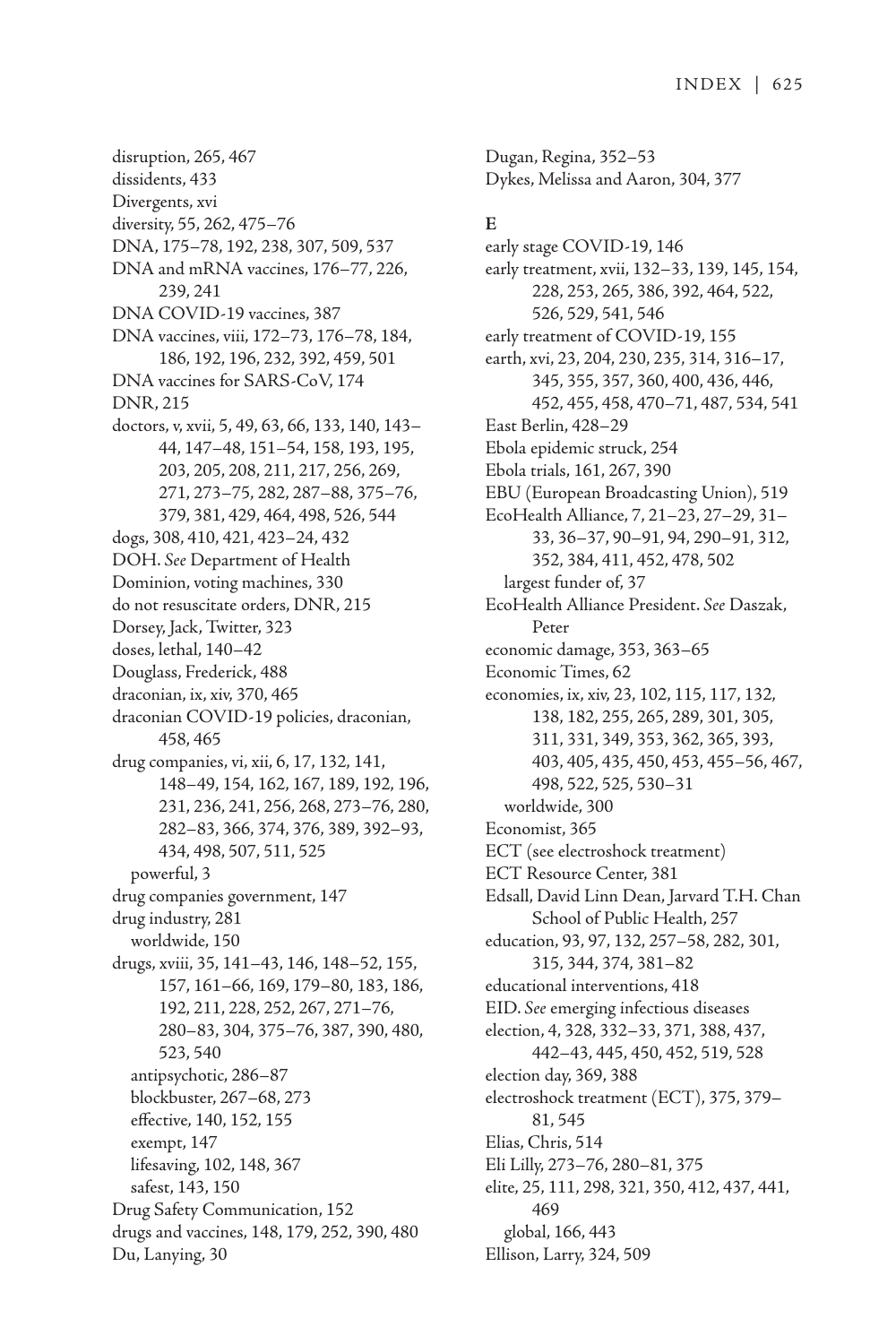disruption, 265, 467
dissidents, 433
Divergents, xvi
diversity, 55, 262, 475–76
DNA, 175–78, 192, 238, 307, 509, 537
DNA and mRNA vaccines, 176–77, 226, 239, 241
DNA COVID-19 vaccines, 387
DNA vaccines, viii, 172–73, 176–78, 184, 186, 192, 196, 232, 392, 459, 501
DNA vaccines for SARS-CoV, 174
DNR, 215
doctors, v, xvii, 5, 49, 63, 66, 133, 140, 143–44, 147–48, 151–54, 158, 193, 195, 203, 205, 208, 211, 217, 256, 269, 271, 273–75, 282, 287–88, 375–76, 379, 381, 429, 464, 498, 526, 544
dogs, 308, 410, 421, 423–24, 432
DOH. *See* Department of Health
Dominion, voting machines, 330
do not resuscitate orders, DNR, 215
Dorsey, Jack, Twitter, 323
doses, lethal, 140–42
Douglass, Frederick, 488
draconian, ix, xiv, 370, 465
draconian COVID-19 policies, draconian, 458, 465
drug companies, vi, xii, 6, 17, 132, 141, 148–49, 154, 162, 167, 189, 192, 196, 231, 236, 241, 256, 268, 273–76, 280, 282–83, 366, 374, 376, 389, 392–93, 434, 498, 507, 511, 525
  powerful, 3
drug companies government, 147
drug industry, 281
  worldwide, 150
drugs, xviii, 35, 141–43, 146, 148–52, 155, 157, 161–66, 169, 179–80, 183, 186, 192, 211, 228, 252, 267, 271–76, 280–83, 304, 375–76, 387, 390, 480, 523, 540
  antipsychotic, 286–87
  blockbuster, 267–68, 273
  effective, 140, 152, 155
  exempt, 147
  lifesaving, 102, 148, 367
  safest, 143, 150
Drug Safety Communication, 152
drugs and vaccines, 148, 179, 252, 390, 480
Du, Lanying, 30
Dugan, Regina, 352–53
Dykes, Melissa and Aaron, 304, 377

**E**

early stage COVID-19, 146
early treatment, xvii, 132–33, 139, 145, 154, 228, 253, 265, 386, 392, 464, 522, 526, 529, 541, 546
early treatment of COVID-19, 155
earth, xvi, 23, 204, 230, 235, 314, 316–17, 345, 355, 357, 360, 400, 436, 446, 452, 455, 458, 470–71, 487, 534, 541
East Berlin, 428–29
Ebola epidemic struck, 254
Ebola trials, 161, 267, 390
EBU (European Broadcasting Union), 519
EcoHealth Alliance, 7, 21–23, 27–29, 31–33, 36–37, 90–91, 94, 290–91, 312, 352, 384, 411, 452, 478, 502
  largest funder of, 37
EcoHealth Alliance President. *See* Daszak, Peter
economic damage, 353, 363–65
Economic Times, 62
economies, ix, xiv, 23, 102, 115, 117, 132, 138, 182, 255, 265, 289, 301, 305, 311, 331, 349, 353, 362, 365, 393, 403, 405, 435, 450, 453, 455–56, 467, 498, 522, 525, 530–31
  worldwide, 300
Economist, 365
ECT (see electroshock treatment)
ECT Resource Center, 381
Edsall, David Linn Dean, Jarvard T.H. Chan School of Public Health, 257
education, 93, 97, 132, 257–58, 282, 301, 315, 344, 374, 381–82
educational interventions, 418
EID. *See* emerging infectious diseases
election, 4, 328, 332–33, 371, 388, 437, 442–43, 445, 450, 452, 519, 528
election day, 369, 388
electroshock treatment (ECT), 375, 379–81, 545
Elias, Chris, 514
Eli Lilly, 273–76, 280–81, 375
elite, 25, 111, 298, 321, 350, 412, 437, 441, 469
  global, 166, 443
Ellison, Larry, 324, 509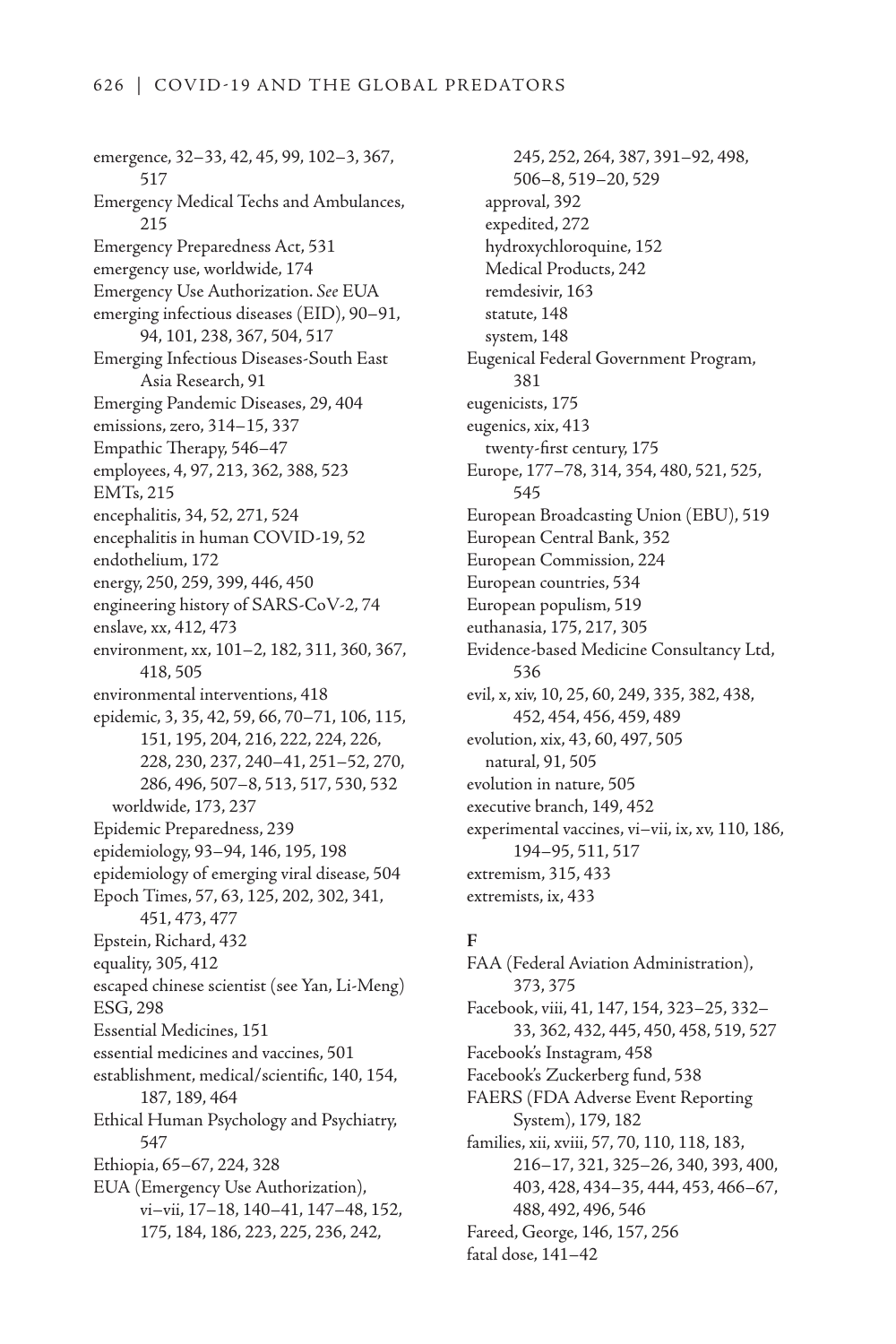emergence, 32–33, 42, 45, 99, 102–3, 367, 517
Emergency Medical Techs and Ambulances, 215
Emergency Preparedness Act, 531
emergency use, worldwide, 174
Emergency Use Authorization. *See* EUA
emerging infectious diseases (EID), 90–91, 94, 101, 238, 367, 504, 517
Emerging Infectious Diseases-South East Asia Research, 91
Emerging Pandemic Diseases, 29, 404
emissions, zero, 314–15, 337
Empathic Therapy, 546–47
employees, 4, 97, 213, 362, 388, 523
EMTs, 215
encephalitis, 34, 52, 271, 524
encephalitis in human COVID-19, 52
endothelium, 172
energy, 250, 259, 399, 446, 450
engineering history of SARS-CoV-2, 74
enslave, xx, 412, 473
environment, xx, 101–2, 182, 311, 360, 367, 418, 505
environmental interventions, 418
epidemic, 3, 35, 42, 59, 66, 70–71, 106, 115, 151, 195, 204, 216, 222, 224, 226, 228, 230, 237, 240–41, 251–52, 270, 286, 496, 507–8, 513, 517, 530, 532
  worldwide, 173, 237
Epidemic Preparedness, 239
epidemiology, 93–94, 146, 195, 198
epidemiology of emerging viral disease, 504
Epoch Times, 57, 63, 125, 202, 302, 341, 451, 473, 477
Epstein, Richard, 432
equality, 305, 412
escaped chinese scientist (see Yan, Li-Meng)
ESG, 298
Essential Medicines, 151
essential medicines and vaccines, 501
establishment, medical/scientific, 140, 154, 187, 189, 464
Ethical Human Psychology and Psychiatry, 547
Ethiopia, 65–67, 224, 328
EUA (Emergency Use Authorization), vi–vii, 17–18, 140–41, 147–48, 152, 175, 184, 186, 223, 225, 236, 242, 245, 252, 264, 387, 391–92, 498, 506–8, 519–20, 529
  approval, 392
  expedited, 272
  hydroxychloroquine, 152
  Medical Products, 242
  remdesivir, 163
  statute, 148
  system, 148
Eugenical Federal Government Program, 381
eugenicists, 175
eugenics, xix, 413
  twenty-first century, 175
Europe, 177–78, 314, 354, 480, 521, 525, 545
European Broadcasting Union (EBU), 519
European Central Bank, 352
European Commission, 224
European countries, 534
European populism, 519
euthanasia, 175, 217, 305
Evidence-based Medicine Consultancy Ltd, 536
evil, x, xiv, 10, 25, 60, 249, 335, 382, 438, 452, 454, 456, 459, 489
evolution, xix, 43, 60, 497, 505
  natural, 91, 505
evolution in nature, 505
executive branch, 149, 452
experimental vaccines, vi–vii, ix, xv, 110, 186, 194–95, 511, 517
extremism, 315, 433
extremists, ix, 433

**F**

FAA (Federal Aviation Administration), 373, 375
Facebook, viii, 41, 147, 154, 323–25, 332–33, 362, 432, 445, 450, 458, 519, 527
Facebook's Instagram, 458
Facebook's Zuckerberg fund, 538
FAERS (FDA Adverse Event Reporting System), 179, 182
families, xii, xviii, 57, 70, 110, 118, 183, 216–17, 321, 325–26, 340, 393, 400, 403, 428, 434–35, 444, 453, 466–67, 488, 492, 496, 546
Fareed, George, 146, 157, 256
fatal dose, 141–42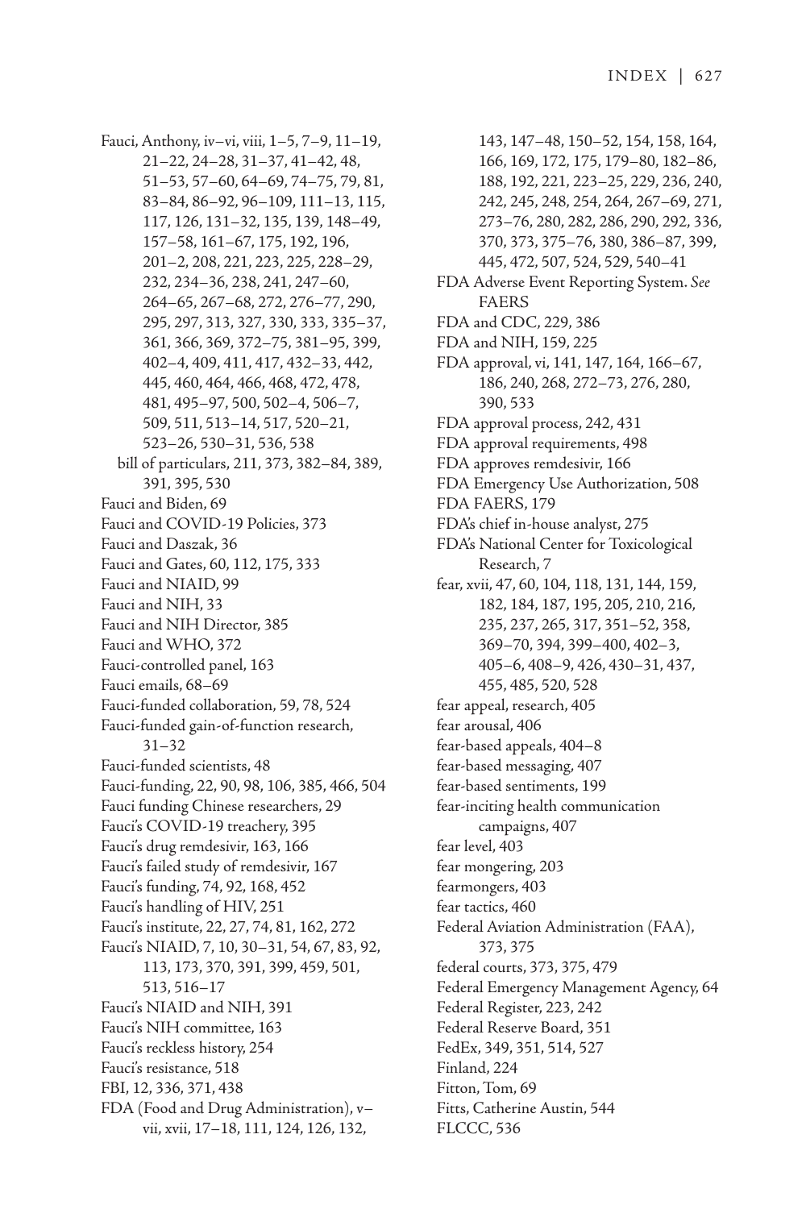Fauci, Anthony, iv–vi, viii, 1–5, 7–9, 11–19, 21–22, 24–28, 31–37, 41–42, 48, 51–53, 57–60, 64–69, 74–75, 79, 81, 83–84, 86–92, 96–109, 111–13, 115, 117, 126, 131–32, 135, 139, 148–49, 157–58, 161–67, 175, 192, 196, 201–2, 208, 221, 223, 225, 228–29, 232, 234–36, 238, 241, 247–60, 264–65, 267–68, 272, 276–77, 290, 295, 297, 313, 327, 330, 333, 335–37, 361, 366, 369, 372–75, 381–95, 399, 402–4, 409, 411, 417, 432–33, 442, 445, 460, 464, 466, 468, 472, 478, 481, 495–97, 500, 502–4, 506–7, 509, 511, 513–14, 517, 520–21, 523–26, 530–31, 536, 538
  bill of particulars, 211, 373, 382–84, 389, 391, 395, 530
Fauci and Biden, 69
Fauci and COVID-19 Policies, 373
Fauci and Daszak, 36
Fauci and Gates, 60, 112, 175, 333
Fauci and NIAID, 99
Fauci and NIH, 33
Fauci and NIH Director, 385
Fauci and WHO, 372
Fauci-controlled panel, 163
Fauci emails, 68–69
Fauci-funded collaboration, 59, 78, 524
Fauci-funded gain-of-function research, 31–32
Fauci-funded scientists, 48
Fauci-funding, 22, 90, 98, 106, 385, 466, 504
Fauci funding Chinese researchers, 29
Fauci's COVID-19 treachery, 395
Fauci's drug remdesivir, 163, 166
Fauci's failed study of remdesivir, 167
Fauci's funding, 74, 92, 168, 452
Fauci's handling of HIV, 251
Fauci's institute, 22, 27, 74, 81, 162, 272
Fauci's NIAID, 7, 10, 30–31, 54, 67, 83, 92, 113, 173, 370, 391, 399, 459, 501, 513, 516–17
Fauci's NIAID and NIH, 391
Fauci's NIH committee, 163
Fauci's reckless history, 254
Fauci's resistance, 518
FBI, 12, 336, 371, 438
FDA (Food and Drug Administration), v–vii, xvii, 17–18, 111, 124, 126, 132, 143, 147–48, 150–52, 154, 158, 164, 166, 169, 172, 175, 179–80, 182–86, 188, 192, 221, 223–25, 229, 236, 240, 242, 245, 248, 254, 264, 267–69, 271, 273–76, 280, 282, 286, 290, 292, 336, 370, 373, 375–76, 380, 386–87, 399, 445, 472, 507, 524, 529, 540–41
FDA Adverse Event Reporting System. *See* FAERS
FDA and CDC, 229, 386
FDA and NIH, 159, 225
FDA approval, vi, 141, 147, 164, 166–67, 186, 240, 268, 272–73, 276, 280, 390, 533
FDA approval process, 242, 431
FDA approval requirements, 498
FDA approves remdesivir, 166
FDA Emergency Use Authorization, 508
FDA FAERS, 179
FDA's chief in-house analyst, 275
FDA's National Center for Toxicological Research, 7
fear, xvii, 47, 60, 104, 118, 131, 144, 159, 182, 184, 187, 195, 205, 210, 216, 235, 237, 265, 317, 351–52, 358, 369–70, 394, 399–400, 402–3, 405–6, 408–9, 426, 430–31, 437, 455, 485, 520, 528
fear appeal, research, 405
fear arousal, 406
fear-based appeals, 404–8
fear-based messaging, 407
fear-based sentiments, 199
fear-inciting health communication campaigns, 407
fear level, 403
fear mongering, 203
fearmongers, 403
fear tactics, 460
Federal Aviation Administration (FAA), 373, 375
federal courts, 373, 375, 479
Federal Emergency Management Agency, 64
Federal Register, 223, 242
Federal Reserve Board, 351
FedEx, 349, 351, 514, 527
Finland, 224
Fitton, Tom, 69
Fitts, Catherine Austin, 544
FLCCC, 536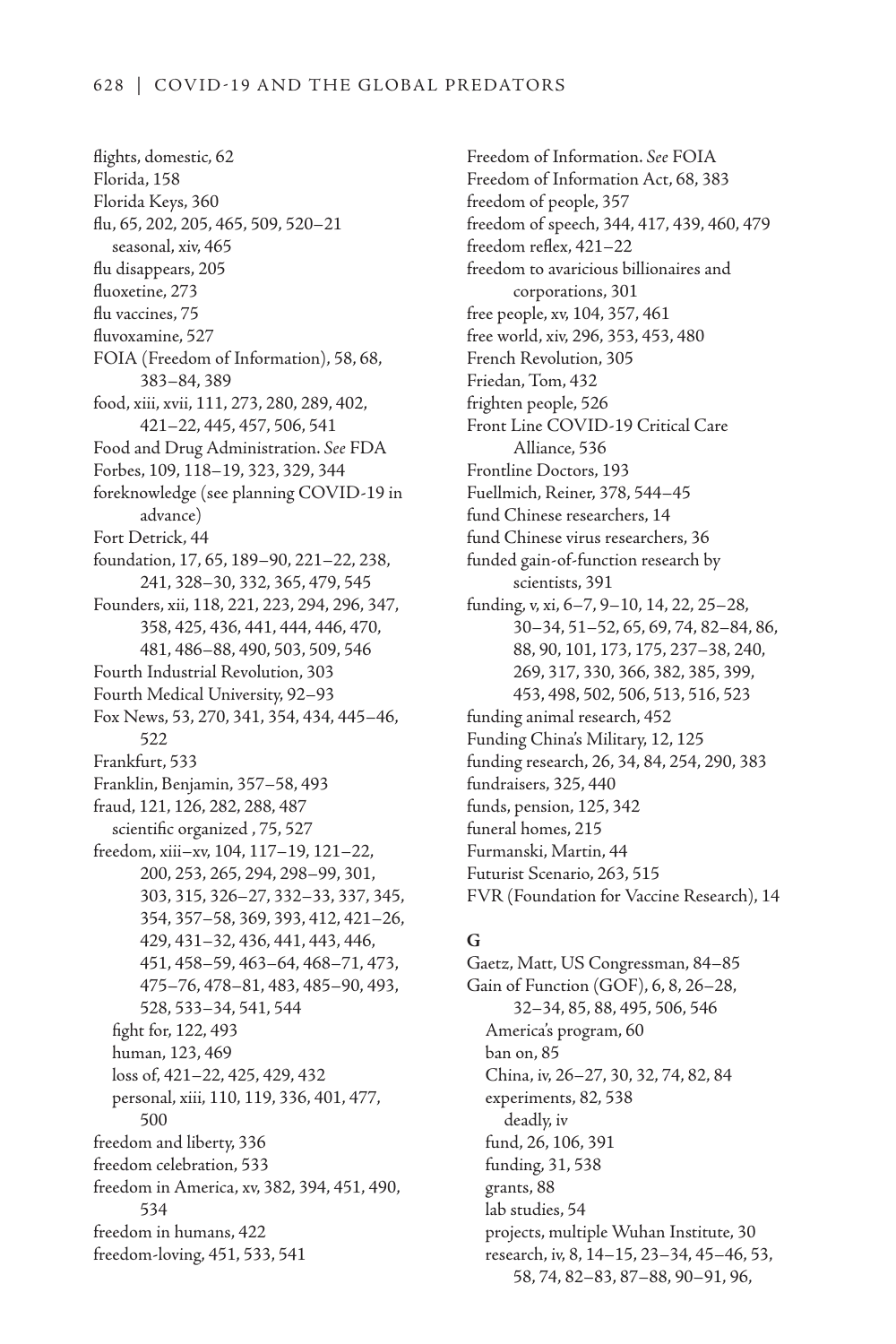flights, domestic, 62
Florida, 158
Florida Keys, 360
flu, 65, 202, 205, 465, 509, 520–21
  seasonal, xiv, 465
flu disappears, 205
fluoxetine, 273
flu vaccines, 75
fluvoxamine, 527
FOIA (Freedom of Information), 58, 68, 383–84, 389
food, xiii, xvii, 111, 273, 280, 289, 402, 421–22, 445, 457, 506, 541
Food and Drug Administration. *See* FDA
Forbes, 109, 118–19, 323, 329, 344
foreknowledge (see planning COVID-19 in advance)
Fort Detrick, 44
foundation, 17, 65, 189–90, 221–22, 238, 241, 328–30, 332, 365, 479, 545
Founders, xii, 118, 221, 223, 294, 296, 347, 358, 425, 436, 441, 444, 446, 470, 481, 486–88, 490, 503, 509, 546
Fourth Industrial Revolution, 303
Fourth Medical University, 92–93
Fox News, 53, 270, 341, 354, 434, 445–46, 522
Frankfurt, 533
Franklin, Benjamin, 357–58, 493
fraud, 121, 126, 282, 288, 487
  scientific organized , 75, 527
freedom, xiii–xv, 104, 117–19, 121–22, 200, 253, 265, 294, 298–99, 301, 303, 315, 326–27, 332–33, 337, 345, 354, 357–58, 369, 393, 412, 421–26, 429, 431–32, 436, 441, 443, 446, 451, 458–59, 463–64, 468–71, 473, 475–76, 478–81, 483, 485–90, 493, 528, 533–34, 541, 544
  fight for, 122, 493
  human, 123, 469
  loss of, 421–22, 425, 429, 432
  personal, xiii, 110, 119, 336, 401, 477, 500
freedom and liberty, 336
freedom celebration, 533
freedom in America, xv, 382, 394, 451, 490, 534
freedom in humans, 422
freedom-loving, 451, 533, 541
Freedom of Information. *See* FOIA
Freedom of Information Act, 68, 383
freedom of people, 357
freedom of speech, 344, 417, 439, 460, 479
freedom reflex, 421–22
freedom to avaricious billionaires and corporations, 301
free people, xv, 104, 357, 461
free world, xiv, 296, 353, 453, 480
French Revolution, 305
Friedan, Tom, 432
frighten people, 526
Front Line COVID-19 Critical Care Alliance, 536
Frontline Doctors, 193
Fuellmich, Reiner, 378, 544–45
fund Chinese researchers, 14
fund Chinese virus researchers, 36
funded gain-of-function research by scientists, 391
funding, v, xi, 6–7, 9–10, 14, 22, 25–28, 30–34, 51–52, 65, 69, 74, 82–84, 86, 88, 90, 101, 173, 175, 237–38, 240, 269, 317, 330, 366, 382, 385, 399, 453, 498, 502, 506, 513, 516, 523
funding animal research, 452
Funding China's Military, 12, 125
funding research, 26, 34, 84, 254, 290, 383
fundraisers, 325, 440
funds, pension, 125, 342
funeral homes, 215
Furmanski, Martin, 44
Futurist Scenario, 263, 515
FVR (Foundation for Vaccine Research), 14

**G**

Gaetz, Matt, US Congressman, 84–85
Gain of Function (GOF), 6, 8, 26–28, 32–34, 85, 88, 495, 506, 546
  America's program, 60
  ban on, 85
  China, iv, 26–27, 30, 32, 74, 82, 84
  experiments, 82, 538
    deadly, iv
  fund, 26, 106, 391
  funding, 31, 538
  grants, 88
  lab studies, 54
  projects, multiple Wuhan Institute, 30
  research, iv, 8, 14–15, 23–34, 45–46, 53, 58, 74, 82–83, 87–88, 90–91, 96,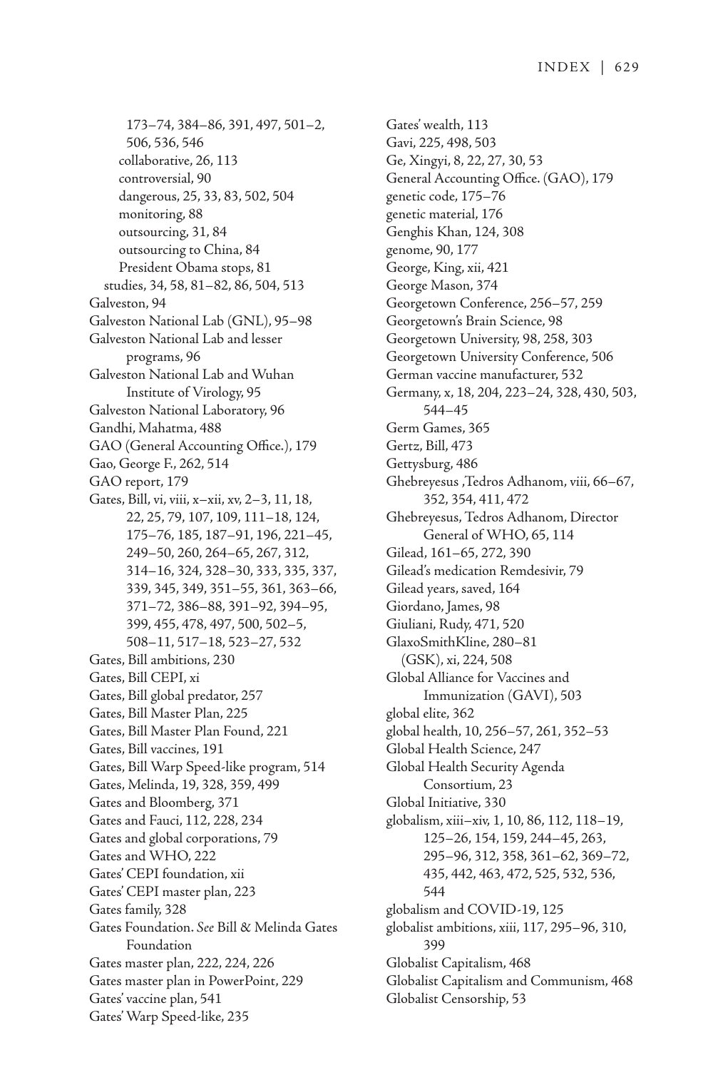173–74, 384–86, 391, 497, 501–2, 506, 536, 546
    collaborative, 26, 113
    controversial, 90
    dangerous, 25, 33, 83, 502, 504
    monitoring, 88
    outsourcing, 31, 84
    outsourcing to China, 84
    President Obama stops, 81
  studies, 34, 58, 81–82, 86, 504, 513
Galveston, 94
Galveston National Lab (GNL), 95–98
Galveston National Lab and lesser programs, 96
Galveston National Lab and Wuhan Institute of Virology, 95
Galveston National Laboratory, 96
Gandhi, Mahatma, 488
GAO (General Accounting Office.), 179
Gao, George F., 262, 514
GAO report, 179
Gates, Bill, vi, viii, x–xii, xv, 2–3, 11, 18, 22, 25, 79, 107, 109, 111–18, 124, 175–76, 185, 187–91, 196, 221–45, 249–50, 260, 264–65, 267, 312, 314–16, 324, 328–30, 333, 335, 337, 339, 345, 349, 351–55, 361, 363–66, 371–72, 386–88, 391–92, 394–95, 399, 455, 478, 497, 500, 502–5, 508–11, 517–18, 523–27, 532
Gates, Bill ambitions, 230
Gates, Bill CEPI, xi
Gates, Bill global predator, 257
Gates, Bill Master Plan, 225
Gates, Bill Master Plan Found, 221
Gates, Bill vaccines, 191
Gates, Bill Warp Speed-like program, 514
Gates, Melinda, 19, 328, 359, 499
Gates and Bloomberg, 371
Gates and Fauci, 112, 228, 234
Gates and global corporations, 79
Gates and WHO, 222
Gates' CEPI foundation, xii
Gates' CEPI master plan, 223
Gates family, 328
Gates Foundation. *See* Bill & Melinda Gates Foundation
Gates master plan, 222, 224, 226
Gates master plan in PowerPoint, 229
Gates' vaccine plan, 541
Gates' Warp Speed-like, 235
Gates' wealth, 113
Gavi, 225, 498, 503
Ge, Xingyi, 8, 22, 27, 30, 53
General Accounting Office. (GAO), 179
genetic code, 175–76
genetic material, 176
Genghis Khan, 124, 308
genome, 90, 177
George, King, xii, 421
George Mason, 374
Georgetown Conference, 256–57, 259
Georgetown's Brain Science, 98
Georgetown University, 98, 258, 303
Georgetown University Conference, 506
German vaccine manufacturer, 532
Germany, x, 18, 204, 223–24, 328, 430, 503, 544–45
Germ Games, 365
Gertz, Bill, 473
Gettysburg, 486
Ghebreyesus ,Tedros Adhanom, viii, 66–67, 352, 354, 411, 472
Ghebreyesus, Tedros Adhanom, Director General of WHO, 65, 114
Gilead, 161–65, 272, 390
Gilead's medication Remdesivir, 79
Gilead years, saved, 164
Giordano, James, 98
Giuliani, Rudy, 471, 520
GlaxoSmithKline, 280–81
  (GSK), xi, 224, 508
Global Alliance for Vaccines and Immunization (GAVI), 503
global elite, 362
global health, 10, 256–57, 261, 352–53
Global Health Science, 247
Global Health Security Agenda Consortium, 23
Global Initiative, 330
globalism, xiii–xiv, 1, 10, 86, 112, 118–19, 125–26, 154, 159, 244–45, 263, 295–96, 312, 358, 361–62, 369–72, 435, 442, 463, 472, 525, 532, 536, 544
globalism and COVID-19, 125
globalist ambitions, xiii, 117, 295–96, 310, 399
Globalist Capitalism, 468
Globalist Capitalism and Communism, 468
Globalist Censorship, 53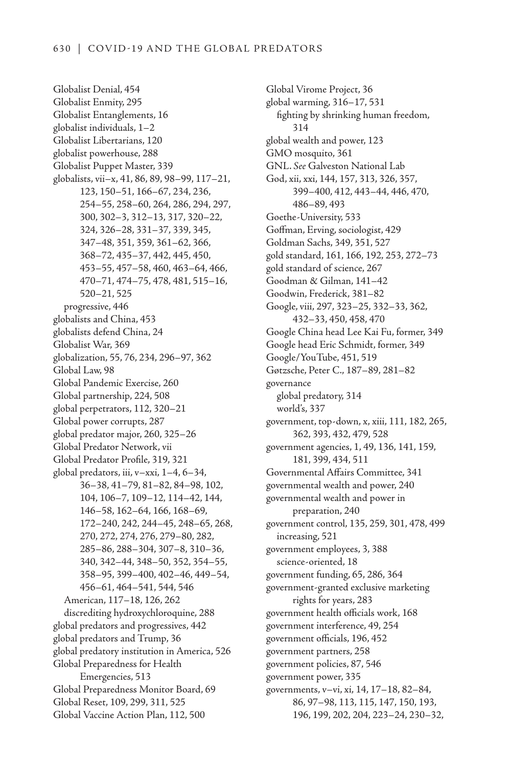Globalist Denial, 454
Globalist Enmity, 295
Globalist Entanglements, 16
globalist individuals, 1–2
Globalist Libertarians, 120
globalist powerhouse, 288
Globalist Puppet Master, 339
globalists, vii–x, 41, 86, 89, 98–99, 117–21, 123, 150–51, 166–67, 234, 236, 254–55, 258–60, 264, 286, 294, 297, 300, 302–3, 312–13, 317, 320–22, 324, 326–28, 331–37, 339, 345, 347–48, 351, 359, 361–62, 366, 368–72, 435–37, 442, 445, 450, 453–55, 457–58, 460, 463–64, 466, 470–71, 474–75, 478, 481, 515–16, 520–21, 525
  progressive, 446
globalists and China, 453
globalists defend China, 24
Globalist War, 369
globalization, 55, 76, 234, 296–97, 362
Global Law, 98
Global Pandemic Exercise, 260
Global partnership, 224, 508
global perpetrators, 112, 320–21
Global power corrupts, 287
global predator major, 260, 325–26
Global Predator Network, vii
Global Predator Profile, 319, 321
global predators, iii, v–xxi, 1–4, 6–34, 36–38, 41–79, 81–82, 84–98, 102, 104, 106–7, 109–12, 114–42, 144, 146–58, 162–64, 166, 168–69, 172–240, 242, 244–45, 248–65, 268, 270, 272, 274, 276, 279–80, 282, 285–86, 288–304, 307–8, 310–36, 340, 342–44, 348–50, 352, 354–55, 358–95, 399–400, 402–46, 449–54, 456–61, 464–541, 544, 546
  American, 117–18, 126, 262
  discrediting hydroxychloroquine, 288
global predators and progressives, 442
global predators and Trump, 36
global predatory institution in America, 526
Global Preparedness for Health Emergencies, 513
Global Preparedness Monitor Board, 69
Global Reset, 109, 299, 311, 525
Global Vaccine Action Plan, 112, 500
Global Virome Project, 36
global warming, 316–17, 531
  fighting by shrinking human freedom, 314
global wealth and power, 123
GMO mosquito, 361
GNL. *See* Galveston National Lab
God, xii, xxi, 144, 157, 313, 326, 357, 399–400, 412, 443–44, 446, 470, 486–89, 493
Goethe-University, 533
Goffman, Erving, sociologist, 429
Goldman Sachs, 349, 351, 527
gold standard, 161, 166, 192, 253, 272–73
gold standard of science, 267
Goodman & Gilman, 141–42
Goodwin, Frederick, 381–82
Google, viii, 297, 323–25, 332–33, 362, 432–33, 450, 458, 470
Google China head Lee Kai Fu, former, 349
Google head Eric Schmidt, former, 349
Google/YouTube, 451, 519
Gøtzsche, Peter C., 187–89, 281–82
governance
  global predatory, 314
  world's, 337
government, top-down, x, xiii, 111, 182, 265, 362, 393, 432, 479, 528
government agencies, 1, 49, 136, 141, 159, 181, 399, 434, 511
Governmental Affairs Committee, 341
governmental wealth and power, 240
governmental wealth and power in preparation, 240
government control, 135, 259, 301, 478, 499
  increasing, 521
government employees, 3, 388
  science-oriented, 18
government funding, 65, 286, 364
government-granted exclusive marketing rights for years, 283
government health officials work, 168
government interference, 49, 254
government officials, 196, 452
government partners, 258
government policies, 87, 546
government power, 335
governments, v–vi, xi, 14, 17–18, 82–84, 86, 97–98, 113, 115, 147, 150, 193, 196, 199, 202, 204, 223–24, 230–32,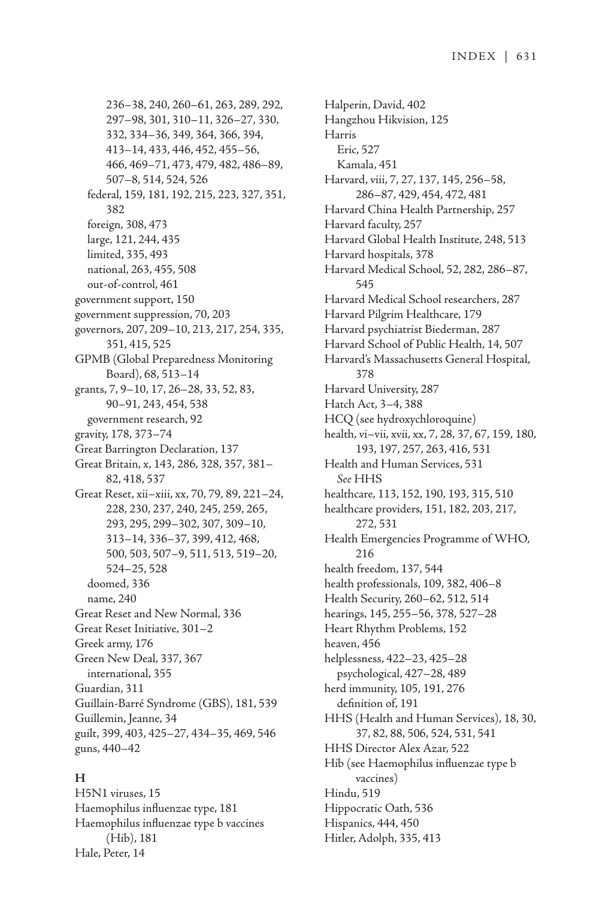236–38, 240, 260–61, 263, 289, 292, 297–98, 301, 310–11, 326–27, 330, 332, 334–36, 349, 364, 366, 394, 413–14, 433, 446, 452, 455–56, 466, 469–71, 473, 479, 482, 486–89, 507–8, 514, 524, 526
- federal, 159, 181, 192, 215, 223, 327, 351, 382
- foreign, 308, 473
- large, 121, 244, 435
- limited, 335, 493
- national, 263, 455, 508
- out-of-control, 461

government support, 150
government suppression, 70, 203
governors, 207, 209–10, 213, 217, 254, 335, 351, 415, 525
GPMB (Global Preparedness Monitoring Board), 68, 513–14
grants, 7, 9–10, 17, 26–28, 33, 52, 83, 90–91, 243, 454, 538
- government research, 92

gravity, 178, 373–74
Great Barrington Declaration, 137
Great Britain, x, 143, 286, 328, 357, 381–82, 418, 537
Great Reset, xii–xiii, xx, 70, 79, 89, 221–24, 228, 230, 237, 240, 245, 259, 265, 293, 295, 299–302, 307, 309–10, 313–14, 336–37, 399, 412, 468, 500, 503, 507–9, 511, 513, 519–20, 524–25, 528
- doomed, 336
- name, 240

Great Reset and New Normal, 336
Great Reset Initiative, 301–2
Greek army, 176
Green New Deal, 337, 367
- international, 355

Guardian, 311
Guillain-Barré Syndrome (GBS), 181, 539
Guillemin, Jeanne, 34
guilt, 399, 403, 425–27, 434–35, 469, 546
guns, 440–42

**H**

H5N1 viruses, 15
Haemophilus influenzae type, 181
Haemophilus influenzae type b vaccines (Hib), 181
Hale, Peter, 14
Halperin, David, 402
Hangzhou Hikvision, 125
Harris
- Eric, 527
- Kamala, 451

Harvard, viii, 7, 27, 137, 145, 256–58, 286–87, 429, 454, 472, 481
Harvard China Health Partnership, 257
Harvard faculty, 257
Harvard Global Health Institute, 248, 513
Harvard hospitals, 378
Harvard Medical School, 52, 282, 286–87, 545
Harvard Medical School researchers, 287
Harvard Pilgrim Healthcare, 179
Harvard psychiatrist Biederman, 287
Harvard School of Public Health, 14, 507
Harvard's Massachusetts General Hospital, 378
Harvard University, 287
Hatch Act, 3–4, 388
HCQ (see hydroxychloroquine)
health, vi–vii, xvii, xx, 7, 28, 37, 67, 159, 180, 193, 197, 257, 263, 416, 531
Health and Human Services, 531
- *See* HHS

healthcare, 113, 152, 190, 193, 315, 510
healthcare providers, 151, 182, 203, 217, 272, 531
Health Emergencies Programme of WHO, 216
health freedom, 137, 544
health professionals, 109, 382, 406–8
Health Security, 260–62, 512, 514
hearings, 145, 255–56, 378, 527–28
Heart Rhythm Problems, 152
heaven, 456
helplessness, 422–23, 425–28
- psychological, 427–28, 489

herd immunity, 105, 191, 276
- definition of, 191

HHS (Health and Human Services), 18, 30, 37, 82, 88, 506, 524, 531, 541
HHS Director Alex Azar, 522
Hib (see Haemophilus influenzae type b vaccines)
Hindu, 519
Hippocratic Oath, 536
Hispanics, 444, 450
Hitler, Adolph, 335, 413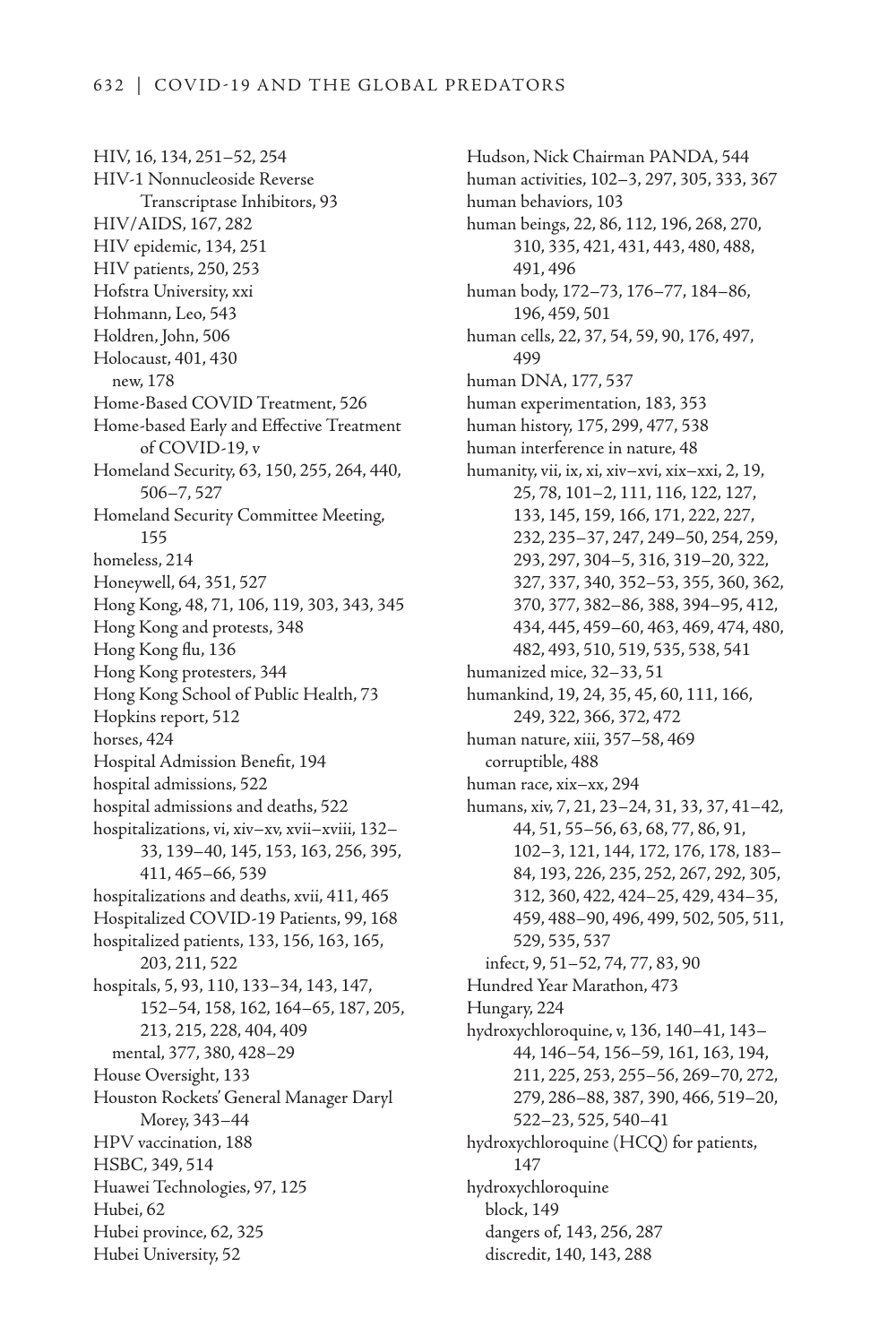HIV, 16, 134, 251–52, 254
HIV-1 Nonnucleoside Reverse Transcriptase Inhibitors, 93
HIV/AIDS, 167, 282
HIV epidemic, 134, 251
HIV patients, 250, 253
Hofstra University, xxi
Hohmann, Leo, 543
Holdren, John, 506
Holocaust, 401, 430
  new, 178
Home-Based COVID Treatment, 526
Home-based Early and Effective Treatment of COVID-19, v
Homeland Security, 63, 150, 255, 264, 440, 506–7, 527
Homeland Security Committee Meeting, 155
homeless, 214
Honeywell, 64, 351, 527
Hong Kong, 48, 71, 106, 119, 303, 343, 345
Hong Kong and protests, 348
Hong Kong flu, 136
Hong Kong protesters, 344
Hong Kong School of Public Health, 73
Hopkins report, 512
horses, 424
Hospital Admission Benefit, 194
hospital admissions, 522
hospital admissions and deaths, 522
hospitalizations, vi, xiv–xv, xvii–xviii, 132–33, 139–40, 145, 153, 163, 256, 395, 411, 465–66, 539
hospitalizations and deaths, xvii, 411, 465
Hospitalized COVID-19 Patients, 99, 168
hospitalized patients, 133, 156, 163, 165, 203, 211, 522
hospitals, 5, 93, 110, 133–34, 143, 147, 152–54, 158, 162, 164–65, 187, 205, 213, 215, 228, 404, 409
  mental, 377, 380, 428–29
House Oversight, 133
Houston Rockets' General Manager Daryl Morey, 343–44
HPV vaccination, 188
HSBC, 349, 514
Huawei Technologies, 97, 125
Hubei, 62
Hubei province, 62, 325
Hubei University, 52
Hudson, Nick Chairman PANDA, 544
human activities, 102–3, 297, 305, 333, 367
human behaviors, 103
human beings, 22, 86, 112, 196, 268, 270, 310, 335, 421, 431, 443, 480, 488, 491, 496
human body, 172–73, 176–77, 184–86, 196, 459, 501
human cells, 22, 37, 54, 59, 90, 176, 497, 499
human DNA, 177, 537
human experimentation, 183, 353
human history, 175, 299, 477, 538
human interference in nature, 48
humanity, vii, ix, xi, xiv–xvi, xix–xxi, 2, 19, 25, 78, 101–2, 111, 116, 122, 127, 133, 145, 159, 166, 171, 222, 227, 232, 235–37, 247, 249–50, 254, 259, 293, 297, 304–5, 316, 319–20, 322, 327, 337, 340, 352–53, 355, 360, 362, 370, 377, 382–86, 388, 394–95, 412, 434, 445, 459–60, 463, 469, 474, 480, 482, 493, 510, 519, 535, 538, 541
humanized mice, 32–33, 51
humankind, 19, 24, 35, 45, 60, 111, 166, 249, 322, 366, 372, 472
human nature, xiii, 357–58, 469
  corruptible, 488
human race, xix–xx, 294
humans, xiv, 7, 21, 23–24, 31, 33, 37, 41–42, 44, 51, 55–56, 63, 68, 77, 86, 91, 102–3, 121, 144, 172, 176, 178, 183–84, 193, 226, 235, 252, 267, 292, 305, 312, 360, 422, 424–25, 429, 434–35, 459, 488–90, 496, 499, 502, 505, 511, 529, 535, 537
  infect, 9, 51–52, 74, 77, 83, 90
Hundred Year Marathon, 473
Hungary, 224
hydroxychloroquine, v, 136, 140–41, 143–44, 146–54, 156–59, 161, 163, 194, 211, 225, 253, 255–56, 269–70, 272, 279, 286–88, 387, 390, 466, 519–20, 522–23, 525, 540–41
hydroxychloroquine (HCQ) for patients, 147
hydroxychloroquine
  block, 149
  dangers of, 143, 256, 287
  discredit, 140, 143, 288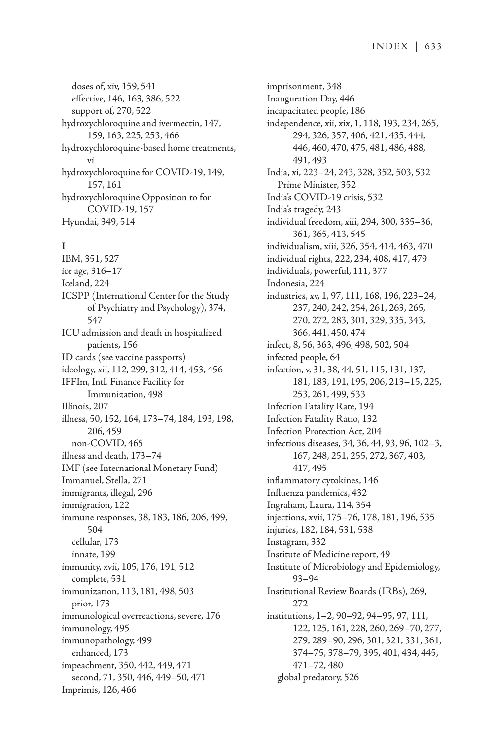doses of, xiv, 159, 541
effective, 146, 163, 386, 522
support of, 270, 522
hydroxychloroquine and ivermectin, 147, 159, 163, 225, 253, 466
hydroxychloroquine-based home treatments, vi
hydroxychloroquine for COVID-19, 149, 157, 161
hydroxychloroquine Opposition to for COVID-19, 157
Hyundai, 349, 514

**I**

IBM, 351, 527
ice age, 316–17
Iceland, 224
ICSPP (International Center for the Study of Psychiatry and Psychology), 374, 547
ICU admission and death in hospitalized patients, 156
ID cards (see vaccine passports)
ideology, xii, 112, 299, 312, 414, 453, 456
IFFIm, Intl. Finance Facility for Immunization, 498
Illinois, 207
illness, 50, 152, 164, 173–74, 184, 193, 198, 206, 459
non-COVID, 465
illness and death, 173–74
IMF (see International Monetary Fund)
Immanuel, Stella, 271
immigrants, illegal, 296
immigration, 122
immune responses, 38, 183, 186, 206, 499, 504
cellular, 173
innate, 199
immunity, xvii, 105, 176, 191, 512
complete, 531
immunization, 113, 181, 498, 503
prior, 173
immunological overreactions, severe, 176
immunology, 495
immunopathology, 499
enhanced, 173
impeachment, 350, 442, 449, 471
second, 71, 350, 446, 449–50, 471
Imprimis, 126, 466
imprisonment, 348
Inauguration Day, 446
incapacitated people, 186
independence, xii, xix, 1, 118, 193, 234, 265, 294, 326, 357, 406, 421, 435, 444, 446, 460, 470, 475, 481, 486, 488, 491, 493
India, xi, 223–24, 243, 328, 352, 503, 532
Prime Minister, 352
India's COVID-19 crisis, 532
India's tragedy, 243
individual freedom, xiii, 294, 300, 335–36, 361, 365, 413, 545
individualism, xiii, 326, 354, 414, 463, 470
individual rights, 222, 234, 408, 417, 479
individuals, powerful, 111, 377
Indonesia, 224
industries, xv, 1, 97, 111, 168, 196, 223–24, 237, 240, 242, 254, 261, 263, 265, 270, 272, 283, 301, 329, 335, 343, 366, 441, 450, 474
infect, 8, 56, 363, 496, 498, 502, 504
infected people, 64
infection, v, 31, 38, 44, 51, 115, 131, 137, 181, 183, 191, 195, 206, 213–15, 225, 253, 261, 499, 533
Infection Fatality Rate, 194
Infection Fatality Ratio, 132
Infection Protection Act, 204
infectious diseases, 34, 36, 44, 93, 96, 102–3, 167, 248, 251, 255, 272, 367, 403, 417, 495
inflammatory cytokines, 146
Influenza pandemics, 432
Ingraham, Laura, 114, 354
injections, xvii, 175–76, 178, 181, 196, 535
injuries, 182, 184, 531, 538
Instagram, 332
Institute of Medicine report, 49
Institute of Microbiology and Epidemiology, 93–94
Institutional Review Boards (IRBs), 269, 272
institutions, 1–2, 90–92, 94–95, 97, 111, 122, 125, 161, 228, 260, 269–70, 277, 279, 289–90, 296, 301, 321, 331, 361, 374–75, 378–79, 395, 401, 434, 445, 471–72, 480
global predatory, 526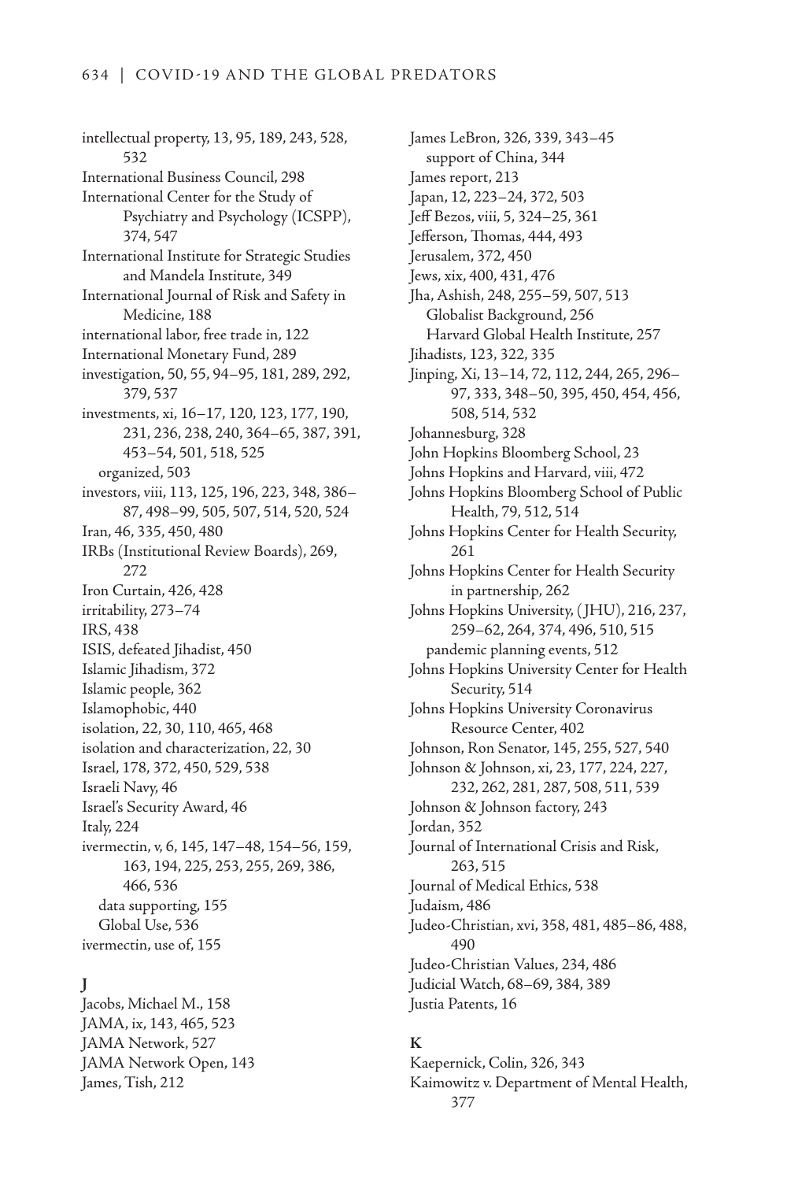intellectual property, 13, 95, 189, 243, 528, 532
International Business Council, 298
International Center for the Study of Psychiatry and Psychology (ICSPP), 374, 547
International Institute for Strategic Studies and Mandela Institute, 349
International Journal of Risk and Safety in Medicine, 188
international labor, free trade in, 122
International Monetary Fund, 289
investigation, 50, 55, 94–95, 181, 289, 292, 379, 537
investments, xi, 16–17, 120, 123, 177, 190, 231, 236, 238, 240, 364–65, 387, 391, 453–54, 501, 518, 525
   organized, 503
investors, viii, 113, 125, 196, 223, 348, 386–87, 498–99, 505, 507, 514, 520, 524
Iran, 46, 335, 450, 480
IRBs (Institutional Review Boards), 269, 272
Iron Curtain, 426, 428
irritability, 273–74
IRS, 438
ISIS, defeated Jihadist, 450
Islamic Jihadism, 372
Islamic people, 362
Islamophobic, 440
isolation, 22, 30, 110, 465, 468
isolation and characterization, 22, 30
Israel, 178, 372, 450, 529, 538
Israeli Navy, 46
Israel's Security Award, 46
Italy, 224
ivermectin, v, 6, 145, 147–48, 154–56, 159, 163, 194, 225, 253, 255, 269, 386, 466, 536
   data supporting, 155
   Global Use, 536
ivermectin, use of, 155

**J**

Jacobs, Michael M., 158
JAMA, ix, 143, 465, 523
JAMA Network, 527
JAMA Network Open, 143
James, Tish, 212
James LeBron, 326, 339, 343–45
   support of China, 344
James report, 213
Japan, 12, 223–24, 372, 503
Jeff Bezos, viii, 5, 324–25, 361
Jefferson, Thomas, 444, 493
Jerusalem, 372, 450
Jews, xix, 400, 431, 476
Jha, Ashish, 248, 255–59, 507, 513
   Globalist Background, 256
   Harvard Global Health Institute, 257
Jihadists, 123, 322, 335
Jinping, Xi, 13–14, 72, 112, 244, 265, 296–97, 333, 348–50, 395, 450, 454, 456, 508, 514, 532
Johannesburg, 328
John Hopkins Bloomberg School, 23
Johns Hopkins and Harvard, viii, 472
Johns Hopkins Bloomberg School of Public Health, 79, 512, 514
Johns Hopkins Center for Health Security, 261
Johns Hopkins Center for Health Security in partnership, 262
Johns Hopkins University, (JHU), 216, 237, 259–62, 264, 374, 496, 510, 515
   pandemic planning events, 512
Johns Hopkins University Center for Health Security, 514
Johns Hopkins University Coronavirus Resource Center, 402
Johnson, Ron Senator, 145, 255, 527, 540
Johnson & Johnson, xi, 23, 177, 224, 227, 232, 262, 281, 287, 508, 511, 539
Johnson & Johnson factory, 243
Jordan, 352
Journal of International Crisis and Risk, 263, 515
Journal of Medical Ethics, 538
Judaism, 486
Judeo-Christian, xvi, 358, 481, 485–86, 488, 490
Judeo-Christian Values, 234, 486
Judicial Watch, 68–69, 384, 389
Justia Patents, 16

**K**

Kaepernick, Colin, 326, 343
Kaimowitz v. Department of Mental Health, 377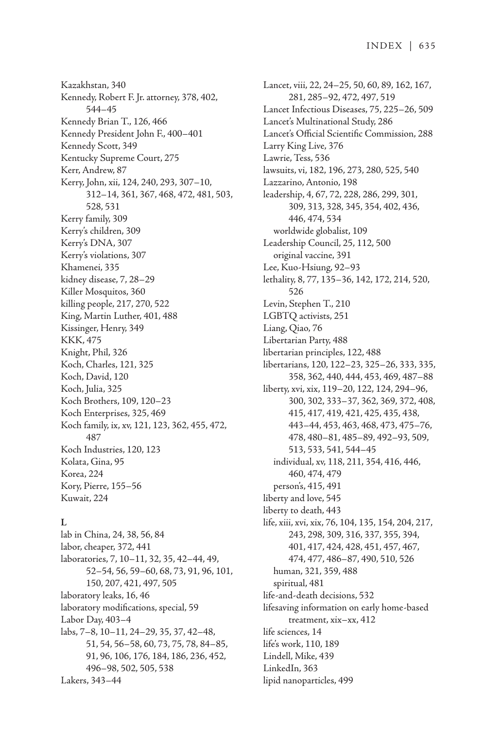Kazakhstan, 340
Kennedy, Robert F. Jr. attorney, 378, 402, 544–45
Kennedy Brian T., 126, 466
Kennedy President John F., 400–401
Kennedy Scott, 349
Kentucky Supreme Court, 275
Kerr, Andrew, 87
Kerry, John, xii, 124, 240, 293, 307–10, 312–14, 361, 367, 468, 472, 481, 503, 528, 531
Kerry family, 309
Kerry's children, 309
Kerry's DNA, 307
Kerry's violations, 307
Khamenei, 335
kidney disease, 7, 28–29
Killer Mosquitos, 360
killing people, 217, 270, 522
King, Martin Luther, 401, 488
Kissinger, Henry, 349
KKK, 475
Knight, Phil, 326
Koch, Charles, 121, 325
Koch, David, 120
Koch, Julia, 325
Koch Brothers, 109, 120–23
Koch Enterprises, 325, 469
Koch family, ix, xv, 121, 123, 362, 455, 472, 487
Koch Industries, 120, 123
Kolata, Gina, 95
Korea, 224
Kory, Pierre, 155–56
Kuwait, 224

**L**

lab in China, 24, 38, 56, 84
labor, cheaper, 372, 441
laboratories, 7, 10–11, 32, 35, 42–44, 49, 52–54, 56, 59–60, 68, 73, 91, 96, 101, 150, 207, 421, 497, 505
laboratory leaks, 16, 46
laboratory modifications, special, 59
Labor Day, 403–4
labs, 7–8, 10–11, 24–29, 35, 37, 42–48, 51, 54, 56–58, 60, 73, 75, 78, 84–85, 91, 96, 106, 176, 184, 186, 236, 452, 496–98, 502, 505, 538
Lakers, 343–44
Lancet, viii, 22, 24–25, 50, 60, 89, 162, 167, 281, 285–92, 472, 497, 519
Lancet Infectious Diseases, 75, 225–26, 509
Lancet's Multinational Study, 286
Lancet's Official Scientific Commission, 288
Larry King Live, 376
Lawrie, Tess, 536
lawsuits, vi, 182, 196, 273, 280, 525, 540
Lazzarino, Antonio, 198
leadership, 4, 67, 72, 228, 286, 299, 301, 309, 313, 328, 345, 354, 402, 436, 446, 474, 534
  worldwide globalist, 109
Leadership Council, 25, 112, 500
  original vaccine, 391
Lee, Kuo-Hsiung, 92–93
lethality, 8, 77, 135–36, 142, 172, 214, 520, 526
Levin, Stephen T., 210
LGBTQ activists, 251
Liang, Qiao, 76
Libertarian Party, 488
libertarian principles, 122, 488
libertarians, 120, 122–23, 325–26, 333, 335, 358, 362, 440, 444, 453, 469, 487–88
liberty, xvi, xix, 119–20, 122, 124, 294–96, 300, 302, 333–37, 362, 369, 372, 408, 415, 417, 419, 421, 425, 435, 438, 443–44, 453, 463, 468, 473, 475–76, 478, 480–81, 485–89, 492–93, 509, 513, 533, 541, 544–45
  individual, xv, 118, 211, 354, 416, 446, 460, 474, 479
  person's, 415, 491
liberty and love, 545
liberty to death, 443
life, xiii, xvi, xix, 76, 104, 135, 154, 204, 217, 243, 298, 309, 316, 337, 355, 394, 401, 417, 424, 428, 451, 457, 467, 474, 477, 486–87, 490, 510, 526
  human, 321, 359, 488
  spiritual, 481
life-and-death decisions, 532
lifesaving information on early home-based treatment, xix–xx, 412
life sciences, 14
life's work, 110, 189
Lindell, Mike, 439
LinkedIn, 363
lipid nanoparticles, 499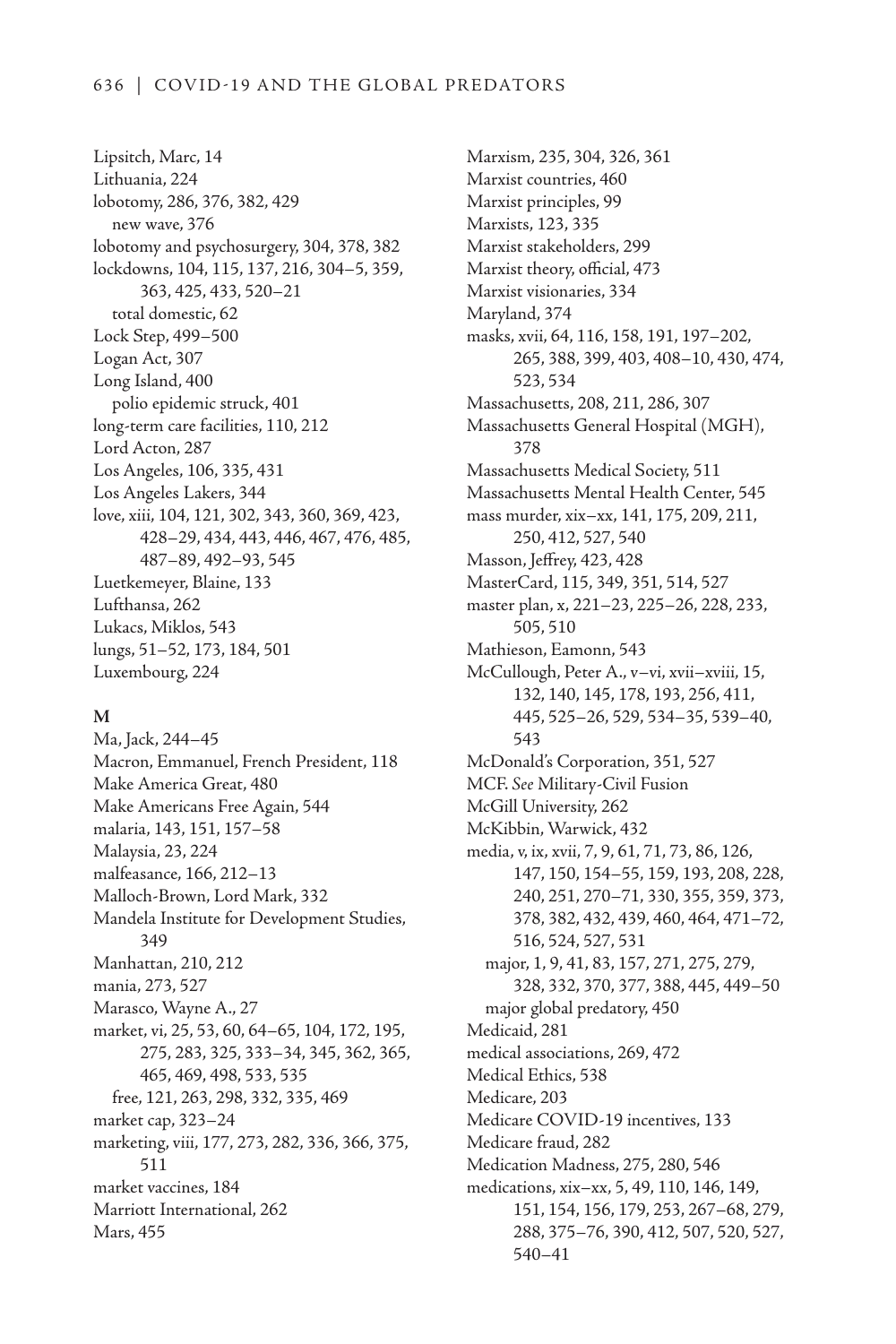Lipsitch, Marc, 14
Lithuania, 224
lobotomy, 286, 376, 382, 429
  new wave, 376
lobotomy and psychosurgery, 304, 378, 382
lockdowns, 104, 115, 137, 216, 304–5, 359, 363, 425, 433, 520–21
  total domestic, 62
Lock Step, 499–500
Logan Act, 307
Long Island, 400
  polio epidemic struck, 401
long-term care facilities, 110, 212
Lord Acton, 287
Los Angeles, 106, 335, 431
Los Angeles Lakers, 344
love, xiii, 104, 121, 302, 343, 360, 369, 423, 428–29, 434, 443, 446, 467, 476, 485, 487–89, 492–93, 545
Luetkemeyer, Blaine, 133
Lufthansa, 262
Lukacs, Miklos, 543
lungs, 51–52, 173, 184, 501
Luxembourg, 224

**M**

Ma, Jack, 244–45
Macron, Emmanuel, French President, 118
Make America Great, 480
Make Americans Free Again, 544
malaria, 143, 151, 157–58
Malaysia, 23, 224
malfeasance, 166, 212–13
Malloch-Brown, Lord Mark, 332
Mandela Institute for Development Studies, 349
Manhattan, 210, 212
mania, 273, 527
Marasco, Wayne A., 27
market, vi, 25, 53, 60, 64–65, 104, 172, 195, 275, 283, 325, 333–34, 345, 362, 365, 465, 469, 498, 533, 535
  free, 121, 263, 298, 332, 335, 469
market cap, 323–24
marketing, viii, 177, 273, 282, 336, 366, 375, 511
market vaccines, 184
Marriott International, 262
Mars, 455
Marxism, 235, 304, 326, 361
Marxist countries, 460
Marxist principles, 99
Marxists, 123, 335
Marxist stakeholders, 299
Marxist theory, official, 473
Marxist visionaries, 334
Maryland, 374
masks, xvii, 64, 116, 158, 191, 197–202, 265, 388, 399, 403, 408–10, 430, 474, 523, 534
Massachusetts, 208, 211, 286, 307
Massachusetts General Hospital (MGH), 378
Massachusetts Medical Society, 511
Massachusetts Mental Health Center, 545
mass murder, xix–xx, 141, 175, 209, 211, 250, 412, 527, 540
Masson, Jeffrey, 423, 428
MasterCard, 115, 349, 351, 514, 527
master plan, x, 221–23, 225–26, 228, 233, 505, 510
Mathieson, Eamonn, 543
McCullough, Peter A., v–vi, xvii–xviii, 15, 132, 140, 145, 178, 193, 256, 411, 445, 525–26, 529, 534–35, 539–40, 543
McDonald's Corporation, 351, 527
MCF. *See* Military-Civil Fusion
McGill University, 262
McKibbin, Warwick, 432
media, v, ix, xvii, 7, 9, 61, 71, 73, 86, 126, 147, 150, 154–55, 159, 193, 208, 228, 240, 251, 270–71, 330, 355, 359, 373, 378, 382, 432, 439, 460, 464, 471–72, 516, 524, 527, 531
  major, 1, 9, 41, 83, 157, 271, 275, 279, 328, 332, 370, 377, 388, 445, 449–50
  major global predatory, 450
Medicaid, 281
medical associations, 269, 472
Medical Ethics, 538
Medicare, 203
Medicare COVID-19 incentives, 133
Medicare fraud, 282
Medication Madness, 275, 280, 546
medications, xix–xx, 5, 49, 110, 146, 149, 151, 154, 156, 179, 253, 267–68, 279, 288, 375–76, 390, 412, 507, 520, 527, 540–41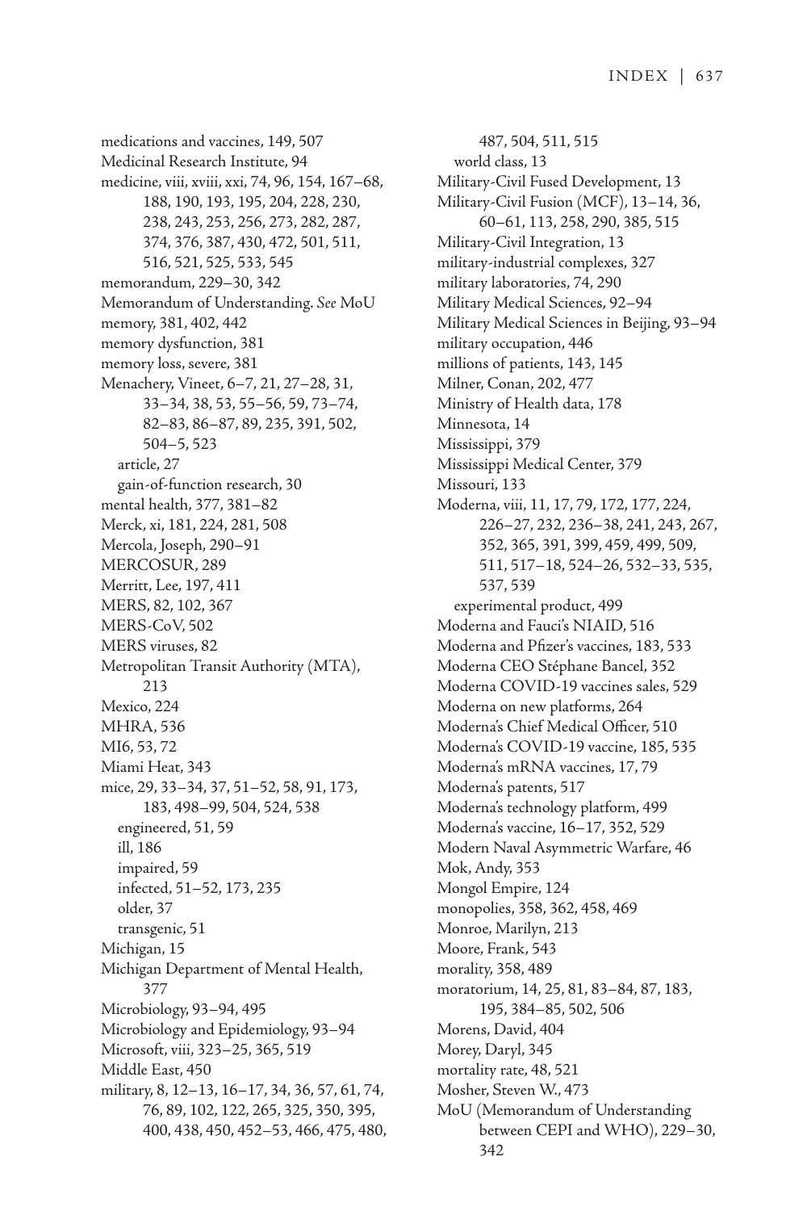medications and vaccines, 149, 507
Medicinal Research Institute, 94
medicine, viii, xviii, xxi, 74, 96, 154, 167–68, 188, 190, 193, 195, 204, 228, 230, 238, 243, 253, 256, 273, 282, 287, 374, 376, 387, 430, 472, 501, 511, 516, 521, 525, 533, 545
memorandum, 229–30, 342
Memorandum of Understanding. *See* MoU
memory, 381, 402, 442
memory dysfunction, 381
memory loss, severe, 381
Menachery, Vineet, 6–7, 21, 27–28, 31, 33–34, 38, 53, 55–56, 59, 73–74, 82–83, 86–87, 89, 235, 391, 502, 504–5, 523
 article, 27
 gain-of-function research, 30
mental health, 377, 381–82
Merck, xi, 181, 224, 281, 508
Mercola, Joseph, 290–91
MERCOSUR, 289
Merritt, Lee, 197, 411
MERS, 82, 102, 367
MERS-CoV, 502
MERS viruses, 82
Metropolitan Transit Authority (MTA), 213
Mexico, 224
MHRA, 536
MI6, 53, 72
Miami Heat, 343
mice, 29, 33–34, 37, 51–52, 58, 91, 173, 183, 498–99, 504, 524, 538
 engineered, 51, 59
 ill, 186
 impaired, 59
 infected, 51–52, 173, 235
 older, 37
 transgenic, 51
Michigan, 15
Michigan Department of Mental Health, 377
Microbiology, 93–94, 495
Microbiology and Epidemiology, 93–94
Microsoft, viii, 323–25, 365, 519
Middle East, 450
military, 8, 12–13, 16–17, 34, 36, 57, 61, 74, 76, 89, 102, 122, 265, 325, 350, 395, 400, 438, 450, 452–53, 466, 475, 480, 487, 504, 511, 515
 world class, 13
Military-Civil Fused Development, 13
Military-Civil Fusion (MCF), 13–14, 36, 60–61, 113, 258, 290, 385, 515
Military-Civil Integration, 13
military-industrial complexes, 327
military laboratories, 74, 290
Military Medical Sciences, 92–94
Military Medical Sciences in Beijing, 93–94
military occupation, 446
millions of patients, 143, 145
Milner, Conan, 202, 477
Ministry of Health data, 178
Minnesota, 14
Mississippi, 379
Mississippi Medical Center, 379
Missouri, 133
Moderna, viii, 11, 17, 79, 172, 177, 224, 226–27, 232, 236–38, 241, 243, 267, 352, 365, 391, 399, 459, 499, 509, 511, 517–18, 524–26, 532–33, 535, 537, 539
 experimental product, 499
Moderna and Fauci's NIAID, 516
Moderna and Pfizer's vaccines, 183, 533
Moderna CEO Stéphane Bancel, 352
Moderna COVID-19 vaccines sales, 529
Moderna on new platforms, 264
Moderna's Chief Medical Officer, 510
Moderna's COVID-19 vaccine, 185, 535
Moderna's mRNA vaccines, 17, 79
Moderna's patents, 517
Moderna's technology platform, 499
Moderna's vaccine, 16–17, 352, 529
Modern Naval Asymmetric Warfare, 46
Mok, Andy, 353
Mongol Empire, 124
monopolies, 358, 362, 458, 469
Monroe, Marilyn, 213
Moore, Frank, 543
morality, 358, 489
moratorium, 14, 25, 81, 83–84, 87, 183, 195, 384–85, 502, 506
Morens, David, 404
Morey, Daryl, 345
mortality rate, 48, 521
Mosher, Steven W., 473
MoU (Memorandum of Understanding between CEPI and WHO), 229–30, 342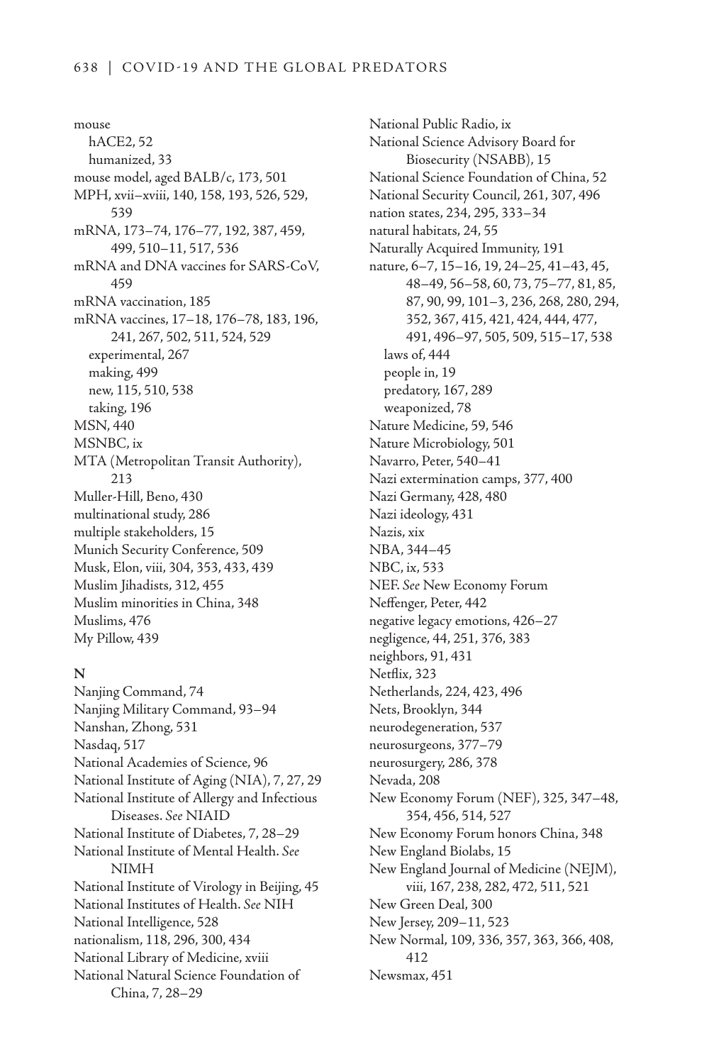mouse
  hACE2, 52
  humanized, 33
mouse model, aged BALB/c, 173, 501
MPH, xvii–xviii, 140, 158, 193, 526, 529, 539
mRNA, 173–74, 176–77, 192, 387, 459, 499, 510–11, 517, 536
mRNA and DNA vaccines for SARS-CoV, 459
mRNA vaccination, 185
mRNA vaccines, 17–18, 176–78, 183, 196, 241, 267, 502, 511, 524, 529
  experimental, 267
  making, 499
  new, 115, 510, 538
  taking, 196
MSN, 440
MSNBC, ix
MTA (Metropolitan Transit Authority), 213
Muller-Hill, Beno, 430
multinational study, 286
multiple stakeholders, 15
Munich Security Conference, 509
Musk, Elon, viii, 304, 353, 433, 439
Muslim Jihadists, 312, 455
Muslim minorities in China, 348
Muslims, 476
My Pillow, 439

**N**

Nanjing Command, 74
Nanjing Military Command, 93–94
Nanshan, Zhong, 531
Nasdaq, 517
National Academies of Science, 96
National Institute of Aging (NIA), 7, 27, 29
National Institute of Allergy and Infectious Diseases. *See* NIAID
National Institute of Diabetes, 7, 28–29
National Institute of Mental Health. *See* NIMH
National Institute of Virology in Beijing, 45
National Institutes of Health. *See* NIH
National Intelligence, 528
nationalism, 118, 296, 300, 434
National Library of Medicine, xviii
National Natural Science Foundation of China, 7, 28–29
National Public Radio, ix
National Science Advisory Board for Biosecurity (NSABB), 15
National Science Foundation of China, 52
National Security Council, 261, 307, 496
nation states, 234, 295, 333–34
natural habitats, 24, 55
Naturally Acquired Immunity, 191
nature, 6–7, 15–16, 19, 24–25, 41–43, 45, 48–49, 56–58, 60, 73, 75–77, 81, 85, 87, 90, 99, 101–3, 236, 268, 280, 294, 352, 367, 415, 421, 424, 444, 477, 491, 496–97, 505, 509, 515–17, 538
  laws of, 444
  people in, 19
  predatory, 167, 289
  weaponized, 78
Nature Medicine, 59, 546
Nature Microbiology, 501
Navarro, Peter, 540–41
Nazi extermination camps, 377, 400
Nazi Germany, 428, 480
Nazi ideology, 431
Nazis, xix
NBA, 344–45
NBC, ix, 533
NEF. *See* New Economy Forum
Neffenger, Peter, 442
negative legacy emotions, 426–27
negligence, 44, 251, 376, 383
neighbors, 91, 431
Netflix, 323
Netherlands, 224, 423, 496
Nets, Brooklyn, 344
neurodegeneration, 537
neurosurgeons, 377–79
neurosurgery, 286, 378
Nevada, 208
New Economy Forum (NEF), 325, 347–48, 354, 456, 514, 527
New Economy Forum honors China, 348
New England Biolabs, 15
New England Journal of Medicine (NEJM), viii, 167, 238, 282, 472, 511, 521
New Green Deal, 300
New Jersey, 209–11, 523
New Normal, 109, 336, 357, 363, 366, 408, 412
Newsmax, 451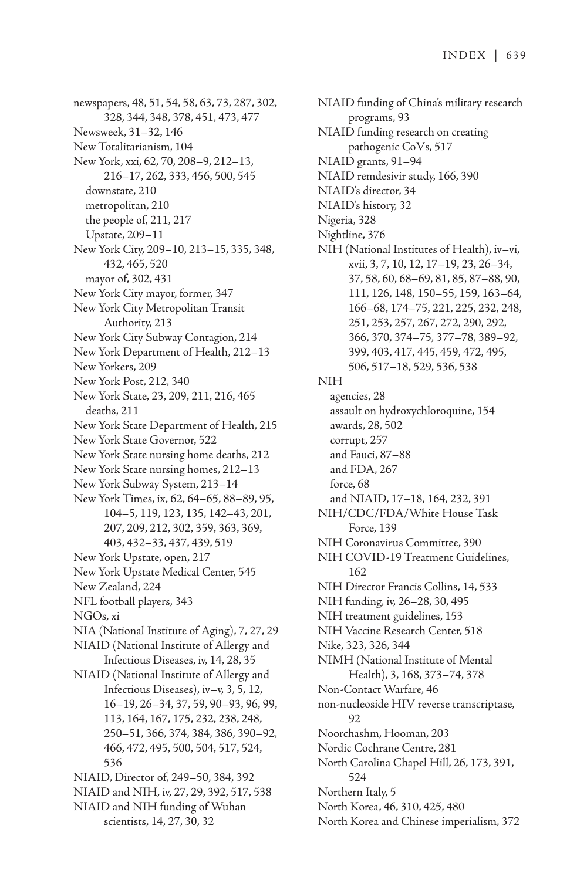newspapers, 48, 51, 54, 58, 63, 73, 287, 302, 328, 344, 348, 378, 451, 473, 477
Newsweek, 31–32, 146
New Totalitarianism, 104
New York, xxi, 62, 70, 208–9, 212–13, 216–17, 262, 333, 456, 500, 545
  downstate, 210
  metropolitan, 210
  the people of, 211, 217
  Upstate, 209–11
New York City, 209–10, 213–15, 335, 348, 432, 465, 520
  mayor of, 302, 431
New York City mayor, former, 347
New York City Metropolitan Transit Authority, 213
New York City Subway Contagion, 214
New York Department of Health, 212–13
New Yorkers, 209
New York Post, 212, 340
New York State, 23, 209, 211, 216, 465
  deaths, 211
New York State Department of Health, 215
New York State Governor, 522
New York State nursing home deaths, 212
New York State nursing homes, 212–13
New York Subway System, 213–14
New York Times, ix, 62, 64–65, 88–89, 95, 104–5, 119, 123, 135, 142–43, 201, 207, 209, 212, 302, 359, 363, 369, 403, 432–33, 437, 439, 519
New York Upstate, open, 217
New York Upstate Medical Center, 545
New Zealand, 224
NFL football players, 343
NGOs, xi
NIA (National Institute of Aging), 7, 27, 29
NIAID (National Institute of Allergy and Infectious Diseases, iv, 14, 28, 35
NIAID (National Institute of Allergy and Infectious Diseases), iv–v, 3, 5, 12, 16–19, 26–34, 37, 59, 90–93, 96, 99, 113, 164, 167, 175, 232, 238, 248, 250–51, 366, 374, 384, 386, 390–92, 466, 472, 495, 500, 504, 517, 524, 536
NIAID, Director of, 249–50, 384, 392
NIAID and NIH, iv, 27, 29, 392, 517, 538
NIAID and NIH funding of Wuhan scientists, 14, 27, 30, 32
NIAID funding of China's military research programs, 93
NIAID funding research on creating pathogenic CoVs, 517
NIAID grants, 91–94
NIAID remdesivir study, 166, 390
NIAID's director, 34
NIAID's history, 32
Nigeria, 328
Nightline, 376
NIH (National Institutes of Health), iv–vi, xvii, 3, 7, 10, 12, 17–19, 23, 26–34, 37, 58, 60, 68–69, 81, 85, 87–88, 90, 111, 126, 148, 150–55, 159, 163–64, 166–68, 174–75, 221, 225, 232, 248, 251, 253, 257, 267, 272, 290, 292, 366, 370, 374–75, 377–78, 389–92, 399, 403, 417, 445, 459, 472, 495, 506, 517–18, 529, 536, 538
NIH
  agencies, 28
  assault on hydroxychloroquine, 154
  awards, 28, 502
  corrupt, 257
  and Fauci, 87–88
  and FDA, 267
  force, 68
  and NIAID, 17–18, 164, 232, 391
NIH/CDC/FDA/White House Task Force, 139
NIH Coronavirus Committee, 390
NIH COVID-19 Treatment Guidelines, 162
NIH Director Francis Collins, 14, 533
NIH funding, iv, 26–28, 30, 495
NIH treatment guidelines, 153
NIH Vaccine Research Center, 518
Nike, 323, 326, 344
NIMH (National Institute of Mental Health), 3, 168, 373–74, 378
Non-Contact Warfare, 46
non-nucleoside HIV reverse transcriptase, 92
Noorchashm, Hooman, 203
Nordic Cochrane Centre, 281
North Carolina Chapel Hill, 26, 173, 391, 524
Northern Italy, 5
North Korea, 46, 310, 425, 480
North Korea and Chinese imperialism, 372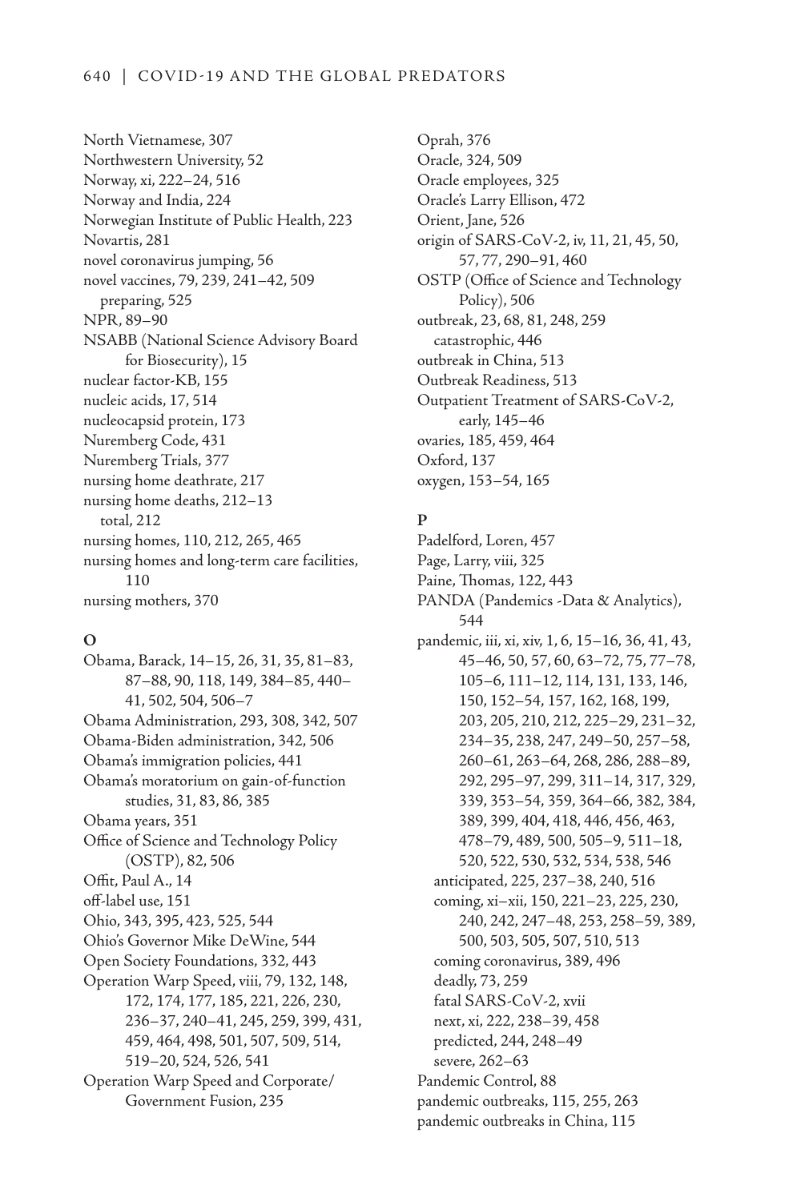North Vietnamese, 307
Northwestern University, 52
Norway, xi, 222–24, 516
Norway and India, 224
Norwegian Institute of Public Health, 223
Novartis, 281
novel coronavirus jumping, 56
novel vaccines, 79, 239, 241–42, 509
  preparing, 525
NPR, 89–90
NSABB (National Science Advisory Board for Biosecurity), 15
nuclear factor-KB, 155
nucleic acids, 17, 514
nucleocapsid protein, 173
Nuremberg Code, 431
Nuremberg Trials, 377
nursing home deathrate, 217
nursing home deaths, 212–13
  total, 212
nursing homes, 110, 212, 265, 465
nursing homes and long-term care facilities, 110
nursing mothers, 370

**O**

Obama, Barack, 14–15, 26, 31, 35, 81–83, 87–88, 90, 118, 149, 384–85, 440–41, 502, 504, 506–7
Obama Administration, 293, 308, 342, 507
Obama-Biden administration, 342, 506
Obama's immigration policies, 441
Obama's moratorium on gain-of-function studies, 31, 83, 86, 385
Obama years, 351
Office of Science and Technology Policy (OSTP), 82, 506
Offit, Paul A., 14
off-label use, 151
Ohio, 343, 395, 423, 525, 544
Ohio's Governor Mike DeWine, 544
Open Society Foundations, 332, 443
Operation Warp Speed, viii, 79, 132, 148, 172, 174, 177, 185, 221, 226, 230, 236–37, 240–41, 245, 259, 399, 431, 459, 464, 498, 501, 507, 509, 514, 519–20, 524, 526, 541
Operation Warp Speed and Corporate/Government Fusion, 235
Oprah, 376
Oracle, 324, 509
Oracle employees, 325
Oracle's Larry Ellison, 472
Orient, Jane, 526
origin of SARS-CoV-2, iv, 11, 21, 45, 50, 57, 77, 290–91, 460
OSTP (Office of Science and Technology Policy), 506
outbreak, 23, 68, 81, 248, 259
  catastrophic, 446
outbreak in China, 513
Outbreak Readiness, 513
Outpatient Treatment of SARS-CoV-2, early, 145–46
ovaries, 185, 459, 464
Oxford, 137
oxygen, 153–54, 165

**P**

Padelford, Loren, 457
Page, Larry, viii, 325
Paine, Thomas, 122, 443
PANDA (Pandemics -Data & Analytics), 544
pandemic, iii, xi, xiv, 1, 6, 15–16, 36, 41, 43, 45–46, 50, 57, 60, 63–72, 75, 77–78, 105–6, 111–12, 114, 131, 133, 146, 150, 152–54, 157, 162, 168, 199, 203, 205, 210, 212, 225–29, 231–32, 234–35, 238, 247, 249–50, 257–58, 260–61, 263–64, 268, 286, 288–89, 292, 295–97, 299, 311–14, 317, 329, 339, 353–54, 359, 364–66, 382, 384, 389, 399, 404, 418, 446, 456, 463, 478–79, 489, 500, 505–9, 511–18, 520, 522, 530, 532, 534, 538, 546
  anticipated, 225, 237–38, 240, 516
  coming, xi–xii, 150, 221–23, 225, 230, 240, 242, 247–48, 253, 258–59, 389, 500, 503, 505, 507, 510, 513
  coming coronavirus, 389, 496
  deadly, 73, 259
  fatal SARS-CoV-2, xvii
  next, xi, 222, 238–39, 458
  predicted, 244, 248–49
  severe, 262–63
Pandemic Control, 88
pandemic outbreaks, 115, 255, 263
pandemic outbreaks in China, 115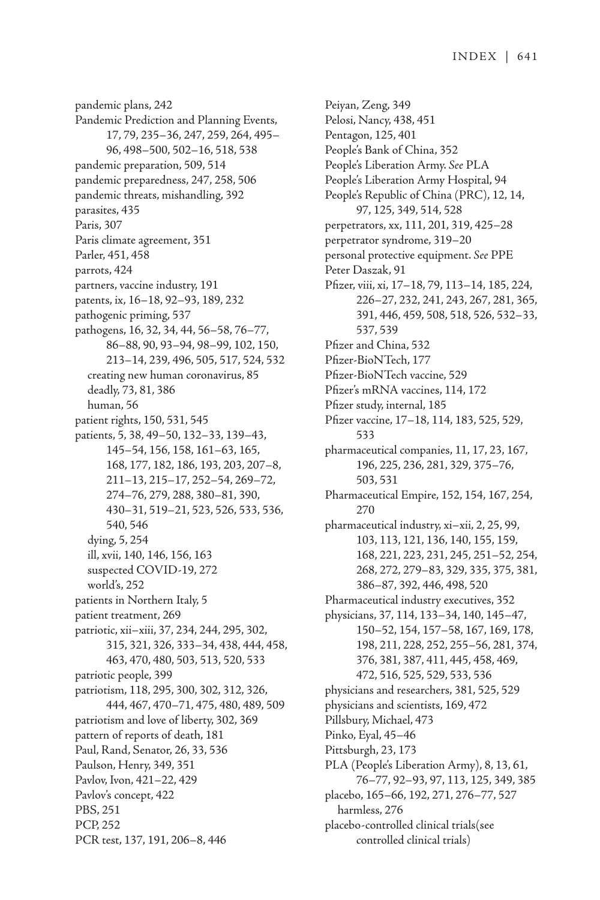pandemic plans, 242
Pandemic Prediction and Planning Events, 17, 79, 235–36, 247, 259, 264, 495–96, 498–500, 502–16, 518, 538
pandemic preparation, 509, 514
pandemic preparedness, 247, 258, 506
pandemic threats, mishandling, 392
parasites, 435
Paris, 307
Paris climate agreement, 351
Parler, 451, 458
parrots, 424
partners, vaccine industry, 191
patents, ix, 16–18, 92–93, 189, 232
pathogenic priming, 537
pathogens, 16, 32, 34, 44, 56–58, 76–77, 86–88, 90, 93–94, 98–99, 102, 150, 213–14, 239, 496, 505, 517, 524, 532
  creating new human coronavirus, 85
  deadly, 73, 81, 386
  human, 56
patient rights, 150, 531, 545
patients, 5, 38, 49–50, 132–33, 139–43, 145–54, 156, 158, 161–63, 165, 168, 177, 182, 186, 193, 203, 207–8, 211–13, 215–17, 252–54, 269–72, 274–76, 279, 288, 380–81, 390, 430–31, 519–21, 523, 526, 533, 536, 540, 546
  dying, 5, 254
  ill, xvii, 140, 146, 156, 163
  suspected COVID-19, 272
  world's, 252
patients in Northern Italy, 5
patient treatment, 269
patriotic, xii–xiii, 37, 234, 244, 295, 302, 315, 321, 326, 333–34, 438, 444, 458, 463, 470, 480, 503, 513, 520, 533
patriotic people, 399
patriotism, 118, 295, 300, 302, 312, 326, 444, 467, 470–71, 475, 480, 489, 509
patriotism and love of liberty, 302, 369
pattern of reports of death, 181
Paul, Rand, Senator, 26, 33, 536
Paulson, Henry, 349, 351
Pavlov, Ivon, 421–22, 429
Pavlov's concept, 422
PBS, 251
PCP, 252
PCR test, 137, 191, 206–8, 446
Peiyan, Zeng, 349
Pelosi, Nancy, 438, 451
Pentagon, 125, 401
People's Bank of China, 352
People's Liberation Army. *See* PLA
People's Liberation Army Hospital, 94
People's Republic of China (PRC), 12, 14, 97, 125, 349, 514, 528
perpetrators, xx, 111, 201, 319, 425–28
perpetrator syndrome, 319–20
personal protective equipment. *See* PPE
Peter Daszak, 91
Pfizer, viii, xi, 17–18, 79, 113–14, 185, 224, 226–27, 232, 241, 243, 267, 281, 365, 391, 446, 459, 508, 518, 526, 532–33, 537, 539
Pfizer and China, 532
Pfizer-BioNTech, 177
Pfizer-BioNTech vaccine, 529
Pfizer's mRNA vaccines, 114, 172
Pfizer study, internal, 185
Pfizer vaccine, 17–18, 114, 183, 525, 529, 533
pharmaceutical companies, 11, 17, 23, 167, 196, 225, 236, 281, 329, 375–76, 503, 531
Pharmaceutical Empire, 152, 154, 167, 254, 270
pharmaceutical industry, xi–xii, 2, 25, 99, 103, 113, 121, 136, 140, 155, 159, 168, 221, 223, 231, 245, 251–52, 254, 268, 272, 279–83, 329, 335, 375, 381, 386–87, 392, 446, 498, 520
Pharmaceutical industry executives, 352
physicians, 37, 114, 133–34, 140, 145–47, 150–52, 154, 157–58, 167, 169, 178, 198, 211, 228, 252, 255–56, 281, 374, 376, 381, 387, 411, 445, 458, 469, 472, 516, 525, 529, 533, 536
physicians and researchers, 381, 525, 529
physicians and scientists, 169, 472
Pillsbury, Michael, 473
Pinko, Eyal, 45–46
Pittsburgh, 23, 173
PLA (People's Liberation Army), 8, 13, 61, 76–77, 92–93, 97, 113, 125, 349, 385
placebo, 165–66, 192, 271, 276–77, 527
  harmless, 276
placebo-controlled clinical trials(see controlled clinical trials)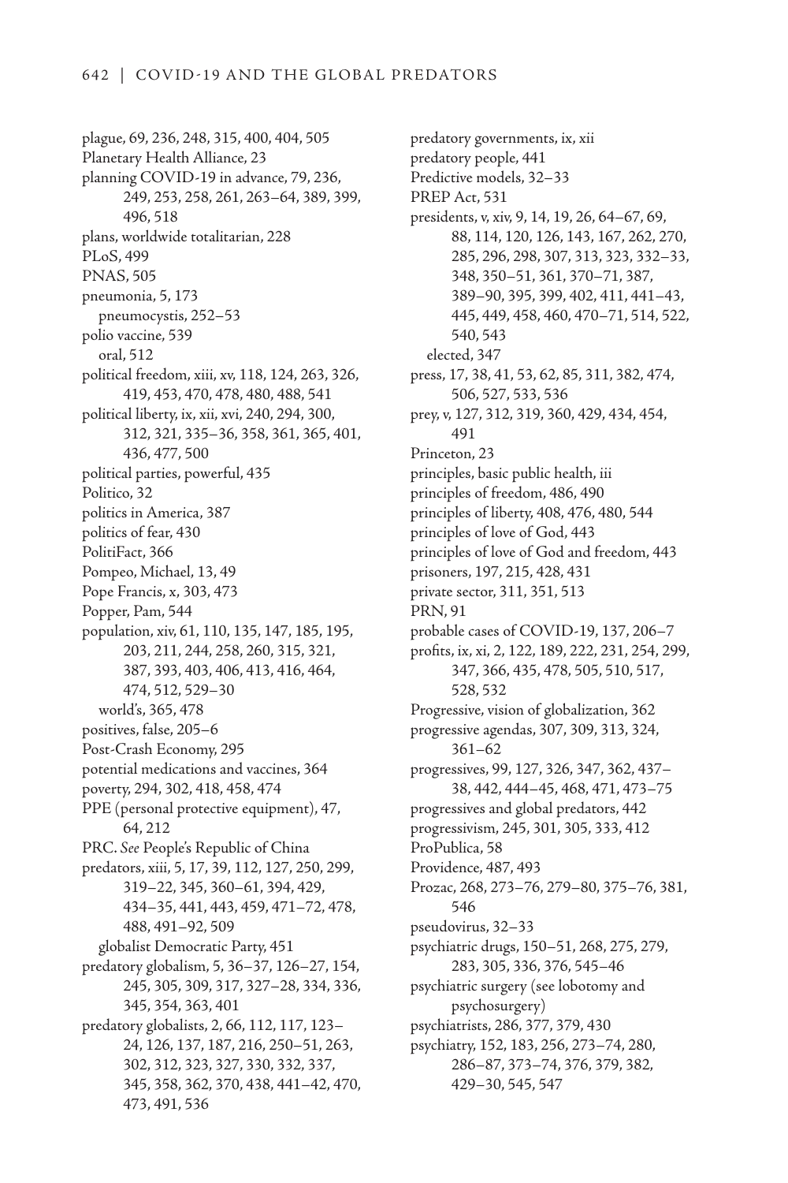plague, 69, 236, 248, 315, 400, 404, 505
Planetary Health Alliance, 23
planning COVID-19 in advance, 79, 236, 249, 253, 258, 261, 263–64, 389, 399, 496, 518
plans, worldwide totalitarian, 228
PLoS, 499
PNAS, 505
pneumonia, 5, 173
  pneumocystis, 252–53
polio vaccine, 539
  oral, 512
political freedom, xiii, xv, 118, 124, 263, 326, 419, 453, 470, 478, 480, 488, 541
political liberty, ix, xii, xvi, 240, 294, 300, 312, 321, 335–36, 358, 361, 365, 401, 436, 477, 500
political parties, powerful, 435
Politico, 32
politics in America, 387
politics of fear, 430
PolitiFact, 366
Pompeo, Michael, 13, 49
Pope Francis, x, 303, 473
Popper, Pam, 544
population, xiv, 61, 110, 135, 147, 185, 195, 203, 211, 244, 258, 260, 315, 321, 387, 393, 403, 406, 413, 416, 464, 474, 512, 529–30
  world's, 365, 478
positives, false, 205–6
Post-Crash Economy, 295
potential medications and vaccines, 364
poverty, 294, 302, 418, 458, 474
PPE (personal protective equipment), 47, 64, 212
PRC. *See* People's Republic of China
predators, xiii, 5, 17, 39, 112, 127, 250, 299, 319–22, 345, 360–61, 394, 429, 434–35, 441, 443, 459, 471–72, 478, 488, 491–92, 509
  globalist Democratic Party, 451
predatory globalism, 5, 36–37, 126–27, 154, 245, 305, 309, 317, 327–28, 334, 336, 345, 354, 363, 401
predatory globalists, 2, 66, 112, 117, 123–24, 126, 137, 187, 216, 250–51, 263, 302, 312, 323, 327, 330, 332, 337, 345, 358, 362, 370, 438, 441–42, 470, 473, 491, 536
predatory governments, ix, xii
predatory people, 441
Predictive models, 32–33
PREP Act, 531
presidents, v, xiv, 9, 14, 19, 26, 64–67, 69, 88, 114, 120, 126, 143, 167, 262, 270, 285, 296, 298, 307, 313, 323, 332–33, 348, 350–51, 361, 370–71, 387, 389–90, 395, 399, 402, 411, 441–43, 445, 449, 458, 460, 470–71, 514, 522, 540, 543
  elected, 347
press, 17, 38, 41, 53, 62, 85, 311, 382, 474, 506, 527, 533, 536
prey, v, 127, 312, 319, 360, 429, 434, 454, 491
Princeton, 23
principles, basic public health, iii
principles of freedom, 486, 490
principles of liberty, 408, 476, 480, 544
principles of love of God, 443
principles of love of God and freedom, 443
prisoners, 197, 215, 428, 431
private sector, 311, 351, 513
PRN, 91
probable cases of COVID-19, 137, 206–7
profits, ix, xi, 2, 122, 189, 222, 231, 254, 299, 347, 366, 435, 478, 505, 510, 517, 528, 532
Progressive, vision of globalization, 362
progressive agendas, 307, 309, 313, 324, 361–62
progressives, 99, 127, 326, 347, 362, 437–38, 442, 444–45, 468, 471, 473–75
progressives and global predators, 442
progressivism, 245, 301, 305, 333, 412
ProPublica, 58
Providence, 487, 493
Prozac, 268, 273–76, 279–80, 375–76, 381, 546
pseudovirus, 32–33
psychiatric drugs, 150–51, 268, 275, 279, 283, 305, 336, 376, 545–46
psychiatric surgery (see lobotomy and psychosurgery)
psychiatrists, 286, 377, 379, 430
psychiatry, 152, 183, 256, 273–74, 280, 286–87, 373–74, 376, 379, 382, 429–30, 545, 547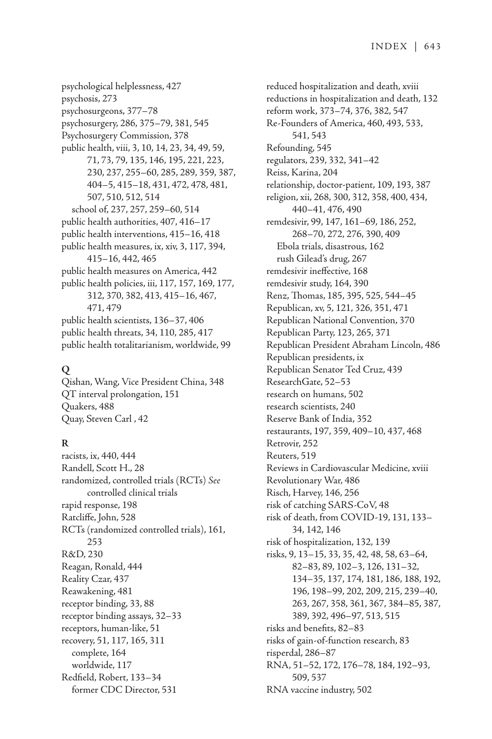psychological helplessness, 427
psychosis, 273
psychosurgeons, 377–78
psychosurgery, 286, 375–79, 381, 545
Psychosurgery Commission, 378
public health, viii, 3, 10, 14, 23, 34, 49, 59, 71, 73, 79, 135, 146, 195, 221, 223, 230, 237, 255–60, 285, 289, 359, 387, 404–5, 415–18, 431, 472, 478, 481, 507, 510, 512, 514
  school of, 237, 257, 259–60, 514
public health authorities, 407, 416–17
public health interventions, 415–16, 418
public health measures, ix, xiv, 3, 117, 394, 415–16, 442, 465
public health measures on America, 442
public health policies, iii, 117, 157, 169, 177, 312, 370, 382, 413, 415–16, 467, 471, 479
public health scientists, 136–37, 406
public health threats, 34, 110, 285, 417
public health totalitarianism, worldwide, 99

**Q**

Qishan, Wang, Vice President China, 348
QT interval prolongation, 151
Quakers, 488
Quay, Steven Carl , 42

**R**

racists, ix, 440, 444
Randell, Scott H., 28
randomized, controlled trials (RCTs) *See* controlled clinical trials
rapid response, 198
Ratcliffe, John, 528
RCTs (randomized controlled trials), 161, 253
R&D, 230
Reagan, Ronald, 444
Reality Czar, 437
Reawakening, 481
receptor binding, 33, 88
receptor binding assays, 32–33
receptors, human-like, 51
recovery, 51, 117, 165, 311
  complete, 164
  worldwide, 117
Redfield, Robert, 133–34
  former CDC Director, 531
reduced hospitalization and death, xviii
reductions in hospitalization and death, 132
reform work, 373–74, 376, 382, 547
Re-Founders of America, 460, 493, 533, 541, 543
Refounding, 545
regulators, 239, 332, 341–42
Reiss, Karina, 204
relationship, doctor-patient, 109, 193, 387
religion, xii, 268, 300, 312, 358, 400, 434, 440–41, 476, 490
remdesivir, 99, 147, 161–69, 186, 252, 268–70, 272, 276, 390, 409
  Ebola trials, disastrous, 162
  rush Gilead's drug, 267
remdesivir ineffective, 168
remdesivir study, 164, 390
Renz, Thomas, 185, 395, 525, 544–45
Republican, xv, 5, 121, 326, 351, 471
Republican National Convention, 370
Republican Party, 123, 265, 371
Republican President Abraham Lincoln, 486
Republican presidents, ix
Republican Senator Ted Cruz, 439
ResearchGate, 52–53
research on humans, 502
research scientists, 240
Reserve Bank of India, 352
restaurants, 197, 359, 409–10, 437, 468
Retrovir, 252
Reuters, 519
Reviews in Cardiovascular Medicine, xviii
Revolutionary War, 486
Risch, Harvey, 146, 256
risk of catching SARS-CoV, 48
risk of death, from COVID-19, 131, 133–34, 142, 146
risk of hospitalization, 132, 139
risks, 9, 13–15, 33, 35, 42, 48, 58, 63–64, 82–83, 89, 102–3, 126, 131–32, 134–35, 137, 174, 181, 186, 188, 192, 196, 198–99, 202, 209, 215, 239–40, 263, 267, 358, 361, 367, 384–85, 387, 389, 392, 496–97, 513, 515
risks and benefits, 82–83
risks of gain-of-function research, 83
risperdal, 286–87
RNA, 51–52, 172, 176–78, 184, 192–93, 509, 537
RNA vaccine industry, 502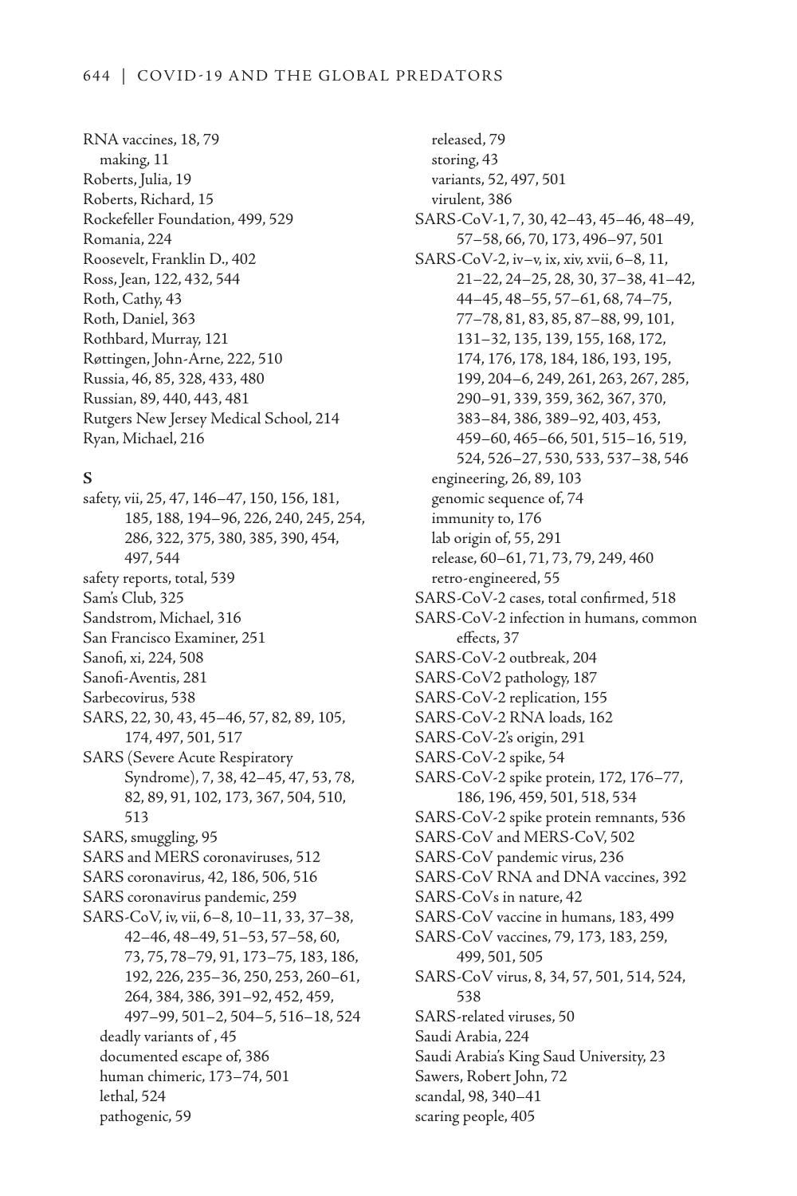RNA vaccines, 18, 79
  making, 11
Roberts, Julia, 19
Roberts, Richard, 15
Rockefeller Foundation, 499, 529
Romania, 224
Roosevelt, Franklin D., 402
Ross, Jean, 122, 432, 544
Roth, Cathy, 43
Roth, Daniel, 363
Rothbard, Murray, 121
Røttingen, John-Arne, 222, 510
Russia, 46, 85, 328, 433, 480
Russian, 89, 440, 443, 481
Rutgers New Jersey Medical School, 214
Ryan, Michael, 216

**S**

safety, vii, 25, 47, 146–47, 150, 156, 181, 185, 188, 194–96, 226, 240, 245, 254, 286, 322, 375, 380, 385, 390, 454, 497, 544
safety reports, total, 539
Sam's Club, 325
Sandstrom, Michael, 316
San Francisco Examiner, 251
Sanofi, xi, 224, 508
Sanofi-Aventis, 281
Sarbecovirus, 538
SARS, 22, 30, 43, 45–46, 57, 82, 89, 105, 174, 497, 501, 517
SARS (Severe Acute Respiratory Syndrome), 7, 38, 42–45, 47, 53, 78, 82, 89, 91, 102, 173, 367, 504, 510, 513
SARS, smuggling, 95
SARS and MERS coronaviruses, 512
SARS coronavirus, 42, 186, 506, 516
SARS coronavirus pandemic, 259
SARS-CoV, iv, vii, 6–8, 10–11, 33, 37–38, 42–46, 48–49, 51–53, 57–58, 60, 73, 75, 78–79, 91, 173–75, 183, 186, 192, 226, 235–36, 250, 253, 260–61, 264, 384, 386, 391–92, 452, 459, 497–99, 501–2, 504–5, 516–18, 524
  deadly variants of , 45
  documented escape of, 386
  human chimeric, 173–74, 501
  lethal, 524
  pathogenic, 59
  released, 79
  storing, 43
  variants, 52, 497, 501
  virulent, 386
SARS-CoV-1, 7, 30, 42–43, 45–46, 48–49, 57–58, 66, 70, 173, 496–97, 501
SARS-CoV-2, iv–v, ix, xiv, xvii, 6–8, 11, 21–22, 24–25, 28, 30, 37–38, 41–42, 44–45, 48–55, 57–61, 68, 74–75, 77–78, 81, 83, 85, 87–88, 99, 101, 131–32, 135, 139, 155, 168, 172, 174, 176, 178, 184, 186, 193, 195, 199, 204–6, 249, 261, 263, 267, 285, 290–91, 339, 359, 362, 367, 370, 383–84, 386, 389–92, 403, 453, 459–60, 465–66, 501, 515–16, 519, 524, 526–27, 530, 533, 537–38, 546
  engineering, 26, 89, 103
  genomic sequence of, 74
  immunity to, 176
  lab origin of, 55, 291
  release, 60–61, 71, 73, 79, 249, 460
  retro-engineered, 55
SARS-CoV-2 cases, total confirmed, 518
SARS-CoV-2 infection in humans, common effects, 37
SARS-CoV-2 outbreak, 204
SARS-CoV2 pathology, 187
SARS-CoV-2 replication, 155
SARS-CoV-2 RNA loads, 162
SARS-CoV-2's origin, 291
SARS-CoV-2 spike, 54
SARS-CoV-2 spike protein, 172, 176–77, 186, 196, 459, 501, 518, 534
SARS-CoV-2 spike protein remnants, 536
SARS-CoV and MERS-CoV, 502
SARS-CoV pandemic virus, 236
SARS-CoV RNA and DNA vaccines, 392
SARS-CoVs in nature, 42
SARS-CoV vaccine in humans, 183, 499
SARS-CoV vaccines, 79, 173, 183, 259, 499, 501, 505
SARS-CoV virus, 8, 34, 57, 501, 514, 524, 538
SARS-related viruses, 50
Saudi Arabia, 224
Saudi Arabia's King Saud University, 23
Sawers, Robert John, 72
scandal, 98, 340–41
scaring people, 405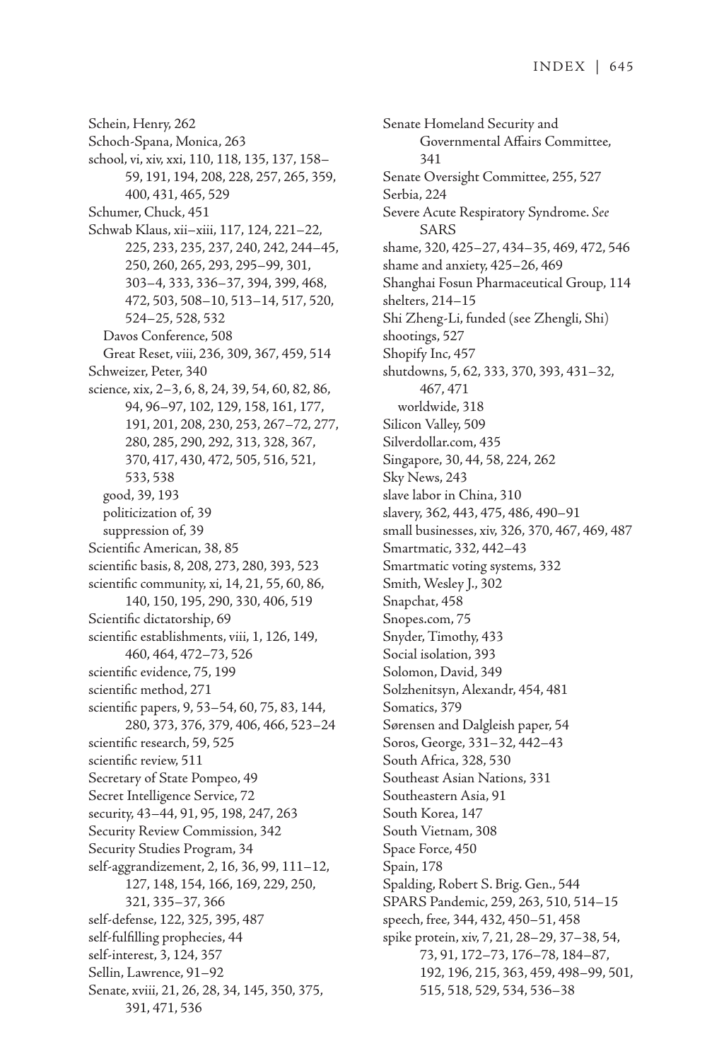Schein, Henry, 262
Schoch-Spana, Monica, 263
school, vi, xiv, xxi, 110, 118, 135, 137, 158–59, 191, 194, 208, 228, 257, 265, 359, 400, 431, 465, 529
Schumer, Chuck, 451
Schwab Klaus, xii–xiii, 117, 124, 221–22, 225, 233, 235, 237, 240, 242, 244–45, 250, 260, 265, 293, 295–99, 301, 303–4, 333, 336–37, 394, 399, 468, 472, 503, 508–10, 513–14, 517, 520, 524–25, 528, 532
  Davos Conference, 508
  Great Reset, viii, 236, 309, 367, 459, 514
Schweizer, Peter, 340
science, xix, 2–3, 6, 8, 24, 39, 54, 60, 82, 86, 94, 96–97, 102, 129, 158, 161, 177, 191, 201, 208, 230, 253, 267–72, 277, 280, 285, 290, 292, 313, 328, 367, 370, 417, 430, 472, 505, 516, 521, 533, 538
  good, 39, 193
  politicization of, 39
  suppression of, 39
Scientific American, 38, 85
scientific basis, 8, 208, 273, 280, 393, 523
scientific community, xi, 14, 21, 55, 60, 86, 140, 150, 195, 290, 330, 406, 519
Scientific dictatorship, 69
scientific establishments, viii, 1, 126, 149, 460, 464, 472–73, 526
scientific evidence, 75, 199
scientific method, 271
scientific papers, 9, 53–54, 60, 75, 83, 144, 280, 373, 376, 379, 406, 466, 523–24
scientific research, 59, 525
scientific review, 511
Secretary of State Pompeo, 49
Secret Intelligence Service, 72
security, 43–44, 91, 95, 198, 247, 263
Security Review Commission, 342
Security Studies Program, 34
self-aggrandizement, 2, 16, 36, 99, 111–12, 127, 148, 154, 166, 169, 229, 250, 321, 335–37, 366
self-defense, 122, 325, 395, 487
self-fulfilling prophecies, 44
self-interest, 3, 124, 357
Sellin, Lawrence, 91–92
Senate, xviii, 21, 26, 28, 34, 145, 350, 375, 391, 471, 536
Senate Homeland Security and Governmental Affairs Committee, 341
Senate Oversight Committee, 255, 527
Serbia, 224
Severe Acute Respiratory Syndrome. *See* SARS
shame, 320, 425–27, 434–35, 469, 472, 546
shame and anxiety, 425–26, 469
Shanghai Fosun Pharmaceutical Group, 114
shelters, 214–15
Shi Zheng-Li, funded (see Zhengli, Shi)
shootings, 527
Shopify Inc, 457
shutdowns, 5, 62, 333, 370, 393, 431–32, 467, 471
  worldwide, 318
Silicon Valley, 509
Silverdollar.com, 435
Singapore, 30, 44, 58, 224, 262
Sky News, 243
slave labor in China, 310
slavery, 362, 443, 475, 486, 490–91
small businesses, xiv, 326, 370, 467, 469, 487
Smartmatic, 332, 442–43
Smartmatic voting systems, 332
Smith, Wesley J., 302
Snapchat, 458
Snopes.com, 75
Snyder, Timothy, 433
Social isolation, 393
Solomon, David, 349
Solzhenitsyn, Alexandr, 454, 481
Somatics, 379
Sørensen and Dalgleish paper, 54
Soros, George, 331–32, 442–43
South Africa, 328, 530
Southeast Asian Nations, 331
Southeastern Asia, 91
South Korea, 147
South Vietnam, 308
Space Force, 450
Spain, 178
Spalding, Robert S. Brig. Gen., 544
SPARS Pandemic, 259, 263, 510, 514–15
speech, free, 344, 432, 450–51, 458
spike protein, xiv, 7, 21, 28–29, 37–38, 54, 73, 91, 172–73, 176–78, 184–87, 192, 196, 215, 363, 459, 498–99, 501, 515, 518, 529, 534, 536–38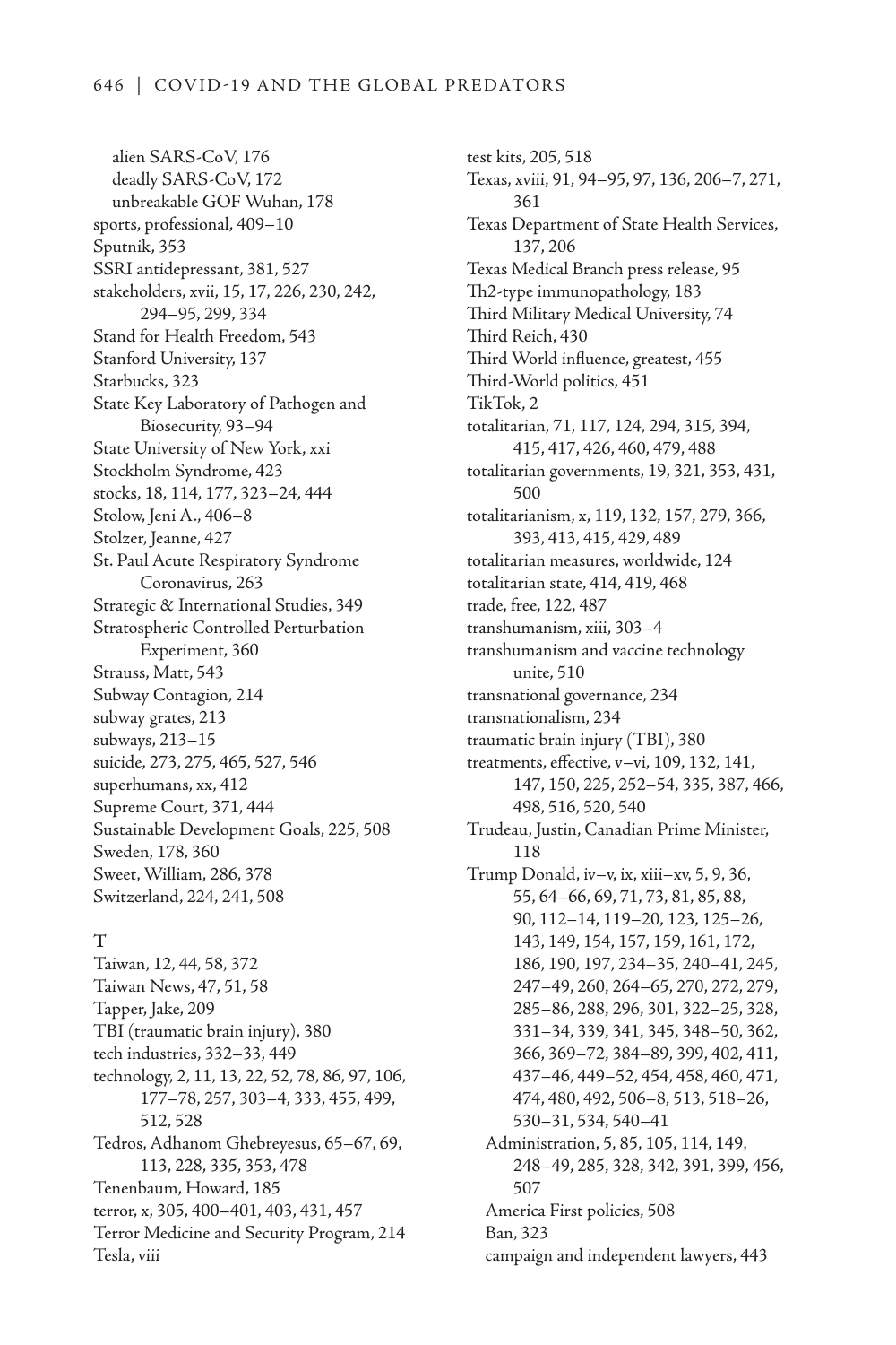alien SARS-CoV, 176
deadly SARS-CoV, 172
unbreakable GOF Wuhan, 178

sports, professional, 409–10
Sputnik, 353
SSRI antidepressant, 381, 527
stakeholders, xvii, 15, 17, 226, 230, 242, 294–95, 299, 334
Stand for Health Freedom, 543
Stanford University, 137
Starbucks, 323
State Key Laboratory of Pathogen and Biosecurity, 93–94
State University of New York, xxi
Stockholm Syndrome, 423
stocks, 18, 114, 177, 323–24, 444
Stolow, Jeni A., 406–8
Stolzer, Jeanne, 427
St. Paul Acute Respiratory Syndrome Coronavirus, 263
Strategic & International Studies, 349
Stratospheric Controlled Perturbation Experiment, 360
Strauss, Matt, 543
Subway Contagion, 214
subway grates, 213
subways, 213–15
suicide, 273, 275, 465, 527, 546
superhumans, xx, 412
Supreme Court, 371, 444
Sustainable Development Goals, 225, 508
Sweden, 178, 360
Sweet, William, 286, 378
Switzerland, 224, 241, 508

**T**

Taiwan, 12, 44, 58, 372
Taiwan News, 47, 51, 58
Tapper, Jake, 209
TBI (traumatic brain injury), 380
tech industries, 332–33, 449
technology, 2, 11, 13, 22, 52, 78, 86, 97, 106, 177–78, 257, 303–4, 333, 455, 499, 512, 528
Tedros, Adhanom Ghebreyesus, 65–67, 69, 113, 228, 335, 353, 478
Tenenbaum, Howard, 185
terror, x, 305, 400–401, 403, 431, 457
Terror Medicine and Security Program, 214
Tesla, viii
test kits, 205, 518
Texas, xviii, 91, 94–95, 97, 136, 206–7, 271, 361
Texas Department of State Health Services, 137, 206
Texas Medical Branch press release, 95
Th2-type immunopathology, 183
Third Military Medical University, 74
Third Reich, 430
Third World influence, greatest, 455
Third-World politics, 451
TikTok, 2
totalitarian, 71, 117, 124, 294, 315, 394, 415, 417, 426, 460, 479, 488
totalitarian governments, 19, 321, 353, 431, 500
totalitarianism, x, 119, 132, 157, 279, 366, 393, 413, 415, 429, 489
totalitarian measures, worldwide, 124
totalitarian state, 414, 419, 468
trade, free, 122, 487
transhumanism, xiii, 303–4
transhumanism and vaccine technology unite, 510
transnational governance, 234
transnationalism, 234
traumatic brain injury (TBI), 380
treatments, effective, v–vi, 109, 132, 141, 147, 150, 225, 252–54, 335, 387, 466, 498, 516, 520, 540
Trudeau, Justin, Canadian Prime Minister, 118
Trump Donald, iv–v, ix, xiii–xv, 5, 9, 36, 55, 64–66, 69, 71, 73, 81, 85, 88, 90, 112–14, 119–20, 123, 125–26, 143, 149, 154, 157, 159, 161, 172, 186, 190, 197, 234–35, 240–41, 245, 247–49, 260, 264–65, 270, 272, 279, 285–86, 288, 296, 301, 322–25, 328, 331–34, 339, 341, 345, 348–50, 362, 366, 369–72, 384–89, 399, 402, 411, 437–46, 449–52, 454, 458, 460, 471, 474, 480, 492, 506–8, 513, 518–26, 530–31, 534, 540–41

Administration, 5, 85, 105, 114, 149, 248–49, 285, 328, 342, 391, 399, 456, 507
America First policies, 508
Ban, 323
campaign and independent lawyers, 443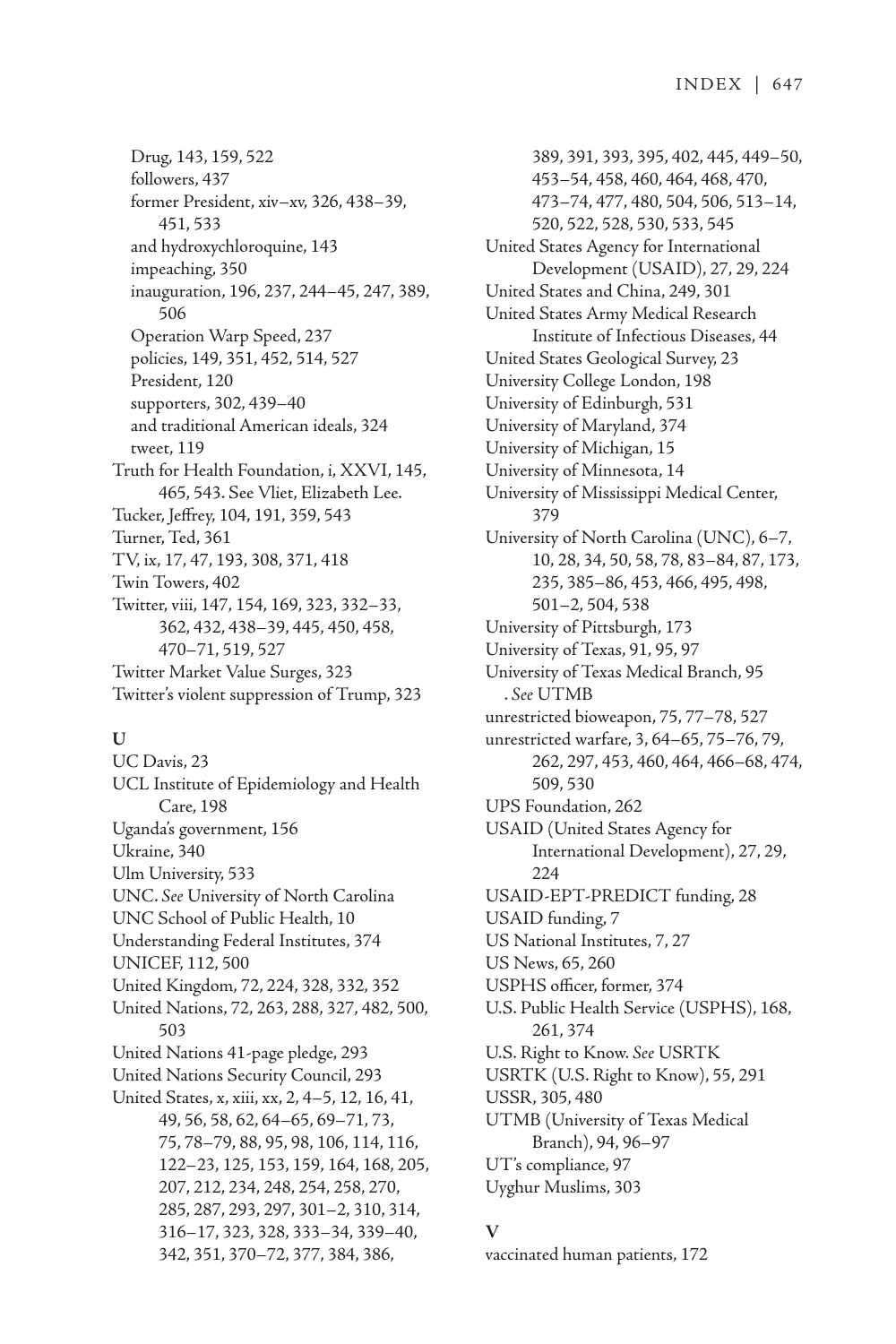Drug, 143, 159, 522
followers, 437
former President, xiv–xv, 326, 438–39, 451, 533
and hydroxychloroquine, 143
impeaching, 350
inauguration, 196, 237, 244–45, 247, 389, 506
Operation Warp Speed, 237
policies, 149, 351, 452, 514, 527
President, 120
supporters, 302, 439–40
and traditional American ideals, 324
tweet, 119

Truth for Health Foundation, i, XXVI, 145, 465, 543. See Vliet, Elizabeth Lee.
Tucker, Jeffrey, 104, 191, 359, 543
Turner, Ted, 361
TV, ix, 17, 47, 193, 308, 371, 418
Twin Towers, 402
Twitter, viii, 147, 154, 169, 323, 332–33, 362, 432, 438–39, 445, 450, 458, 470–71, 519, 527
Twitter Market Value Surges, 323
Twitter's violent suppression of Trump, 323

**U**

UC Davis, 23
UCL Institute of Epidemiology and Health Care, 198
Uganda's government, 156
Ukraine, 340
Ulm University, 533
UNC. *See* University of North Carolina
UNC School of Public Health, 10
Understanding Federal Institutes, 374
UNICEF, 112, 500
United Kingdom, 72, 224, 328, 332, 352
United Nations, 72, 263, 288, 327, 482, 500, 503
United Nations 41-page pledge, 293
United Nations Security Council, 293
United States, x, xiii, xx, 2, 4–5, 12, 16, 41, 49, 56, 58, 62, 64–65, 69–71, 73, 75, 78–79, 88, 95, 98, 106, 114, 116, 122–23, 125, 153, 159, 164, 168, 205, 207, 212, 234, 248, 254, 258, 270, 285, 287, 293, 297, 301–2, 310, 314, 316–17, 323, 328, 333–34, 339–40, 342, 351, 370–72, 377, 384, 386, 389, 391, 393, 395, 402, 445, 449–50, 453–54, 458, 460, 464, 468, 470, 473–74, 477, 480, 504, 506, 513–14, 520, 522, 528, 530, 533, 545
United States Agency for International Development (USAID), 27, 29, 224
United States and China, 249, 301
United States Army Medical Research Institute of Infectious Diseases, 44
United States Geological Survey, 23
University College London, 198
University of Edinburgh, 531
University of Maryland, 374
University of Michigan, 15
University of Minnesota, 14
University of Mississippi Medical Center, 379
University of North Carolina (UNC), 6–7, 10, 28, 34, 50, 58, 78, 83–84, 87, 173, 235, 385–86, 453, 466, 495, 498, 501–2, 504, 538
University of Pittsburgh, 173
University of Texas, 91, 95, 97
University of Texas Medical Branch, 95 . *See* UTMB
unrestricted bioweapon, 75, 77–78, 527
unrestricted warfare, 3, 64–65, 75–76, 79, 262, 297, 453, 460, 464, 466–68, 474, 509, 530
UPS Foundation, 262
USAID (United States Agency for International Development), 27, 29, 224
USAID-EPT-PREDICT funding, 28
USAID funding, 7
US National Institutes, 7, 27
US News, 65, 260
USPHS officer, former, 374
U.S. Public Health Service (USPHS), 168, 261, 374
U.S. Right to Know. *See* USRTK
USRTK (U.S. Right to Know), 55, 291
USSR, 305, 480
UTMB (University of Texas Medical Branch), 94, 96–97
UT's compliance, 97
Uyghur Muslims, 303

**V**

vaccinated human patients, 172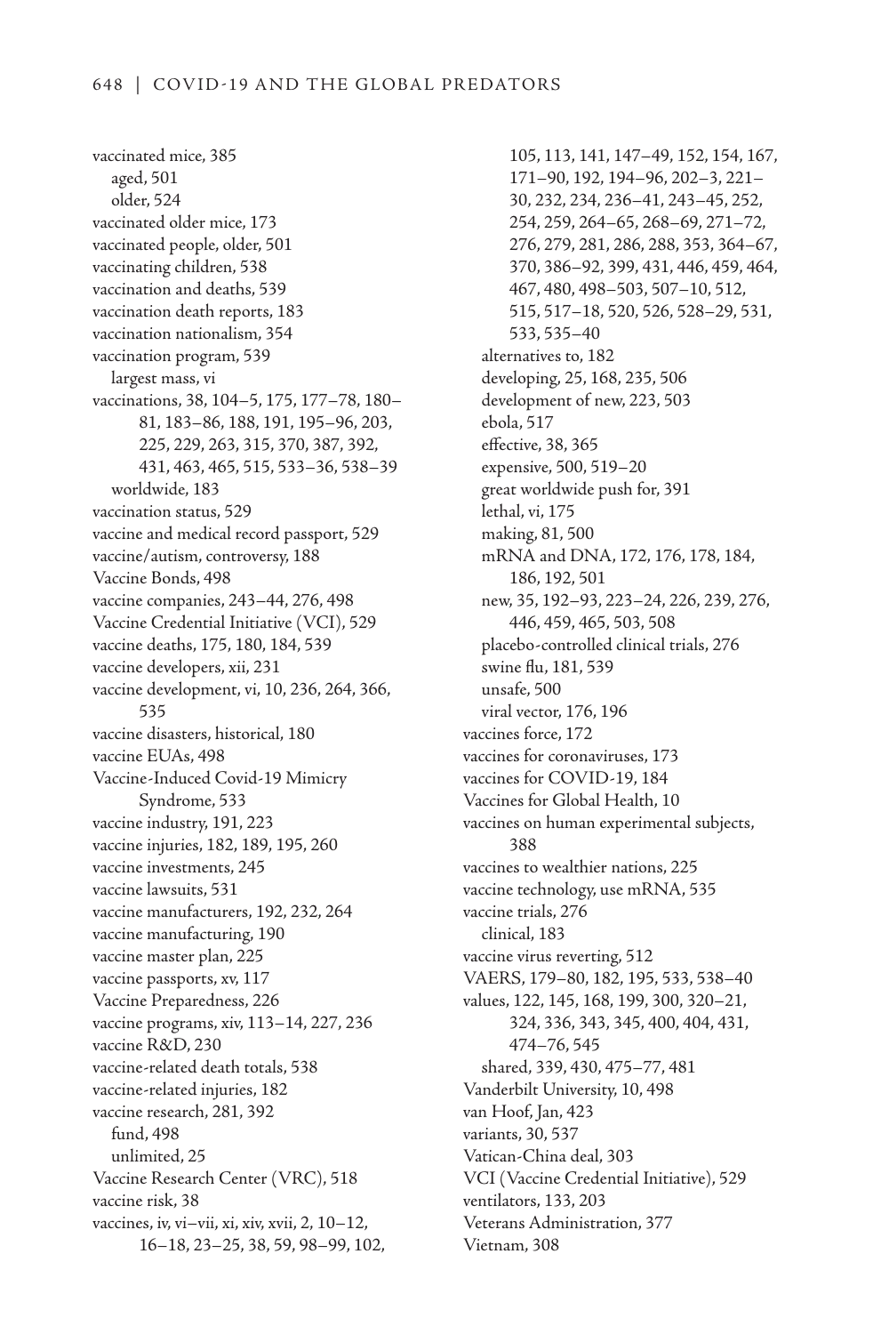vaccinated mice, 385
  aged, 501
  older, 524
vaccinated older mice, 173
vaccinated people, older, 501
vaccinating children, 538
vaccination and deaths, 539
vaccination death reports, 183
vaccination nationalism, 354
vaccination program, 539
  largest mass, vi
vaccinations, 38, 104–5, 175, 177–78, 180–81, 183–86, 188, 191, 195–96, 203, 225, 229, 263, 315, 370, 387, 392, 431, 463, 465, 515, 533–36, 538–39
  worldwide, 183
vaccination status, 529
vaccine and medical record passport, 529
vaccine/autism, controversy, 188
Vaccine Bonds, 498
vaccine companies, 243–44, 276, 498
Vaccine Credential Initiative (VCI), 529
vaccine deaths, 175, 180, 184, 539
vaccine developers, xii, 231
vaccine development, vi, 10, 236, 264, 366, 535
vaccine disasters, historical, 180
vaccine EUAs, 498
Vaccine-Induced Covid-19 Mimicry Syndrome, 533
vaccine industry, 191, 223
vaccine injuries, 182, 189, 195, 260
vaccine investments, 245
vaccine lawsuits, 531
vaccine manufacturers, 192, 232, 264
vaccine manufacturing, 190
vaccine master plan, 225
vaccine passports, xv, 117
Vaccine Preparedness, 226
vaccine programs, xiv, 113–14, 227, 236
vaccine R&D, 230
vaccine-related death totals, 538
vaccine-related injuries, 182
vaccine research, 281, 392
  fund, 498
  unlimited, 25
Vaccine Research Center (VRC), 518
vaccine risk, 38
vaccines, iv, vi–vii, xi, xiv, xvii, 2, 10–12, 16–18, 23–25, 38, 59, 98–99, 102, 105, 113, 141, 147–49, 152, 154, 167, 171–90, 192, 194–96, 202–3, 221–30, 232, 234, 236–41, 243–45, 252, 254, 259, 264–65, 268–69, 271–72, 276, 279, 281, 286, 288, 353, 364–67, 370, 386–92, 399, 431, 446, 459, 464, 467, 480, 498–503, 507–10, 512, 515, 517–18, 520, 526, 528–29, 531, 533, 535–40
  alternatives to, 182
  developing, 25, 168, 235, 506
  development of new, 223, 503
  ebola, 517
  effective, 38, 365
  expensive, 500, 519–20
  great worldwide push for, 391
  lethal, vi, 175
  making, 81, 500
  mRNA and DNA, 172, 176, 178, 184, 186, 192, 501
  new, 35, 192–93, 223–24, 226, 239, 276, 446, 459, 465, 503, 508
  placebo-controlled clinical trials, 276
  swine flu, 181, 539
  unsafe, 500
  viral vector, 176, 196
vaccines force, 172
vaccines for coronaviruses, 173
vaccines for COVID-19, 184
Vaccines for Global Health, 10
vaccines on human experimental subjects, 388
vaccines to wealthier nations, 225
vaccine technology, use mRNA, 535
vaccine trials, 276
  clinical, 183
vaccine virus reverting, 512
VAERS, 179–80, 182, 195, 533, 538–40
values, 122, 145, 168, 199, 300, 320–21, 324, 336, 343, 345, 400, 404, 431, 474–76, 545
  shared, 339, 430, 475–77, 481
Vanderbilt University, 10, 498
van Hoof, Jan, 423
variants, 30, 537
Vatican-China deal, 303
VCI (Vaccine Credential Initiative), 529
ventilators, 133, 203
Veterans Administration, 377
Vietnam, 308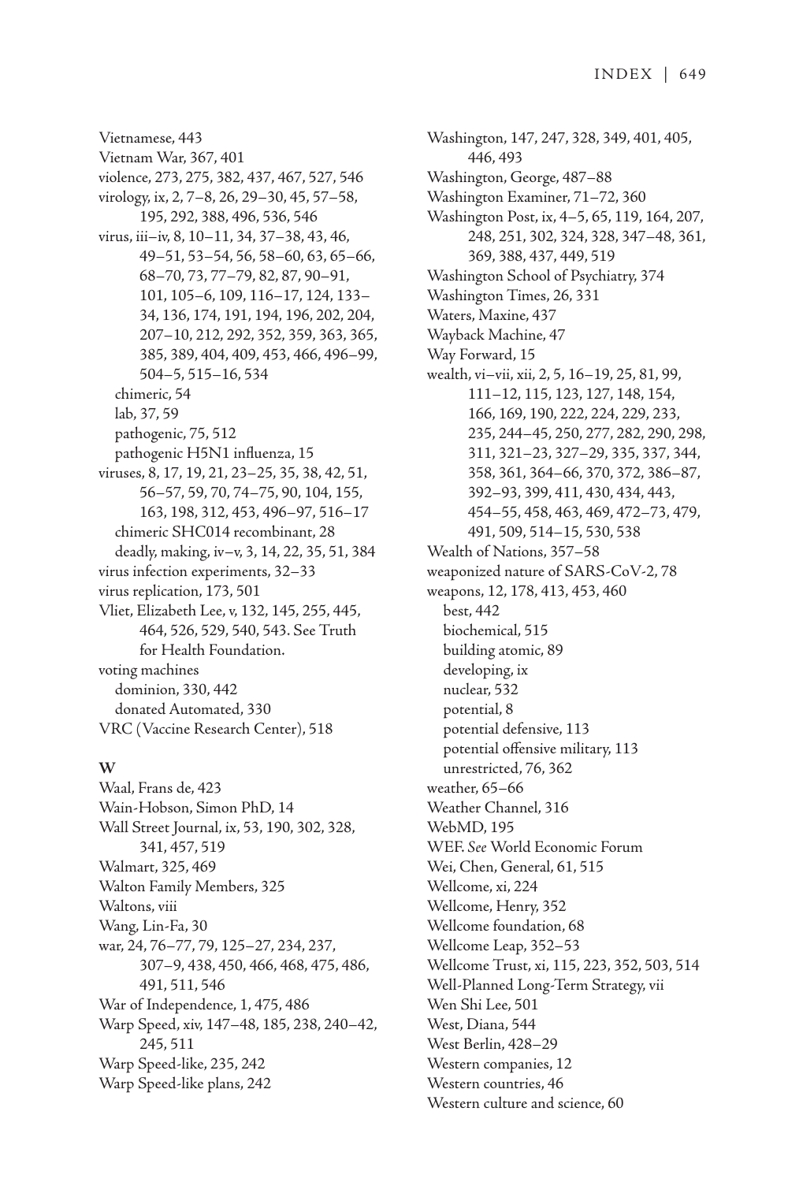Vietnamese, 443
Vietnam War, 367, 401
violence, 273, 275, 382, 437, 467, 527, 546
virology, ix, 2, 7–8, 26, 29–30, 45, 57–58, 195, 292, 388, 496, 536, 546
virus, iii–iv, 8, 10–11, 34, 37–38, 43, 46, 49–51, 53–54, 56, 58–60, 63, 65–66, 68–70, 73, 77–79, 82, 87, 90–91, 101, 105–6, 109, 116–17, 124, 133–34, 136, 174, 191, 194, 196, 202, 204, 207–10, 212, 292, 352, 359, 363, 365, 385, 389, 404, 409, 453, 466, 496–99, 504–5, 515–16, 534
  chimeric, 54
  lab, 37, 59
  pathogenic, 75, 512
  pathogenic H5N1 influenza, 15
viruses, 8, 17, 19, 21, 23–25, 35, 38, 42, 51, 56–57, 59, 70, 74–75, 90, 104, 155, 163, 198, 312, 453, 496–97, 516–17
  chimeric SHC014 recombinant, 28
  deadly, making, iv–v, 3, 14, 22, 35, 51, 384
virus infection experiments, 32–33
virus replication, 173, 501
Vliet, Elizabeth Lee, v, 132, 145, 255, 445, 464, 526, 529, 540, 543. See Truth for Health Foundation.
voting machines
  dominion, 330, 442
  donated Automated, 330
VRC (Vaccine Research Center), 518

**W**

Waal, Frans de, 423
Wain-Hobson, Simon PhD, 14
Wall Street Journal, ix, 53, 190, 302, 328, 341, 457, 519
Walmart, 325, 469
Walton Family Members, 325
Waltons, viii
Wang, Lin-Fa, 30
war, 24, 76–77, 79, 125–27, 234, 237, 307–9, 438, 450, 466, 468, 475, 486, 491, 511, 546
War of Independence, 1, 475, 486
Warp Speed, xiv, 147–48, 185, 238, 240–42, 245, 511
Warp Speed-like, 235, 242
Warp Speed-like plans, 242
Washington, 147, 247, 328, 349, 401, 405, 446, 493
Washington, George, 487–88
Washington Examiner, 71–72, 360
Washington Post, ix, 4–5, 65, 119, 164, 207, 248, 251, 302, 324, 328, 347–48, 361, 369, 388, 437, 449, 519
Washington School of Psychiatry, 374
Washington Times, 26, 331
Waters, Maxine, 437
Wayback Machine, 47
Way Forward, 15
wealth, vi–vii, xii, 2, 5, 16–19, 25, 81, 99, 111–12, 115, 123, 127, 148, 154, 166, 169, 190, 222, 224, 229, 233, 235, 244–45, 250, 277, 282, 290, 298, 311, 321–23, 327–29, 335, 337, 344, 358, 361, 364–66, 370, 372, 386–87, 392–93, 399, 411, 430, 434, 443, 454–55, 458, 463, 469, 472–73, 479, 491, 509, 514–15, 530, 538
Wealth of Nations, 357–58
weaponized nature of SARS-CoV-2, 78
weapons, 12, 178, 413, 453, 460
  best, 442
  biochemical, 515
  building atomic, 89
  developing, ix
  nuclear, 532
  potential, 8
  potential defensive, 113
  potential offensive military, 113
  unrestricted, 76, 362
weather, 65–66
Weather Channel, 316
WebMD, 195
WEF. *See* World Economic Forum
Wei, Chen, General, 61, 515
Wellcome, xi, 224
Wellcome, Henry, 352
Wellcome foundation, 68
Wellcome Leap, 352–53
Wellcome Trust, xi, 115, 223, 352, 503, 514
Well-Planned Long-Term Strategy, vii
Wen Shi Lee, 501
West, Diana, 544
West Berlin, 428–29
Western companies, 12
Western countries, 46
Western culture and science, 60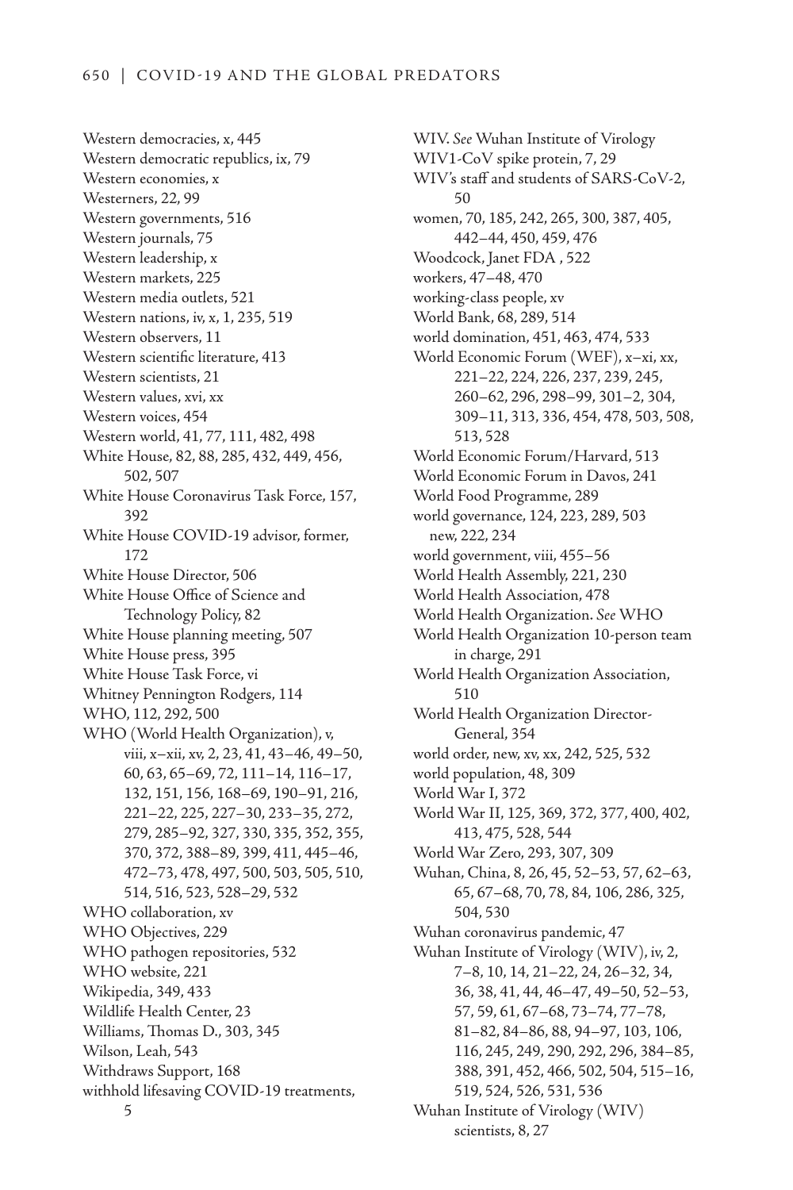Western democracies, x, 445
Western democratic republics, ix, 79
Western economies, x
Westerners, 22, 99
Western governments, 516
Western journals, 75
Western leadership, x
Western markets, 225
Western media outlets, 521
Western nations, iv, x, 1, 235, 519
Western observers, 11
Western scientific literature, 413
Western scientists, 21
Western values, xvi, xx
Western voices, 454
Western world, 41, 77, 111, 482, 498
White House, 82, 88, 285, 432, 449, 456, 502, 507
White House Coronavirus Task Force, 157, 392
White House COVID-19 advisor, former, 172
White House Director, 506
White House Office of Science and Technology Policy, 82
White House planning meeting, 507
White House press, 395
White House Task Force, vi
Whitney Pennington Rodgers, 114
WHO, 112, 292, 500
WHO (World Health Organization), v, viii, x–xii, xv, 2, 23, 41, 43–46, 49–50, 60, 63, 65–69, 72, 111–14, 116–17, 132, 151, 156, 168–69, 190–91, 216, 221–22, 225, 227–30, 233–35, 272, 279, 285–92, 327, 330, 335, 352, 355, 370, 372, 388–89, 399, 411, 445–46, 472–73, 478, 497, 500, 503, 505, 510, 514, 516, 523, 528–29, 532
WHO collaboration, xv
WHO Objectives, 229
WHO pathogen repositories, 532
WHO website, 221
Wikipedia, 349, 433
Wildlife Health Center, 23
Williams, Thomas D., 303, 345
Wilson, Leah, 543
Withdraws Support, 168
withhold lifesaving COVID-19 treatments, 5
WIV. *See* Wuhan Institute of Virology
WIV1-CoV spike protein, 7, 29
WIV's staff and students of SARS-CoV-2, 50
women, 70, 185, 242, 265, 300, 387, 405, 442–44, 450, 459, 476
Woodcock, Janet FDA , 522
workers, 47–48, 470
working-class people, xv
World Bank, 68, 289, 514
world domination, 451, 463, 474, 533
World Economic Forum (WEF), x–xi, xx, 221–22, 224, 226, 237, 239, 245, 260–62, 296, 298–99, 301–2, 304, 309–11, 313, 336, 454, 478, 503, 508, 513, 528
World Economic Forum/Harvard, 513
World Economic Forum in Davos, 241
World Food Programme, 289
world governance, 124, 223, 289, 503
  new, 222, 234
world government, viii, 455–56
World Health Assembly, 221, 230
World Health Association, 478
World Health Organization. *See* WHO
World Health Organization 10-person team in charge, 291
World Health Organization Association, 510
World Health Organization Director-General, 354
world order, new, xv, xx, 242, 525, 532
world population, 48, 309
World War I, 372
World War II, 125, 369, 372, 377, 400, 402, 413, 475, 528, 544
World War Zero, 293, 307, 309
Wuhan, China, 8, 26, 45, 52–53, 57, 62–63, 65, 67–68, 70, 78, 84, 106, 286, 325, 504, 530
Wuhan coronavirus pandemic, 47
Wuhan Institute of Virology (WIV), iv, 2, 7–8, 10, 14, 21–22, 24, 26–32, 34, 36, 38, 41, 44, 46–47, 49–50, 52–53, 57, 59, 61, 67–68, 73–74, 77–78, 81–82, 84–86, 88, 94–97, 103, 106, 116, 245, 249, 290, 292, 296, 384–85, 388, 391, 452, 466, 502, 504, 515–16, 519, 524, 526, 531, 536
Wuhan Institute of Virology (WIV) scientists, 8, 27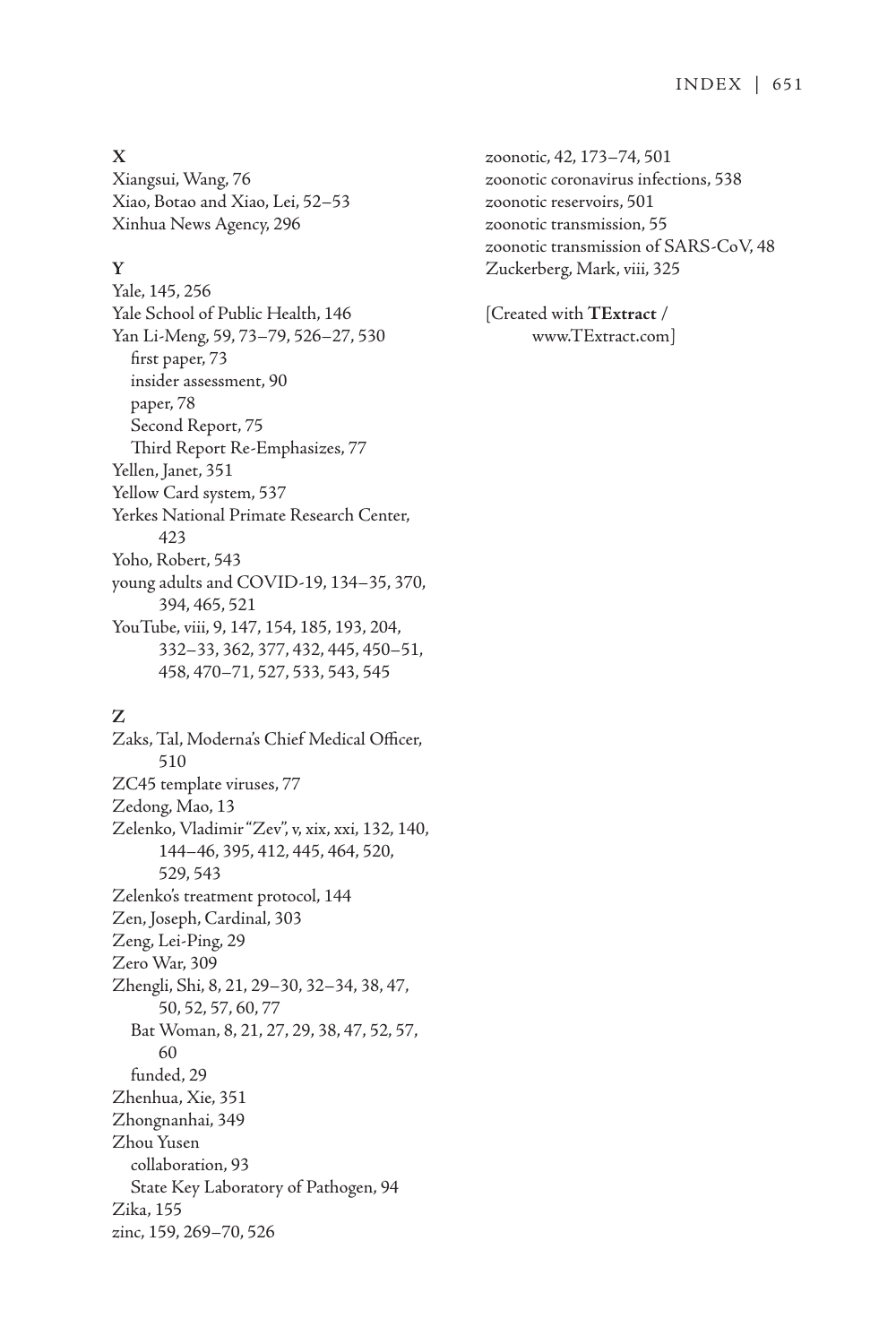**X**

Xiangsui, Wang, 76
Xiao, Botao and Xiao, Lei, 52–53
Xinhua News Agency, 296

**Y**

Yale, 145, 256
Yale School of Public Health, 146
Yan Li-Meng, 59, 73–79, 526–27, 530
  first paper, 73
  insider assessment, 90
  paper, 78
  Second Report, 75
  Third Report Re-Emphasizes, 77
Yellen, Janet, 351
Yellow Card system, 537
Yerkes National Primate Research Center, 423
Yoho, Robert, 543
young adults and COVID-19, 134–35, 370, 394, 465, 521
YouTube, viii, 9, 147, 154, 185, 193, 204, 332–33, 362, 377, 432, 445, 450–51, 458, 470–71, 527, 533, 543, 545

**Z**

Zaks, Tal, Moderna's Chief Medical Officer, 510
ZC45 template viruses, 77
Zedong, Mao, 13
Zelenko, Vladimir "Zev", v, xix, xxi, 132, 140, 144–46, 395, 412, 445, 464, 520, 529, 543
Zelenko's treatment protocol, 144
Zen, Joseph, Cardinal, 303
Zeng, Lei-Ping, 29
Zero War, 309
Zhengli, Shi, 8, 21, 29–30, 32–34, 38, 47, 50, 52, 57, 60, 77
  Bat Woman, 8, 21, 27, 29, 38, 47, 52, 57, 60
  funded, 29
Zhenhua, Xie, 351
Zhongnanhai, 349
Zhou Yusen
  collaboration, 93
  State Key Laboratory of Pathogen, 94
Zika, 155
zinc, 159, 269–70, 526
zoonotic, 42, 173–74, 501
zoonotic coronavirus infections, 538
zoonotic reservoirs, 501
zoonotic transmission, 55
zoonotic transmission of SARS-CoV, 48
Zuckerberg, Mark, viii, 325

[Created with **TExtract** / www.TExtract.com]